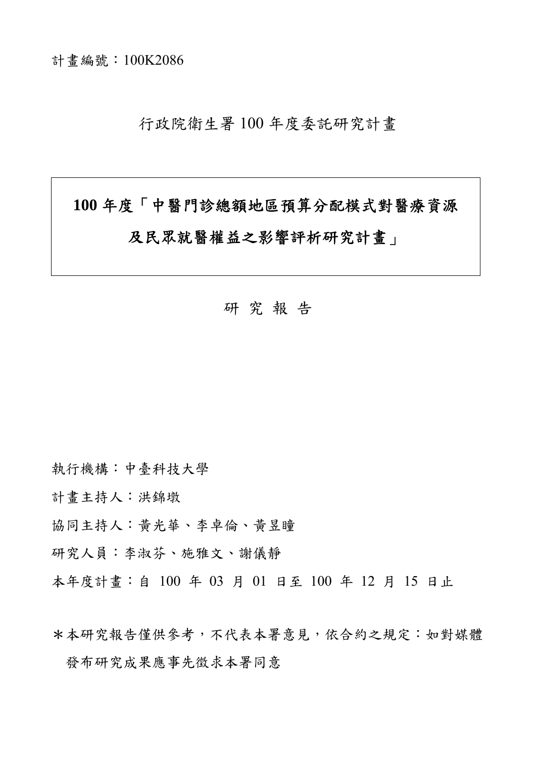計畫編號：100K2086

行政院衛生署 100 年度委託研究計畫

# 100 年度「中醫門診總額地區預算分配模式對醫療資源及民眾就醫權益之影響評析研究計畫」

研 究 報 告

執行機構：中臺科技大學

計畫主持人：洪錦墩

協同主持人：黃光華、李卓倫、黃昱瞳

研究人員：李淑芬、施雅文、謝儀靜

本年度計畫：自 100 年 03 月 01 日至 100 年 12 月 15 日止

＊本研究報告僅供參考，不代表本署意見，依合約之規定：如對媒體發布研究成果應事先徵求本署同意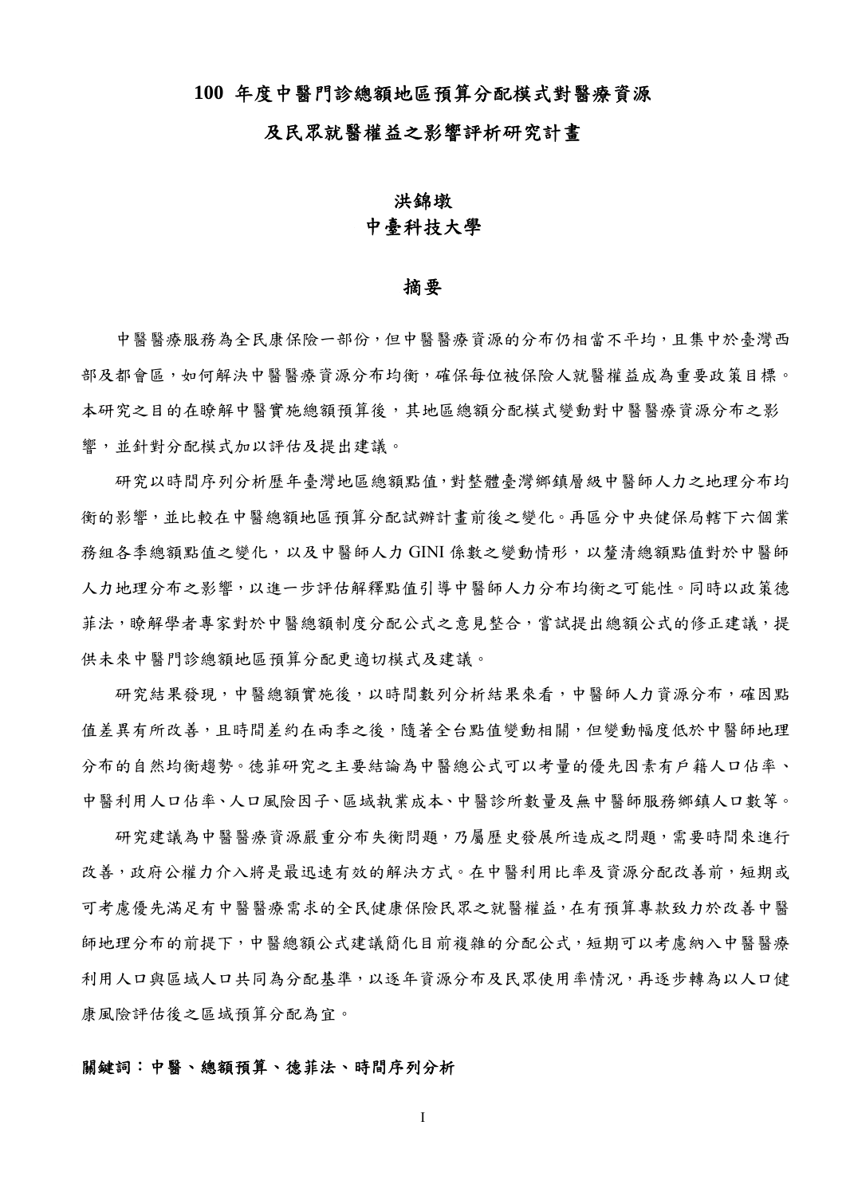# 100 年度中醫門診總額地區預算分配模式對醫療資源及民眾就醫權益之影響評析研究計畫

洪錦墩

中臺科技大學

## 摘要

中醫醫療服務為全民康保險一部份，但中醫醫療資源的分布仍相當不平均，且集中於臺灣西部及都會區，如何解決中醫醫療資源分布均衡，確保每位被保險人就醫權益成為重要政策目標。本研究之目的在瞭解中醫實施總額預算後，其地區總額分配模式變動對中醫醫療資源分布之影響，並針對分配模式加以評估及提出建議。

研究以時間序列分析歷年臺灣地區總額點值，對整體臺灣鄉鎮層級中醫師人力之地理分布均衡的影響，並比較在中醫總額地區預算分配試辦計畫前後之變化。再區分中央健保局轄下六個業務組各季總額點值之變化，以及中醫師人力 GINI 係數之變動情形，以釐清總額點值對於中醫師人力地理分布之影響，以進一步評估解釋點值引導中醫師人力分布均衡之可能性。同時以政策德菲法，瞭解學者專家對於中醫總額制度分配公式之意見整合，嘗試提出總額公式的修正建議，提供未來中醫門診總額地區預算分配更適切模式及建議。

研究結果發現，中醫總額實施後，以時間數列分析結果來看，中醫師人力資源分布，確因點值差異有所改善，且時間差約在兩季之後，隨著全台點值變動相關，但變動幅度低於中醫師地理分布的自然均衡趨勢。德菲研究之主要結論為中醫總公式可以考量的優先因素有戶籍人口佔率、中醫利用人口佔率、人口風險因子、區域執業成本、中醫診所數量及無中醫師服務鄉鎮人口數等。

研究建議為中醫醫療資源嚴重分布失衡問題，乃屬歷史發展所造成之問題，需要時間來進行改善，政府公權力介入將是最迅速有效的解決方式。在中醫利用比率及資源分配改善前，短期或可考慮優先滿足有中醫醫療需求的全民健康保險民眾之就醫權益，在有預算專款致力於改善中醫師地理分布的前提下，中醫總額公式建議簡化目前複雜的分配公式，短期可以考慮納入中醫醫療利用人口與區域人口共同為分配基準，以逐年資源分布及民眾使用率情況，再逐步轉為以人口健康風險評估後之區域預算分配為宜。

**關鍵詞：中醫、總額預算、德菲法、時間序列分析**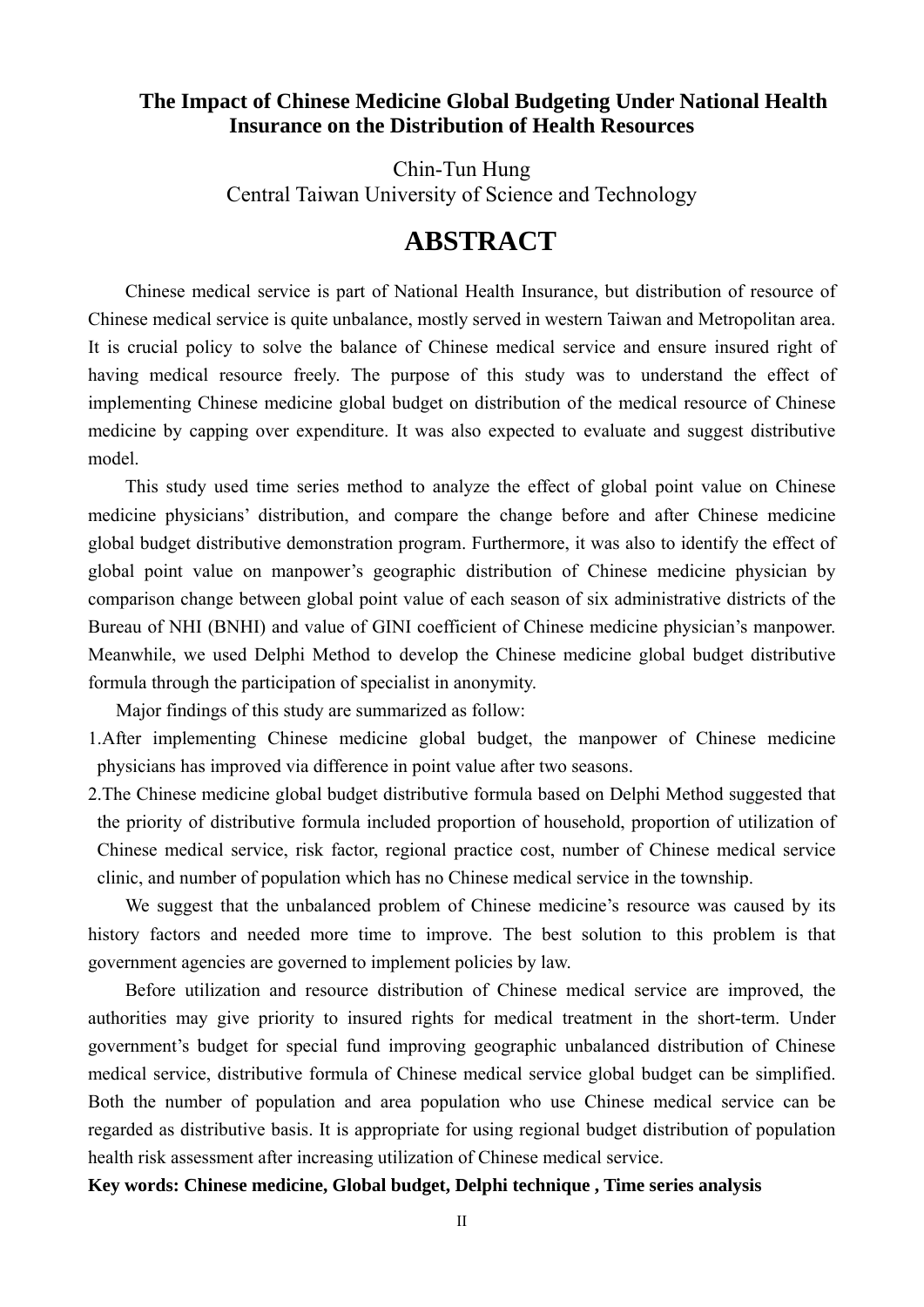**The Impact of Chinese Medicine Global Budgeting Under National Health Insurance on the Distribution of Health Resources**

Chin-Tun Hung
Central Taiwan University of Science and Technology

# ABSTRACT

Chinese medical service is part of National Health Insurance, but distribution of resource of Chinese medical service is quite unbalance, mostly served in western Taiwan and Metropolitan area. It is crucial policy to solve the balance of Chinese medical service and ensure insured right of having medical resource freely. The purpose of this study was to understand the effect of implementing Chinese medicine global budget on distribution of the medical resource of Chinese medicine by capping over expenditure. It was also expected to evaluate and suggest distributive model.

This study used time series method to analyze the effect of global point value on Chinese medicine physicians' distribution, and compare the change before and after Chinese medicine global budget distributive demonstration program. Furthermore, it was also to identify the effect of global point value on manpower's geographic distribution of Chinese medicine physician by comparison change between global point value of each season of six administrative districts of the Bureau of NHI (BNHI) and value of GINI coefficient of Chinese medicine physician's manpower. Meanwhile, we used Delphi Method to develop the Chinese medicine global budget distributive formula through the participation of specialist in anonymity.

Major findings of this study are summarized as follow:

1. After implementing Chinese medicine global budget, the manpower of Chinese medicine physicians has improved via difference in point value after two seasons.
2. The Chinese medicine global budget distributive formula based on Delphi Method suggested that the priority of distributive formula included proportion of household, proportion of utilization of Chinese medical service, risk factor, regional practice cost, number of Chinese medical service clinic, and number of population which has no Chinese medical service in the township.

We suggest that the unbalanced problem of Chinese medicine's resource was caused by its history factors and needed more time to improve. The best solution to this problem is that government agencies are governed to implement policies by law.

Before utilization and resource distribution of Chinese medical service are improved, the authorities may give priority to insured rights for medical treatment in the short-term. Under government's budget for special fund improving geographic unbalanced distribution of Chinese medical service, distributive formula of Chinese medical service global budget can be simplified. Both the number of population and area population who use Chinese medical service can be regarded as distributive basis. It is appropriate for using regional budget distribution of population health risk assessment after increasing utilization of Chinese medical service.

**Key words: Chinese medicine, Global budget, Delphi technique , Time series analysis**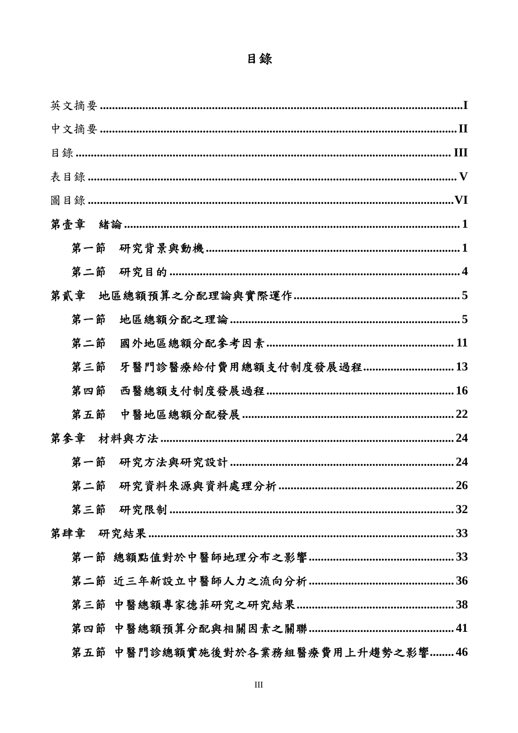# 目錄

英文摘要 ........ I

中文摘要 ........ II

目錄 ........ III

表目錄 ........ V

圖目錄 ........ VI

**第壹章　緒論 ........ 1**

- **第一節　研究背景與動機 ........ 1**
- **第二節　研究目的 ........ 4**

**第貳章　地區總額預算之分配理論與實際運作 ........ 5**

- **第一節　地區總額分配之理論 ........ 5**
- **第二節　國外地區總額分配參考因素 ........ 11**
- **第三節　牙醫門診醫療給付費用總額支付制度發展過程 ........ 13**
- **第四節　西醫總額支付制度發展過程 ........ 16**
- **第五節　中醫地區總額分配發展 ........ 22**

**第參章　材料與方法 ........ 24**

- **第一節　研究方法與研究設計 ........ 24**
- **第二節　研究資料來源與資料處理分析 ........ 26**
- **第三節　研究限制 ........ 32**

**第肆章　研究結果 ........ 33**

- **第一節 總額點值對於中醫師地理分布之影響 ........ 33**
- **第二節 近三年新設立中醫師人力之流向分析 ........ 36**
- **第三節 中醫總額專家德菲研究之研究結果 ........ 38**
- **第四節 中醫總額預算分配與相關因素之關聯 ........ 41**
- **第五節 中醫門診總額實施後對於各業務組醫療費用上升趨勢之影響 ........ 46**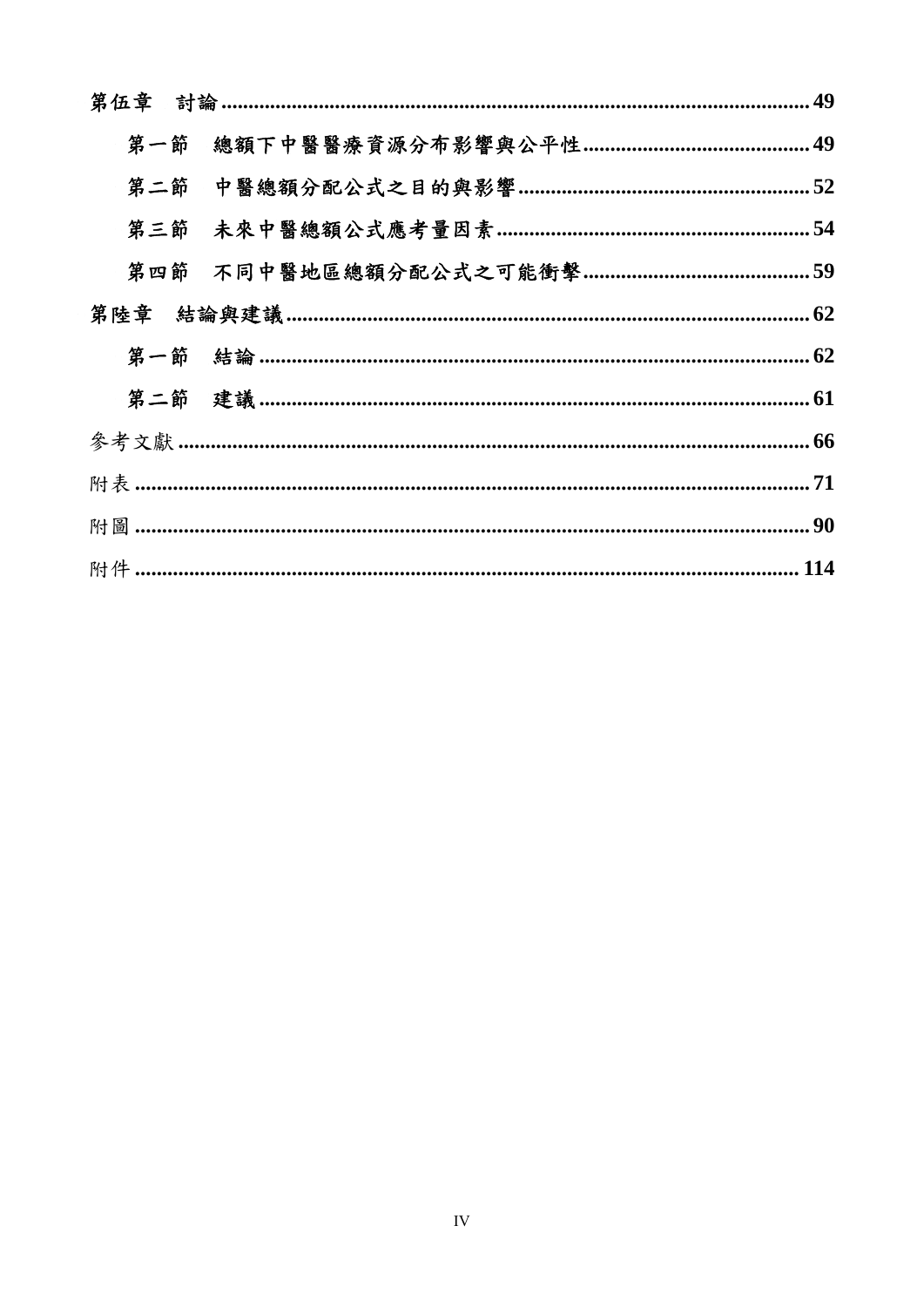第伍章　討論 .......................................................................................................... 49

　第一節　總額下中醫醫療資源分布影響與公平性 .......................................... 49

　第二節　中醫總額分配公式之目的與影響 ...................................................... 52

　第三節　未來中醫總額公式應考量因素 .......................................................... 54

　第四節　不同中醫地區總額分配公式之可能衝擊 .......................................... 59

第陸章　結論與建議 .............................................................................................. 62

　第一節　結論 .................................................................................................... 62

　第二節　建議 .................................................................................................... 61

參考文獻 .................................................................................................................. 66

附表 .......................................................................................................................... 71

附圖 .......................................................................................................................... 90

附件 .......................................................................................................................... 114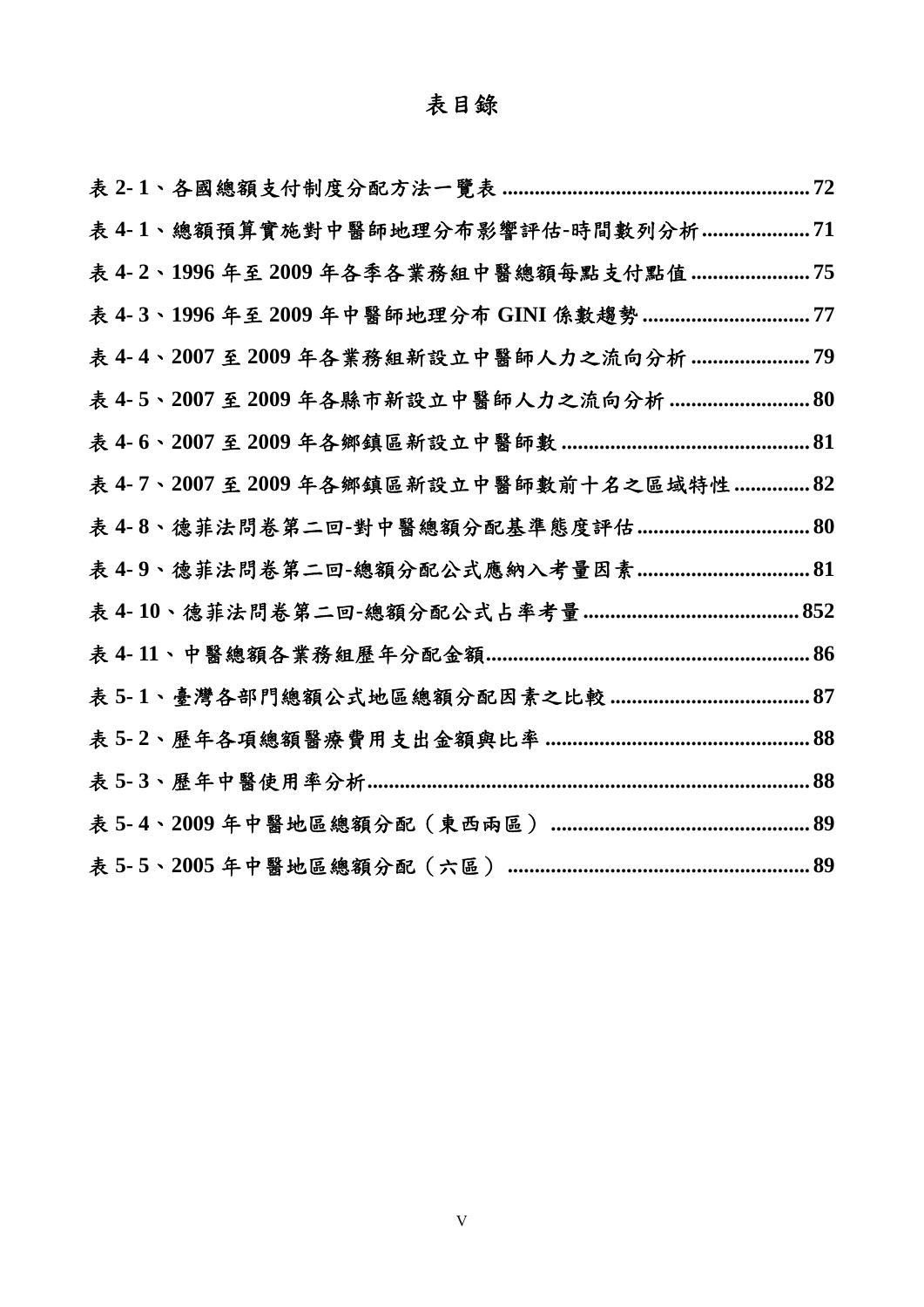# 表目錄

表 2- 1、各國總額支付制度分配方法一覽表 .......................................................... 72

表 4- 1、總額預算實施對中醫師地理分布影響評估-時間數列分析 .................... 71

表 4- 2、1996 年至 2009 年各季各業務組中醫總額每點支付點值 ...................... 75

表 4- 3、1996 年至 2009 年中醫師地理分布 GINI 係數趨勢 ............................... 77

表 4- 4、2007 至 2009 年各業務組新設立中醫師人力之流向分析 ...................... 79

表 4- 5、2007 至 2009 年各縣市新設立中醫師人力之流向分析 .......................... 80

表 4- 6、2007 至 2009 年各鄉鎮區新設立中醫師數 .............................................. 81

表 4- 7、2007 至 2009 年各鄉鎮區新設立中醫師數前十名之區域特性 .............. 82

表 4- 8、德菲法問卷第二回-對中醫總額分配基準態度評估 ................................ 80

表 4- 9、德菲法問卷第二回-總額分配公式應納入考量因素 ................................ 81

表 4- 10、德菲法問卷第二回-總額分配公式占率考量 ........................................ 852

表 4- 11、中醫總額各業務組歷年分配金額............................................................ 86

表 5- 1、臺灣各部門總額公式地區總額分配因素之比較 ..................................... 87

表 5- 2、歷年各項總額醫療費用支出金額與比率 ................................................. 88

表 5- 3、歷年中醫使用率分析.................................................................................. 88

表 5- 4、2009 年中醫地區總額分配（東西兩區） ................................................ 89

表 5- 5、2005 年中醫地區總額分配（六區） ....................................................... 89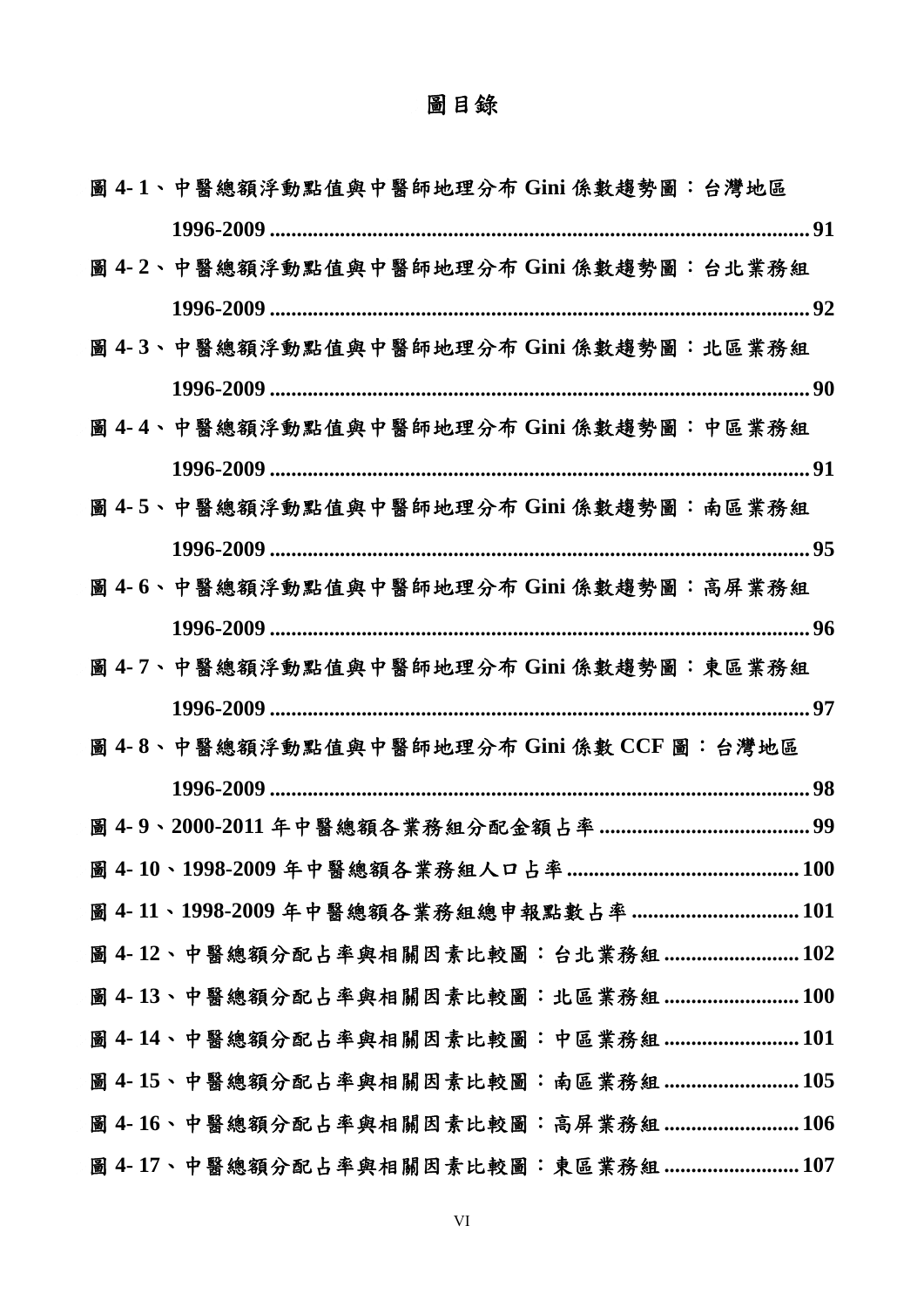# 圖目錄

圖 4- 1、中醫總額浮動點值與中醫師地理分布 Gini 係數趨勢圖：台灣地區 1996-2009 .......... 91

圖 4- 2、中醫總額浮動點值與中醫師地理分布 Gini 係數趨勢圖：台北業務組 1996-2009 .......... 92

圖 4- 3、中醫總額浮動點值與中醫師地理分布 Gini 係數趨勢圖：北區業務組 1996-2009 .......... 90

圖 4- 4、中醫總額浮動點值與中醫師地理分布 Gini 係數趨勢圖：中區業務組 1996-2009 .......... 91

圖 4- 5、中醫總額浮動點值與中醫師地理分布 Gini 係數趨勢圖：南區業務組 1996-2009 .......... 95

圖 4- 6、中醫總額浮動點值與中醫師地理分布 Gini 係數趨勢圖：高屏業務組 1996-2009 .......... 96

圖 4- 7、中醫總額浮動點值與中醫師地理分布 Gini 係數趨勢圖：東區業務組 1996-2009 .......... 97

圖 4- 8、中醫總額浮動點值與中醫師地理分布 Gini 係數 CCF 圖：台灣地區 1996-2009 .......... 98

圖 4- 9、2000-2011 年中醫總額各業務組分配金額占率 .......... 99

圖 4- 10、1998-2009 年中醫總額各業務組人口占率 .......... 100

圖 4- 11、1998-2009 年中醫總額各業務組總申報點數占率 .......... 101

圖 4- 12、中醫總額分配占率與相關因素比較圖：台北業務組 .......... 102

圖 4- 13、中醫總額分配占率與相關因素比較圖：北區業務組 .......... 100

圖 4- 14、中醫總額分配占率與相關因素比較圖：中區業務組 .......... 101

圖 4- 15、中醫總額分配占率與相關因素比較圖：南區業務組 .......... 105

圖 4- 16、中醫總額分配占率與相關因素比較圖：高屏業務組 .......... 106

圖 4- 17、中醫總額分配占率與相關因素比較圖：東區業務組 .......... 107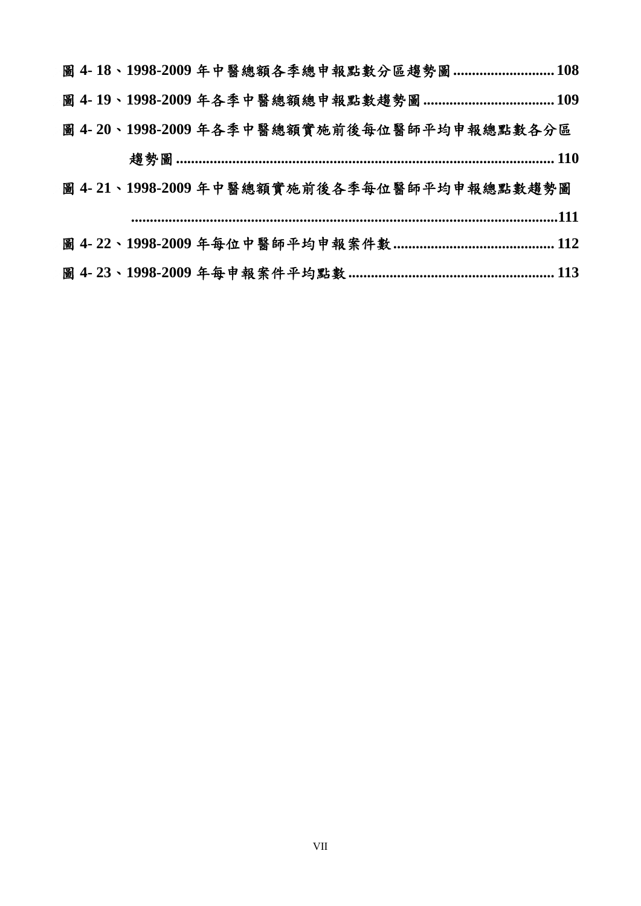**圖 4- 18、1998-2009 年中醫總額各季總申報點數分區趨勢圖 .......................... 108**

**圖 4- 19、1998-2009 年各季中醫總額總申報點數趨勢圖 .................................. 109**

**圖 4- 20、1998-2009 年各季中醫總額實施前後每位醫師平均申報總點數各分區趨勢圖 .................................................................................................. 110**

**圖 4- 21、1998-2009 年中醫總額實施前後各季每位醫師平均申報總點數趨勢圖 ..................................................................................................111**

**圖 4- 22、1998-2009 年每位中醫師平均申報案件數 .......................................... 112**

**圖 4- 23、1998-2009 年每申報案件平均點數 ...................................................... 113**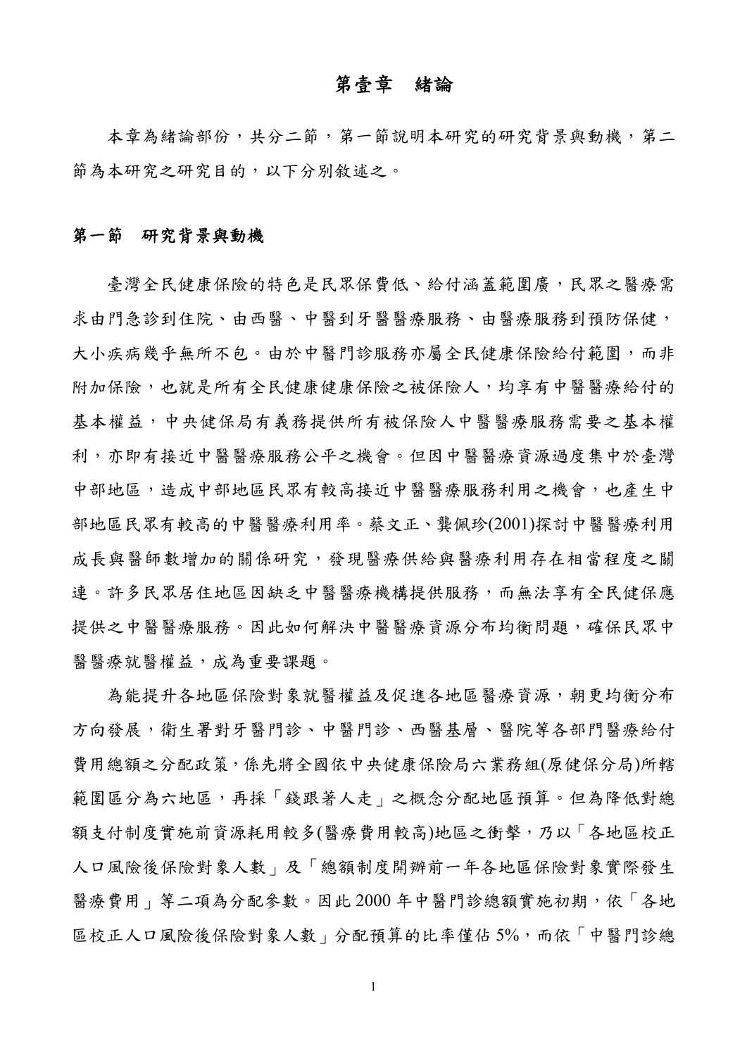# 第壹章　緒論

本章為緒論部份，共分二節，第一節說明本研究的研究背景與動機，第二節為本研究之研究目的，以下分別敘述之。

## 第一節　研究背景與動機

臺灣全民健康保險的特色是民眾保費低、給付涵蓋範圍廣，民眾之醫療需求由門急診到住院、由西醫、中醫到牙醫醫療服務、由醫療服務到預防保健，大小疾病幾乎無所不包。由於中醫門診服務亦屬全民健康保險給付範圍，而非附加保險，也就是所有全民健康健康保險之被保險人，均享有中醫醫療給付的基本權益，中央健保局有義務提供所有被保險人中醫醫療服務需要之基本權利，亦即有接近中醫醫療服務公平之機會。但因中醫醫療資源過度集中於臺灣中部地區，造成中部地區民眾有較高接近中醫醫療服務利用之機會，也產生中部地區民眾有較高的中醫醫療利用率。蔡文正、龔佩珍(2001)探討中醫醫療利用成長與醫師數增加的關係研究，發現醫療供給與醫療利用存在相當程度之關連。許多民眾居住地區因缺乏中醫醫療機構提供服務，而無法享有全民健保應提供之中醫醫療服務。因此如何解決中醫醫療資源分布均衡問題，確保民眾中醫醫療就醫權益，成為重要課題。

為能提升各地區保險對象就醫權益及促進各地區醫療資源，朝更均衡分布方向發展，衛生署對牙醫門診、中醫門診、西醫基層、醫院等各部門醫療給付費用總額之分配政策，係先將全國依中央健康保險局六業務組(原健保分局)所轄範圍區分為六地區，再採「錢跟著人走」之概念分配地區預算。但為降低對總額支付制度實施前資源耗用較多(醫療費用較高)地區之衝擊，乃以「各地區校正人口風險後保險對象人數」及「總額制度開辦前一年各地區保險對象實際發生醫療費用」等二項為分配參數。因此 2000 年中醫門診總額實施初期，依「各地區校正人口風險後保險對象人數」分配預算的比率僅佔 5%，而依「中醫門診總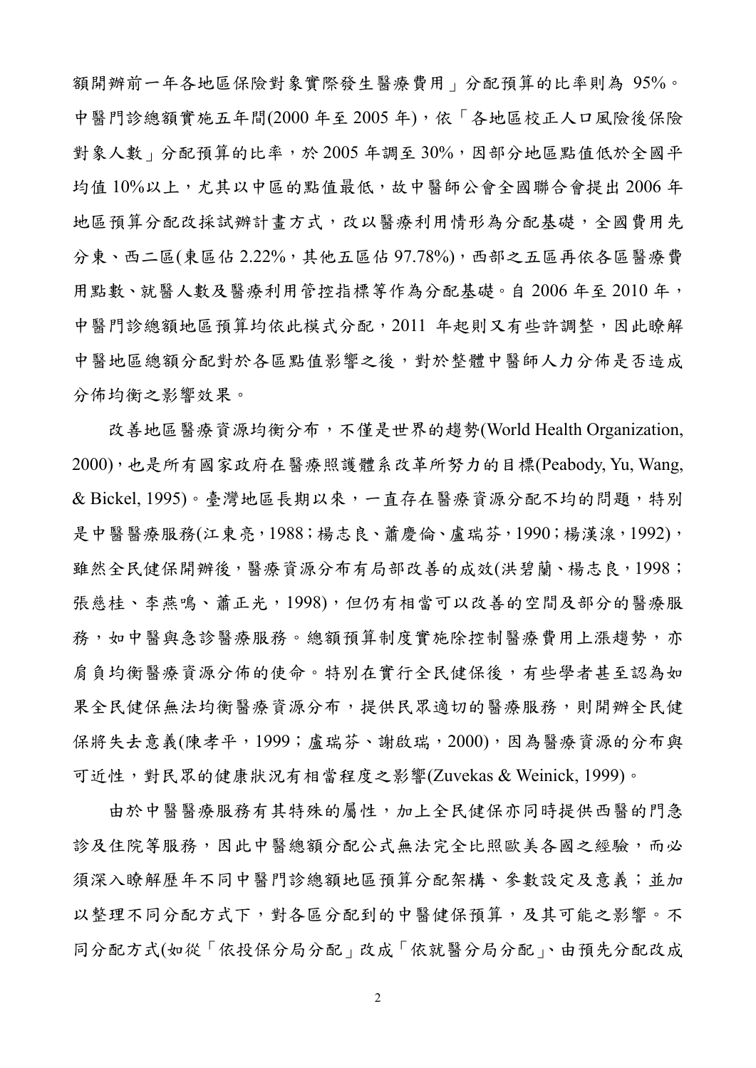額開辦前一年各地區保險對象實際發生醫療費用」分配預算的比率則為 95%。中醫門診總額實施五年間(2000 年至 2005 年)，依「各地區校正人口風險後保險對象人數」分配預算的比率，於 2005 年調至 30%，因部分地區點值低於全國平均值 10%以上，尤其以中區的點值最低，故中醫師公會全國聯合會提出 2006 年地區預算分配改採試辦計畫方式，改以醫療利用情形為分配基礎，全國費用先分東、西二區(東區佔 2.22%，其他五區佔 97.78%)，西部之五區再依各區醫療費用點數、就醫人數及醫療利用管控指標等作為分配基礎。自 2006 年至 2010 年，中醫門診總額地區預算均依此模式分配，2011 年起則又有些許調整，因此瞭解中醫地區總額分配對於各區點值影響之後，對於整體中醫師人力分佈是否造成分佈均衡之影響效果。

改善地區醫療資源均衡分布，不僅是世界的趨勢(World Health Organization, 2000)，也是所有國家政府在醫療照護體系改革所努力的目標(Peabody, Yu, Wang, & Bickel, 1995)。臺灣地區長期以來，一直存在醫療資源分配不均的問題，特別是中醫醫療服務(江東亮，1988；楊志良、蕭慶倫、盧瑞芬，1990；楊漢湶，1992)，雖然全民健保開辦後，醫療資源分布有局部改善的成效(洪碧蘭、楊志良，1998；張慈桂、李燕鳴、蕭正光，1998)，但仍有相當可以改善的空間及部分的醫療服務，如中醫與急診醫療服務。總額預算制度實施除控制醫療費用上漲趨勢，亦肩負均衡醫療資源分佈的使命。特別在實行全民健保後，有些學者甚至認為如果全民健保無法均衡醫療資源分布，提供民眾適切的醫療服務，則開辦全民健保將失去意義(陳孝平，1999；盧瑞芬、謝啟瑞，2000)，因為醫療資源的分布與可近性，對民眾的健康狀況有相當程度之影響(Zuvekas & Weinick, 1999)。

由於中醫醫療服務有其特殊的屬性，加上全民健保亦同時提供西醫的門急診及住院等服務，因此中醫總額分配公式無法完全比照歐美各國之經驗，而必須深入瞭解歷年不同中醫門診總額地區預算分配架構、參數設定及意義；並加以整理不同分配方式下，對各區分配到的中醫健保預算，及其可能之影響。不同分配方式(如從「依投保分局分配」改成「依就醫分局分配」、由預先分配改成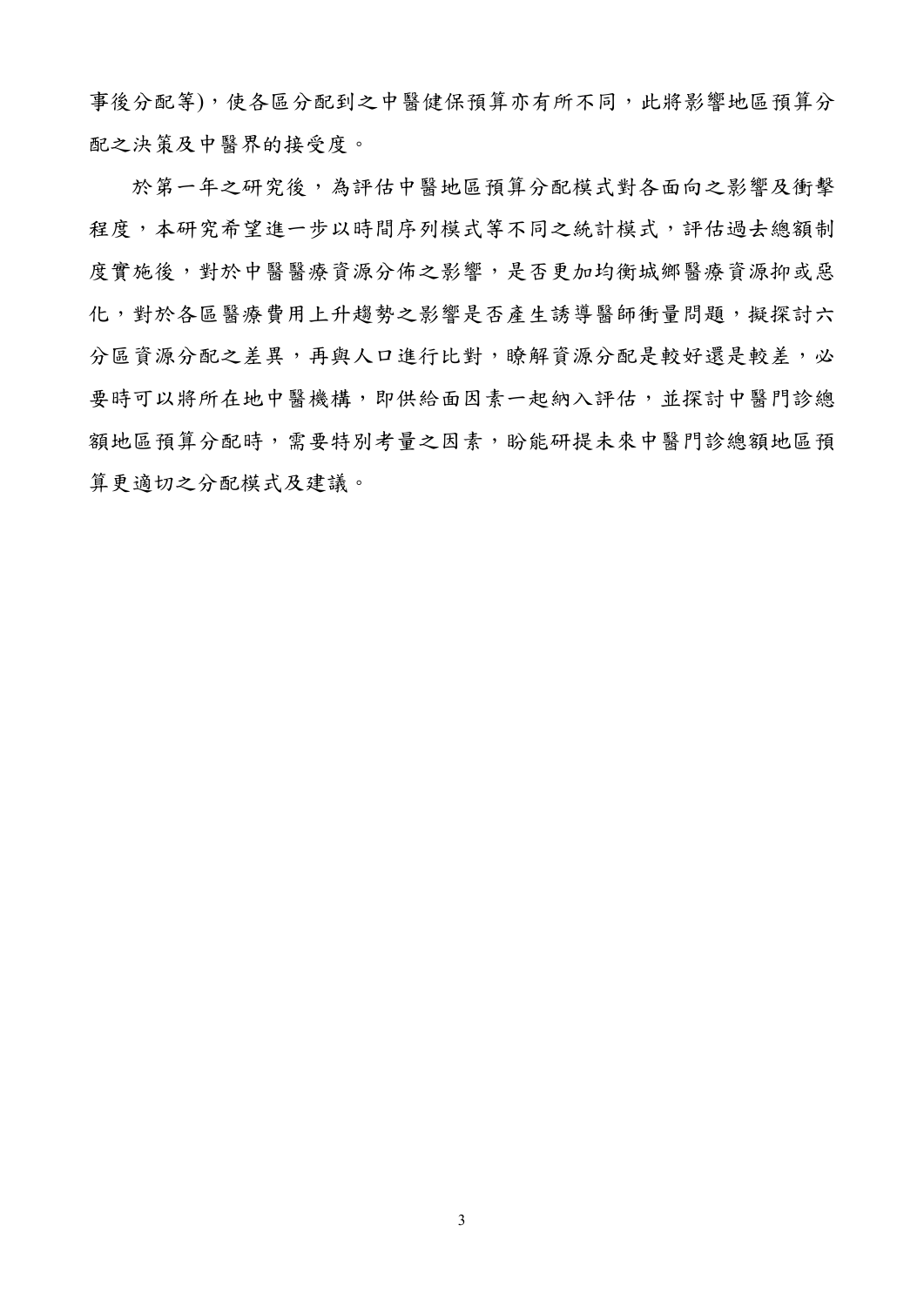事後分配等)，使各區分配到之中醫健保預算亦有所不同，此將影響地區預算分配之決策及中醫界的接受度。

於第一年之研究後，為評估中醫地區預算分配模式對各面向之影響及衝擊程度，本研究希望進一步以時間序列模式等不同之統計模式，評估過去總額制度實施後，對於中醫醫療資源分佈之影響，是否更加均衡城鄉醫療資源抑或惡化，對於各區醫療費用上升趨勢之影響是否產生誘導醫師衝量問題，擬探討六分區資源分配之差異，再與人口進行比對，瞭解資源分配是較好還是較差，必要時可以將所在地中醫機構，即供給面因素一起納入評估，並探討中醫門診總額地區預算分配時，需要特別考量之因素，盼能研提未來中醫門診總額地區預算更適切之分配模式及建議。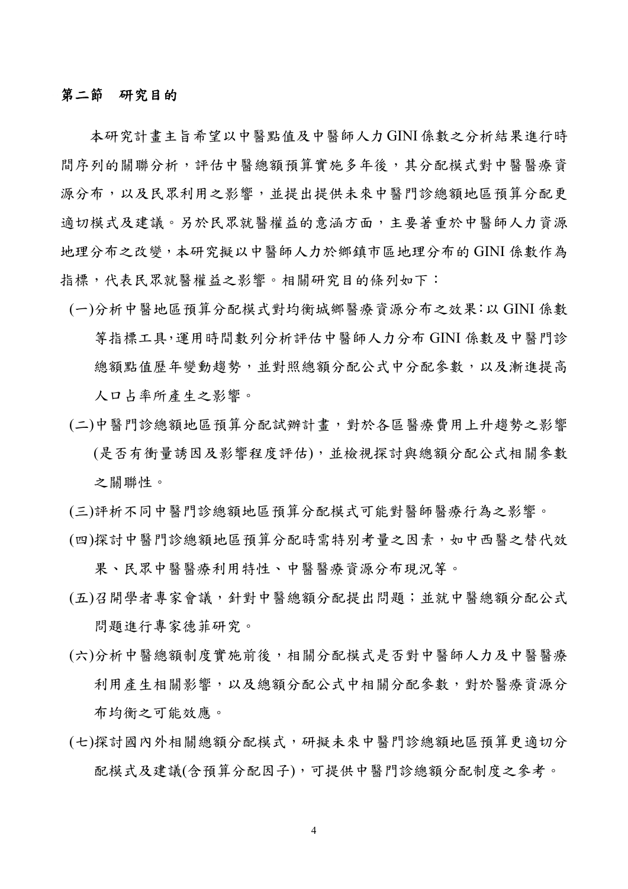## 第二節　研究目的

本研究計畫主旨希望以中醫點值及中醫師人力GINI係數之分析結果進行時間序列的關聯分析，評估中醫總額預算實施多年後，其分配模式對中醫醫療資源分布，以及民眾利用之影響，並提出提供未來中醫門診總額地區預算分配更適切模式及建議。另於民眾就醫權益的意涵方面，主要著重於中醫師人力資源地理分布之改變，本研究擬以中醫師人力於鄉鎮市區地理分布的GINI係數作為指標，代表民眾就醫權益之影響。相關研究目的條列如下：

(一)分析中醫地區預算分配模式對均衡城鄉醫療資源分布之效果：以GINI係數等指標工具，運用時間數列分析評估中醫師人力分布GINI係數及中醫門診總額點值歷年變動趨勢，並對照總額分配公式中分配參數，以及漸進提高人口占率所產生之影響。

(二)中醫門診總額地區預算分配試辦計畫，對於各區醫療費用上升趨勢之影響(是否有衝量誘因及影響程度評估)，並檢視探討與總額分配公式相關參數之關聯性。

(三)評析不同中醫門診總額地區預算分配模式可能對醫師醫療行為之影響。

(四)探討中醫門診總額地區預算分配時需特別考量之因素，如中西醫之替代效果、民眾中醫醫療利用特性、中醫醫療資源分布現況等。

(五)召開學者專家會議，針對中醫總額分配提出問題；並就中醫總額分配公式問題進行專家德菲研究。

(六)分析中醫總額制度實施前後，相關分配模式是否對中醫師人力及中醫醫療利用產生相關影響，以及總額分配公式中相關分配參數，對於醫療資源分布均衡之可能效應。

(七)探討國內外相關總額分配模式，研擬未來中醫門診總額地區預算更適切分配模式及建議(含預算分配因子)，可提供中醫門診總額分配制度之參考。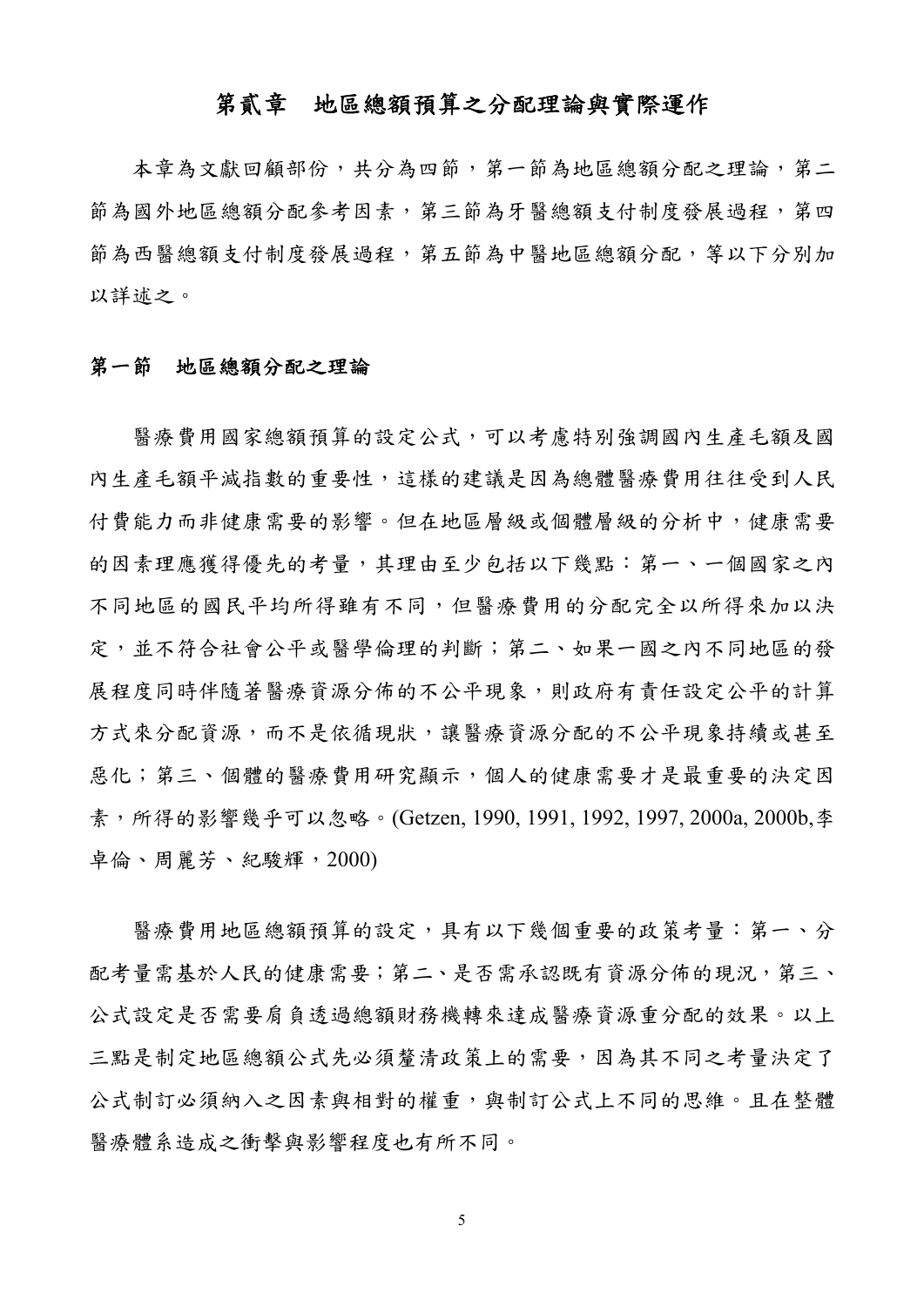# 第貳章　地區總額預算之分配理論與實際運作

本章為文獻回顧部份，共分為四節，第一節為地區總額分配之理論，第二節為國外地區總額分配參考因素，第三節為牙醫總額支付制度發展過程，第四節為西醫總額支付制度發展過程，第五節為中醫地區總額分配，等以下分別加以詳述之。

## 第一節　地區總額分配之理論

醫療費用國家總額預算的設定公式，可以考慮特別強調國內生產毛額及國內生產毛額平減指數的重要性，這樣的建議是因為總體醫療費用往往受到人民付費能力而非健康需要的影響。但在地區層級或個體層級的分析中，健康需要的因素理應獲得優先的考量，其理由至少包括以下幾點：第一、一個國家之內不同地區的國民平均所得雖有不同，但醫療費用的分配完全以所得來加以決定，並不符合社會公平或醫學倫理的判斷；第二、如果一國之內不同地區的發展程度同時伴隨著醫療資源分佈的不公平現象，則政府有責任設定公平的計算方式來分配資源，而不是依循現狀，讓醫療資源分配的不公平現象持續或甚至惡化；第三、個體的醫療費用研究顯示，個人的健康需要才是最重要的決定因素，所得的影響幾乎可以忽略。(Getzen, 1990, 1991, 1992, 1997, 2000a, 2000b,李卓倫、周麗芳、紀駿輝，2000)

醫療費用地區總額預算的設定，具有以下幾個重要的政策考量：第一、分配考量需基於人民的健康需要；第二、是否需承認既有資源分佈的現況，第三、公式設定是否需要肩負透過總額財務機轉來達成醫療資源重分配的效果。以上三點是制定地區總額公式先必須釐清政策上的需要，因為其不同之考量決定了公式制訂必須納入之因素與相對的權重，與制訂公式上不同的思維。且在整體醫療體系造成之衝擊與影響程度也有所不同。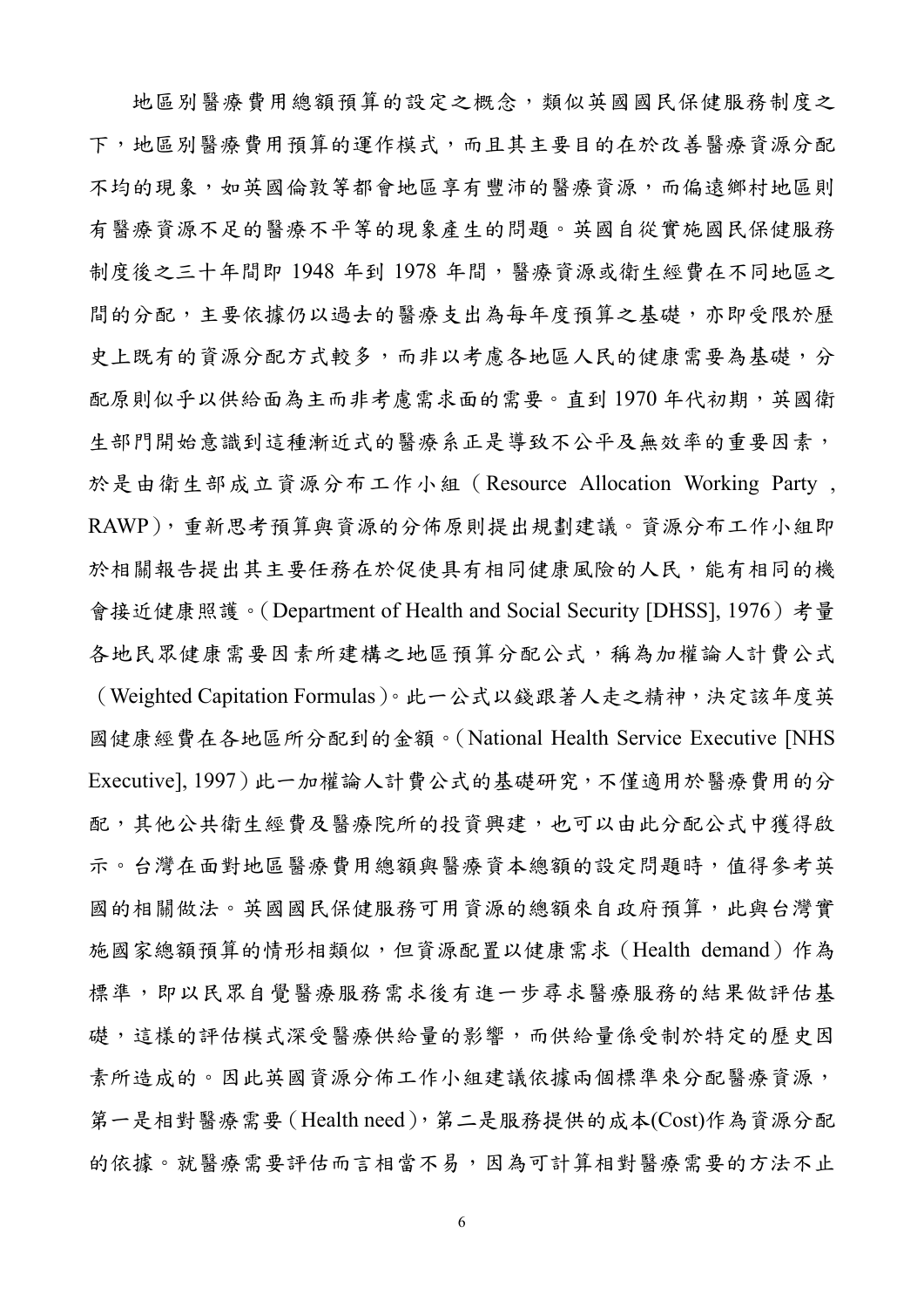地區別醫療費用總額預算的設定之概念，類似英國國民保健服務制度之下，地區別醫療費用預算的運作模式，而且其主要目的在於改善醫療資源分配不均的現象，如英國倫敦等都會地區享有豐沛的醫療資源，而偏遠鄉村地區則有醫療資源不足的醫療不平等的現象產生的問題。英國自從實施國民保健服務制度後之三十年間即 1948 年到 1978 年間，醫療資源或衛生經費在不同地區之間的分配，主要依據仍以過去的醫療支出為每年度預算之基礎，亦即受限於歷史上既有的資源分配方式較多，而非以考慮各地區人民的健康需要為基礎，分配原則似乎以供給面為主而非考慮需求面的需要。直到 1970 年代初期，英國衛生部門開始意識到這種漸近式的醫療系正是導致不公平及無效率的重要因素，於是由衛生部成立資源分布工作小組（Resource Allocation Working Party , RAWP），重新思考預算與資源的分佈原則提出規劃建議。資源分布工作小組即於相關報告提出其主要任務在於促使具有相同健康風險的人民，能有相同的機會接近健康照護。（Department of Health and Social Security [DHSS], 1976）考量各地民眾健康需要因素所建構之地區預算分配公式，稱為加權論人計費公式（Weighted Capitation Formulas）。此一公式以錢跟著人走之精神，決定該年度英國健康經費在各地區所分配到的金額。（National Health Service Executive [NHS Executive], 1997）此一加權論人計費公式的基礎研究，不僅適用於醫療費用的分配，其他公共衛生經費及醫療院所的投資興建，也可以由此分配公式中獲得啟示。台灣在面對地區醫療費用總額與醫療資本總額的設定問題時，值得參考英國的相關做法。英國國民保健服務可用資源的總額來自政府預算，此與台灣實施國家總額預算的情形相類似，但資源配置以健康需求（Health demand）作為標準，即以民眾自覺醫療服務需求後有進一步尋求醫療服務的結果做評估基礎，這樣的評估模式深受醫療供給量的影響，而供給量係受制於特定的歷史因素所造成的。因此英國資源分佈工作小組建議依據兩個標準來分配醫療資源，第一是相對醫療需要（Health need），第二是服務提供的成本(Cost)作為資源分配的依據。就醫療需要評估而言相當不易，因為可計算相對醫療需要的方法不止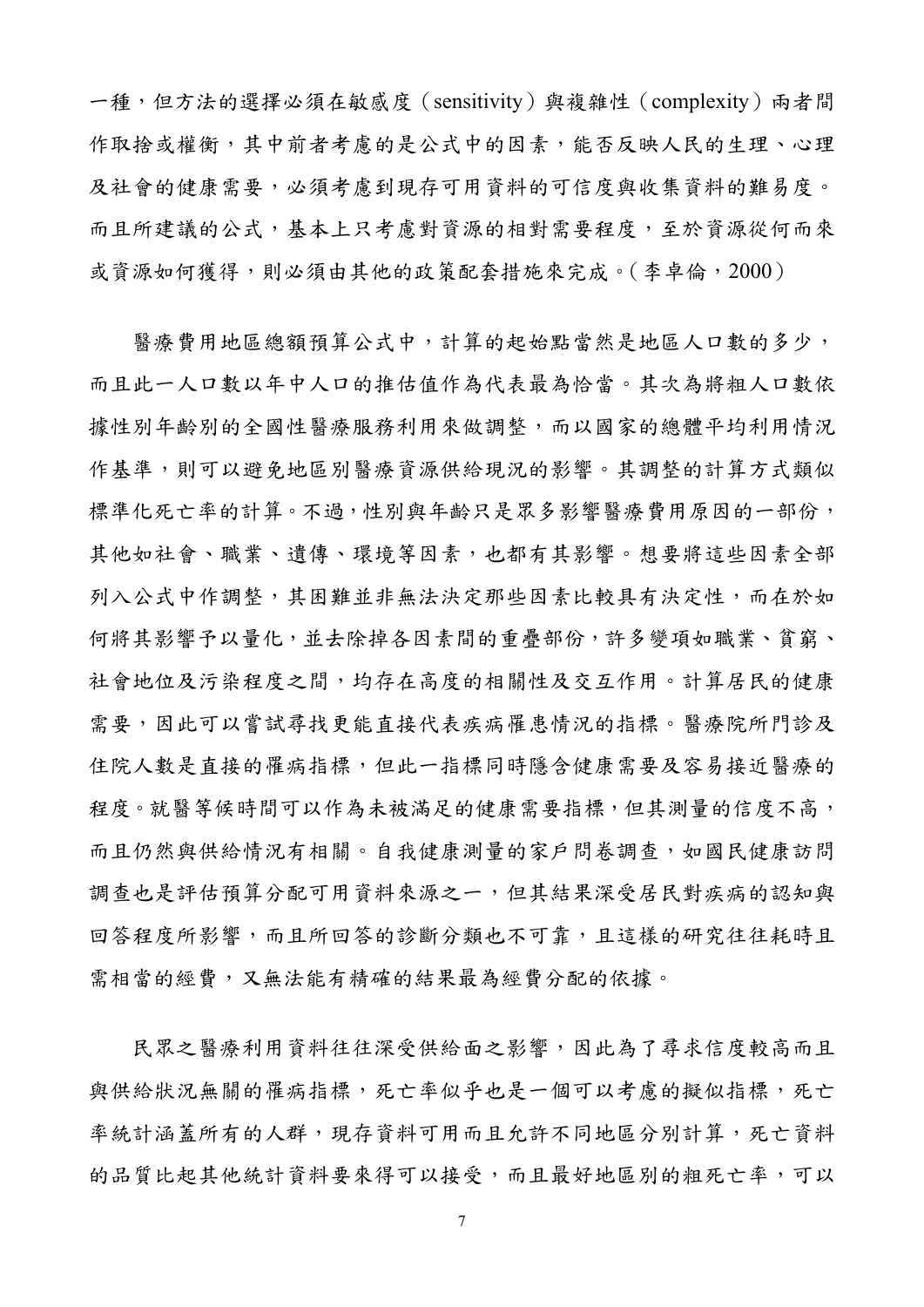一種，但方法的選擇必須在敏感度（sensitivity）與複雜性（complexity）兩者間作取捨或權衡，其中前者考慮的是公式中的因素，能否反映人民的生理、心理及社會的健康需要，必須考慮到現存可用資料的可信度與收集資料的難易度。而且所建議的公式，基本上只考慮對資源的相對需要程度，至於資源從何而來或資源如何獲得，則必須由其他的政策配套措施來完成。（李卓倫，2000）

醫療費用地區總額預算公式中，計算的起始點當然是地區人口數的多少，而且此一人口數以年中人口的推估值作為代表最為恰當。其次為將粗人口數依據性別年齡別的全國性醫療服務利用來做調整，而以國家的總體平均利用情況作基準，則可以避免地區別醫療資源供給現況的影響。其調整的計算方式類似標準化死亡率的計算。不過，性別與年齡只是眾多影響醫療費用原因的一部份，其他如社會、職業、遺傳、環境等因素，也都有其影響。想要將這些因素全部列入公式中作調整，其困難並非無法決定那些因素比較具有決定性，而在於如何將其影響予以量化，並去除掉各因素間的重疊部份，許多變項如職業、貧窮、社會地位及污染程度之間，均存在高度的相關性及交互作用。計算居民的健康需要，因此可以嘗試尋找更能直接代表疾病罹患情況的指標。醫療院所門診及住院人數是直接的罹病指標，但此一指標同時隱含健康需要及容易接近醫療的程度。就醫等候時間可以作為未被滿足的健康需要指標，但其測量的信度不高，而且仍然與供給情況有相關。自我健康測量的家戶問卷調查，如國民健康訪問調查也是評估預算分配可用資料來源之一，但其結果深受居民對疾病的認知與回答程度所影響，而且所回答的診斷分類也不可靠，且這樣的研究往往耗時且需相當的經費，又無法能有精確的結果最為經費分配的依據。

民眾之醫療利用資料往往深受供給面之影響，因此為了尋求信度較高而且與供給狀況無關的罹病指標，死亡率似乎也是一個可以考慮的擬似指標，死亡率統計涵蓋所有的人群，現存資料可用而且允許不同地區分別計算，死亡資料的品質比起其他統計資料要來得可以接受，而且最好地區別的粗死亡率，可以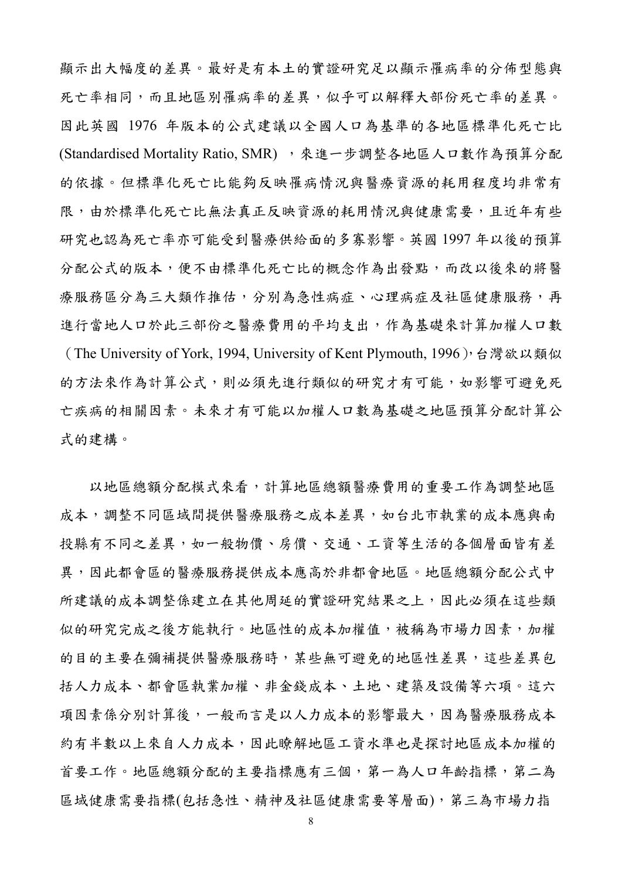顯示出大幅度的差異。最好是有本土的實證研究足以顯示罹病率的分佈型態與死亡率相同，而且地區別罹病率的差異，似乎可以解釋大部份死亡率的差異。因此英國 1976 年版本的公式建議以全國人口為基準的各地區標準化死亡比(Standardised Mortality Ratio, SMR) ，來進一步調整各地區人口數作為預算分配的依據。但標準化死亡比能夠反映罹病情況與醫療資源的耗用程度均非常有限，由於標準化死亡比無法真正反映資源的耗用情況與健康需要，且近年有些研究也認為死亡率亦可能受到醫療供給面的多寡影響。英國 1997 年以後的預算分配公式的版本，便不由標準化死亡比的概念作為出發點，而改以後來的將醫療服務區分為三大類作推估，分別為急性病症、心理病症及社區健康服務，再進行當地人口於此三部份之醫療費用的平均支出，作為基礎來計算加權人口數（The University of York, 1994, University of Kent Plymouth, 1996），台灣欲以類似的方法來作為計算公式，則必須先進行類似的研究才有可能，如影響可避免死亡疾病的相關因素。未來才有可能以加權人口數為基礎之地區預算分配計算公式的建構。

以地區總額分配模式來看，計算地區總額醫療費用的重要工作為調整地區成本，調整不同區域間提供醫療服務之成本差異，如台北市執業的成本應與南投縣有不同之差異，如一般物價、房價、交通、工資等生活的各個層面皆有差異，因此都會區的醫療服務提供成本應高於非都會地區。地區總額分配公式中所建議的成本調整係建立在其他周延的實證研究結果之上，因此必須在這些類似的研究完成之後方能執行。地區性的成本加權值，被稱為市場力因素，加權的目的主要在彌補提供醫療服務時，某些無可避免的地區性差異，這些差異包括人力成本、都會區執業加權、非金錢成本、土地、建築及設備等六項。這六項因素係分別計算後，一般而言是以人力成本的影響最大，因為醫療服務成本約有半數以上來自人力成本，因此瞭解地區工資水準也是探討地區成本加權的首要工作。地區總額分配的主要指標應有三個，第一為人口年齡指標，第二為區域健康需要指標(包括急性、精神及社區健康需要等層面)，第三為市場力指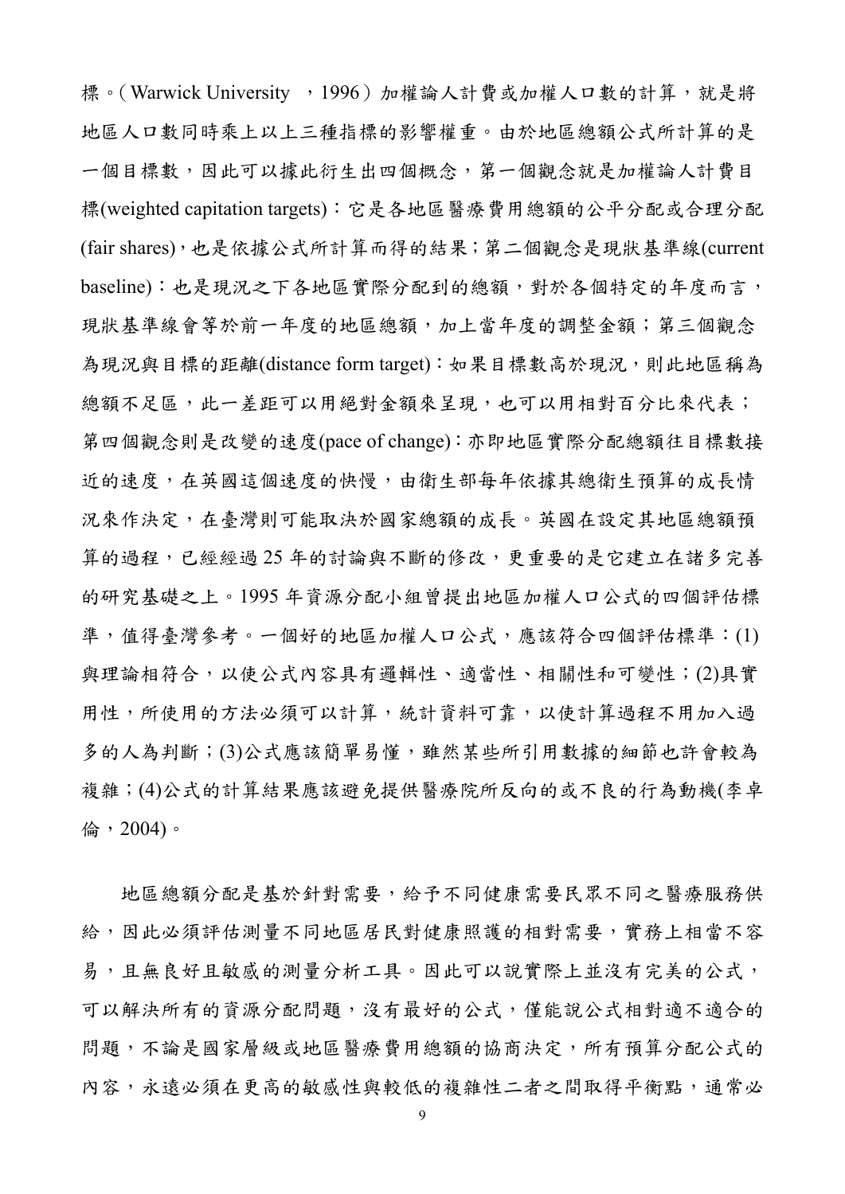標。(Warwick University ，1996）加權論人計費或加權人口數的計算，就是將地區人口數同時乘上以上三種指標的影響權重。由於地區總額公式所計算的是一個目標數，因此可以據此衍生出四個概念，第一個觀念就是加權論人計費目標(weighted capitation targets)：它是各地區醫療費用總額的公平分配或合理分配(fair shares)，也是依據公式所計算而得的結果；第二個觀念是現狀基準線(current baseline)：也是現況之下各地區實際分配到的總額，對於各個特定的年度而言，現狀基準線會等於前一年度的地區總額，加上當年度的調整金額；第三個觀念為現況與目標的距離(distance form target)：如果目標數高於現況，則此地區稱為總額不足區，此一差距可以用絕對金額來呈現，也可以用相對百分比來代表；第四個觀念則是改變的速度(pace of change)：亦即地區實際分配總額往目標數接近的速度，在英國這個速度的快慢，由衛生部每年依據其總衛生預算的成長情況來作決定，在臺灣則可能取決於國家總額的成長。英國在設定其地區總額預算的過程，已經經過 25 年的討論與不斷的修改，更重要的是它建立在諸多完善的研究基礎之上。1995 年資源分配小組曾提出地區加權人口公式的四個評估標準，值得臺灣參考。一個好的地區加權人口公式，應該符合四個評估標準：(1)與理論相符合，以使公式內容具有邏輯性、適當性、相關性和可變性；(2)具實用性，所使用的方法必須可以計算，統計資料可靠，以使計算過程不用加入過多的人為判斷；(3)公式應該簡單易懂，雖然某些所引用數據的細節也許會較為複雜；(4)公式的計算結果應該避免提供醫療院所反向的或不良的行為動機(李卓倫，2004)。

地區總額分配是基於針對需要，給予不同健康需要民眾不同之醫療服務供給，因此必須評估測量不同地區居民對健康照護的相對需要，實務上相當不容易，且無良好且敏感的測量分析工具。因此可以說實際上並沒有完美的公式，可以解決所有的資源分配問題，沒有最好的公式，僅能說公式相對適不適合的問題，不論是國家層級或地區醫療費用總額的協商決定，所有預算分配公式的內容，永遠必須在更高的敏感性與較低的複雜性二者之間取得平衡點，通常必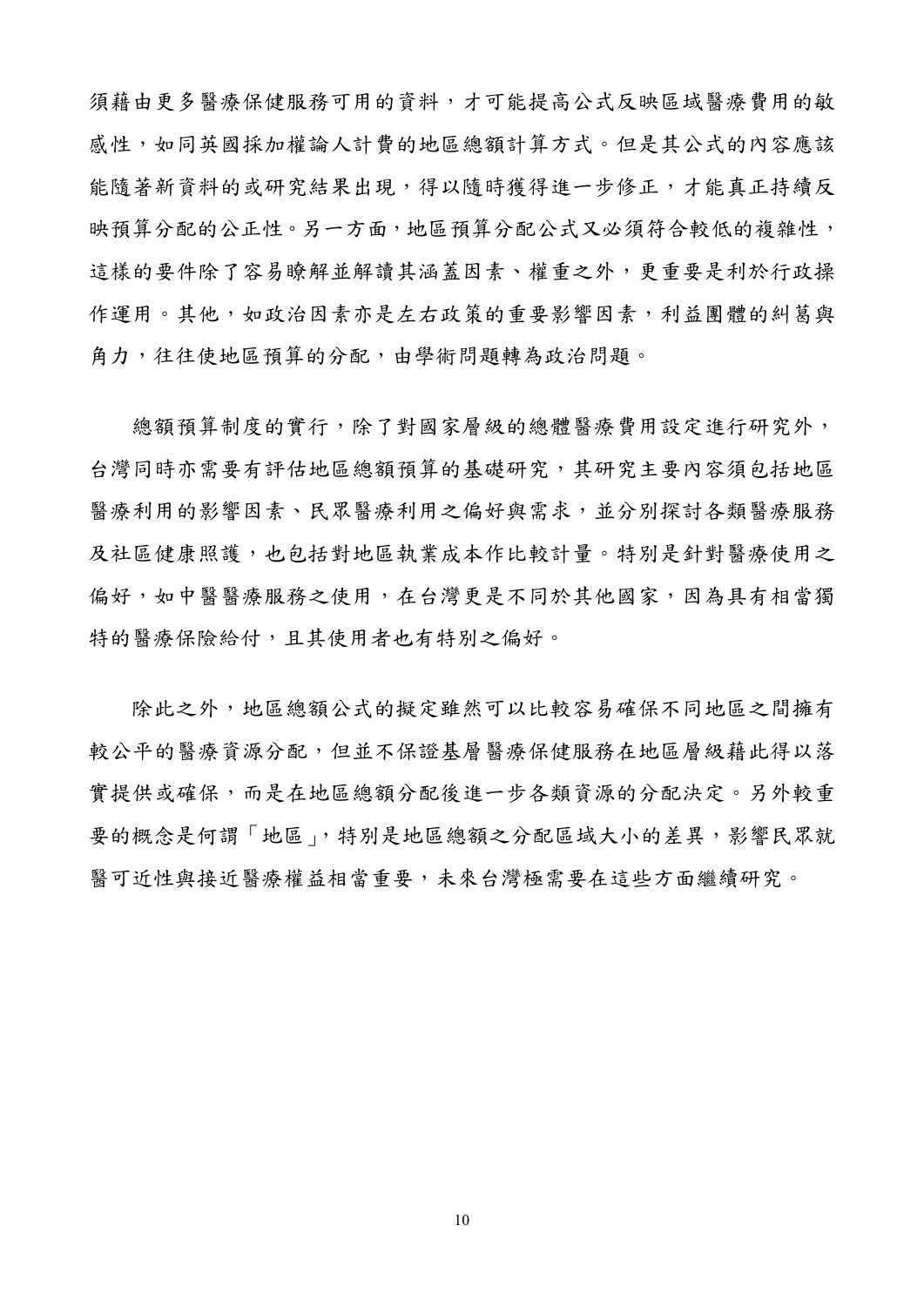須藉由更多醫療保健服務可用的資料，才可能提高公式反映區域醫療費用的敏感性，如同英國採加權論人計費的地區總額計算方式。但是其公式的內容應該能隨著新資料的或研究結果出現，得以隨時獲得進一步修正，才能真正持續反映預算分配的公正性。另一方面，地區預算分配公式又必須符合較低的複雜性，這樣的要件除了容易瞭解並解讀其涵蓋因素、權重之外，更重要是利於行政操作運用。其他，如政治因素亦是左右政策的重要影響因素，利益團體的糾葛與角力，往往使地區預算的分配，由學術問題轉為政治問題。

總額預算制度的實行，除了對國家層級的總體醫療費用設定進行研究外，台灣同時亦需要有評估地區總額預算的基礎研究，其研究主要內容須包括地區醫療利用的影響因素、民眾醫療利用之偏好與需求，並分別探討各類醫療服務及社區健康照護，也包括對地區執業成本作比較計量。特別是針對醫療使用之偏好，如中醫醫療服務之使用，在台灣更是不同於其他國家，因為具有相當獨特的醫療保險給付，且其使用者也有特別之偏好。

除此之外，地區總額公式的擬定雖然可以比較容易確保不同地區之間擁有較公平的醫療資源分配，但並不保證基層醫療保健服務在地區層級藉此得以落實提供或確保，而是在地區總額分配後進一步各類資源的分配決定。另外較重要的概念是何謂「地區」，特別是地區總額之分配區域大小的差異，影響民眾就醫可近性與接近醫療權益相當重要，未來台灣極需要在這些方面繼續研究。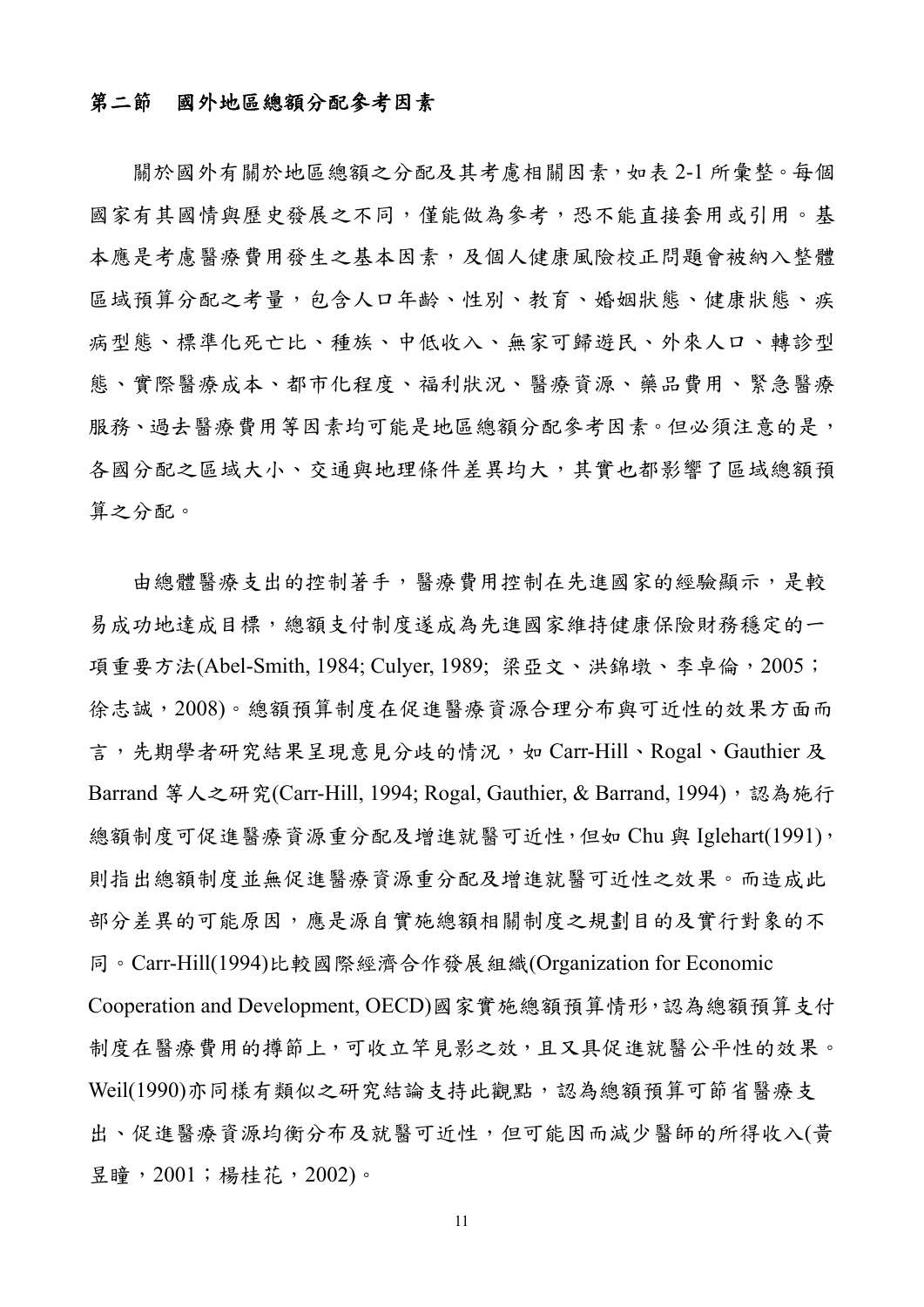## 第二節　國外地區總額分配參考因素

關於國外有關於地區總額之分配及其考慮相關因素，如表 2-1 所彙整。每個國家有其國情與歷史發展之不同，僅能做為參考，恐不能直接套用或引用。基本應是考慮醫療費用發生之基本因素，及個人健康風險校正問題會被納入整體區域預算分配之考量，包含人口年齡、性別、教育、婚姻狀態、健康狀態、疾病型態、標準化死亡比、種族、中低收入、無家可歸遊民、外來人口、轉診型態、實際醫療成本、都市化程度、福利狀況、醫療資源、藥品費用、緊急醫療服務、過去醫療費用等因素均可能是地區總額分配參考因素。但必須注意的是，各國分配之區域大小、交通與地理條件差異均大，其實也都影響了區域總額預算之分配。

由總體醫療支出的控制著手，醫療費用控制在先進國家的經驗顯示，是較易成功地達成目標，總額支付制度遂成為先進國家維持健康保險財務穩定的一項重要方法(Abel-Smith, 1984; Culyer, 1989; 梁亞文、洪錦墩、李卓倫，2005；徐志誠，2008)。總額預算制度在促進醫療資源合理分布與可近性的效果方面而言，先期學者研究結果呈現意見分歧的情況，如 Carr-Hill、Rogal、Gauthier 及 Barrand 等人之研究(Carr-Hill, 1994; Rogal, Gauthier, & Barrand, 1994)，認為施行總額制度可促進醫療資源重分配及增進就醫可近性，但如 Chu 與 Iglehart(1991)，則指出總額制度並無促進醫療資源重分配及增進就醫可近性之效果。而造成此部分差異的可能原因，應是源自實施總額相關制度之規劃目的及實行對象的不同。Carr-Hill(1994)比較國際經濟合作發展組織(Organization for Economic Cooperation and Development, OECD)國家實施總額預算情形，認為總額預算支付制度在醫療費用的撙節上，可收立竿見影之效，且又具促進就醫公平性的效果。Weil(1990)亦同樣有類似之研究結論支持此觀點，認為總額預算可節省醫療支出、促進醫療資源均衡分布及就醫可近性，但可能因而減少醫師的所得收入(黃昱瞳，2001；楊桂花，2002)。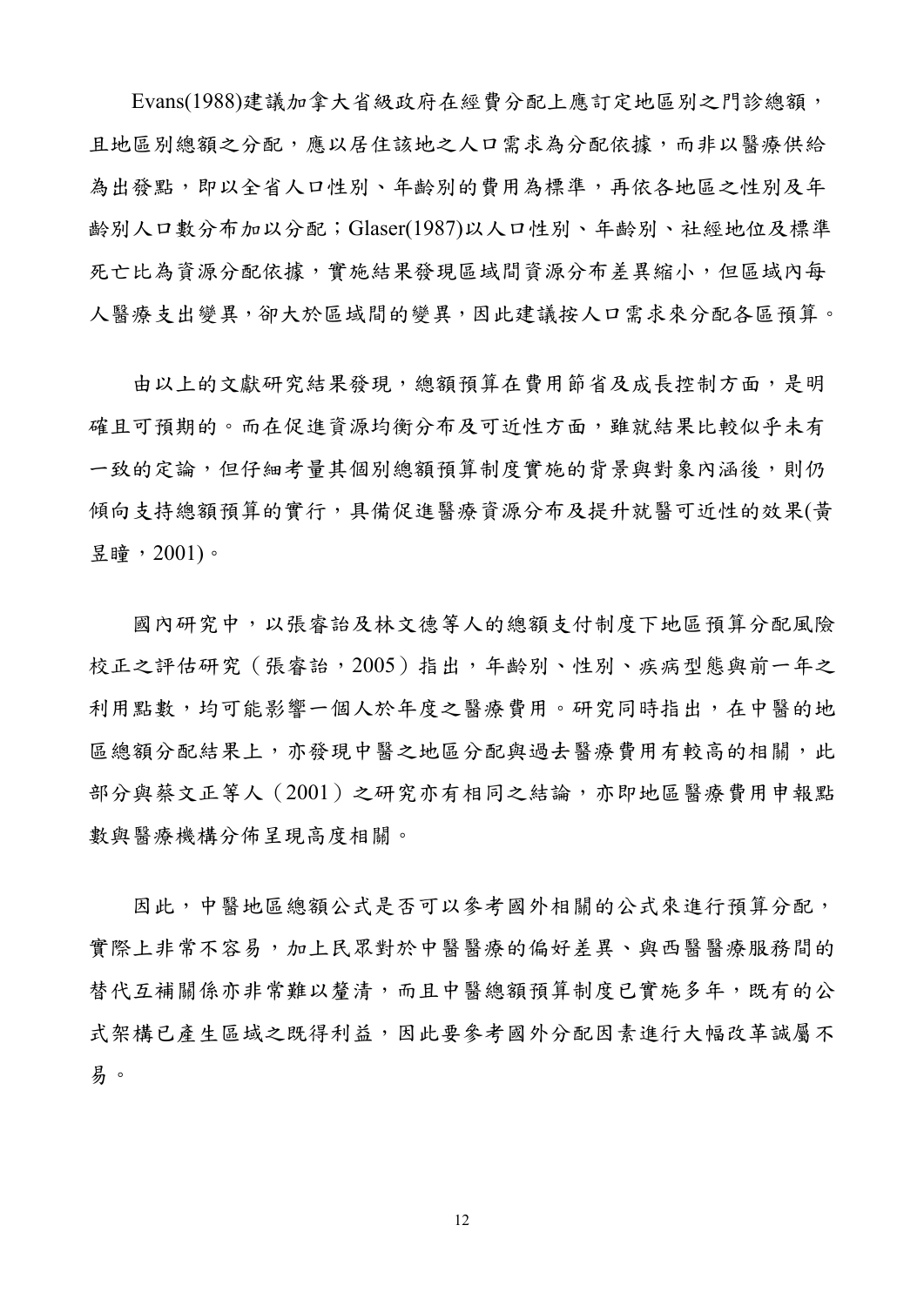Evans(1988)建議加拿大省級政府在經費分配上應訂定地區別之門診總額，且地區別總額之分配，應以居住該地之人口需求為分配依據，而非以醫療供給為出發點，即以全省人口性別、年齡別的費用為標準，再依各地區之性別及年齡別人口數分布加以分配；Glaser(1987)以人口性別、年齡別、社經地位及標準死亡比為資源分配依據，實施結果發現區域間資源分布差異縮小，但區域內每人醫療支出變異，卻大於區域間的變異，因此建議按人口需求來分配各區預算。

由以上的文獻研究結果發現，總額預算在費用節省及成長控制方面，是明確且可預期的。而在促進資源均衡分布及可近性方面，雖就結果比較似乎未有一致的定論，但仔細考量其個別總額預算制度實施的背景與對象內涵後，則仍傾向支持總額預算的實行，具備促進醫療資源分布及提升就醫可近性的效果(黃昱瞳，2001)。

國內研究中，以張睿詒及林文德等人的總額支付制度下地區預算分配風險校正之評估研究（張睿詒，2005）指出，年齡別、性別、疾病型態與前一年之利用點數，均可能影響一個人於年度之醫療費用。研究同時指出，在中醫的地區總額分配結果上，亦發現中醫之地區分配與過去醫療費用有較高的相關，此部分與蔡文正等人（2001）之研究亦有相同之結論，亦即地區醫療費用申報點數與醫療機構分佈呈現高度相關。

因此，中醫地區總額公式是否可以參考國外相關的公式來進行預算分配，實際上非常不容易，加上民眾對於中醫醫療的偏好差異、與西醫醫療服務間的替代互補關係亦非常難以釐清，而且中醫總額預算制度已實施多年，既有的公式架構已產生區域之既得利益，因此要參考國外分配因素進行大幅改革誠屬不易。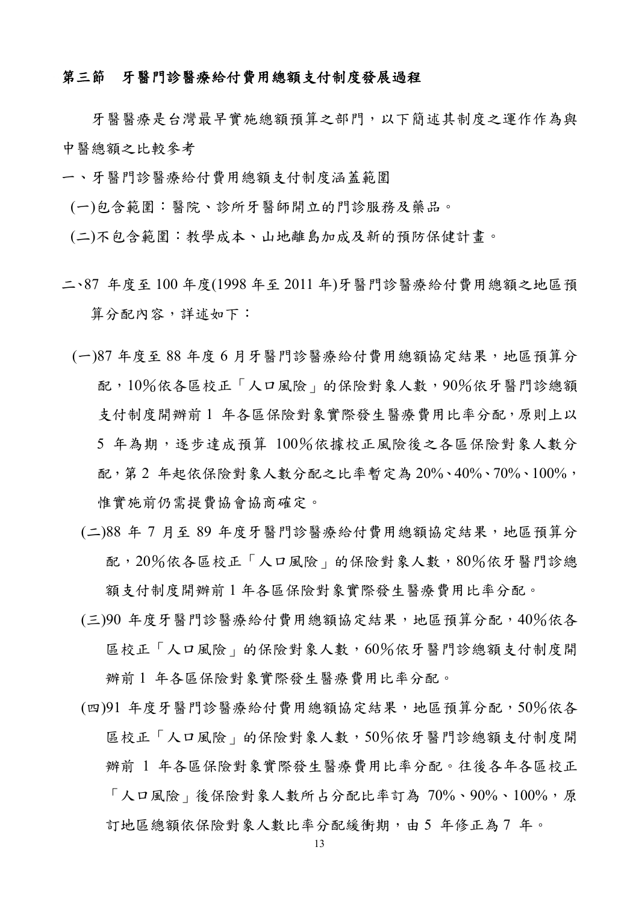### 第三節　牙醫門診醫療給付費用總額支付制度發展過程

牙醫醫療是台灣最早實施總額預算之部門，以下簡述其制度之運作作為與中醫總額之比較參考

一、牙醫門診醫療給付費用總額支付制度涵蓋範圍

(一)包含範圍：醫院、診所牙醫師開立的門診服務及藥品。

(二)不包含範圍：教學成本、山地離島加成及新的預防保健計畫。

二、87 年度至 100 年度(1998 年至 2011 年)牙醫門診醫療給付費用總額之地區預算分配內容，詳述如下：

(一)87 年度至 88 年度 6 月牙醫門診醫療給付費用總額協定結果，地區預算分配，10%依各區校正「人口風險」的保險對象人數，90%依牙醫門診總額支付制度開辦前 1 年各區保險對象實際發生醫療費用比率分配，原則上以 5 年為期，逐步達成預算 100%依據校正風險後之各區保險對象人數分配，第 2 年起依保險對象人數分配之比率暫定為 20%、40%、70%、100%，惟實施前仍需提費協會協商確定。

(二)88 年 7 月至 89 年度牙醫門診醫療給付費用總額協定結果，地區預算分配，20%依各區校正「人口風險」的保險對象人數，80%依牙醫門診總額支付制度開辦前 1 年各區保險對象實際發生醫療費用比率分配。

(三)90 年度牙醫門診醫療給付費用總額協定結果，地區預算分配，40%依各區校正「人口風險」的保險對象人數，60%依牙醫門診總額支付制度開辦前 1 年各區保險對象實際發生醫療費用比率分配。

(四)91 年度牙醫門診醫療給付費用總額協定結果，地區預算分配，50%依各區校正「人口風險」的保險對象人數，50%依牙醫門診總額支付制度開辦前 1 年各區保險對象實際發生醫療費用比率分配。往後各年各區校正「人口風險」後保險對象人數所占分配比率訂為 70%、90%、100%，原訂地區總額依保險對象人數比率分配緩衝期，由 5 年修正為 7 年。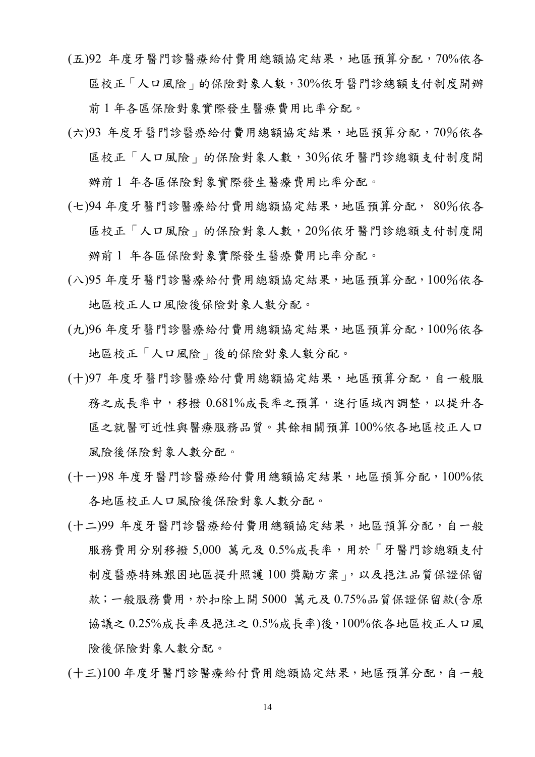(五)92 年度牙醫門診醫療給付費用總額協定結果，地區預算分配，70%依各區校正「人口風險」的保險對象人數，30%依牙醫門診總額支付制度開辦前 1 年各區保險對象實際發生醫療費用比率分配。

(六)93 年度牙醫門診醫療給付費用總額協定結果，地區預算分配，70%依各區校正「人口風險」的保險對象人數，30%依牙醫門診總額支付制度開辦前 1 年各區保險對象實際發生醫療費用比率分配。

(七)94 年度牙醫門診醫療給付費用總額協定結果，地區預算分配， 80%依各區校正「人口風險」的保險對象人數，20%依牙醫門診總額支付制度開辦前 1 年各區保險對象實際發生醫療費用比率分配。

(八)95 年度牙醫門診醫療給付費用總額協定結果，地區預算分配，100%依各地區校正人口風險後保險對象人數分配。

(九)96 年度牙醫門診醫療給付費用總額協定結果，地區預算分配，100%依各地區校正「人口風險」後的保險對象人數分配。

(十)97 年度牙醫門診醫療給付費用總額協定結果，地區預算分配，自一般服務之成長率中，移撥 0.681%成長率之預算，進行區域內調整，以提升各區之就醫可近性與醫療服務品質。其餘相關預算 100%依各地區校正人口風險後保險對象人數分配。

(十一)98 年度牙醫門診醫療給付費用總額協定結果，地區預算分配，100%依各地區校正人口風險後保險對象人數分配。

(十二)99 年度牙醫門診醫療給付費用總額協定結果，地區預算分配，自一般服務費用分別移撥 5,000 萬元及 0.5%成長率，用於「牙醫門診總額支付制度醫療特殊艱困地區提升照護 100 獎勵方案」，以及挹注品質保證保留款；一般服務費用，於扣除上開 5000 萬元及 0.75%品質保證保留款(含原協議之 0.25%成長率及挹注之 0.5%成長率)後，100%依各地區校正人口風險後保險對象人數分配。

(十三)100 年度牙醫門診醫療給付費用總額協定結果，地區預算分配，自一般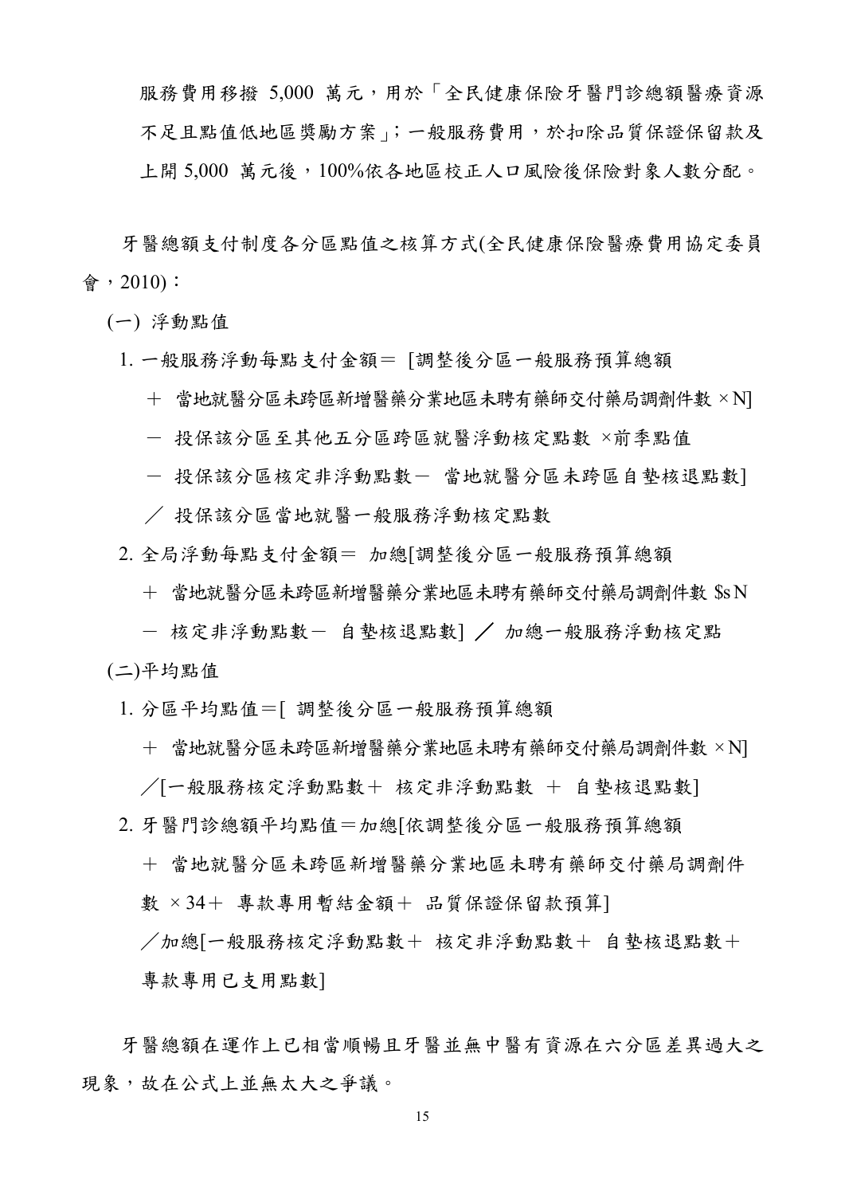服務費用移撥 5,000 萬元，用於「全民健康保險牙醫門診總額醫療資源不足且點值低地區獎勵方案」；一般服務費用，於扣除品質保證保留款及上開 5,000 萬元後，100%依各地區校正人口風險後保險對象人數分配。

牙醫總額支付制度各分區點值之核算方式(全民健康保險醫療費用協定委員會，2010)：

(一) 浮動點值

1. 一般服務浮動每點支付金額＝ [調整後分區一般服務預算總額
   ＋ 當地就醫分區未跨區新增醫藥分業地區未聘有藥師交付藥局調劑件數 ×N]
   － 投保該分區至其他五分區跨區就醫浮動核定點數 ×前季點值
   － 投保該分區核定非浮動點數－ 當地就醫分區未跨區自墊核退點數]
   ／ 投保該分區當地就醫一般服務浮動核定點數

2. 全局浮動每點支付金額＝ 加總[調整後分區一般服務預算總額
   ＋ 當地就醫分區未跨區新增醫藥分業地區未聘有藥師交付藥局調劑件數 $sN
   － 核定非浮動點數－ 自墊核退點數] ／ 加總一般服務浮動核定點

(二)平均點值

1. 分區平均點值＝[ 調整後分區一般服務預算總額
   ＋ 當地就醫分區未跨區新增醫藥分業地區未聘有藥師交付藥局調劑件數 ×N]
   ／[一般服務核定浮動點數＋ 核定非浮動點數 ＋ 自墊核退點數]

2. 牙醫門診總額平均點值＝加總[依調整後分區一般服務預算總額
   ＋ 當地就醫分區未跨區新增醫藥分業地區未聘有藥師交付藥局調劑件數 ×34＋ 專款專用暫結金額＋ 品質保證保留款預算]
   ／加總[一般服務核定浮動點數＋ 核定非浮動點數＋ 自墊核退點數＋專款專用已支用點數]

牙醫總額在運作上已相當順暢且牙醫並無中醫有資源在六分區差異過大之現象，故在公式上並無太大之爭議。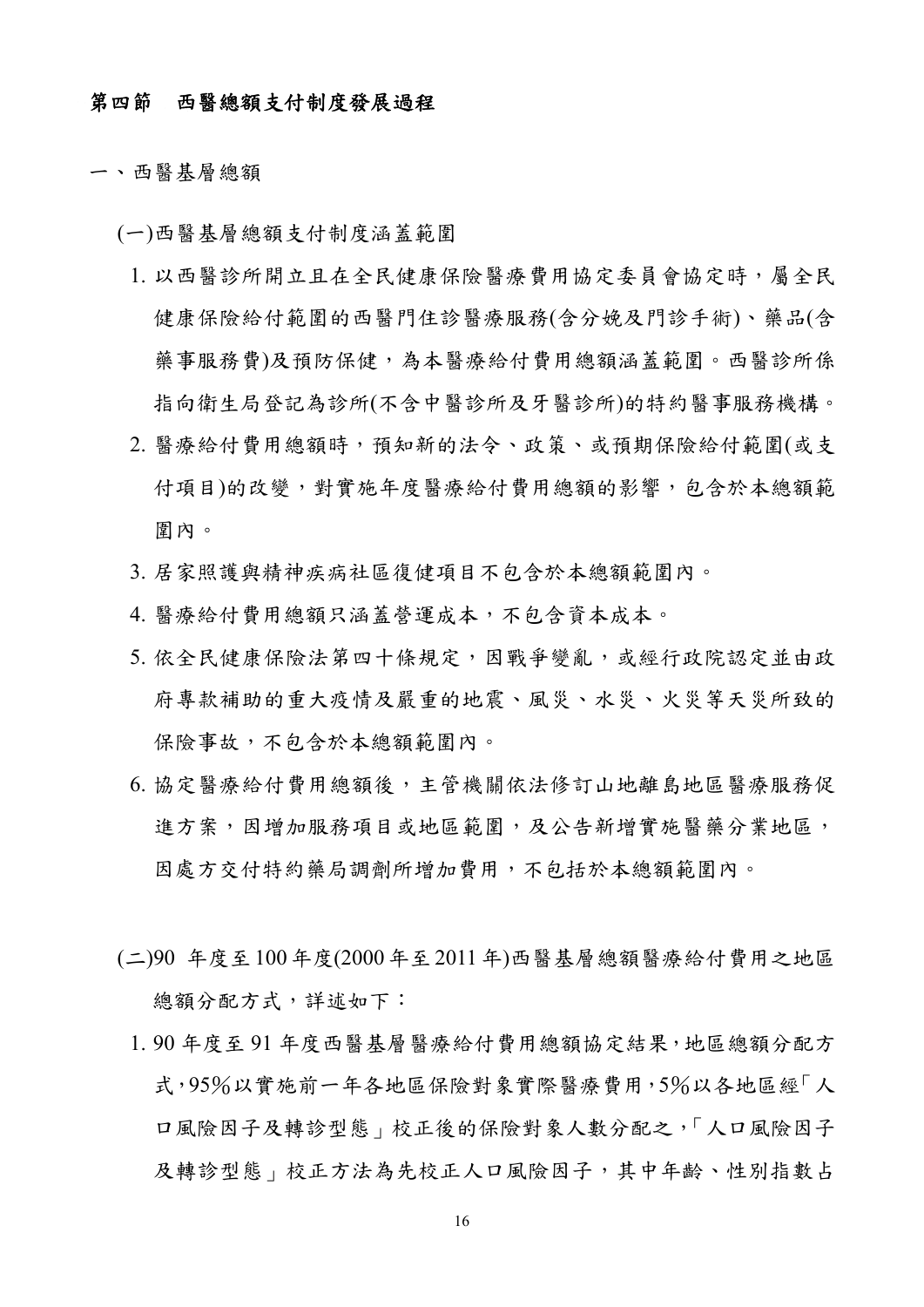### 第四節　西醫總額支付制度發展過程

一、西醫基層總額

(一)西醫基層總額支付制度涵蓋範圍

1. 以西醫診所開立且在全民健康保險醫療費用協定委員會協定時，屬全民健康保險給付範圍的西醫門住診醫療服務(含分娩及門診手術)、藥品(含藥事服務費)及預防保健，為本醫療給付費用總額涵蓋範圍。西醫診所係指向衛生局登記為診所(不含中醫診所及牙醫診所)的特約醫事服務機構。
2. 醫療給付費用總額時，預知新的法令、政策、或預期保險給付範圍(或支付項目)的改變，對實施年度醫療給付費用總額的影響，包含於本總額範圍內。
3. 居家照護與精神疾病社區復健項目不包含於本總額範圍內。
4. 醫療給付費用總額只涵蓋營運成本，不包含資本成本。
5. 依全民健康保險法第四十條規定，因戰爭變亂，或經行政院認定並由政府專款補助的重大疫情及嚴重的地震、風災、水災、火災等天災所致的保險事故，不包含於本總額範圍內。
6. 協定醫療給付費用總額後，主管機關依法修訂山地離島地區醫療服務促進方案，因增加服務項目或地區範圍，及公告新增實施醫藥分業地區，因處方交付特約藥局調劑所增加費用，不包括於本總額範圍內。

(二)90 年度至 100 年度(2000 年至 2011 年)西醫基層總額醫療給付費用之地區總額分配方式，詳述如下：

1. 90 年度至 91 年度西醫基層醫療給付費用總額協定結果，地區總額分配方式，95%以實施前一年各地區保險對象實際醫療費用，5%以各地區經「人口風險因子及轉診型態」校正後的保險對象人數分配之，「人口風險因子及轉診型態」校正方法為先校正人口風險因子，其中年齡、性別指數占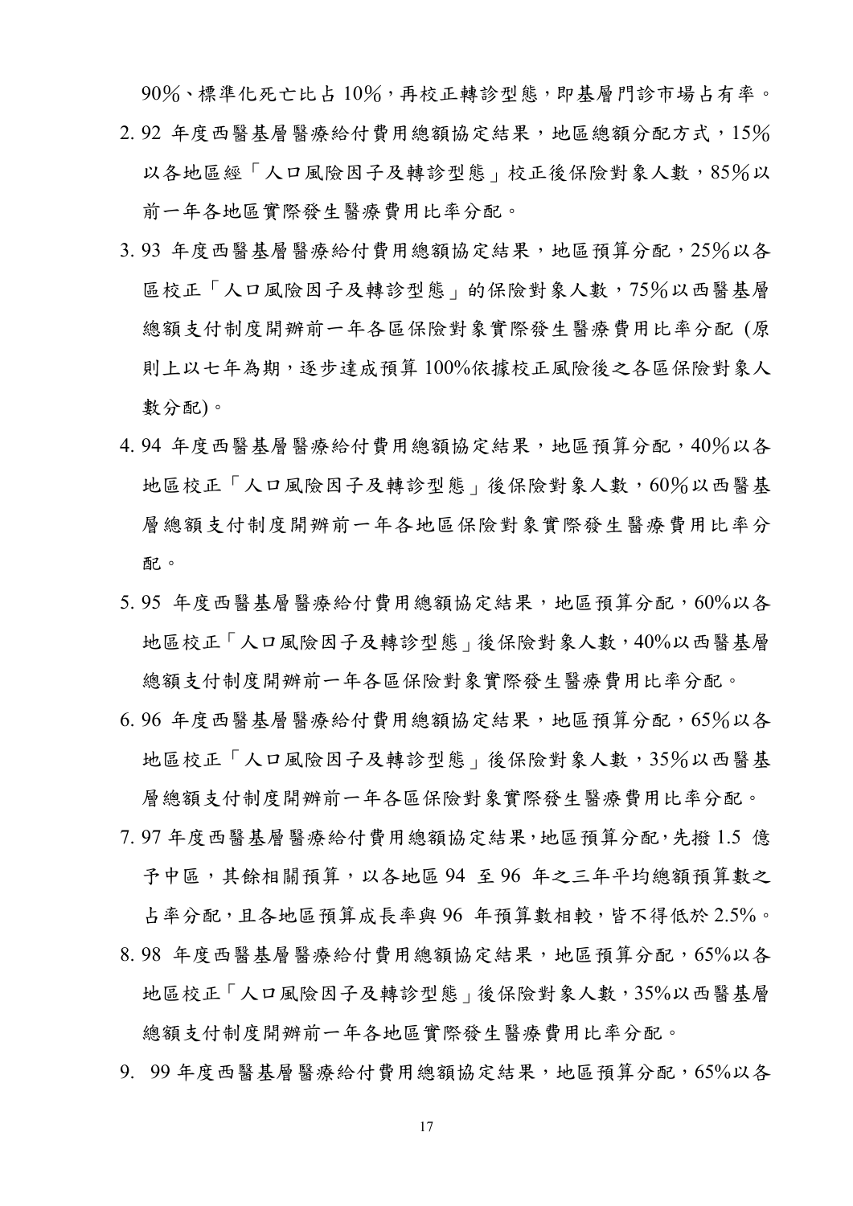90%、標準化死亡比占 10%，再校正轉診型態，即基層門診市場占有率。

2. 92 年度西醫基層醫療給付費用總額協定結果，地區總額分配方式，15%以各地區經「人口風險因子及轉診型態」校正後保險對象人數，85%以前一年各地區實際發生醫療費用比率分配。
3. 93 年度西醫基層醫療給付費用總額協定結果，地區預算分配，25%以各區校正「人口風險因子及轉診型態」的保險對象人數，75%以西醫基層總額支付制度開辦前一年各區保險對象實際發生醫療費用比率分配 (原則上以七年為期，逐步達成預算 100%依據校正風險後之各區保險對象人數分配)。
4. 94 年度西醫基層醫療給付費用總額協定結果，地區預算分配，40%以各地區校正「人口風險因子及轉診型態」後保險對象人數，60%以西醫基層總額支付制度開辦前一年各地區保險對象實際發生醫療費用比率分配。
5. 95 年度西醫基層醫療給付費用總額協定結果，地區預算分配，60%以各地區校正「人口風險因子及轉診型態」後保險對象人數，40%以西醫基層總額支付制度開辦前一年各區保險對象實際發生醫療費用比率分配。
6. 96 年度西醫基層醫療給付費用總額協定結果，地區預算分配，65%以各地區校正「人口風險因子及轉診型態」後保險對象人數，35%以西醫基層總額支付制度開辦前一年各區保險對象實際發生醫療費用比率分配。
7. 97 年度西醫基層醫療給付費用總額協定結果，地區預算分配，先撥 1.5 億予中區，其餘相關預算，以各地區 94 至 96 年之三年平均總額預算數之占率分配，且各地區預算成長率與 96 年預算數相較，皆不得低於 2.5%。
8. 98 年度西醫基層醫療給付費用總額協定結果，地區預算分配，65%以各地區校正「人口風險因子及轉診型態」後保險對象人數，35%以西醫基層總額支付制度開辦前一年各地區實際發生醫療費用比率分配。
9. 99 年度西醫基層醫療給付費用總額協定結果，地區預算分配，65%以各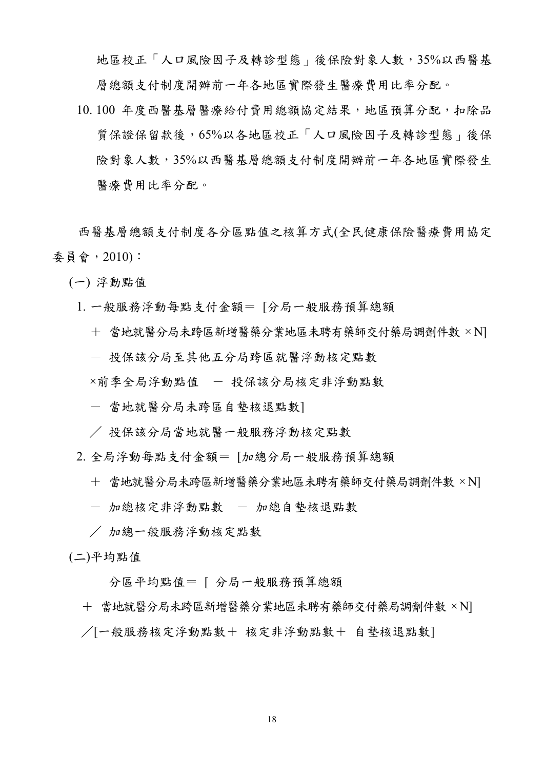地區校正「人口風險因子及轉診型態」後保險對象人數，35%以西醫基層總額支付制度開辦前一年各地區實際發生醫療費用比率分配。

10. 100 年度西醫基層醫療給付費用總額協定結果，地區預算分配，扣除品質保證保留款後，65%以各地區校正「人口風險因子及轉診型態」後保險對象人數，35%以西醫基層總額支付制度開辦前一年各地區實際發生醫療費用比率分配。

西醫基層總額支付制度各分區點值之核算方式(全民健康保險醫療費用協定委員會，2010)：

(一) 浮動點值

1. 一般服務浮動每點支付金額＝ [分局一般服務預算總額

＋ 當地就醫分局未跨區新增醫藥分業地區未聘有藥師交付藥局調劑件數 ×N]

－ 投保該分局至其他五分局跨區就醫浮動核定點數

×前季全局浮動點值 － 投保該分局核定非浮動點數

－ 當地就醫分局未跨區自墊核退點數]

／ 投保該分局當地就醫一般服務浮動核定點數

2. 全局浮動每點支付金額＝ [加總分局一般服務預算總額

＋ 當地就醫分局未跨區新增醫藥分業地區未聘有藥師交付藥局調劑件數 ×N]

－ 加總核定非浮動點數 － 加總自墊核退點數

／ 加總一般服務浮動核定點數

(二)平均點值

分區平均點值＝ [ 分局一般服務預算總額

＋ 當地就醫分局未跨區新增醫藥分業地區未聘有藥師交付藥局調劑件數 ×N]

／[一般服務核定浮動點數＋ 核定非浮動點數＋ 自墊核退點數]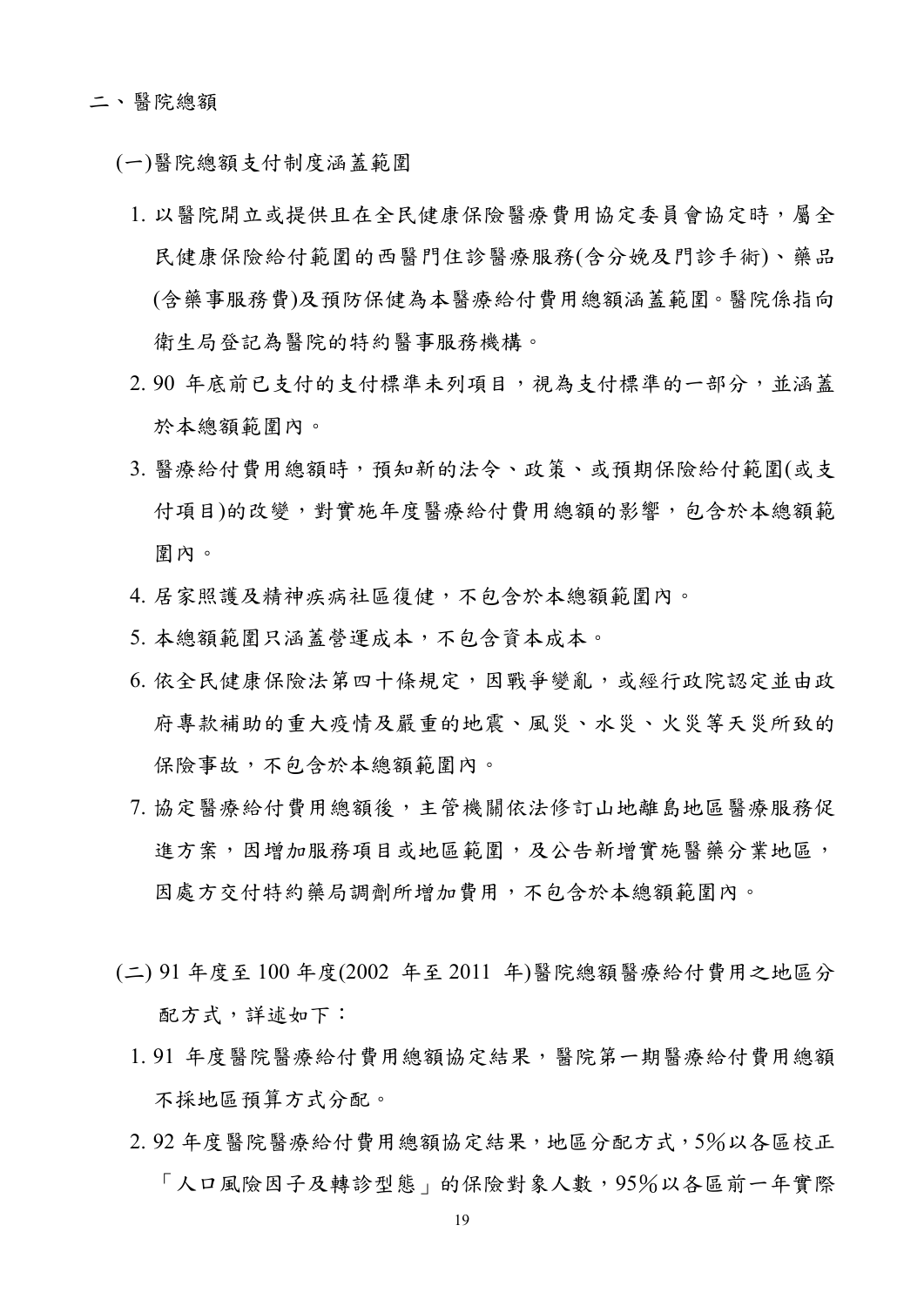## 二、醫院總額

### (一)醫院總額支付制度涵蓋範圍

1. 以醫院開立或提供且在全民健康保險醫療費用協定委員會協定時，屬全民健康保險給付範圍的西醫門住診醫療服務(含分娩及門診手術)、藥品(含藥事服務費)及預防保健為本醫療給付費用總額涵蓋範圍。醫院係指向衛生局登記為醫院的特約醫事服務機構。
2. 90 年底前已支付的支付標準未列項目，視為支付標準的一部分，並涵蓋於本總額範圍內。
3. 醫療給付費用總額時，預知新的法令、政策、或預期保險給付範圍(或支付項目)的改變，對實施年度醫療給付費用總額的影響，包含於本總額範圍內。
4. 居家照護及精神疾病社區復健，不包含於本總額範圍內。
5. 本總額範圍只涵蓋營運成本，不包含資本成本。
6. 依全民健康保險法第四十條規定，因戰爭變亂，或經行政院認定並由政府專款補助的重大疫情及嚴重的地震、風災、水災、火災等天災所致的保險事故，不包含於本總額範圍內。
7. 協定醫療給付費用總額後，主管機關依法修訂山地離島地區醫療服務促進方案，因增加服務項目或地區範圍，及公告新增實施醫藥分業地區，因處方交付特約藥局調劑所增加費用，不包含於本總額範圍內。

### (二) 91 年度至 100 年度(2002 年至 2011 年)醫院總額醫療給付費用之地區分配方式，詳述如下：

1. 91 年度醫院醫療給付費用總額協定結果，醫院第一期醫療給付費用總額不採地區預算方式分配。
2. 92 年度醫院醫療給付費用總額協定結果，地區分配方式，5％以各區校正「人口風險因子及轉診型態」的保險對象人數，95％以各區前一年實際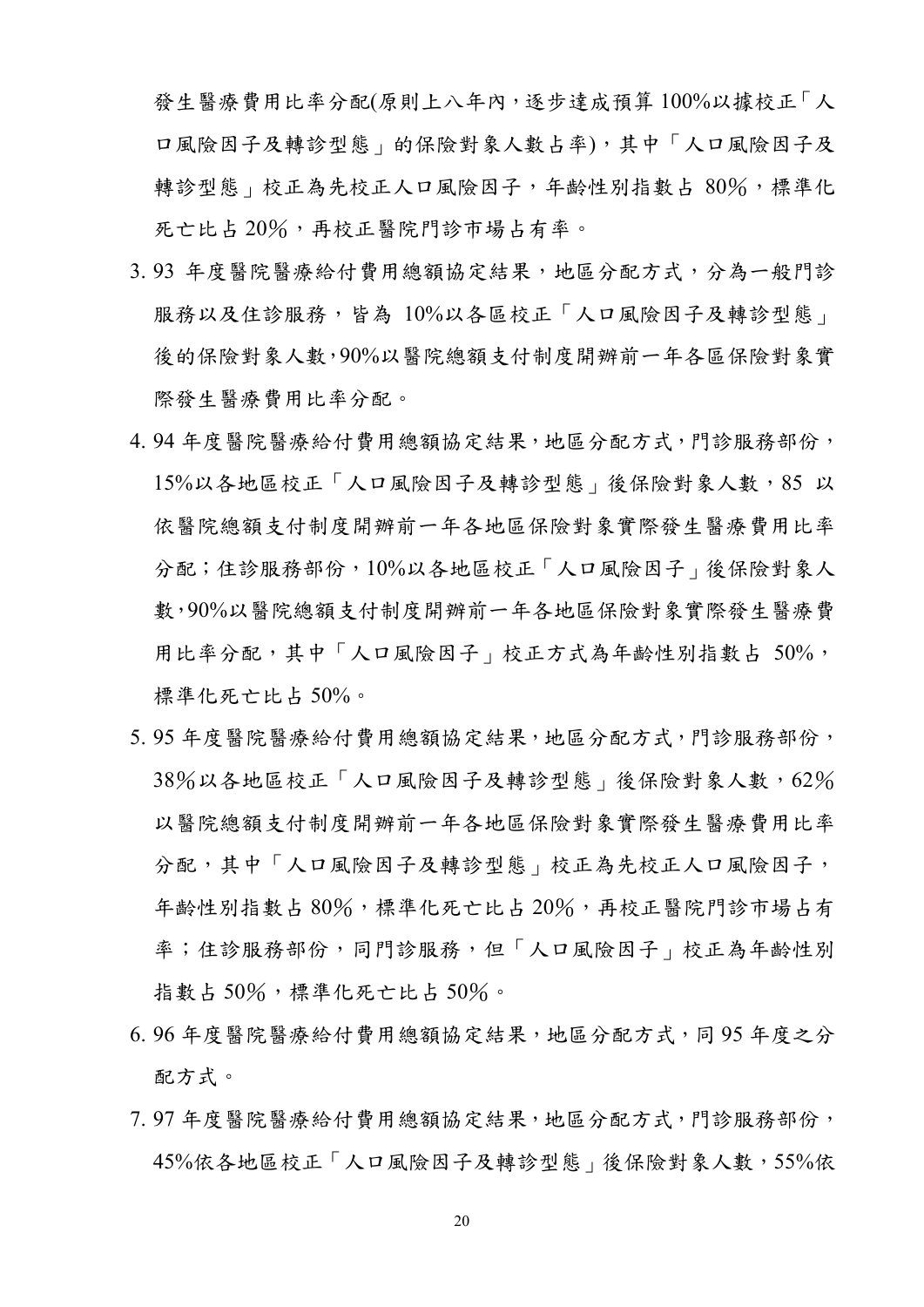發生醫療費用比率分配(原則上八年內，逐步達成預算 100%以據校正「人口風險因子及轉診型態」的保險對象人數占率)，其中「人口風險因子及轉診型態」校正為先校正人口風險因子，年齡性別指數占 80%，標準化死亡比占 20%，再校正醫院門診市場占有率。

3. 93 年度醫院醫療給付費用總額協定結果，地區分配方式，分為一般門診服務以及住診服務，皆為 10%以各區校正「人口風險因子及轉診型態」後的保險對象人數，90%以醫院總額支付制度開辦前一年各區保險對象實際發生醫療費用比率分配。
4. 94 年度醫院醫療給付費用總額協定結果，地區分配方式，門診服務部份，15%以各地區校正「人口風險因子及轉診型態」後保險對象人數，85 以依醫院總額支付制度開辦前一年各地區保險對象實際發生醫療費用比率分配；住診服務部份，10%以各地區校正「人口風險因子」後保險對象人數，90%以醫院總額支付制度開辦前一年各地區保險對象實際發生醫療費用比率分配，其中「人口風險因子」校正方式為年齡性別指數占 50%，標準化死亡比占 50%。
5. 95 年度醫院醫療給付費用總額協定結果，地區分配方式，門診服務部份，38%以各地區校正「人口風險因子及轉診型態」後保險對象人數，62%以醫院總額支付制度開辦前一年各地區保險對象實際發生醫療費用比率分配，其中「人口風險因子及轉診型態」校正為先校正人口風險因子，年齡性別指數占 80%，標準化死亡比占 20%，再校正醫院門診市場占有率；住診服務部份，同門診服務，但「人口風險因子」校正為年齡性別指數占 50%，標準化死亡比占 50%。
6. 96 年度醫院醫療給付費用總額協定結果，地區分配方式，同 95 年度之分配方式。
7. 97 年度醫院醫療給付費用總額協定結果，地區分配方式，門診服務部份，45%依各地區校正「人口風險因子及轉診型態」後保險對象人數，55%依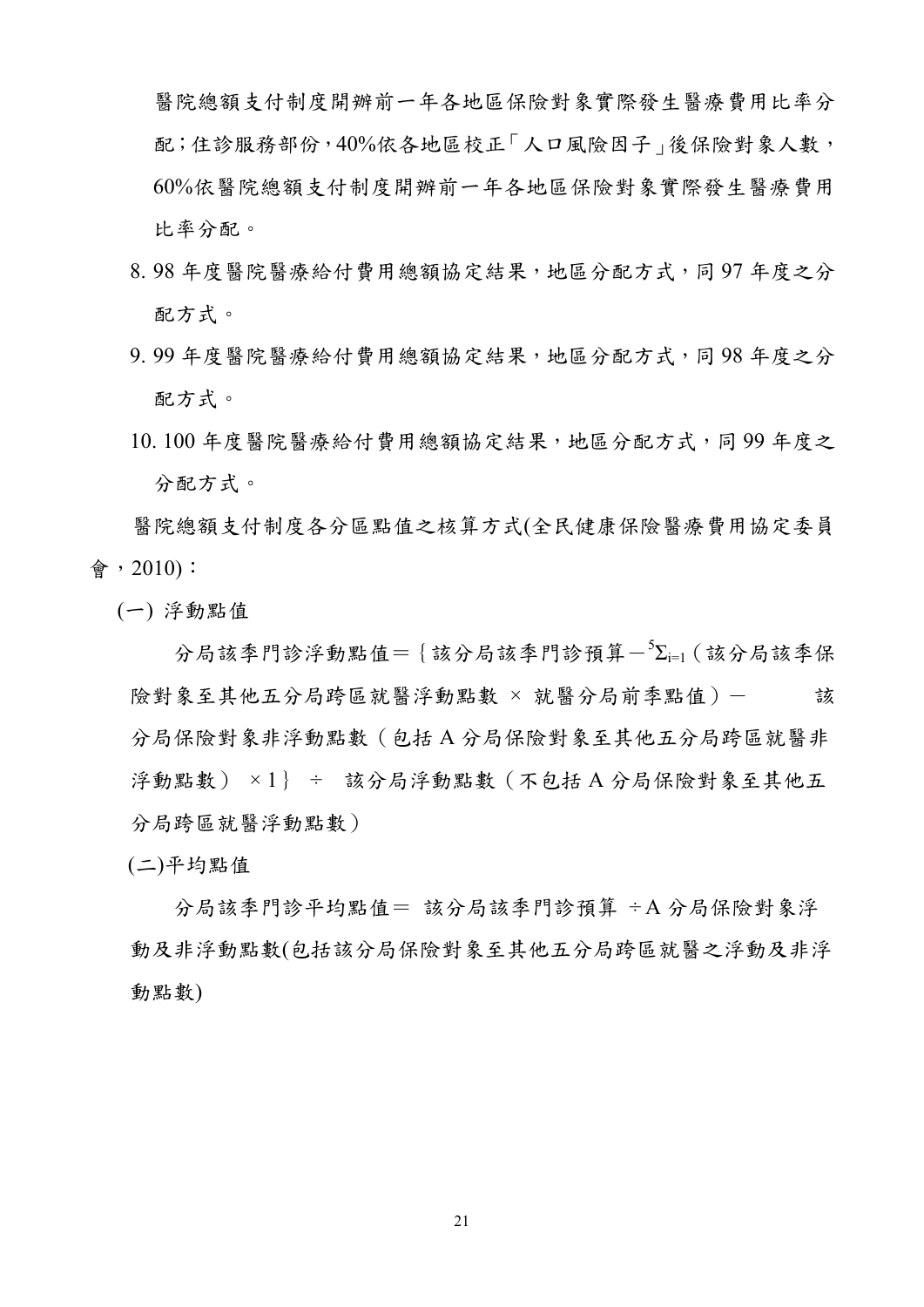醫院總額支付制度開辦前一年各地區保險對象實際發生醫療費用比率分配；住診服務部份，40%依各地區校正「人口風險因子」後保險對象人數，60%依醫院總額支付制度開辦前一年各地區保險對象實際發生醫療費用比率分配。

8. 98 年度醫院醫療給付費用總額協定結果，地區分配方式，同 97 年度之分配方式。
9. 99 年度醫院醫療給付費用總額協定結果，地區分配方式，同 98 年度之分配方式。
10. 100 年度醫院醫療給付費用總額協定結果，地區分配方式，同 99 年度之分配方式。

醫院總額支付制度各分區點值之核算方式(全民健康保險醫療費用協定委員會，2010)：

(一) 浮動點值

分局該季門診浮動點值＝｛該分局該季門診預算－$^{5}\Sigma_{i=1}$（該分局該季保險對象至其他五分局跨區就醫浮動點數 × 就醫分局前季點值）－　該分局保險對象非浮動點數（包括 A 分局保險對象至其他五分局跨區就醫非浮動點數） ×1｝ ÷ 該分局浮動點數（不包括 A 分局保險對象至其他五分局跨區就醫浮動點數）

(二)平均點值

分局該季門診平均點值＝ 該分局該季門診預算 ÷A 分局保險對象浮動及非浮動點數(包括該分局保險對象至其他五分局跨區就醫之浮動及非浮動點數)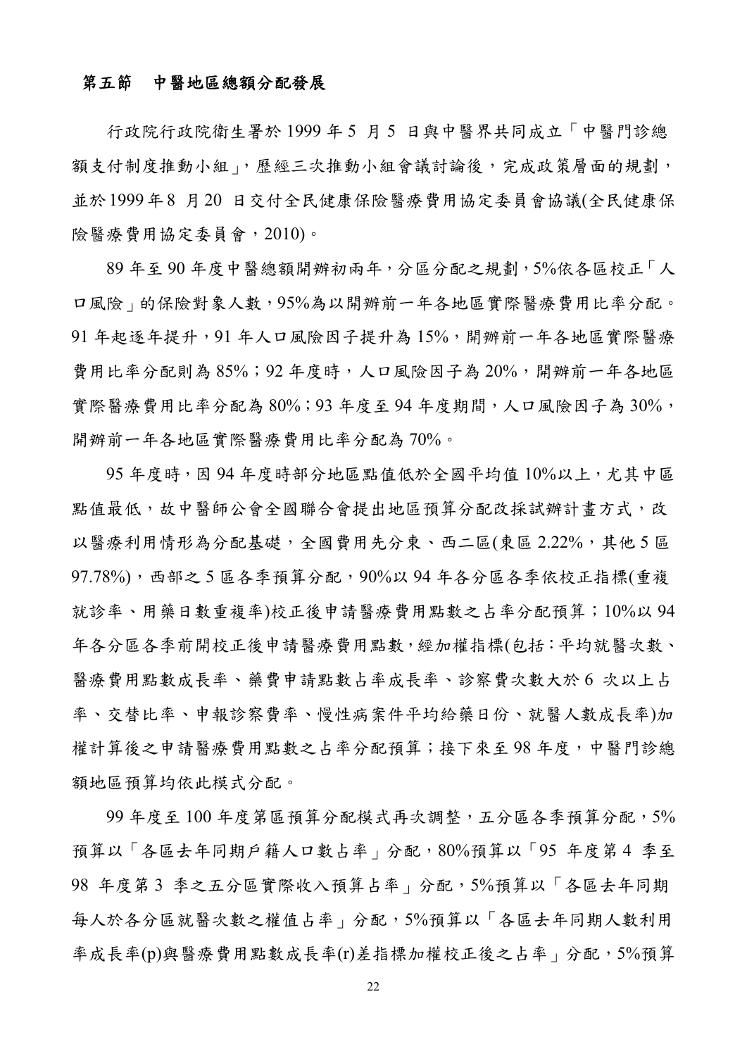## 第五節　中醫地區總額分配發展

行政院行政院衛生署於 1999 年 5 月 5 日與中醫界共同成立「中醫門診總額支付制度推動小組」，歷經三次推動小組會議討論後，完成政策層面的規劃，並於 1999 年 8 月 20 日交付全民健康保險醫療費用協定委員會協議(全民健康保險醫療費用協定委員會，2010)。

89 年至 90 年度中醫總額開辦初兩年，分區分配之規劃，5%依各區校正「人口風險」的保險對象人數，95%為以開辦前一年各地區實際醫療費用比率分配。91 年起逐年提升，91 年人口風險因子提升為 15%，開辦前一年各地區實際醫療費用比率分配則為 85%；92 年度時，人口風險因子為 20%，開辦前一年各地區實際醫療費用比率分配為 80%；93 年度至 94 年度期間，人口風險因子為 30%，開辦前一年各地區實際醫療費用比率分配為 70%。

95 年度時，因 94 年度時部分地區點值低於全國平均值 10%以上，尤其中區點值最低，故中醫師公會全國聯合會提出地區預算分配改採試辦計畫方式，改以醫療利用情形為分配基礎，全國費用先分東、西二區(東區 2.22%，其他 5 區 97.78%)，西部之 5 區各季預算分配，90%以 94 年各分區各季依校正指標(重複就診率、用藥日數重複率)校正後申請醫療費用點數之占率分配預算；10%以 94 年各分區各季前開校正後申請醫療費用點數，經加權指標(包括：平均就醫次數、醫療費用點數成長率、藥費申請點數占率成長率、診察費次數大於 6 次以上占率、交替比率、申報診察費率、慢性病案件平均給藥日份、就醫人數成長率)加權計算後之申請醫療費用點數之占率分配預算；接下來至 98 年度，中醫門診總額地區預算均依此模式分配。

99 年度至 100 年度第區預算分配模式再次調整，五分區各季預算分配，5%預算以「各區去年同期戶籍人口數占率」分配，80%預算以「95 年度第 4 季至 98 年度第 3 季之五分區實際收入預算占率」分配，5%預算以「各區去年同期每人於各分區就醫次數之權值占率」分配，5%預算以「各區去年同期人數利用率成長率(p)與醫療費用點數成長率(r)差指標加權校正後之占率」分配，5%預算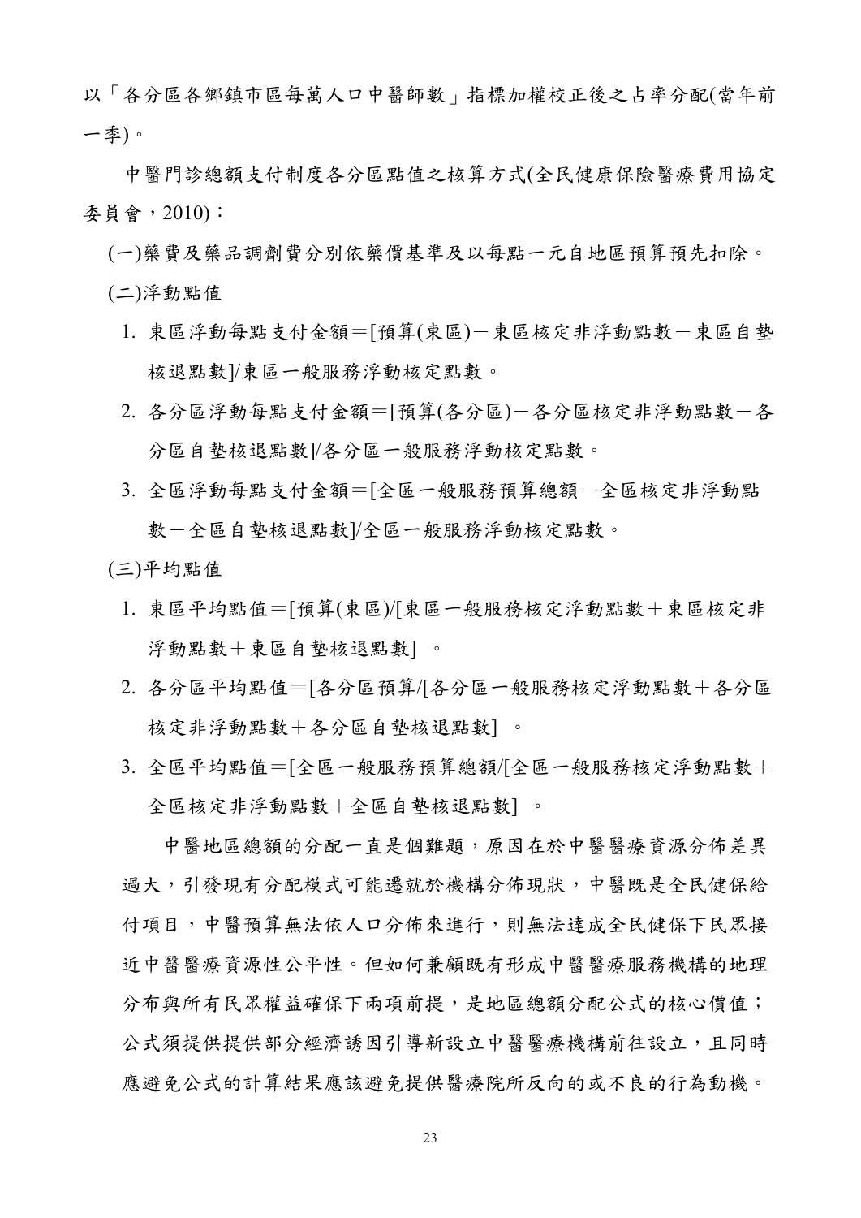以「各分區各鄉鎮市區每萬人口中醫師數」指標加權校正後之占率分配(當年前一季)。

中醫門診總額支付制度各分區點值之核算方式(全民健康保險醫療費用協定委員會，2010)：

(一)藥費及藥品調劑費分別依藥價基準及以每點一元自地區預算預先扣除。

(二)浮動點值

1. 東區浮動每點支付金額＝[預算(東區)－東區核定非浮動點數－東區自墊核退點數]/東區一般服務浮動核定點數。
2. 各分區浮動每點支付金額＝[預算(各分區)－各分區核定非浮動點數－各分區自墊核退點數]/各分區一般服務浮動核定點數。
3. 全區浮動每點支付金額＝[全區一般服務預算總額－全區核定非浮動點數－全區自墊核退點數]/全區一般服務浮動核定點數。

(三)平均點值

1. 東區平均點值＝[預算(東區)/[東區一般服務核定浮動點數＋東區核定非浮動點數＋東區自墊核退點數] 。
2. 各分區平均點值＝[各分區預算/[各分區一般服務核定浮動點數＋各分區核定非浮動點數＋各分區自墊核退點數] 。
3. 全區平均點值＝[全區一般服務預算總額/[全區一般服務核定浮動點數＋全區核定非浮動點數＋全區自墊核退點數] 。

中醫地區總額的分配一直是個難題，原因在於中醫醫療資源分佈差異過大，引發現有分配模式可能遷就於機構分佈現狀，中醫既是全民健保給付項目，中醫預算無法依人口分佈來進行，則無法達成全民健保下民眾接近中醫醫療資源性公平性。但如何兼顧既有形成中醫醫療服務機構的地理分布與所有民眾權益確保下兩項前提，是地區總額分配公式的核心價值；公式須提供提供部分經濟誘因引導新設立中醫醫療機構前往設立，且同時應避免公式的計算結果應該避免提供醫療院所反向的或不良的行為動機。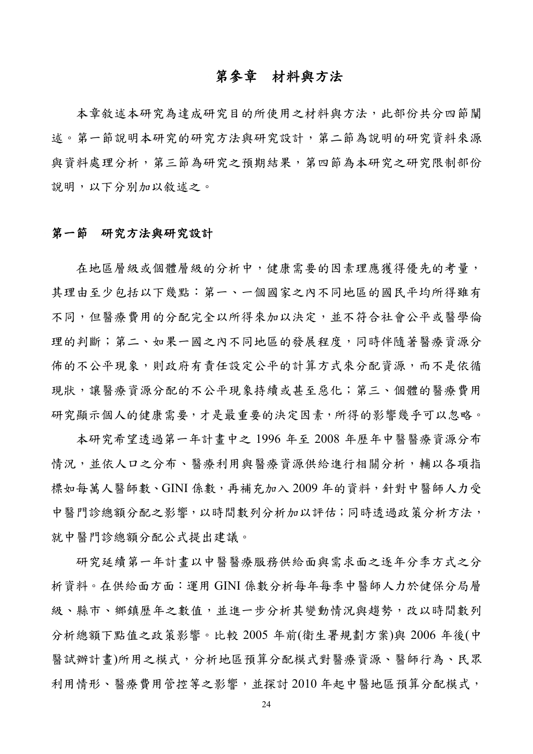# 第參章　材料與方法

本章敘述本研究為達成研究目的所使用之材料與方法，此部份共分四節闡述。第一節說明本研究的研究方法與研究設計，第二節為說明的研究資料來源與資料處理分析，第三節為研究之預期結果，第四節為本研究之研究限制部份說明，以下分別加以敘述之。

## 第一節　研究方法與研究設計

在地區層級或個體層級的分析中，健康需要的因素理應獲得優先的考量，其理由至少包括以下幾點：第一、一個國家之內不同地區的國民平均所得雖有不同，但醫療費用的分配完全以所得來加以決定，並不符合社會公平或醫學倫理的判斷；第二、如果一國之內不同地區的發展程度，同時伴隨著醫療資源分佈的不公平現象，則政府有責任設定公平的計算方式來分配資源，而不是依循現狀，讓醫療資源分配的不公平現象持續或甚至惡化；第三、個體的醫療費用研究顯示個人的健康需要，才是最重要的決定因素，所得的影響幾乎可以忽略。

本研究希望透過第一年計畫中之 1996 年至 2008 年歷年中醫醫療資源分布情況，並依人口之分布、醫療利用與醫療資源供給進行相關分析，輔以各項指標如每萬人醫師數、GINI 係數，再補充加入 2009 年的資料，針對中醫師人力受中醫門診總額分配之影響，以時間數列分析加以評估；同時透過政策分析方法，就中醫門診總額分配公式提出建議。

研究延續第一年計畫以中醫醫療服務供給面與需求面之逐年分季方式之分析資料。在供給面方面：運用 GINI 係數分析每年每季中醫師人力於健保分局層級、縣市、鄉鎮歷年之數值，並進一步分析其變動情況與趨勢，改以時間數列分析總額下點值之政策影響。比較 2005 年前(衛生署規劃方案)與 2006 年後(中醫試辦計畫)所用之模式，分析地區預算分配模式對醫療資源、醫師行為、民眾利用情形、醫療費用管控等之影響，並探討 2010 年起中醫地區預算分配模式，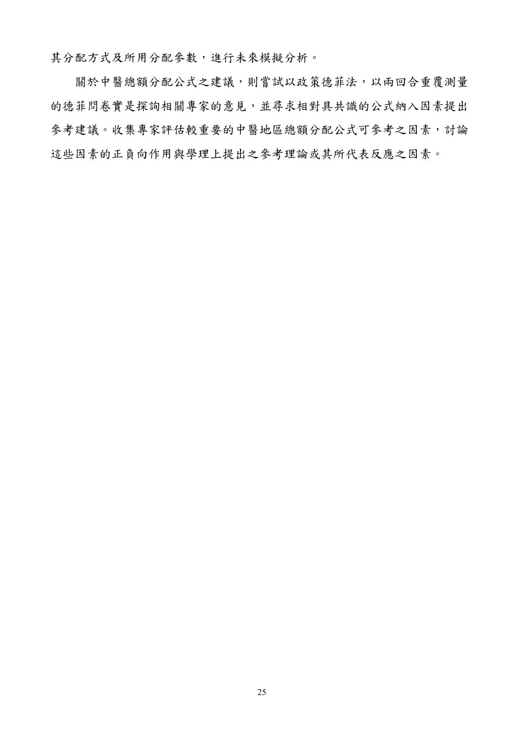其分配方式及所用分配參數，進行未來模擬分析。

關於中醫總額分配公式之建議，則嘗試以政策德菲法，以兩回合重覆測量的德菲問卷實是探詢相關專家的意見，並尋求相對具共識的公式納入因素提出參考建議。收集專家評估較重要的中醫地區總額分配公式可參考之因素，討論這些因素的正負向作用與學理上提出之參考理論或其所代表反應之因素。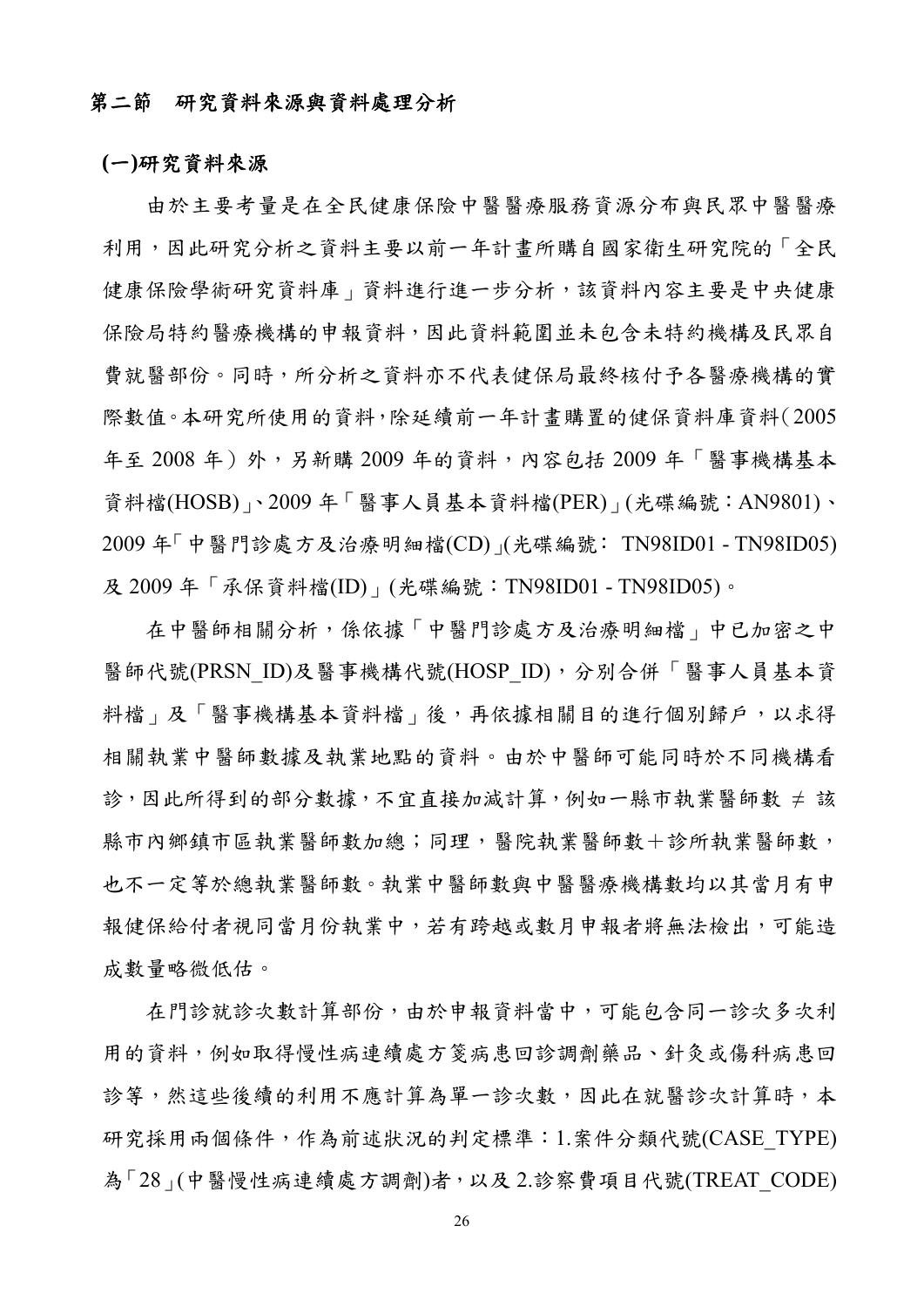## 第二節　研究資料來源與資料處理分析

**(一)研究資料來源**

由於主要考量是在全民健康保險中醫醫療服務資源分布與民眾中醫醫療利用，因此研究分析之資料主要以前一年計畫所購自國家衛生研究院的「全民健康保險學術研究資料庫」資料進行進一步分析，該資料內容主要是中央健康保險局特約醫療機構的申報資料，因此資料範圍並未包含未特約機構及民眾自費就醫部份。同時，所分析之資料亦不代表健保局最終核付予各醫療機構的實際數值。本研究所使用的資料，除延續前一年計畫購置的健保資料庫資料（2005年至 2008 年）外，另新購 2009 年的資料，內容包括 2009 年「醫事機構基本資料檔(HOSB)」、2009 年「醫事人員基本資料檔(PER)」(光碟編號：AN9801)、2009 年「中醫門診處方及治療明細檔(CD)」(光碟編號： TN98ID01 - TN98ID05)及 2009 年「承保資料檔(ID)」(光碟編號：TN98ID01 - TN98ID05)。

在中醫師相關分析，係依據「中醫門診處方及治療明細檔」中已加密之中醫師代號(PRSN_ID)及醫事機構代號(HOSP_ID)，分別合併「醫事人員基本資料檔」及「醫事機構基本資料檔」後，再依據相關目的進行個別歸戶，以求得相關執業中醫師數據及執業地點的資料。由於中醫師可能同時於不同機構看診，因此所得到的部分數據，不宜直接加減計算，例如一縣市執業醫師數 ≠ 該縣市內鄉鎮市區執業醫師數加總；同理，醫院執業醫師數＋診所執業醫師數，也不一定等於總執業醫師數。執業中醫師數與中醫醫療機構數均以其當月有申報健保給付者視同當月份執業中，若有跨越或數月申報者將無法檢出，可能造成數量略微低估。

在門診就診次數計算部份，由於申報資料當中，可能包含同一診次多次利用的資料，例如取得慢性病連續處方箋病患回診調劑藥品、針灸或傷科病患回診等，然這些後續的利用不應計算為單一診次數，因此在就醫診次計算時，本研究採用兩個條件，作為前述狀況的判定標準：1.案件分類代號(CASE_TYPE)為「28」(中醫慢性病連續處方調劑)者，以及 2.診察費項目代號(TREAT_CODE)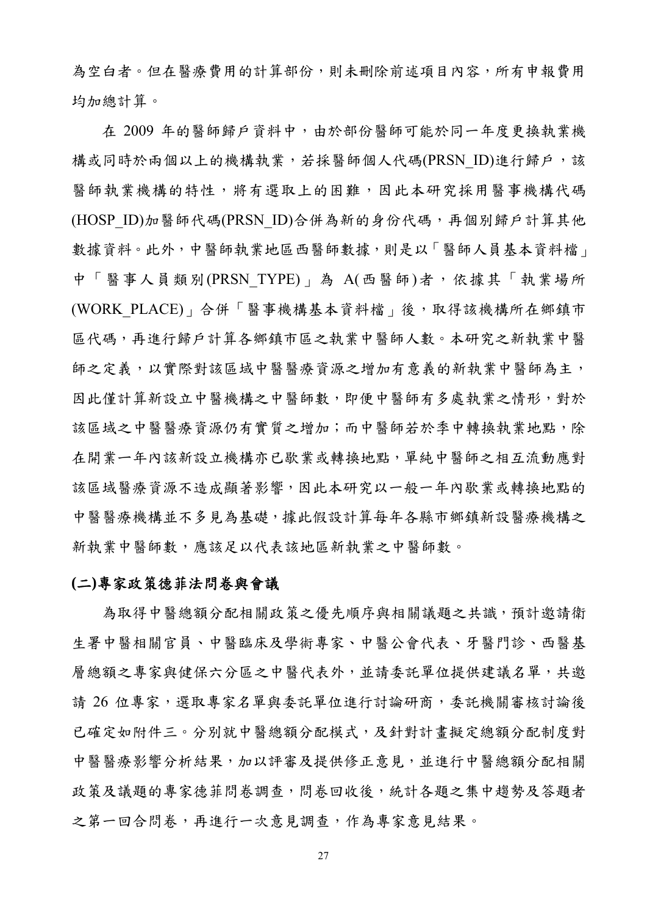為空白者。但在醫療費用的計算部份，則未刪除前述項目內容，所有申報費用均加總計算。

在 2009 年的醫師歸戶資料中，由於部份醫師可能於同一年度更換執業機構或同時於兩個以上的機構執業，若採醫師個人代碼(PRSN_ID)進行歸戶，該醫師執業機構的特性，將有選取上的困難，因此本研究採用醫事機構代碼(HOSP_ID)加醫師代碼(PRSN_ID)合併為新的身份代碼，再個別歸戶計算其他數據資料。此外，中醫師執業地區西醫師數據，則是以「醫師人員基本資料檔」中「醫事人員類別(PRSN_TYPE)」為 A(西醫師)者，依據其「執業場所(WORK_PLACE)」合併「醫事機構基本資料檔」後，取得該機構所在鄉鎮市區代碼，再進行歸戶計算各鄉鎮市區之執業中醫師人數。本研究之新執業中醫師之定義，以實際對該區域中醫醫療資源之增加有意義的新執業中醫師為主，因此僅計算新設立中醫機構之中醫師數，即便中醫師有多處執業之情形，對於該區域之中醫醫療資源仍有實質之增加；而中醫師若於季中轉換執業地點，除在開業一年內該新設立機構亦已歇業或轉換地點，單純中醫師之相互流動應對該區域醫療資源不造成顯著影響，因此本研究以一般一年內歇業或轉換地點的中醫醫療機構並不多見為基礎，據此假設計算每年各縣市鄉鎮新設醫療機構之新執業中醫師數，應該足以代表該地區新執業之中醫師數。

**(二)專家政策德菲法問卷與會議**

為取得中醫總額分配相關政策之優先順序與相關議題之共識，預計邀請衛生署中醫相關官員、中醫臨床及學術專家、中醫公會代表、牙醫門診、西醫基層總額之專家與健保六分區之中醫代表外，並請委託單位提供建議名單，共邀請 26 位專家，選取專家名單與委託單位進行討論研商，委託機關審核討論後已確定如附件三。分別就中醫總額分配模式，及針對計畫擬定總額分配制度對中醫醫療影響分析結果，加以評審及提供修正意見，並進行中醫總額分配相關政策及議題的專家德菲問卷調查，問卷回收後，統計各題之集中趨勢及答題者之第一回合問卷，再進行一次意見調查，作為專家意見結果。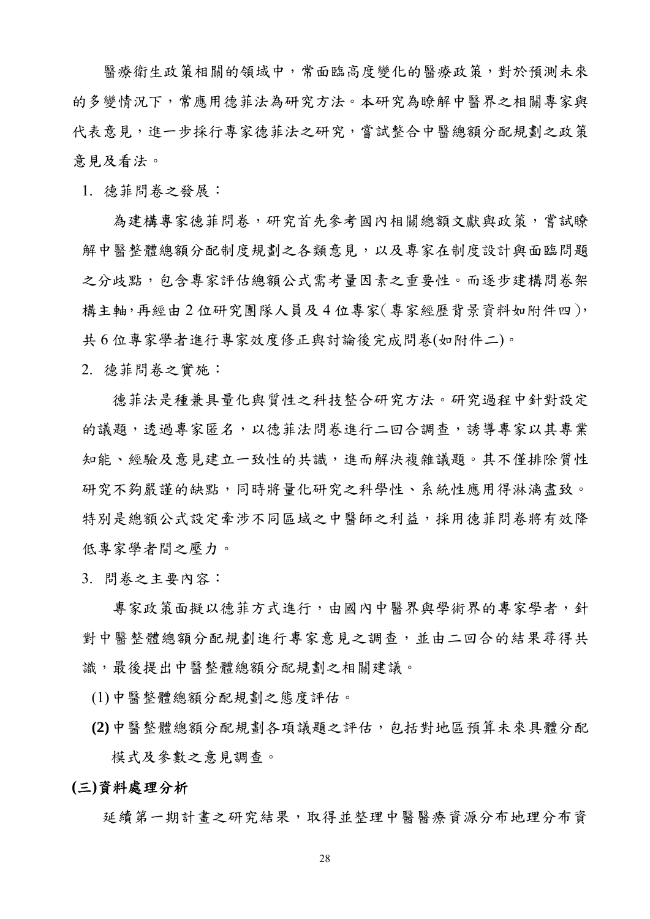醫療衛生政策相關的領域中，常面臨高度變化的醫療政策，對於預測未來的多變情況下，常應用德菲法為研究方法。本研究為瞭解中醫界之相關專家與代表意見，進一步採行專家德菲法之研究，嘗試整合中醫總額分配規劃之政策意見及看法。

1. 德菲問卷之發展：

為建構專家德菲問卷，研究首先參考國內相關總額文獻與政策，嘗試瞭解中醫整體總額分配制度規劃之各類意見，以及專家在制度設計與面臨問題之分歧點，包含專家評估總額公式需考量因素之重要性。而逐步建構問卷架構主軸，再經由 2 位研究團隊人員及 4 位專家(專家經歷背景資料如附件四)，共 6 位專家學者進行專家效度修正與討論後完成問卷(如附件二)。

2. 德菲問卷之實施：

德菲法是種兼具量化與質性之科技整合研究方法。研究過程中針對設定的議題，透過專家匿名，以德菲法問卷進行二回合調查，誘導專家以其專業知能、經驗及意見建立一致性的共識，進而解決複雜議題。其不僅排除質性研究不夠嚴謹的缺點，同時將量化研究之科學性、系統性應用得淋漓盡致。特別是總額公式設定牽涉不同區域之中醫師之利益，採用德菲問卷將有效降低專家學者間之壓力。

3. 問卷之主要內容：

專家政策面擬以德菲方式進行，由國內中醫界與學術界的專家學者，針對中醫整體總額分配規劃進行專家意見之調查，並由二回合的結果尋得共識，最後提出中醫整體總額分配規劃之相關建議。

(1) 中醫整體總額分配規劃之態度評估。

**(2)** 中醫整體總額分配規劃各項議題之評估，包括對地區預算未來具體分配模式及參數之意見調查。

**(三)資料處理分析**

延續第一期計畫之研究結果，取得並整理中醫醫療資源分布地理分布資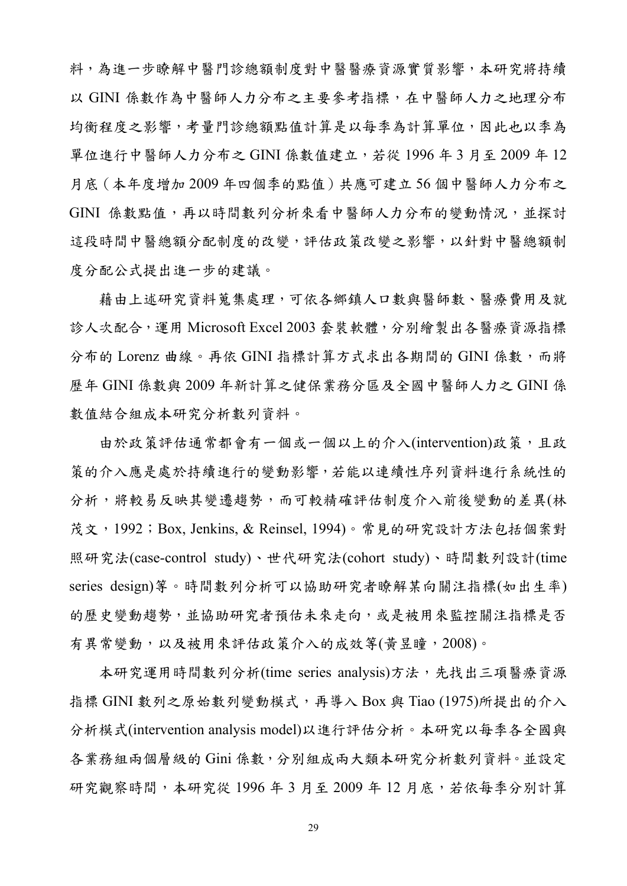料，為進一步瞭解中醫門診總額制度對中醫醫療資源實質影響，本研究將持續以 GINI 係數作為中醫師人力分布之主要參考指標，在中醫師人力之地理分布均衡程度之影響，考量門診總額點值計算是以每季為計算單位，因此也以季為單位進行中醫師人力分布之 GINI 係數值建立，若從 1996 年 3 月至 2009 年 12 月底（本年度增加 2009 年四個季的點值）共應可建立 56 個中醫師人力分布之 GINI 係數點值，再以時間數列分析來看中醫師人力分布的變動情況，並探討這段時間中醫總額分配制度的改變，評估政策改變之影響，以針對中醫總額制度分配公式提出進一步的建議。

藉由上述研究資料蒐集處理，可依各鄉鎮人口數與醫師數、醫療費用及就診人次配合，運用 Microsoft Excel 2003 套裝軟體，分別繪製出各醫療資源指標分布的 Lorenz 曲線。再依 GINI 指標計算方式求出各期間的 GINI 係數，而將歷年 GINI 係數與 2009 年新計算之健保業務分區及全國中醫師人力之 GINI 係數值結合組成本研究分析數列資料。

由於政策評估通常都會有一個或一個以上的介入(intervention)政策，且政策的介入應是處於持續進行的變動影響，若能以連續性序列資料進行系統性的分析，將較易反映其變遷趨勢，而可較精確評估制度介入前後變動的差異(林茂文，1992；Box, Jenkins, & Reinsel, 1994)。常見的研究設計方法包括個案對照研究法(case-control study)、世代研究法(cohort study)、時間數列設計(time series design)等。時間數列分析可以協助研究者瞭解某向關注指標(如出生率)的歷史變動趨勢，並協助研究者預估未來走向，或是被用來監控關注指標是否有異常變動，以及被用來評估政策介入的成效等(黃昱瞳，2008)。

本研究運用時間數列分析(time series analysis)方法，先找出三項醫療資源指標 GINI 數列之原始數列變動模式，再導入 Box 與 Tiao (1975)所提出的介入分析模式(intervention analysis model)以進行評估分析。本研究以每季各全國與各業務組兩個層級的 Gini 係數，分別組成兩大類本研究分析數列資料。並設定研究觀察時間，本研究從 1996 年 3 月至 2009 年 12 月底，若依每季分別計算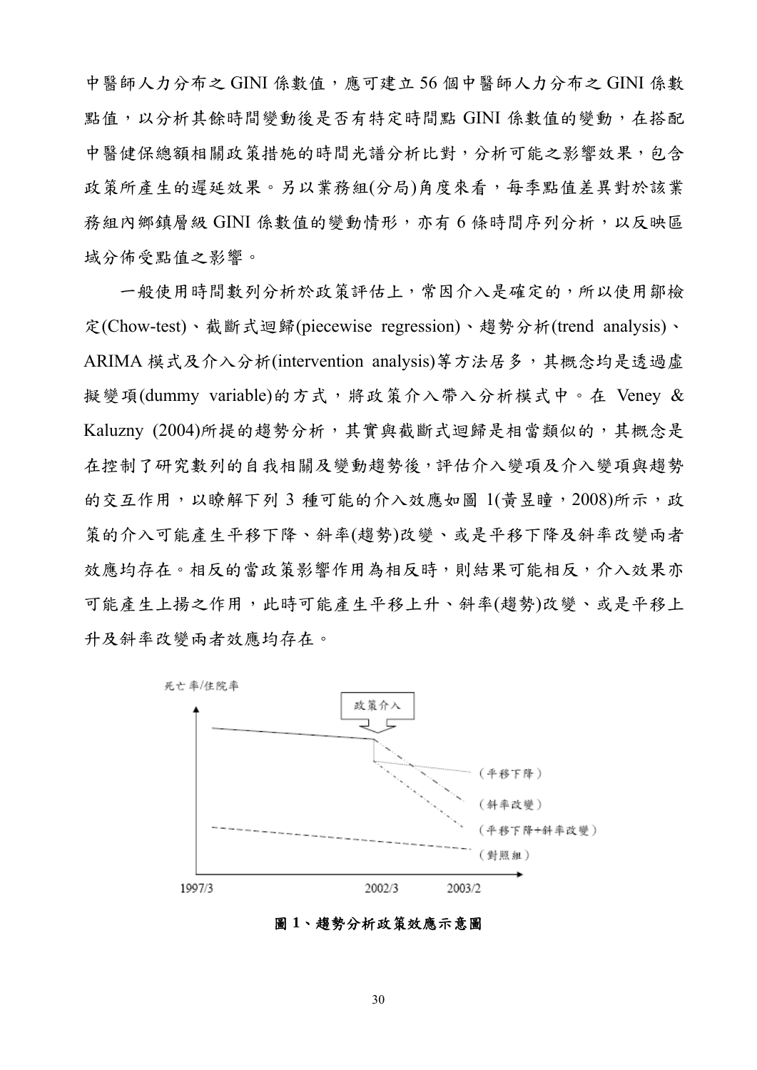中醫師人力分布之 GINI 係數值，應可建立 56 個中醫師人力分布之 GINI 係數點值，以分析其餘時間變動後是否有特定時間點 GINI 係數值的變動，在搭配中醫健保總額相關政策措施的時間光譜分析比對，分析可能之影響效果，包含政策所產生的遲延效果。另以業務組(分局)角度來看，每季點值差異對於該業務組內鄉鎮層級 GINI 係數值的變動情形，亦有 6 條時間序列分析，以反映區域分佈受點值之影響。

一般使用時間數列分析於政策評估上，常因介入是確定的，所以使用鄒檢定(Chow-test)、截斷式迴歸(piecewise regression)、趨勢分析(trend analysis)、ARIMA 模式及介入分析(intervention analysis)等方法居多，其概念均是透過虛擬變項(dummy variable)的方式，將政策介入帶入分析模式中。在 Veney & Kaluzny (2004)所提的趨勢分析，其實與截斷式迴歸是相當類似的，其概念是在控制了研究數列的自我相關及變動趨勢後，評估介入變項及介入變項與趨勢的交互作用，以瞭解下列 3 種可能的介入效應如圖 1(黃昱瞳，2008)所示，政策的介入可能產生平移下降、斜率(趨勢)改變、或是平移下降及斜率改變兩者效應均存在。相反的當政策影響作用為相反時，則結果可能相反，介入效果亦可能產生上揚之作用，此時可能產生平移上升、斜率(趨勢)改變、或是平移上升及斜率改變兩者效應均存在。

死亡率/住院率

政策介入

(平移下降)

(斜率改變)

(平移下降+斜率改變)

(對照組)

1997/3　2002/3　2003/2

**圖 1、趨勢分析政策效應示意圖**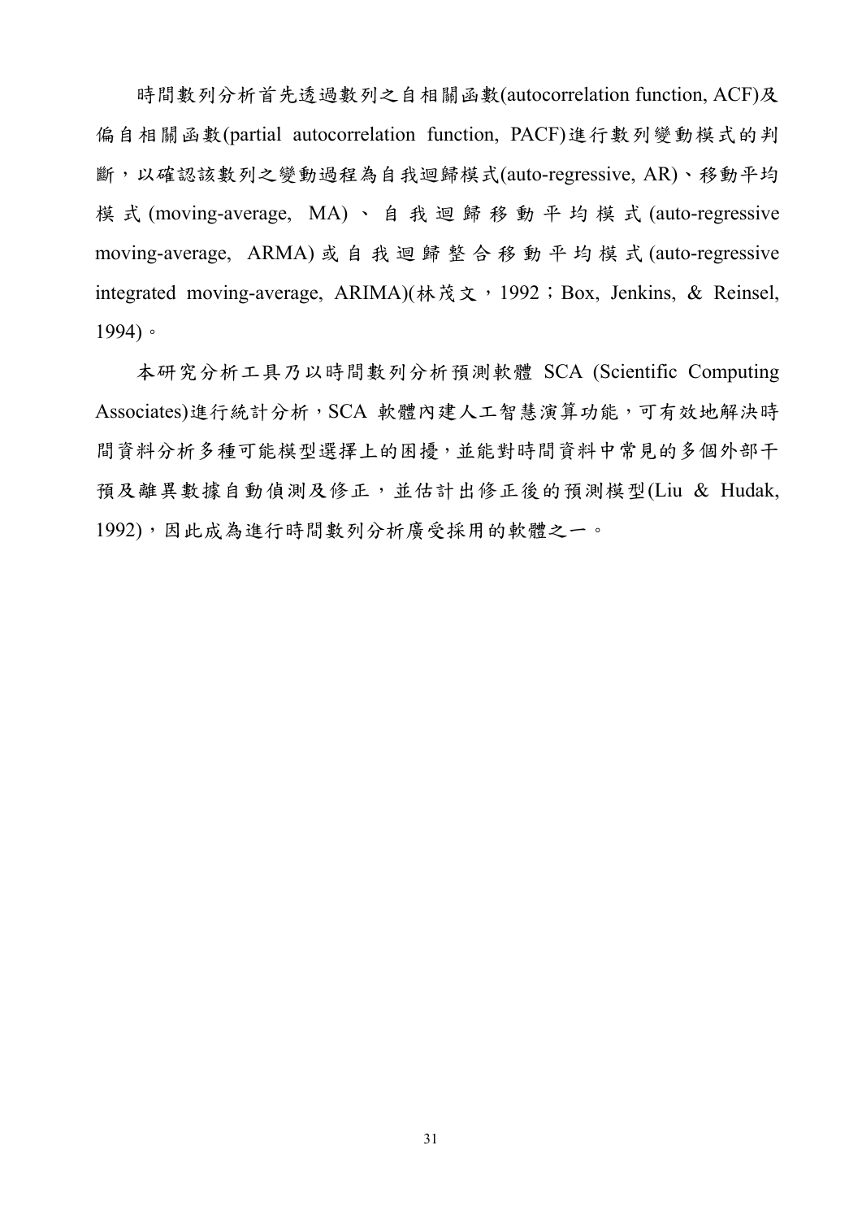時間數列分析首先透過數列之自相關函數(autocorrelation function, ACF)及偏自相關函數(partial autocorrelation function, PACF)進行數列變動模式的判斷，以確認該數列之變動過程為自我迴歸模式(auto-regressive, AR)、移動平均模式(moving-average, MA)、自我迴歸移動平均模式(auto-regressive moving-average, ARMA)或自我迴歸整合移動平均模式(auto-regressive integrated moving-average, ARIMA)(林茂文，1992；Box, Jenkins, & Reinsel, 1994)。

本研究分析工具乃以時間數列分析預測軟體 SCA (Scientific Computing Associates)進行統計分析，SCA 軟體內建人工智慧演算功能，可有效地解決時間資料分析多種可能模型選擇上的困擾，並能對時間資料中常見的多個外部干預及離異數據自動偵測及修正，並估計出修正後的預測模型(Liu & Hudak, 1992)，因此成為進行時間數列分析廣受採用的軟體之一。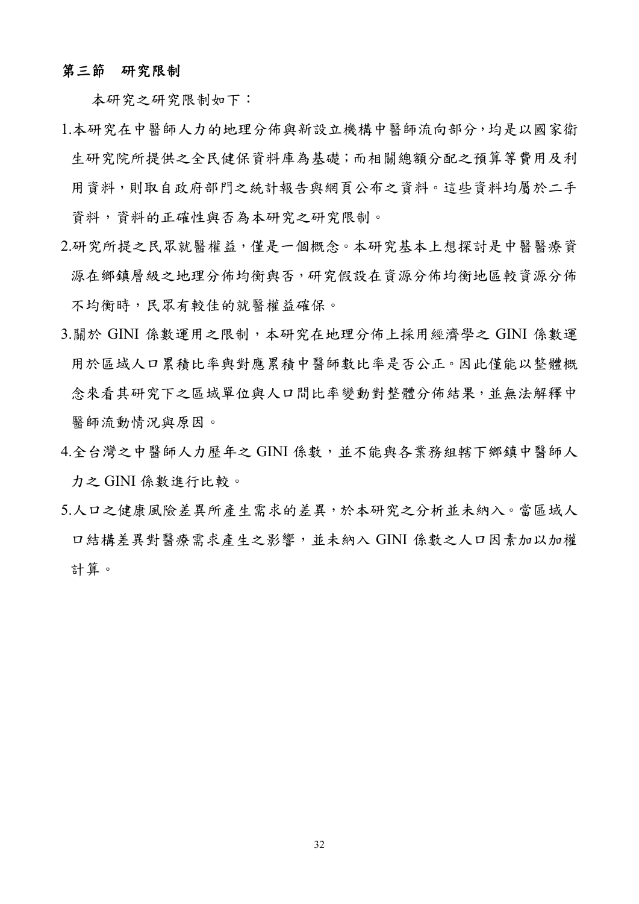## 第三節　研究限制

本研究之研究限制如下：

1. 本研究在中醫師人力的地理分佈與新設立機構中醫師流向部分，均是以國家衛生研究院所提供之全民健保資料庫為基礎；而相關總額分配之預算等費用及利用資料，則取自政府部門之統計報告與網頁公布之資料。這些資料均屬於二手資料，資料的正確性與否為本研究之研究限制。
2. 研究所提之民眾就醫權益，僅是一個概念。本研究基本上想探討是中醫醫療資源在鄉鎮層級之地理分佈均衡與否，研究假設在資源分佈均衡地區較資源分佈不均衡時，民眾有較佳的就醫權益確保。
3. 關於 GINI 係數運用之限制，本研究在地理分佈上採用經濟學之 GINI 係數運用於區域人口累積比率與對應累積中醫師數比率是否公正。因此僅能以整體概念來看其研究下之區域單位與人口間比率變動對整體分佈結果，並無法解釋中醫師流動情況與原因。
4. 全台灣之中醫師人力歷年之 GINI 係數，並不能與各業務組轄下鄉鎮中醫師人力之 GINI 係數進行比較。
5. 人口之健康風險差異所產生需求的差異，於本研究之分析並未納入。當區域人口結構差異對醫療需求產生之影響，並未納入 GINI 係數之人口因素加以加權計算。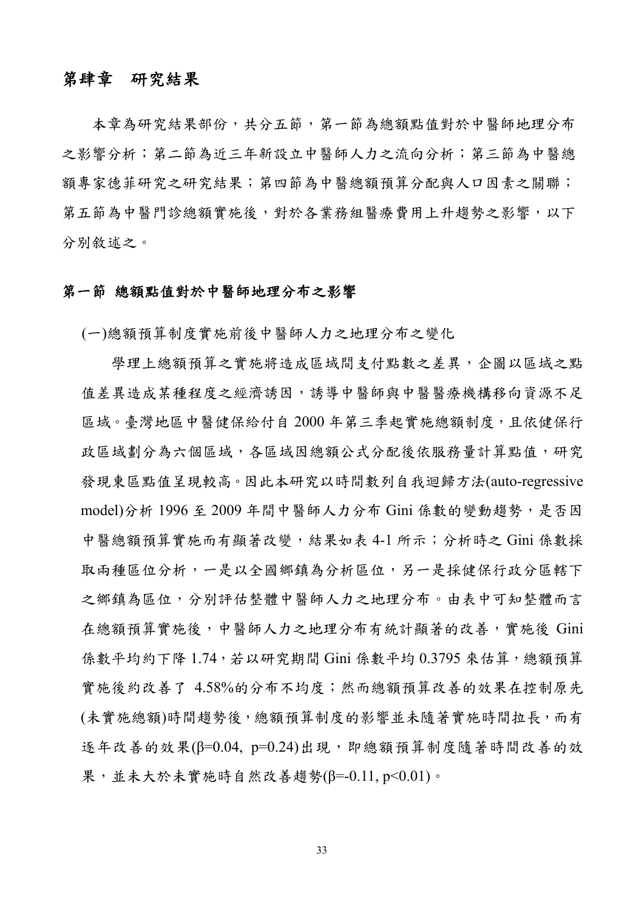# 第肆章　研究結果

本章為研究結果部份，共分五節，第一節為總額點值對於中醫師地理分布之影響分析；第二節為近三年新設立中醫師人力之流向分析；第三節為中醫總額專家德菲研究之研究結果；第四節為中醫總額預算分配與人口因素之關聯；第五節為中醫門診總額實施後，對於各業務組醫療費用上升趨勢之影響，以下分別敘述之。

## 第一節 總額點值對於中醫師地理分布之影響

(一)總額預算制度實施前後中醫師人力之地理分布之變化

學理上總額預算之實施將造成區域間支付點數之差異，企圖以區域之點值差異造成某種程度之經濟誘因，誘導中醫師與中醫醫療機構移向資源不足區域。臺灣地區中醫健保給付自 2000 年第三季起實施總額制度，且依健保行政區域劃分為六個區域，各區域因總額公式分配後依服務量計算點值，研究發現東區點值呈現較高。因此本研究以時間數列自我迴歸方法(auto-regressive model)分析 1996 至 2009 年間中醫師人力分布 Gini 係數的變動趨勢，是否因中醫總額預算實施而有顯著改變，結果如表 4-1 所示；分析時之 Gini 係數採取兩種區位分析，一是以全國鄉鎮為分析區位，另一是採健保行政分區轄下之鄉鎮為區位，分別評估整體中醫師人力之地理分布。由表中可知整體而言在總額預算實施後，中醫師人力之地理分布有統計顯著的改善，實施後 Gini 係數平均約下降 1.74，若以研究期間 Gini 係數平均 0.3795 來估算，總額預算實施後約改善了 4.58%的分布不均度；然而總額預算改善的效果在控制原先(未實施總額)時間趨勢後，總額預算制度的影響並未隨著實施時間拉長，而有逐年改善的效果($\beta=0.04$, $p=0.24$)出現，即總額預算制度隨著時間改善的效果，並未大於未實施時自然改善趨勢($\beta=-0.11$, $p<0.01$)。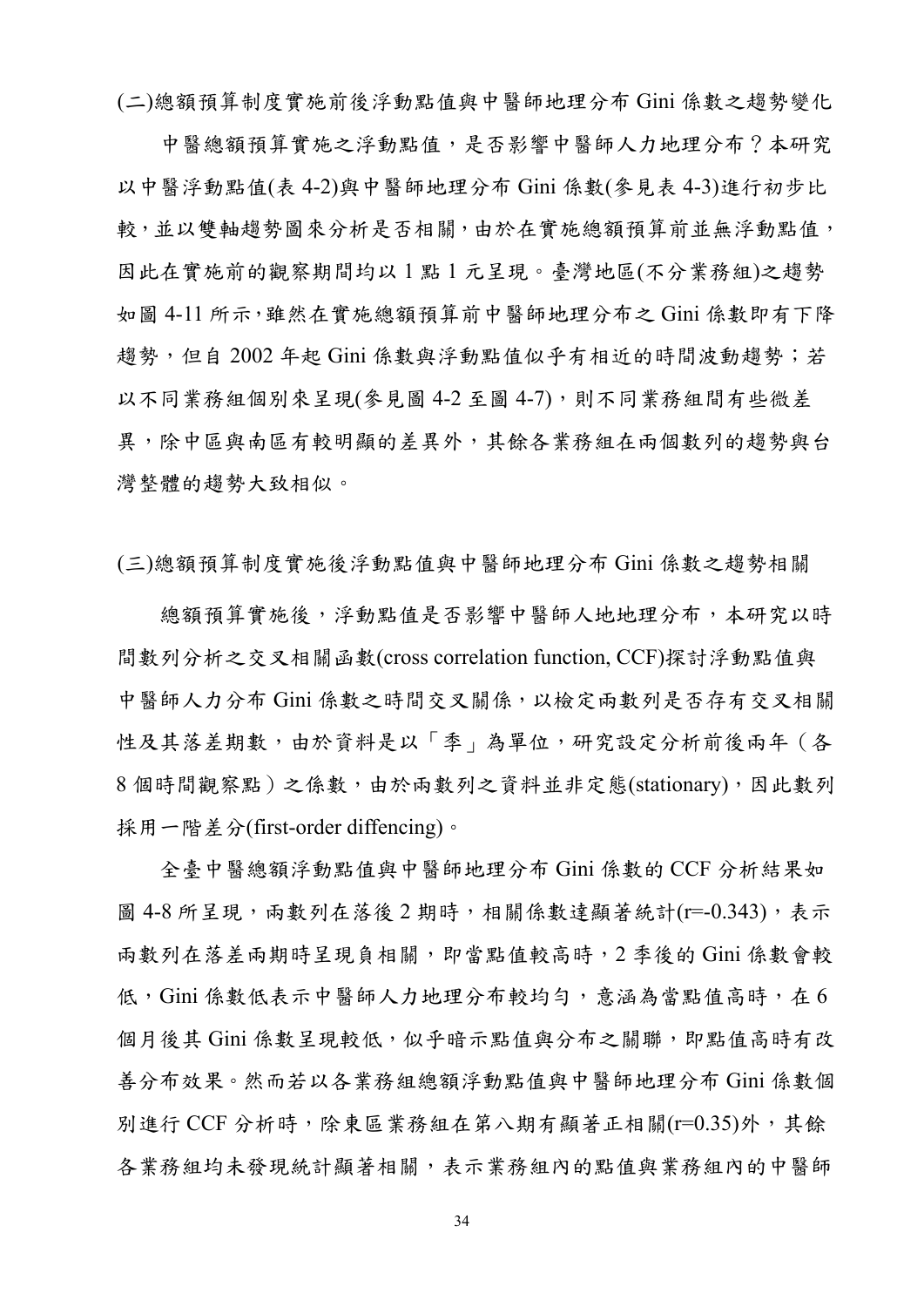### (二)總額預算制度實施前後浮動點值與中醫師地理分布 Gini 係數之趨勢變化

中醫總額預算實施之浮動點值，是否影響中醫師人力地理分布？本研究以中醫浮動點值(表 4-2)與中醫師地理分布 Gini 係數(參見表 4-3)進行初步比較，並以雙軸趨勢圖來分析是否相關，由於在實施總額預算前並無浮動點值，因此在實施前的觀察期間均以 1 點 1 元呈現。臺灣地區(不分業務組)之趨勢如圖 4-11 所示，雖然在實施總額預算前中醫師地理分布之 Gini 係數即有下降趨勢，但自 2002 年起 Gini 係數與浮動點值似乎有相近的時間波動趨勢；若以不同業務組個別來呈現(參見圖 4-2 至圖 4-7)，則不同業務組間有些微差異，除中區與南區有較明顯的差異外，其餘各業務組在兩個數列的趨勢與台灣整體的趨勢大致相似。

### (三)總額預算制度實施後浮動點值與中醫師地理分布 Gini 係數之趨勢相關

總額預算實施後，浮動點值是否影響中醫師人地地理分布，本研究以時間數列分析之交叉相關函數(cross correlation function, CCF)探討浮動點值與中醫師人力分布 Gini 係數之時間交叉關係，以檢定兩數列是否存有交叉相關性及其落差期數，由於資料是以「季」為單位，研究設定分析前後兩年（各 8 個時間觀察點）之係數，由於兩數列之資料並非定態(stationary)，因此數列採用一階差分(first-order diffencing)。

全臺中醫總額浮動點值與中醫師地理分布 Gini 係數的 CCF 分析結果如圖 4-8 所呈現，兩數列在落後 2 期時，相關係數達顯著統計(r=-0.343)，表示兩數列在落差兩期時呈現負相關，即當點值較高時，2 季後的 Gini 係數會較低，Gini 係數低表示中醫師人力地理分布較均勻，意涵為當點值高時，在 6 個月後其 Gini 係數呈現較低，似乎暗示點值與分布之關聯，即點值高時有改善分布效果。然而若以各業務組總額浮動點值與中醫師地理分布 Gini 係數個別進行 CCF 分析時，除東區業務組在第八期有顯著正相關(r=0.35)外，其餘各業務組均未發現統計顯著相關，表示業務組內的點值與業務組內的中醫師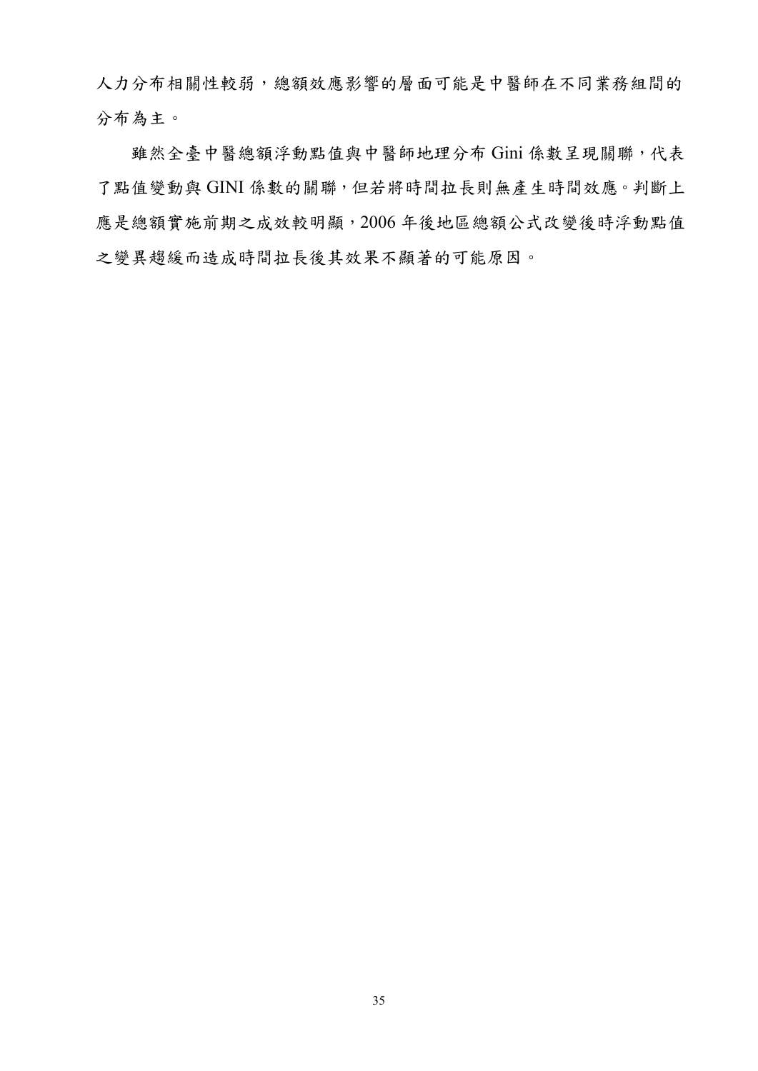人力分布相關性較弱，總額效應影響的層面可能是中醫師在不同業務組間的分布為主。

雖然全臺中醫總額浮動點值與中醫師地理分布 Gini 係數呈現關聯，代表了點值變動與 GINI 係數的關聯，但若將時間拉長則無產生時間效應。判斷上應是總額實施前期之成效較明顯，2006 年後地區總額公式改變後時浮動點值之變異趨緩而造成時間拉長後其效果不顯著的可能原因。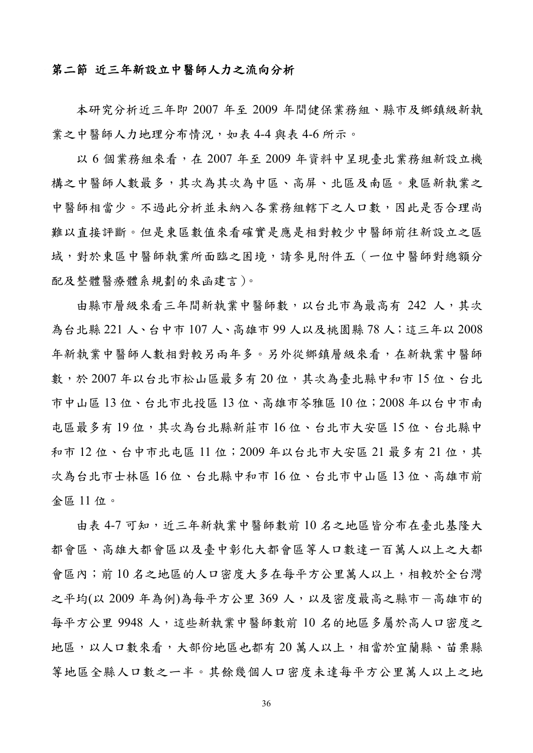## 第二節 近三年新設立中醫師人力之流向分析

本研究分析近三年即 2007 年至 2009 年間健保業務組、縣市及鄉鎮級新執業之中醫師人力地理分布情況，如表 4-4 與表 4-6 所示。

以 6 個業務組來看，在 2007 年至 2009 年資料中呈現臺北業務組新設立機構之中醫師人數最多，其次為其次為中區、高屏、北區及南區。東區新執業之中醫師相當少。不過此分析並未納入各業務組轄下之人口數，因此是否合理尚難以直接評斷。但是東區數值來看確實是應是相對較少中醫師前往新設立之區域，對於東區中醫師執業所面臨之困境，請參見附件五（一位中醫師對總額分配及整體醫療體系規劃的來函建言）。

由縣市層級來看三年間新執業中醫師數，以台北市為最高有 242 人，其次為台北縣 221 人、台中市 107 人、高雄市 99 人以及桃園縣 78 人；這三年以 2008 年新執業中醫師人數相對較另兩年多。另外從鄉鎮層級來看，在新執業中醫師數，於 2007 年以台北市松山區最多有 20 位，其次為臺北縣中和市 15 位、台北市中山區 13 位、台北市北投區 13 位、高雄市苓雅區 10 位；2008 年以台中市南屯區最多有 19 位，其次為台北縣新莊市 16 位、台北市大安區 15 位、台北縣中和市 12 位、台中市北屯區 11 位；2009 年以台北市大安區 21 最多有 21 位，其次為台北市士林區 16 位、台北縣中和市 16 位、台北市中山區 13 位、高雄市前金區 11 位。

由表 4-7 可知，近三年新執業中醫師數前 10 名之地區皆分布在臺北基隆大都會區、高雄大都會區以及臺中彰化大都會區等人口數達一百萬人以上之大都會區內；前 10 名之地區的人口密度大多在每平方公里萬人以上，相較於全台灣之平均(以 2009 年為例)為每平方公里 369 人，以及密度最高之縣市－高雄市的每平方公里 9948 人，這些新執業中醫師數前 10 名的地區多屬於高人口密度之地區，以人口數來看，大部份地區也都有 20 萬人以上，相當於宜蘭縣、苗栗縣等地區全縣人口數之一半。其餘幾個人口密度未達每平方公里萬人以上之地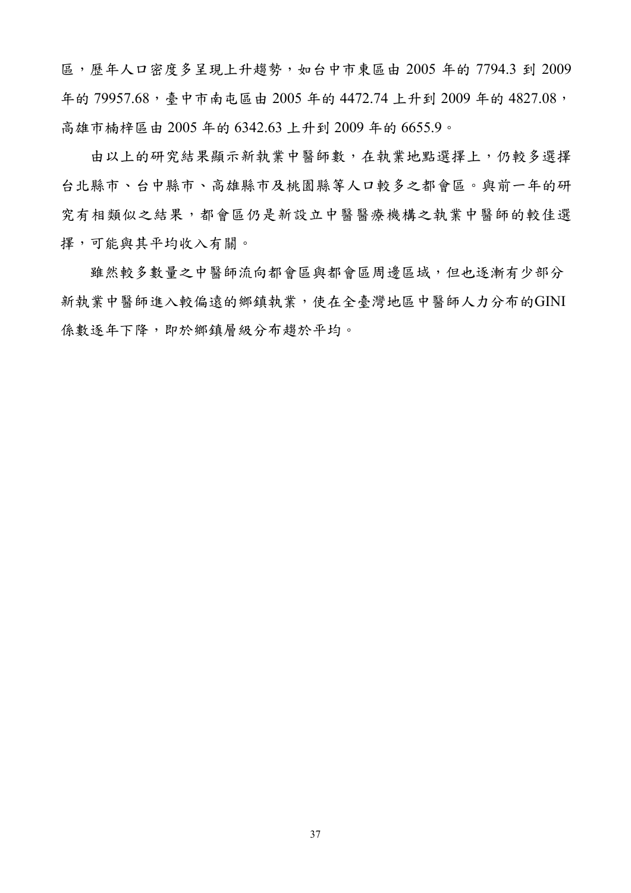區，歷年人口密度多呈現上升趨勢，如台中市東區由 2005 年的 7794.3 到 2009 年的 79957.68，臺中市南屯區由 2005 年的 4472.74 上升到 2009 年的 4827.08，高雄市楠梓區由 2005 年的 6342.63 上升到 2009 年的 6655.9。

由以上的研究結果顯示新執業中醫師數，在執業地點選擇上，仍較多選擇台北縣市、台中縣市、高雄縣市及桃園縣等人口較多之都會區。與前一年的研究有相類似之結果，都會區仍是新設立中醫醫療機構之執業中醫師的較佳選擇，可能與其平均收入有關。

雖然較多數量之中醫師流向都會區與都會區周邊區域，但也逐漸有少部分新執業中醫師進入較偏遠的鄉鎮執業，使在全臺灣地區中醫師人力分布的GINI係數逐年下降，即於鄉鎮層級分布趨於平均。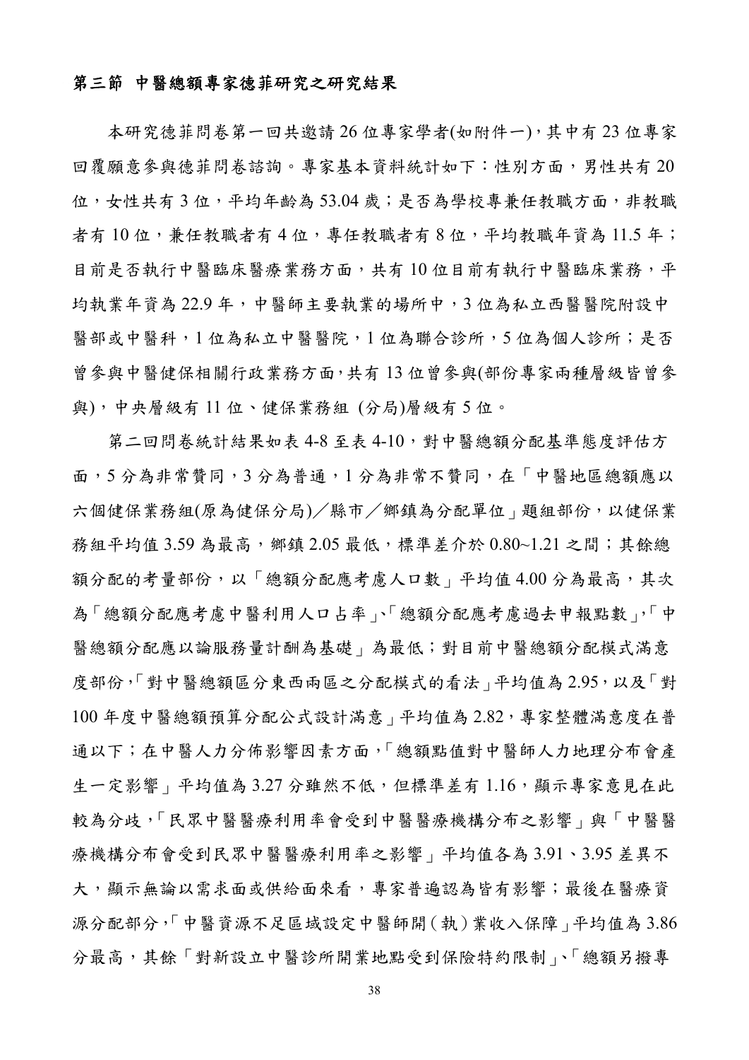### 第三節 中醫總額專家德菲研究之研究結果

本研究德菲問卷第一回共邀請 26 位專家學者(如附件一)，其中有 23 位專家回覆願意參與德菲問卷諮詢。專家基本資料統計如下：性別方面，男性共有 20 位，女性共有 3 位，平均年齡為 53.04 歲；是否為學校專兼任教職方面，非教職者有 10 位，兼任教職者有 4 位，專任教職者有 8 位，平均教職年資為 11.5 年；目前是否執行中醫臨床醫療業務方面，共有 10 位目前有執行中醫臨床業務，平均執業年資為 22.9 年，中醫師主要執業的場所中，3 位為私立西醫醫院附設中醫部或中醫科，1 位為私立中醫醫院，1 位為聯合診所，5 位為個人診所；是否曾參與中醫健保相關行政業務方面，共有 13 位曾參與(部份專家兩種層級皆曾參與)，中央層級有 11 位、健保業務組 (分局)層級有 5 位。

第二回問卷統計結果如表 4-8 至表 4-10，對中醫總額分配基準態度評估方面，5 分為非常贊同，3 分為普通，1 分為非常不贊同，在「中醫地區總額應以六個健保業務組(原為健保分局)／縣市／鄉鎮為分配單位」題組部份，以健保業務組平均值 3.59 為最高，鄉鎮 2.05 最低，標準差介於 0.80~1.21 之間；其餘總額分配的考量部份，以「總額分配應考慮人口數」平均值 4.00 分為最高，其次為「總額分配應考慮中醫利用人口占率」、「總額分配應考慮過去申報點數」，「中醫總額分配應以論服務量計酬為基礎」為最低；對目前中醫總額分配模式滿意度部份，「對中醫總額區分東西兩區之分配模式的看法」平均值為 2.95，以及「對 100 年度中醫總額預算分配公式設計滿意」平均值為 2.82，專家整體滿意度在普通以下；在中醫人力分佈影響因素方面，「總額點值對中醫師人力地理分布會產生一定影響」平均值為 3.27 分雖然不低，但標準差有 1.16，顯示專家意見在此較為分歧，「民眾中醫醫療利用率會受到中醫醫療機構分布之影響」與「中醫醫療機構分布會受到民眾中醫醫療利用率之影響」平均值各為 3.91、3.95 差異不大，顯示無論以需求面或供給面來看，專家普遍認為皆有影響；最後在醫療資源分配部分，「中醫資源不足區域設定中醫師開(執)業收入保障」平均值為 3.86 分最高，其餘「對新設立中醫診所開業地點受到保險特約限制」、「總額另撥專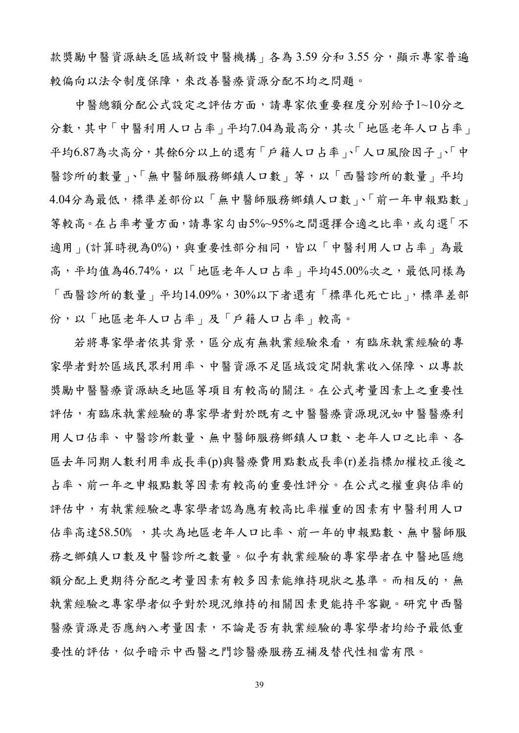款獎勵中醫資源缺乏區域新設中醫機構」各為 3.59 分和 3.55 分，顯示專家普遍較偏向以法令制度保障，來改善醫療資源分配不均之問題。

中醫總額分配公式設定之評估方面，請專家依重要程度分別給予1~10分之分數，其中「中醫利用人口占率」平均7.04為最高分，其次「地區老年人口占率」平均6.87為次高分，其餘6分以上的還有「戶籍人口占率」、「人口風險因子」、「中醫診所的數量」、「無中醫師服務鄉鎮人口數」等，以「西醫診所的數量」平均4.04分為最低，標準差部份以「無中醫師服務鄉鎮人口數」、「前一年申報點數」等較高。在占率考量方面，請專家勾由5%~95%之間選擇合適之比率，或勾選「不適用」(計算時視為0%)，與重要性部分相同，皆以「中醫利用人口占率」為最高，平均值為46.74%，以「地區老年人口占率」平均45.00%次之，最低同樣為「西醫診所的數量」平均14.09%，30%以下者還有「標準化死亡比」，標準差部份，以「地區老年人口占率」及「戶籍人口占率」較高。

若將專家學者依其背景，區分成有無執業經驗來看，有臨床執業經驗的專家學者對於區域民眾利用率、中醫資源不足區域設定開執業收入保障、以專款獎勵中醫醫療資源缺乏地區等項目有較高的關注。在公式考量因素上之重要性評估，有臨床執業經驗的專家學者對於既有之中醫醫療資源現況如中醫醫療利用人口估率、中醫診所數量、無中醫師服務鄉鎮人口數、老年人口之比率、各區去年同期人數利用率成長率(p)與醫療費用點數成長率(r)差指標加權校正後之占率、前一年之申報點數等因素有較高的重要性評分。在公式之權重與估率的評估中，有執業經驗之專家學者認為應有較高比率權重的因素有中醫利用人口估率高達58.50% ，其次為地區老年人口比率、前一年的申報點數、無中醫師服務之鄉鎮人口數及中醫診所之數量。似乎有執業經驗的專家學者在中醫地區總額分配上更期待分配之考量因素有較多因素能維持現狀之基準。而相反的，無執業經驗之專家學者似乎對於現況維持的相關因素更能持平客觀。研究中西醫醫療資源是否應納入考量因素，不論是否有執業經驗的專家學者均給予最低重要性的評估，似乎暗示中西醫之門診醫療服務互補及替代性相當有限。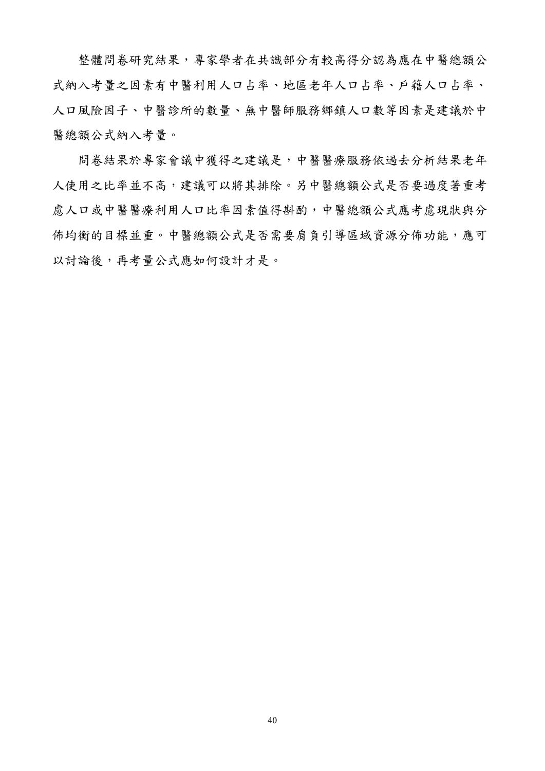整體問卷研究結果，專家學者在共識部分有較高得分認為應在中醫總額公式納入考量之因素有中醫利用人口占率、地區老年人口占率、戶籍人口占率、人口風險因子、中醫診所的數量、無中醫師服務鄉鎮人口數等因素是建議於中醫總額公式納入考量。

問卷結果於專家會議中獲得之建議是，中醫醫療服務依過去分析結果老年人使用之比率並不高，建議可以將其排除。另中醫總額公式是否要過度著重考慮人口或中醫醫療利用人口比率因素值得斟酌，中醫總額公式應考慮現狀與分佈均衡的目標並重。中醫總額公式是否需要肩負引導區域資源分佈功能，應可以討論後，再考量公式應如何設計才是。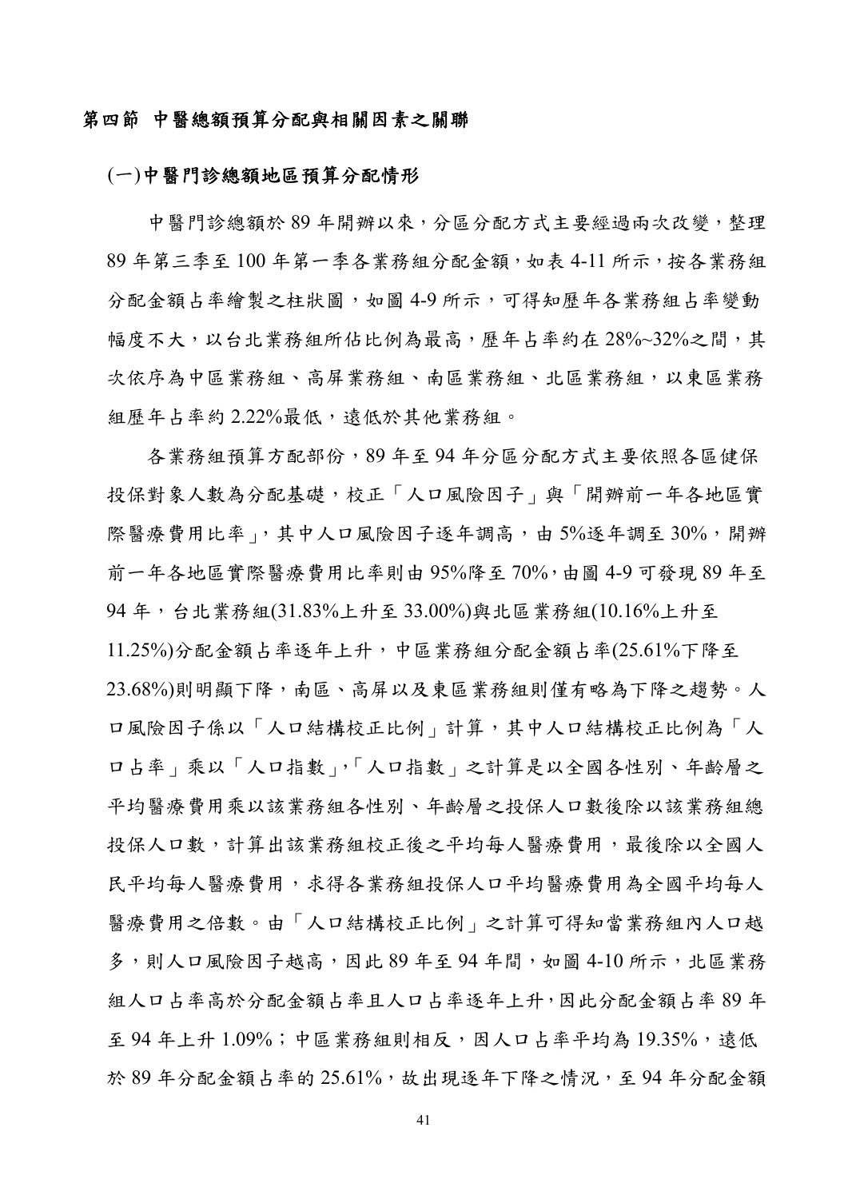## 第四節 中醫總額預算分配與相關因素之關聯

### (一)中醫門診總額地區預算分配情形

中醫門診總額於 89 年開辦以來，分區分配方式主要經過兩次改變，整理 89 年第三季至 100 年第一季各業務組分配金額，如表 4-11 所示，按各業務組分配金額占率繪製之柱狀圖，如圖 4-9 所示，可得知歷年各業務組占率變動幅度不大，以台北業務組所佔比例為最高，歷年占率約在 28%~32%之間，其次依序為中區業務組、高屏業務組、南區業務組、北區業務組，以東區業務組歷年占率約 2.22%最低，遠低於其他業務組。

各業務組預算方配部份，89 年至 94 年分區分配方式主要依照各區健保投保對象人數為分配基礎，校正「人口風險因子」與「開辦前一年各地區實際醫療費用比率」，其中人口風險因子逐年調高，由 5%逐年調至 30%，開辦前一年各地區實際醫療費用比率則由 95%降至 70%，由圖 4-9 可發現 89 年至 94 年，台北業務組(31.83%上升至 33.00%)與北區業務組(10.16%上升至 11.25%)分配金額占率逐年上升，中區業務組分配金額占率(25.61%下降至 23.68%)則明顯下降，南區、高屏以及東區業務組則僅有略為下降之趨勢。人口風險因子係以「人口結構校正比例」計算，其中人口結構校正比例為「人口占率」乘以「人口指數」，「人口指數」之計算是以全國各性別、年齡層之平均醫療費用乘以該業務組各性別、年齡層之投保人口數後除以該業務組總投保人口數，計算出該業務組校正後之平均每人醫療費用，最後除以全國人民平均每人醫療費用，求得各業務組投保人口平均醫療費用為全國平均每人醫療費用之倍數。由「人口結構校正比例」之計算可得知當業務組內人口越多，則人口風險因子越高，因此 89 年至 94 年間，如圖 4-10 所示，北區業務組人口占率高於分配金額占率且人口占率逐年上升，因此分配金額占率 89 年至 94 年上升 1.09%；中區業務組則相反，因人口占率平均為 19.35%，遠低於 89 年分配金額占率的 25.61%，故出現逐年下降之情況，至 94 年分配金額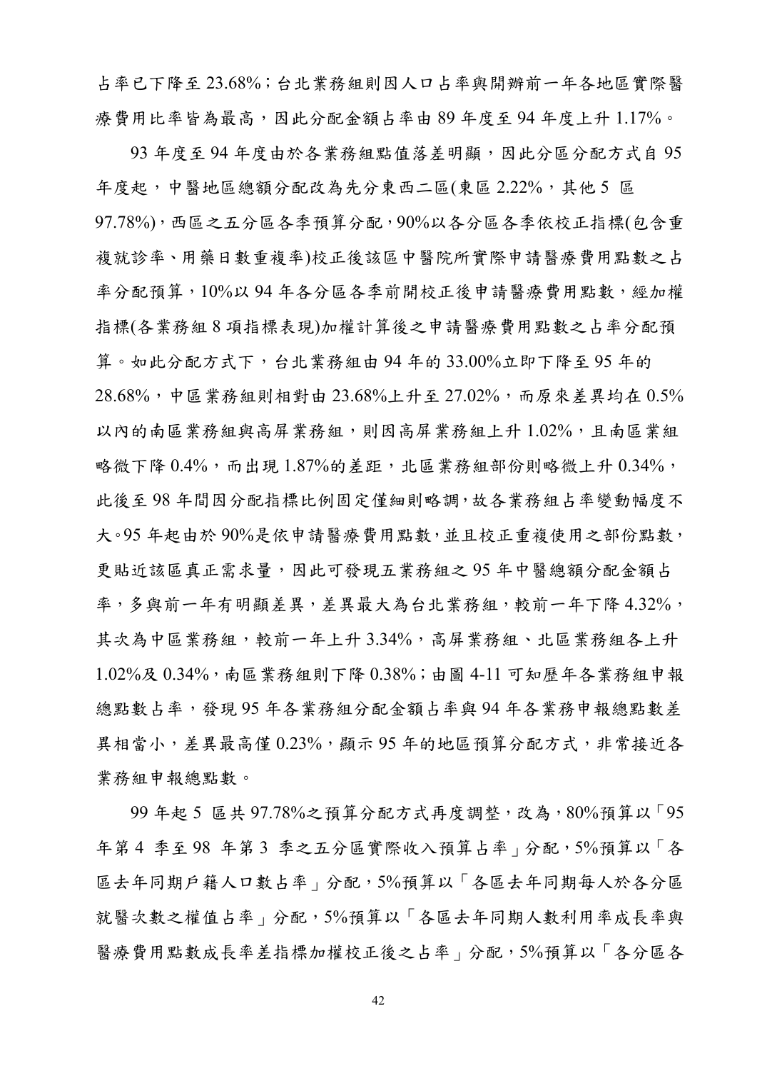占率已下降至 23.68%；台北業務組則因人口占率與開辦前一年各地區實際醫療費用比率皆為最高，因此分配金額占率由 89 年度至 94 年度上升 1.17%。

93 年度至 94 年度由於各業務組點值落差明顯，因此分區分配方式自 95 年度起，中醫地區總額分配改為先分東西二區(東區 2.22%，其他 5 區 97.78%)，西區之五分區各季預算分配，90%以各分區各季依校正指標(包含重複就診率、用藥日數重複率)校正後該區中醫院所實際申請醫療費用點數之占率分配預算，10%以 94 年各分區各季前開校正後申請醫療費用點數，經加權指標(各業務組 8 項指標表現)加權計算後之申請醫療費用點數之占率分配預算。如此分配方式下，台北業務組由 94 年的 33.00%立即下降至 95 年的 28.68%，中區業務組則相對由 23.68%上升至 27.02%，而原來差異均在 0.5%以內的南區業務組與高屏業務組，則因高屏業務組上升 1.02%，且南區業組略微下降 0.4%，而出現 1.87%的差距，北區業務組部份則略微上升 0.34%，此後至 98 年間因分配指標比例固定僅細則略調，故各業務組占率變動幅度不大。95 年起由於 90%是依申請醫療費用點數，並且校正重複使用之部份點數，更貼近該區真正需求量，因此可發現五業務組之 95 年中醫總額分配金額占率，多與前一年有明顯差異，差異最大為台北業務組，較前一年下降 4.32%，其次為中區業務組，較前一年上升 3.34%，高屏業務組、北區業務組各上升 1.02%及 0.34%，南區業務組則下降 0.38%；由圖 4-11 可知歷年各業務組申報總點數占率，發現 95 年各業務組分配金額占率與 94 年各業務申報總點數差異相當小，差異最高僅 0.23%，顯示 95 年的地區預算分配方式，非常接近各業務組申報總點數。

99 年起 5 區共 97.78%之預算分配方式再度調整，改為，80%預算以「95 年第 4 季至 98 年第 3 季之五分區實際收入預算占率」分配，5%預算以「各區去年同期戶籍人口數占率」分配，5%預算以「各區去年同期每人於各分區就醫次數之權值占率」分配，5%預算以「各區去年同期人數利用率成長率與醫療費用點數成長率差指標加權校正後之占率」分配，5%預算以「各分區各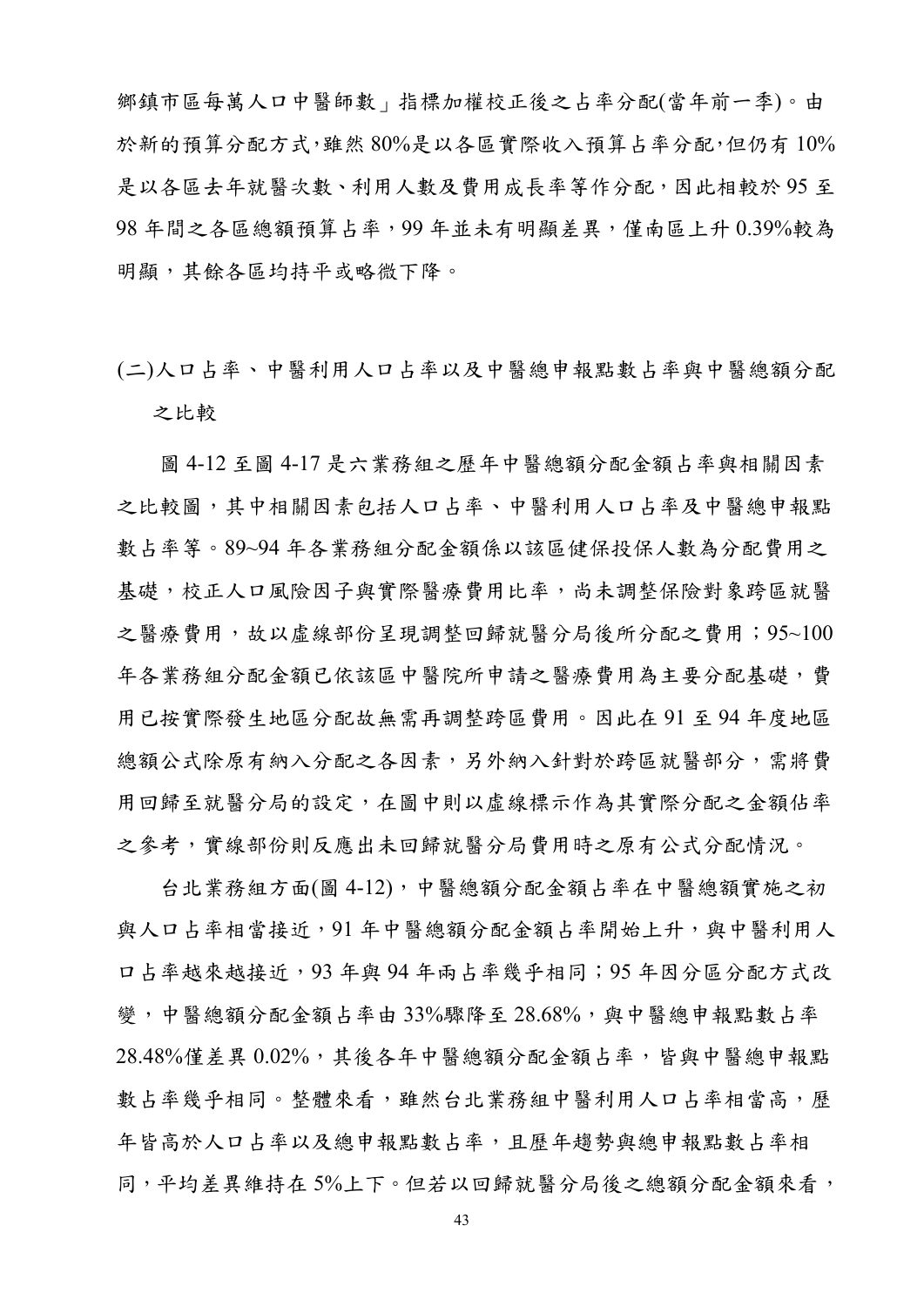鄉鎮市區每萬人口中醫師數」指標加權校正後之占率分配(當年前一季)。由於新的預算分配方式，雖然 80%是以各區實際收入預算占率分配，但仍有 10%是以各區去年就醫次數、利用人數及費用成長率等作分配，因此相較於 95 至 98 年間之各區總額預算占率，99 年並未有明顯差異，僅南區上升 0.39%較為明顯，其餘各區均持平或略微下降。

### (二)人口占率、中醫利用人口占率以及中醫總申報點數占率與中醫總額分配之比較

圖 4-12 至圖 4-17 是六業務組之歷年中醫總額分配金額占率與相關因素之比較圖，其中相關因素包括人口占率、中醫利用人口占率及中醫總申報點數占率等。89~94 年各業務組分配金額係以該區健保投保人數為分配費用之基礎，校正人口風險因子與實際醫療費用比率，尚未調整保險對象跨區就醫之醫療費用，故以虛線部份呈現調整回歸就醫分局後所分配之費用；95~100 年各業務組分配金額已依該區中醫院所申請之醫療費用為主要分配基礎，費用已按實際發生地區分配故無需再調整跨區費用。因此在 91 至 94 年度地區總額公式除原有納入分配之各因素，另外納入針對於跨區就醫部分，需將費用回歸至就醫分局的設定，在圖中則以虛線標示作為其實際分配之金額估率之參考，實線部份則反應出未回歸就醫分局費用時之原有公式分配情況。

台北業務組方面(圖 4-12)，中醫總額分配金額占率在中醫總額實施之初與人口占率相當接近，91 年中醫總額分配金額占率開始上升，與中醫利用人口占率越來越接近，93 年與 94 年兩占率幾乎相同；95 年因分區分配方式改變，中醫總額分配金額占率由 33%驟降至 28.68%，與中醫總申報點數占率 28.48%僅差異 0.02%，其後各年中醫總額分配金額占率，皆與中醫總申報點數占率幾乎相同。整體來看，雖然台北業務組中醫利用人口占率相當高，歷年皆高於人口占率以及總申報點數占率，且歷年趨勢與總申報點數占率相同，平均差異維持在 5%上下。但若以回歸就醫分局後之總額分配金額來看，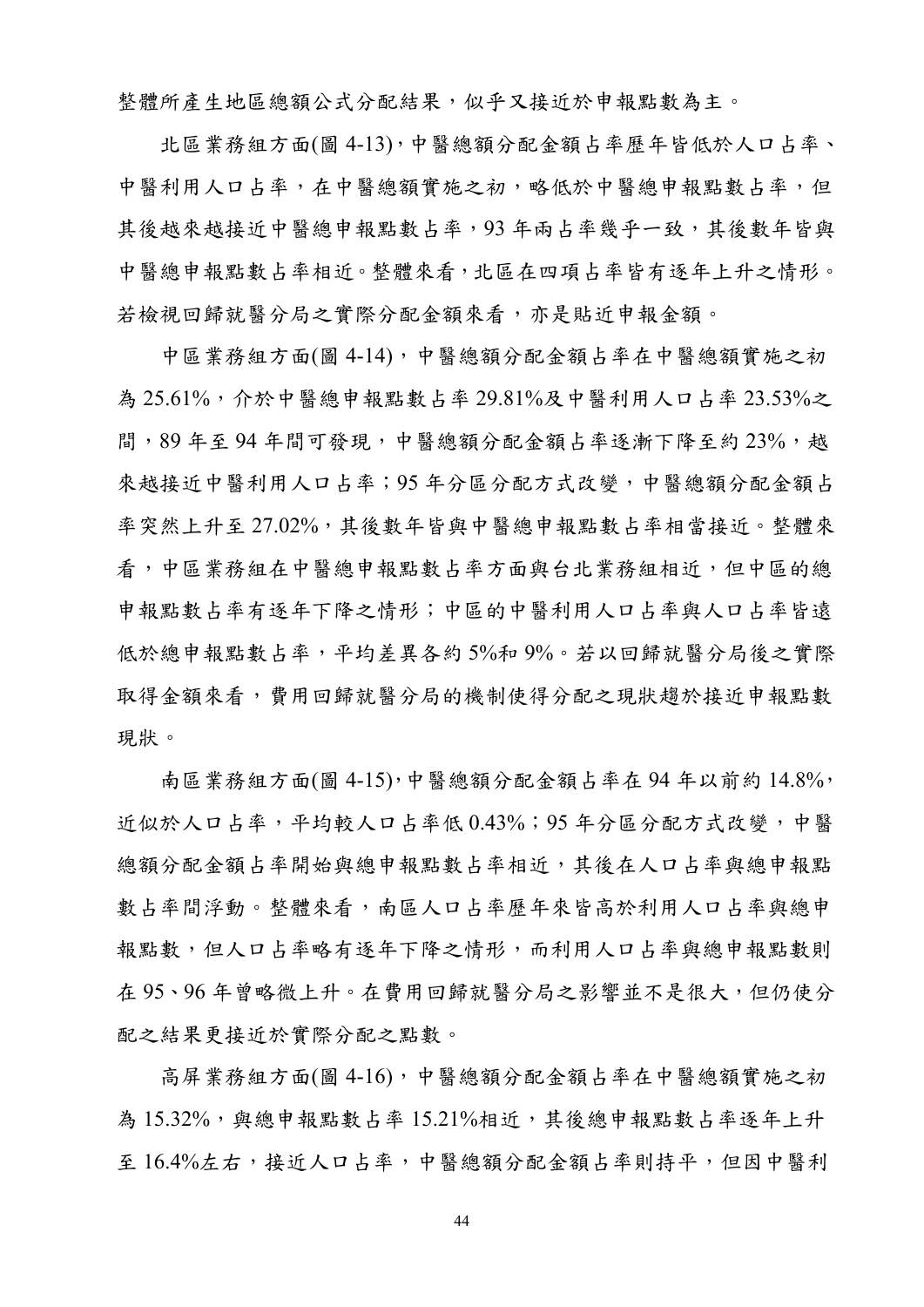整體所產生地區總額公式分配結果，似乎又接近於申報點數為主。

北區業務組方面(圖 4-13)，中醫總額分配金額占率歷年皆低於人口占率、中醫利用人口占率，在中醫總額實施之初，略低於中醫總申報點數占率，但其後越來越接近中醫總申報點數占率，93 年兩占率幾乎一致，其後數年皆與中醫總申報點數占率相近。整體來看，北區在四項占率皆有逐年上升之情形。若檢視回歸就醫分局之實際分配金額來看，亦是貼近申報金額。

中區業務組方面(圖 4-14)，中醫總額分配金額占率在中醫總額實施之初為 25.61%，介於中醫總申報點數占率 29.81%及中醫利用人口占率 23.53%之間，89 年至 94 年間可發現，中醫總額分配金額占率逐漸下降至約 23%，越來越接近中醫利用人口占率；95 年分區分配方式改變，中醫總額分配金額占率突然上升至 27.02%，其後數年皆與中醫總申報點數占率相當接近。整體來看，中區業務組在中醫總申報點數占率方面與台北業務組相近，但中區的總申報點數占率有逐年下降之情形；中區的中醫利用人口占率與人口占率皆遠低於總申報點數占率，平均差異各約 5%和 9%。若以回歸就醫分局後之實際取得金額來看，費用回歸就醫分局的機制使得分配之現狀趨於接近申報點數現狀。

南區業務組方面(圖 4-15)，中醫總額分配金額占率在 94 年以前約 14.8%，近似於人口占率，平均較人口占率低 0.43%；95 年分區分配方式改變，中醫總額分配金額占率開始與總申報點數占率相近，其後在人口占率與總申報點數占率間浮動。整體來看，南區人口占率歷年來皆高於利用人口占率與總申報點數，但人口占率略有逐年下降之情形，而利用人口占率與總申報點數則在 95、96 年曾略微上升。在費用回歸就醫分局之影響並不是很大，但仍使分配之結果更接近於實際分配之點數。

高屏業務組方面(圖 4-16)，中醫總額分配金額占率在中醫總額實施之初為 15.32%，與總申報點數占率 15.21%相近，其後總申報點數占率逐年上升至 16.4%左右，接近人口占率，中醫總額分配金額占率則持平，但因中醫利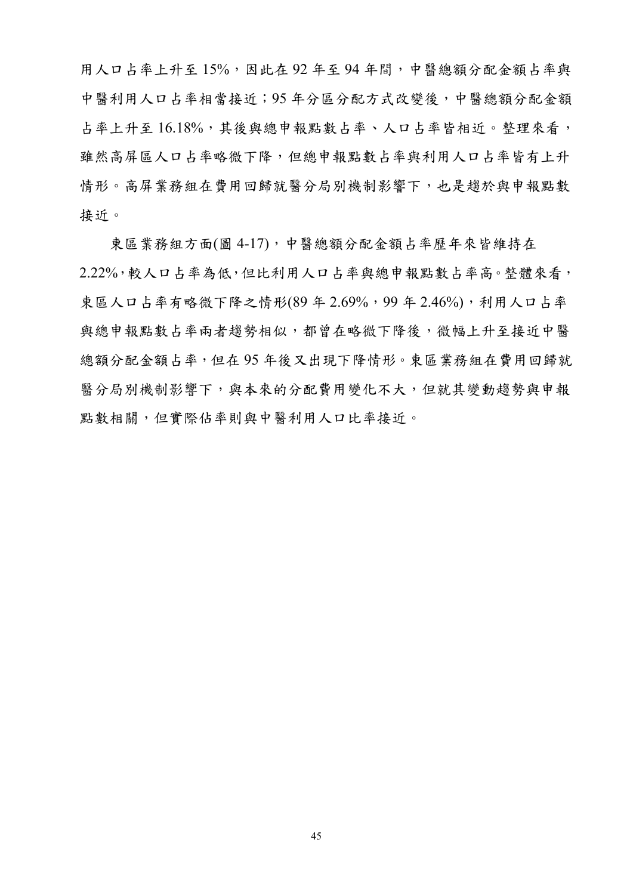用人口占率上升至 15%，因此在 92 年至 94 年間，中醫總額分配金額占率與中醫利用人口占率相當接近；95 年分區分配方式改變後，中醫總額分配金額占率上升至 16.18%，其後與總申報點數占率、人口占率皆相近。整理來看，雖然高屏區人口占率略微下降，但總申報點數占率與利用人口占率皆有上升情形。高屏業務組在費用回歸就醫分局別機制影響下，也是趨於與申報點數接近。

東區業務組方面(圖 4-17)，中醫總額分配金額占率歷年來皆維持在 2.22%，較人口占率為低，但比利用人口占率與總申報點數占率高。整體來看，東區人口占率有略微下降之情形(89 年 2.69%，99 年 2.46%)，利用人口占率與總申報點數占率兩者趨勢相似，都曾在略微下降後，微幅上升至接近中醫總額分配金額占率，但在 95 年後又出現下降情形。東區業務組在費用回歸就醫分局別機制影響下，與本來的分配費用變化不大，但就其變動趨勢與申報點數相關，但實際佔率則與中醫利用人口比率接近。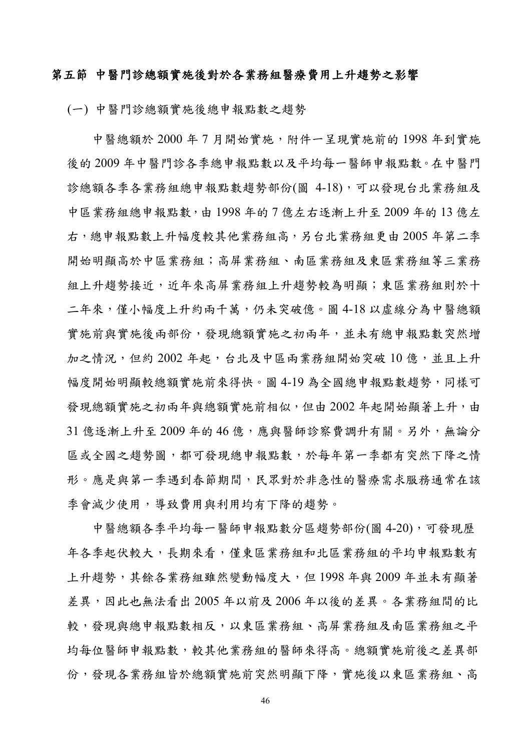### 第五節 中醫門診總額實施後對於各業務組醫療費用上升趨勢之影響

(一) 中醫門診總額實施後總申報點數之趨勢

中醫總額於 2000 年 7 月開始實施，附件一呈現實施前的 1998 年到實施後的 2009 年中醫門診各季總申報點數以及平均每一醫師申報點數。在中醫門診總額各季各業務組總申報點數趨勢部份(圖 4-18)，可以發現台北業務組及中區業務組總申報點數，由 1998 年的 7 億左右逐漸上升至 2009 年的 13 億左右，總申報點數上升幅度較其他業務組高，另台北業務組更由 2005 年第二季開始明顯高於中區業務組；高屏業務組、南區業務組及東區業務組等三業務組上升趨勢接近，近年來高屏業務組上升趨勢較為明顯；東區業務組則於十二年來，僅小幅度上升約兩千萬，仍未突破億。圖 4-18 以虛線分為中醫總額實施前與實施後兩部份，發現總額實施之初兩年，並未有總申報點數突然增加之情況，但約 2002 年起，台北及中區兩業務組開始突破 10 億，並且上升幅度開始明顯較總額實施前來得快。圖 4-19 為全國總申報點數趨勢，同樣可發現總額實施之初兩年與總額實施前相似，但由 2002 年起開始顯著上升，由 31 億逐漸上升至 2009 年的 46 億，應與醫師診察費調升有關。另外，無論分區或全國之趨勢圖，都可發現總申報點數，於每年第一季都有突然下降之情形。應是與第一季遇到春節期間，民眾對於非急性的醫療需求服務通常在該季會減少使用，導致費用與利用均有下降的趨勢。

中醫總額各季平均每一醫師申報點數分區趨勢部份(圖 4-20)，可發現歷年各季起伏較大，長期來看，僅東區業務組和北區業務組的平均申報點數有上升趨勢，其餘各業務組雖然變動幅度大，但 1998 年與 2009 年並未有顯著差異，因此也無法看出 2005 年以前及 2006 年以後的差異。各業務組間的比較，發現與總申報點數相反，以東區業務組、高屏業務組及南區業務組之平均每位醫師申報點數，較其他業務組的醫師來得高。總額實施前後之差異部份，發現各業務組皆於總額實施前突然明顯下降，實施後以東區業務組、高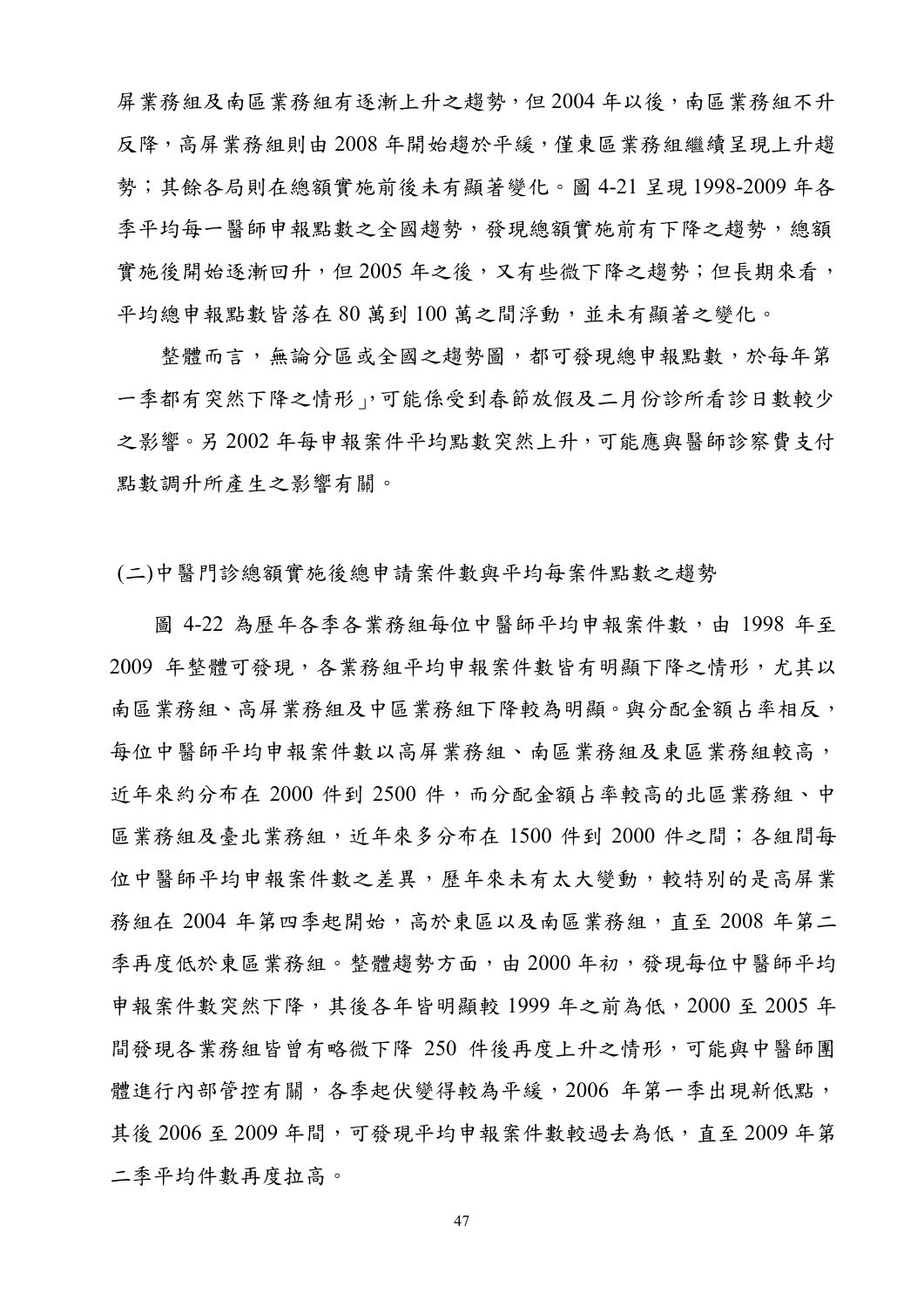屏業務組及南區業務組有逐漸上升之趨勢，但 2004 年以後，南區業務組不升反降，高屏業務組則由 2008 年開始趨於平緩，僅東區業務組繼續呈現上升趨勢；其餘各局則在總額實施前後未有顯著變化。圖 4-21 呈現 1998-2009 年各季平均每一醫師申報點數之全國趨勢，發現總額實施前有下降之趨勢，總額實施後開始逐漸回升，但 2005 年之後，又有些微下降之趨勢；但長期來看，平均總申報點數皆落在 80 萬到 100 萬之間浮動，並未有顯著之變化。

整體而言，無論分區或全國之趨勢圖，都可發現總申報點數，於每年第一季都有突然下降之情形」,可能係受到春節放假及二月份診所看診日數較少之影響。另 2002 年每申報案件平均點數突然上升，可能應與醫師診察費支付點數調升所產生之影響有關。

(二)中醫門診總額實施後總申請案件數與平均每案件點數之趨勢

圖 4-22 為歷年各季各業務組每位中醫師平均申報案件數，由 1998 年至 2009 年整體可發現，各業務組平均申報案件數皆有明顯下降之情形，尤其以南區業務組、高屏業務組及中區業務組下降較為明顯。與分配金額占率相反，每位中醫師平均申報案件數以高屏業務組、南區業務組及東區業務組較高，近年來約分布在 2000 件到 2500 件，而分配金額占率較高的北區業務組、中區業務組及臺北業務組，近年來多分布在 1500 件到 2000 件之間；各組間每位中醫師平均申報案件數之差異，歷年來未有太大變動，較特別的是高屏業務組在 2004 年第四季起開始，高於東區以及南區業務組，直至 2008 年第二季再度低於東區業務組。整體趨勢方面，由 2000 年初，發現每位中醫師平均申報案件數突然下降，其後各年皆明顯較 1999 年之前為低，2000 至 2005 年間發現各業務組皆曾有略微下降 250 件後再度上升之情形，可能與中醫師團體進行內部管控有關，各季起伏變得較為平緩，2006 年第一季出現新低點，其後 2006 至 2009 年間，可發現平均申報案件數較過去為低，直至 2009 年第二季平均件數再度拉高。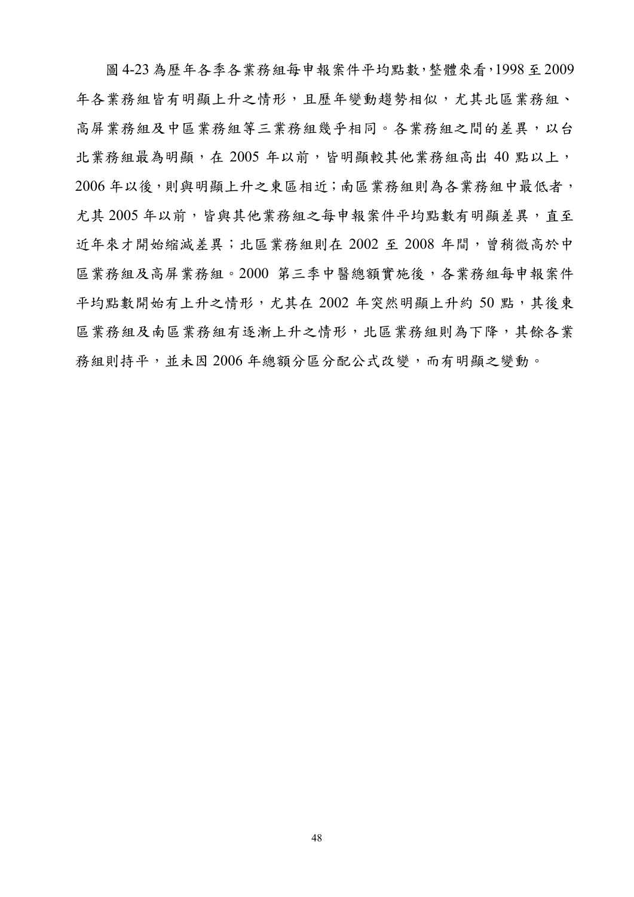圖 4-23 為歷年各季各業務組每申報案件平均點數，整體來看，1998 至 2009 年各業務組皆有明顯上升之情形，且歷年變動趨勢相似，尤其北區業務組、高屏業務組及中區業務組等三業務組幾乎相同。各業務組之間的差異，以台北業務組最為明顯，在 2005 年以前，皆明顯較其他業務組高出 40 點以上，2006 年以後，則與明顯上升之東區相近；南區業務組則為各業務組中最低者，尤其 2005 年以前，皆與其他業務組之每申報案件平均點數有明顯差異，直至近年來才開始縮減差異；北區業務組則在 2002 至 2008 年間，曾稍微高於中區業務組及高屏業務組。2000 第三季中醫總額實施後，各業務組每申報案件平均點數開始有上升之情形，尤其在 2002 年突然明顯上升約 50 點，其後東區業務組及南區業務組有逐漸上升之情形，北區業務組則為下降，其餘各業務組則持平，並未因 2006 年總額分區分配公式改變，而有明顯之變動。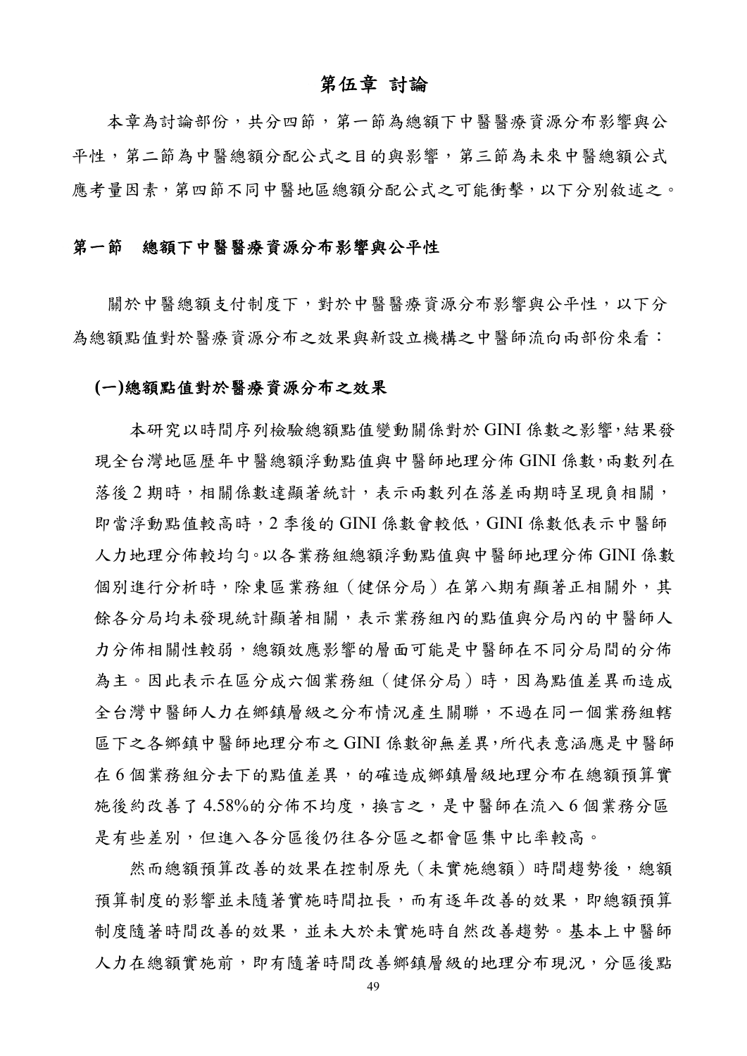# 第伍章 討論

本章為討論部份，共分四節，第一節為總額下中醫醫療資源分布影響與公平性，第二節為中醫總額分配公式之目的與影響，第三節為未來中醫總額公式應考量因素，第四節不同中醫地區總額分配公式之可能衝擊，以下分別敘述之。

## 第一節 總額下中醫醫療資源分布影響與公平性

關於中醫總額支付制度下，對於中醫醫療資源分布影響與公平性，以下分為總額點值對於醫療資源分布之效果與新設立機構之中醫師流向兩部份來看：

### (一)總額點值對於醫療資源分布之效果

本研究以時間序列檢驗總額點值變動關係對於 GINI 係數之影響，結果發現全台灣地區歷年中醫總額浮動點值與中醫師地理分佈 GINI 係數，兩數列在落後 2 期時，相關係數達顯著統計，表示兩數列在落差兩期時呈現負相關，即當浮動點值較高時，2 季後的 GINI 係數會較低，GINI 係數低表示中醫師人力地理分佈較均勻。以各業務組總額浮動點值與中醫師地理分佈 GINI 係數個別進行分析時，除東區業務組（健保分局）在第八期有顯著正相關外，其餘各分局均未發現統計顯著相關，表示業務組內的點值與分局內的中醫師人力分佈相關性較弱，總額效應影響的層面可能是中醫師在不同分局間的分佈為主。因此表示在區分成六個業務組（健保分局）時，因為點值差異而造成全台灣中醫師人力在鄉鎮層級之分布情況產生關聯，不過在同一個業務組轄區下之各鄉鎮中醫師地理分佈之 GINI 係數卻無差異，所代表意涵應是中醫師在 6 個業務組分去下的點值差異，的確造成鄉鎮層級地理分布在總額預算實施後約改善了 4.58%的分佈不均度，換言之，是中醫師在流入 6 個業務分區是有些差別，但進入各分區後仍往各分區之都會區集中比率較高。

然而總額預算改善的效果在控制原先（未實施總額）時間趨勢後，總額預算制度的影響並未隨著實施時間拉長，而有逐年改善的效果，即總額預算制度隨著時間改善的效果，並未大於未實施時自然改善趨勢。基本上中醫師人力在總額實施前，即有隨著時間改善鄉鎮層級的地理分布現況，分區後點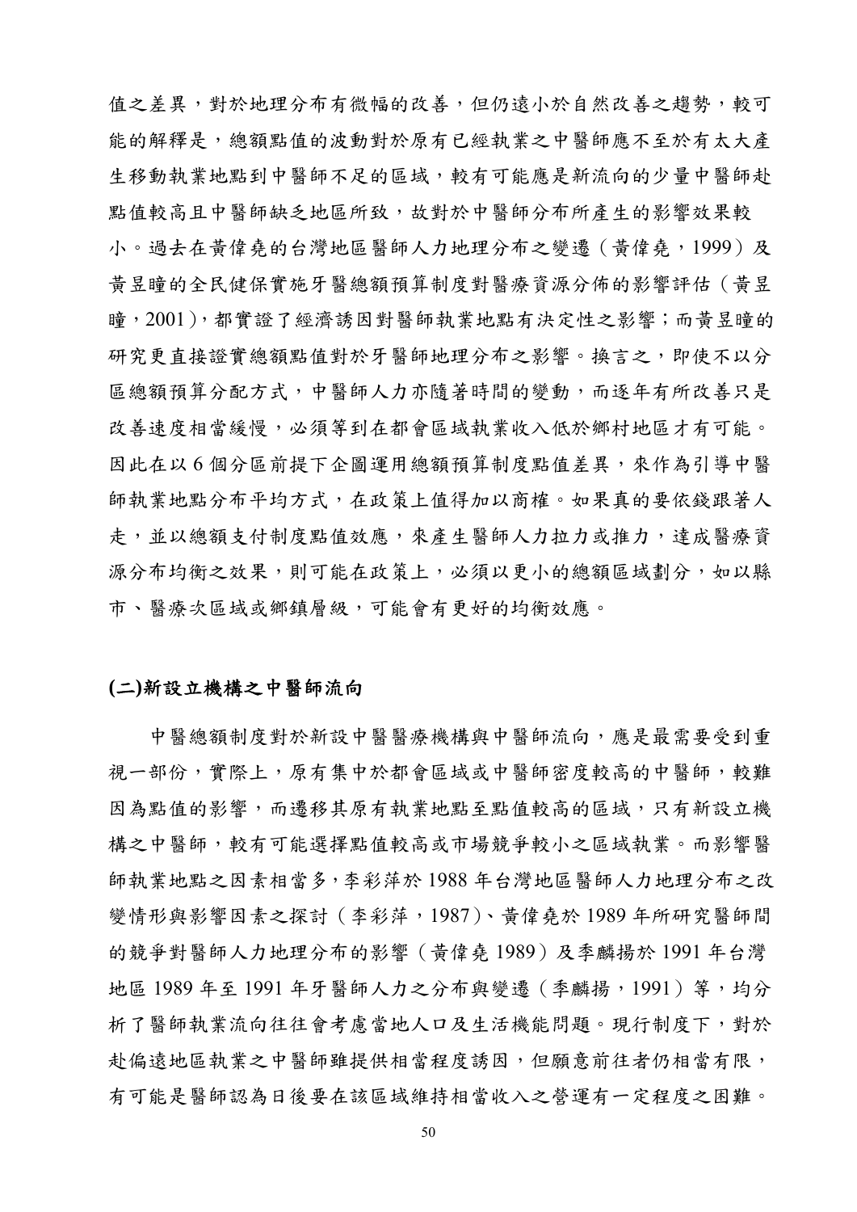值之差異，對於地理分布有微幅的改善，但仍遠小於自然改善之趨勢，較可能的解釋是，總額點值的波動對於原有已經執業之中醫師應不至於有太大產生移動執業地點到中醫師不足的區域，較有可能應是新流向的少量中醫師赴點值較高且中醫師缺乏地區所致，故對於中醫師分布所產生的影響效果較小。過去在黃偉堯的台灣地區醫師人力地理分布之變遷（黃偉堯，1999）及黃昱曈的全民健保實施牙醫總額預算制度對醫療資源分佈的影響評估（黃昱曈，2001），都實證了經濟誘因對醫師執業地點有決定性之影響；而黃昱曈的研究更直接證實總額點值對於牙醫師地理分布之影響。換言之，即使不以分區總額預算分配方式，中醫師人力亦隨著時間的變動，而逐年有所改善只是改善速度相當緩慢，必須等到在都會區域執業收入低於鄉村地區才有可能。因此在以 6 個分區前提下企圖運用總額預算制度點值差異，來作為引導中醫師執業地點分布平均方式，在政策上值得加以商榷。如果真的要依錢跟著人走，並以總額支付制度點值效應，來產生醫師人力拉力或推力，達成醫療資源分布均衡之效果，則可能在政策上，必須以更小的總額區域劃分，如以縣市、醫療次區域或鄉鎮層級，可能會有更好的均衡效應。

### (二)新設立機構之中醫師流向

中醫總額制度對於新設中醫醫療機構與中醫師流向，應是最需要受到重視一部份，實際上，原有集中於都會區域或中醫師密度較高的中醫師，較難因為點值的影響，而遷移其原有執業地點至點值較高的區域，只有新設立機構之中醫師，較有可能選擇點值較高或市場競爭較小之區域執業。而影響醫師執業地點之因素相當多，李彩萍於 1988 年台灣地區醫師人力地理分布之改變情形與影響因素之探討（李彩萍，1987）、黃偉堯於 1989 年所研究醫師間的競爭對醫師人力地理分布的影響（黃偉堯 1989）及季麟揚於 1991 年台灣地區 1989 年至 1991 年牙醫師人力之分布與變遷（季麟揚，1991）等，均分析了醫師執業流向往往會考慮當地人口及生活機能問題。現行制度下，對於赴偏遠地區執業之中醫師雖提供相當程度誘因，但願意前往者仍相當有限，有可能是醫師認為日後要在該區域維持相當收入之營運有一定程度之困難。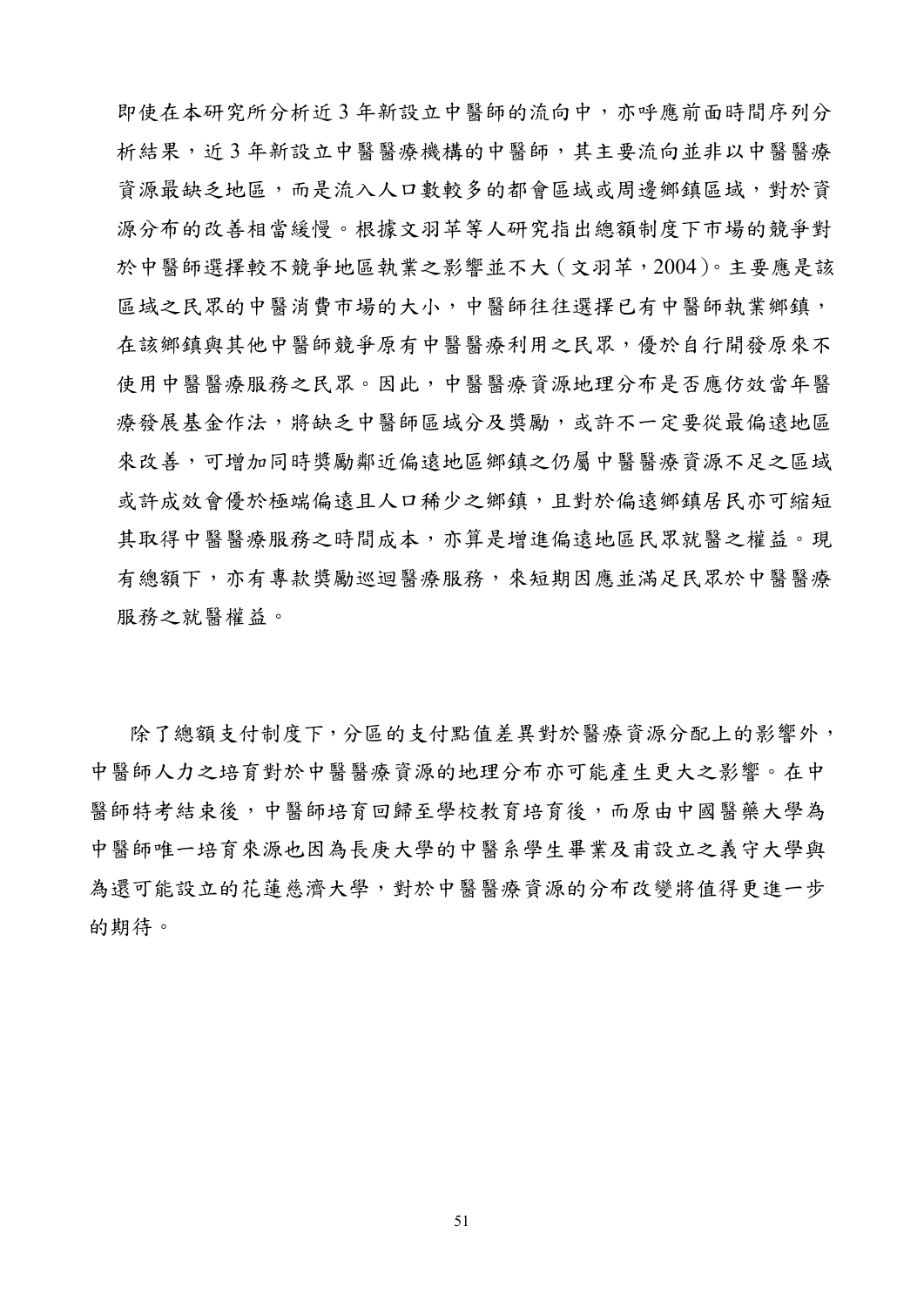即使在本研究所分析近 3 年新設立中醫師的流向中，亦呼應前面時間序列分析結果，近 3 年新設立中醫醫療機構的中醫師，其主要流向並非以中醫醫療資源最缺乏地區，而是流入人口數較多的都會區域或周邊鄉鎮區域，對於資源分布的改善相當緩慢。根據文羽苹等人研究指出總額制度下市場的競爭對於中醫師選擇較不競爭地區執業之影響並不大（文羽苹，2004）。主要應是該區域之民眾的中醫消費市場的大小，中醫師往往選擇已有中醫師執業鄉鎮，在該鄉鎮與其他中醫師競爭原有中醫醫療利用之民眾，優於自行開發原來不使用中醫醫療服務之民眾。因此，中醫醫療資源地理分布是否應仿效當年醫療發展基金作法，將缺乏中醫師區域分及獎勵，或許不一定要從最偏遠地區來改善，可增加同時獎勵鄰近偏遠地區鄉鎮之仍屬中醫醫療資源不足之區域或許成效會優於極端偏遠且人口稀少之鄉鎮，且對於偏遠鄉鎮居民亦可縮短其取得中醫醫療服務之時間成本，亦算是增進偏遠地區民眾就醫之權益。現有總額下，亦有專款獎勵巡迴醫療服務，來短期因應並滿足民眾於中醫醫療服務之就醫權益。

除了總額支付制度下，分區的支付點值差異對於醫療資源分配上的影響外，中醫師人力之培育對於中醫醫療資源的地理分布亦可能產生更大之影響。在中醫師特考結束後，中醫師培育回歸至學校教育培育後，而原由中國醫藥大學為中醫師唯一培育來源也因為長庚大學的中醫系學生畢業及甫設立之義守大學與為還可能設立的花蓮慈濟大學，對於中醫醫療資源的分布改變將值得更進一步的期待。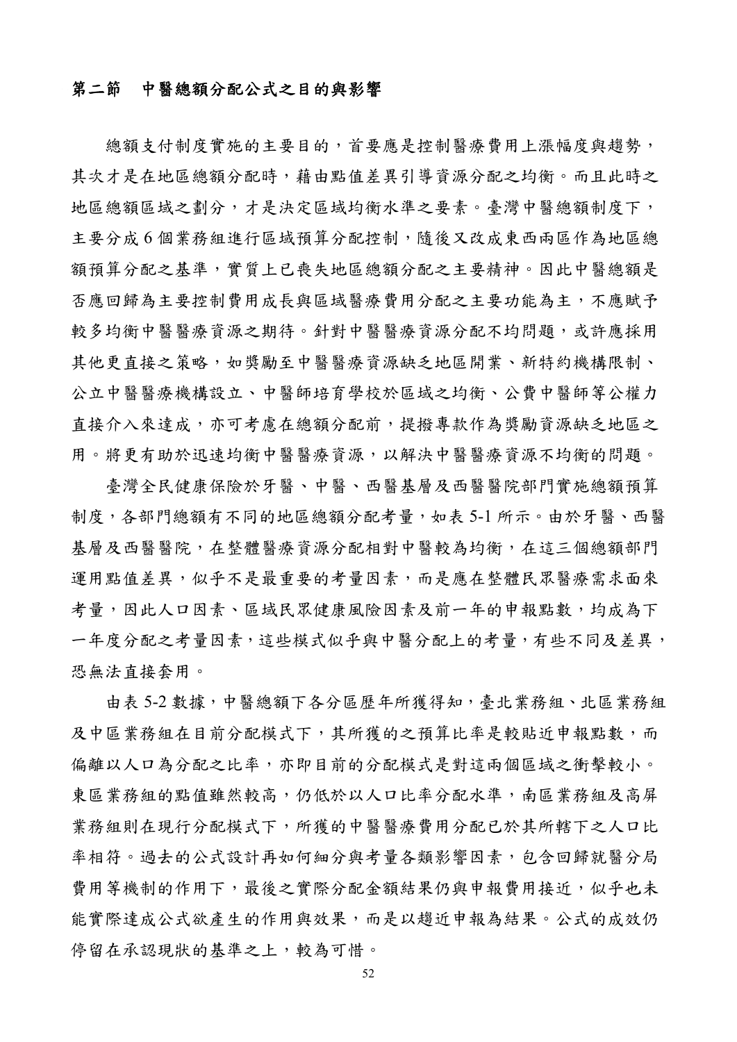## 第二節　中醫總額分配公式之目的與影響

總額支付制度實施的主要目的，首要應是控制醫療費用上漲幅度與趨勢，其次才是在地區總額分配時，藉由點值差異引導資源分配之均衡。而且此時之地區總額區域之劃分，才是決定區域均衡水準之要素。臺灣中醫總額制度下，主要分成 6 個業務組進行區域預算分配控制，隨後又改成東西兩區作為地區總額預算分配之基準，實質上已喪失地區總額分配之主要精神。因此中醫總額是否應回歸為主要控制費用成長與區域醫療費用分配之主要功能為主，不應賦予較多均衡中醫醫療資源之期待。針對中醫醫療資源分配不均問題，或許應採用其他更直接之策略，如獎勵至中醫醫療資源缺乏地區開業、新特約機構限制、公立中醫醫療機構設立、中醫師培育學校於區域之均衡、公費中醫師等公權力直接介入來達成，亦可考慮在總額分配前，提撥專款作為獎勵資源缺乏地區之用。將更有助於迅速均衡中醫醫療資源，以解決中醫醫療資源不均衡的問題。

臺灣全民健康保險於牙醫、中醫、西醫基層及西醫醫院部門實施總額預算制度，各部門總額有不同的地區總額分配考量，如表 5-1 所示。由於牙醫、西醫基層及西醫醫院，在整體醫療資源分配相對中醫較為均衡，在這三個總額部門運用點值差異，似乎不是最重要的考量因素，而是應在整體民眾醫療需求面來考量，因此人口因素、區域民眾健康風險因素及前一年的申報點數，均成為下一年度分配之考量因素，這些模式似乎與中醫分配上的考量，有些不同及差異，恐無法直接套用。

由表 5-2 數據，中醫總額下各分區歷年所獲得知，臺北業務組、北區業務組及中區業務組在目前分配模式下，其所獲的之預算比率是較貼近申報點數，而偏離以人口為分配之比率，亦即目前的分配模式是對這兩個區域之衝擊較小。東區業務組的點值雖然較高，仍低於以人口比率分配水準，南區業務組及高屏業務組則在現行分配模式下，所獲的中醫醫療費用分配已於其所轄下之人口比率相符。過去的公式設計再如何細分與考量各類影響因素，包含回歸就醫分局費用等機制的作用下，最後之實際分配金額結果仍與申報費用接近，似乎也未能實際達成公式欲產生的作用與效果，而是以趨近申報為結果。公式的成效仍停留在承認現狀的基準之上，較為可惜。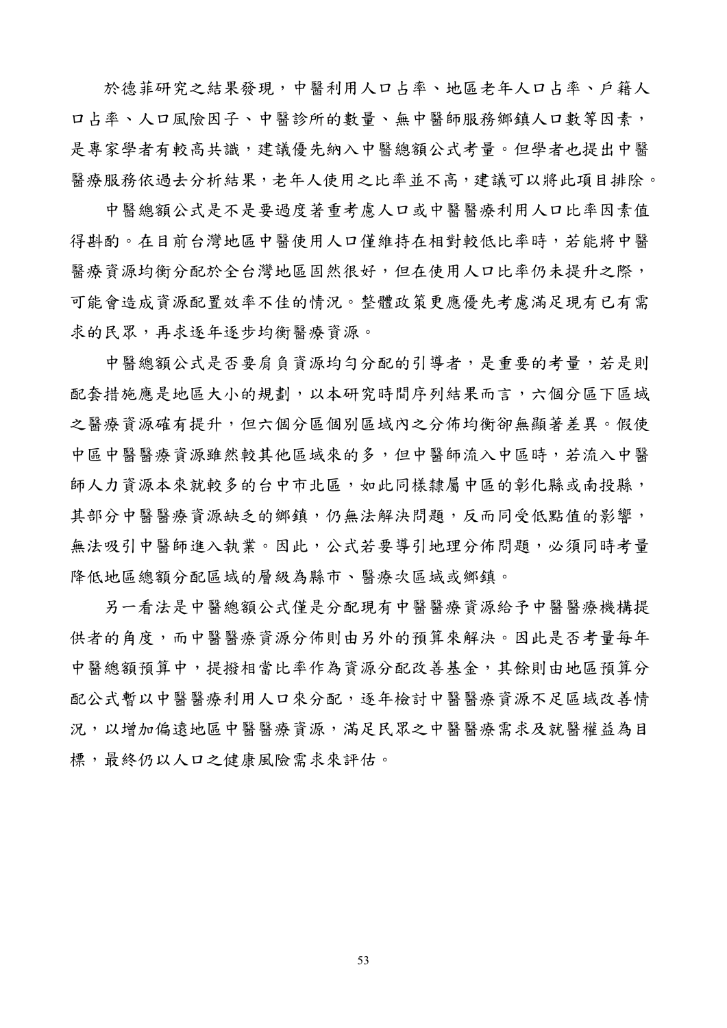於德菲研究之結果發現，中醫利用人口占率、地區老年人口占率、戶籍人口占率、人口風險因子、中醫診所的數量、無中醫師服務鄉鎮人口數等因素，是專家學者有較高共識，建議優先納入中醫總額公式考量。但學者也提出中醫醫療服務依過去分析結果，老年人使用之比率並不高，建議可以將此項目排除。

中醫總額公式是不是要過度著重考慮人口或中醫醫療利用人口比率因素值得斟酌。在目前台灣地區中醫使用人口僅維持在相對較低比率時，若能將中醫醫療資源均衡分配於全台灣地區固然很好，但在使用人口比率仍未提升之際，可能會造成資源配置效率不佳的情況。整體政策更應優先考慮滿足現有已有需求的民眾，再求逐年逐步均衡醫療資源。

中醫總額公式是否要肩負資源均勻分配的引導者，是重要的考量，若是則配套措施應是地區大小的規劃，以本研究時間序列結果而言，六個分區下區域之醫療資源確有提升，但六個分區個別區域內之分佈均衡卻無顯著差異。假使中區中醫醫療資源雖然較其他區域來的多，但中醫師流入中區時，若流入中醫師人力資源本來就較多的台中市北區，如此同樣隸屬中區的彰化縣或南投縣，其部分中醫醫療資源缺乏的鄉鎮，仍無法解決問題，反而同受低點值的影響，無法吸引中醫師進入執業。因此，公式若要導引地理分佈問題，必須同時考量降低地區總額分配區域的層級為縣市、醫療次區域或鄉鎮。

另一看法是中醫總額公式僅是分配現有中醫醫療資源給予中醫醫療機構提供者的角度，而中醫醫療資源分佈則由另外的預算來解決。因此是否考量每年中醫總額預算中，提撥相當比率作為資源分配改善基金，其餘則由地區預算分配公式暫以中醫醫療利用人口來分配，逐年檢討中醫醫療資源不足區域改善情況，以增加偏遠地區中醫醫療資源，滿足民眾之中醫醫療需求及就醫權益為目標，最終仍以人口之健康風險需求來評估。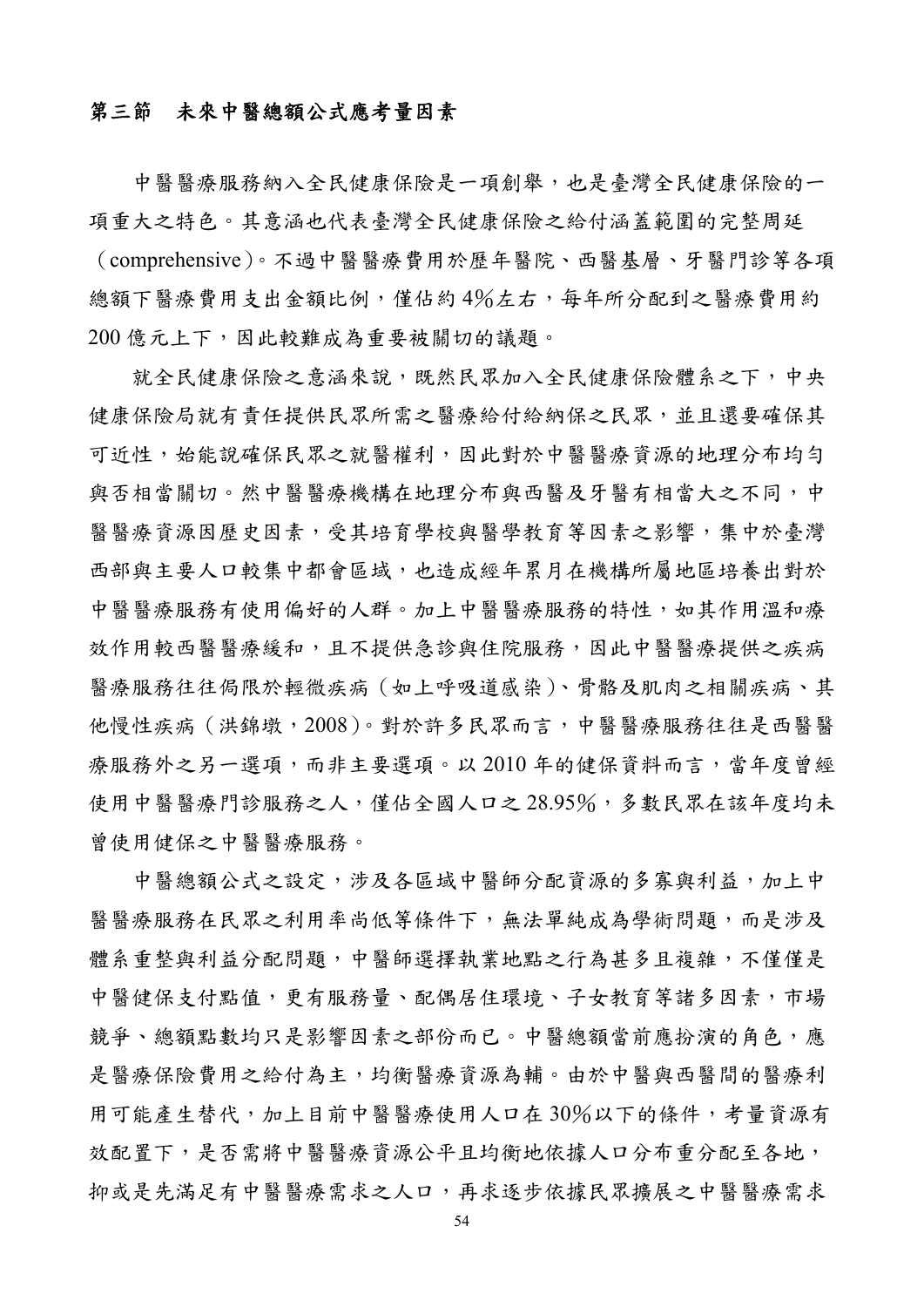## 第三節　未來中醫總額公式應考量因素

中醫醫療服務納入全民健康保險是一項創舉，也是臺灣全民健康保險的一項重大之特色。其意涵也代表臺灣全民健康保險之給付涵蓋範圍的完整周延（comprehensive）。不過中醫醫療費用於歷年醫院、西醫基層、牙醫門診等各項總額下醫療費用支出金額比例，僅佔約 4%左右，每年所分配到之醫療費用約 200 億元上下，因此較難成為重要被關切的議題。

就全民健康保險之意涵來說，既然民眾加入全民健康保險體系之下，中央健康保險局就有責任提供民眾所需之醫療給付給納保之民眾，並且還要確保其可近性，始能說確保民眾之就醫權利，因此對於中醫醫療資源的地理分布均勻與否相當關切。然中醫醫療機構在地理分布與西醫及牙醫有相當大之不同，中醫醫療資源因歷史因素，受其培育學校與醫學教育等因素之影響，集中於臺灣西部與主要人口較集中都會區域，也造成經年累月在機構所屬地區培養出對於中醫醫療服務有使用偏好的人群。加上中醫醫療服務的特性，如其作用溫和療效作用較西醫醫療緩和，且不提供急診與住院服務，因此中醫醫療提供之疾病醫療服務往往侷限於輕微疾病（如上呼吸道感染）、骨骼及肌肉之相關疾病、其他慢性疾病（洪錦墩，2008）。對於許多民眾而言，中醫醫療服務往往是西醫醫療服務外之另一選項，而非主要選項。以 2010 年的健保資料而言，當年度曾經使用中醫醫療門診服務之人，僅佔全國人口之 28.95%，多數民眾在該年度均未曾使用健保之中醫醫療服務。

中醫總額公式之設定，涉及各區域中醫師分配資源的多寡與利益，加上中醫醫療服務在民眾之利用率尚低等條件下，無法單純成為學術問題，而是涉及體系重整與利益分配問題，中醫師選擇執業地點之行為甚多且複雜，不僅僅是中醫健保支付點值，更有服務量、配偶居住環境、子女教育等諸多因素，市場競爭、總額點數均只是影響因素之部份而已。中醫總額當前應扮演的角色，應是醫療保險費用之給付為主，均衡醫療資源為輔。由於中醫與西醫間的醫療利用可能產生替代，加上目前中醫醫療使用人口在 30%以下的條件，考量資源有效配置下，是否需將中醫醫療資源公平且均衡地依據人口分布重分配至各地，抑或是先滿足有中醫醫療需求之人口，再求逐步依據民眾擴展之中醫醫療需求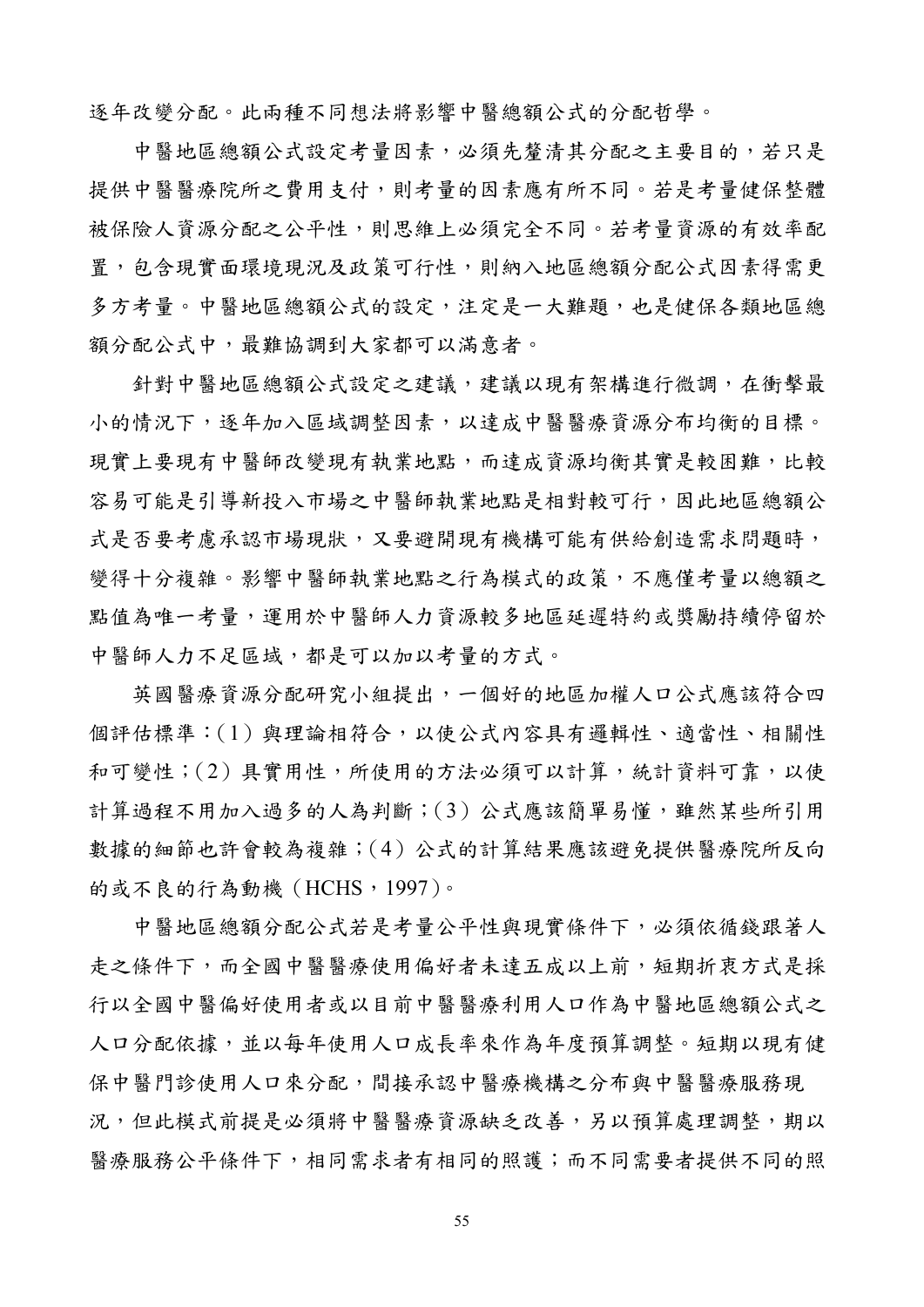逐年改變分配。此兩種不同想法將影響中醫總額公式的分配哲學。

中醫地區總額公式設定考量因素，必須先釐清其分配之主要目的，若只是提供中醫醫療院所之費用支付，則考量的因素應有所不同。若是考量健保整體被保險人資源分配之公平性，則思維上必須完全不同。若考量資源的有效率配置，包含現實面環境現況及政策可行性，則納入地區總額分配公式因素得需更多方考量。中醫地區總額公式的設定，注定是一大難題，也是健保各類地區總額分配公式中，最難協調到大家都可以滿意者。

針對中醫地區總額公式設定之建議，建議以現有架構進行微調，在衝擊最小的情況下，逐年加入區域調整因素，以達成中醫醫療資源分布均衡的目標。現實上要現有中醫師改變現有執業地點，而達成資源均衡其實是較困難，比較容易可能是引導新投入市場之中醫師執業地點是相對較可行，因此地區總額公式是否要考慮承認市場現狀，又要避開現有機構可能有供給創造需求問題時，變得十分複雜。影響中醫師執業地點之行為模式的政策，不應僅考量以總額之點值為唯一考量，運用於中醫師人力資源較多地區延遲特約或獎勵持續停留於中醫師人力不足區域，都是可以加以考量的方式。

英國醫療資源分配研究小組提出，一個好的地區加權人口公式應該符合四個評估標準：(1) 與理論相符合，以使公式內容具有邏輯性、適當性、相關性和可變性；(2) 具實用性，所使用的方法必須可以計算，統計資料可靠，以使計算過程不用加入過多的人為判斷；(3) 公式應該簡單易懂，雖然某些所引用數據的細節也許會較為複雜；(4) 公式的計算結果應該避免提供醫療院所反向的或不良的行為動機（HCHS，1997）。

中醫地區總額分配公式若是考量公平性與現實條件下，必須依循錢跟著人走之條件下，而全國中醫醫療使用偏好者未達五成以上前，短期折衷方式是採行以全國中醫偏好使用者或以目前中醫醫療利用人口作為中醫地區總額公式之人口分配依據，並以每年使用人口成長率來作為年度預算調整。短期以現有健保中醫門診使用人口來分配，間接承認中醫療機構之分布與中醫醫療服務現況，但此模式前提是必須將中醫醫療資源缺乏改善，另以預算處理調整，期以醫療服務公平條件下，相同需求者有相同的照護；而不同需要者提供不同的照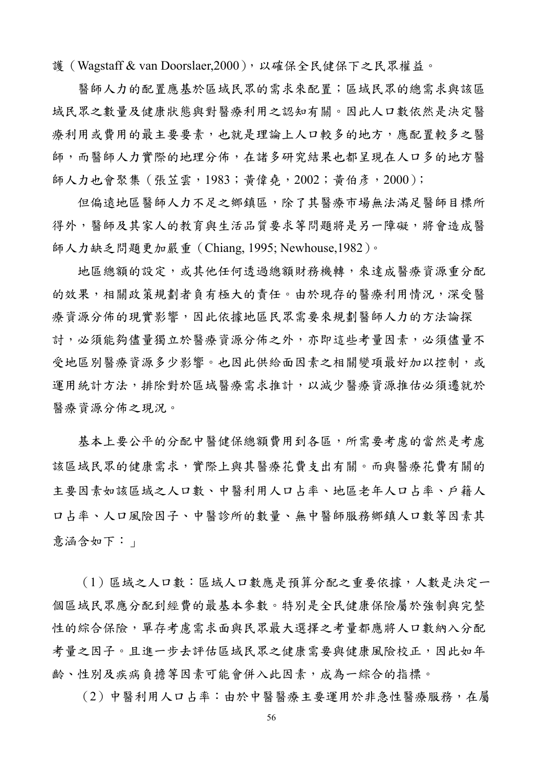護（Wagstaff & van Doorslaer,2000），以確保全民健保下之民眾權益。

醫師人力的配置應基於區域民眾的需求來配置；區域民眾的總需求與該區域民眾之數量及健康狀態與對醫療利用之認知有關。因此人口數依然是決定醫療利用或費用的最主要要素，也就是理論上人口較多的地方，應配置較多之醫師，而醫師人力實際的地理分佈，在諸多研究結果也都呈現在人口多的地方醫師人力也會聚集（張苙雲，1983；黃偉堯，2002；黃伯彥，2000）；

但偏遠地區醫師人力不足之鄉鎮區，除了其醫療市場無法滿足醫師目標所得外，醫師及其家人的教育與生活品質要求等問題將是另一障礙，將會造成醫師人力缺乏問題更加嚴重（Chiang, 1995; Newhouse,1982）。

地區總額的設定，或其他任何透過總額財務機轉，來達成醫療資源重分配的效果，相關政策規劃者負有極大的責任。由於現存的醫療利用情況，深受醫療資源分佈的現實影響，因此依據地區民眾需要來規劃醫師人力的方法論探討，必須能夠儘量獨立於醫療資源分佈之外，亦即這些考量因素，必須儘量不受地區別醫療資源多少影響。也因此供給面因素之相關變項最好加以控制，或運用統計方法，排除對於區域醫療需求推計，以減少醫療資源推估必須遷就於醫療資源分佈之現況。

基本上要公平的分配中醫健保總額費用到各區，所需要考慮的當然是考慮該區域民眾的健康需求，實際上與其醫療花費支出有關。而與醫療花費有關的主要因素如該區域之人口數、中醫利用人口占率、地區老年人口占率、戶籍人口占率、人口風險因子、中醫診所的數量、無中醫師服務鄉鎮人口數等因素其意涵含如下：」

（1）區域之人口數：區域人口數應是預算分配之重要依據，人數是決定一個區域民眾應分配到經費的最基本參數。特別是全民健康保險屬於強制與完整性的綜合保險，單存考慮需求面與民眾最大選擇之考量都應將人口數納入分配考量之因子。且進一步去評估區域民眾之健康需要與健康風險校正，因此如年齡、性別及疾病負擔等因素可能會併入此因素，成為一綜合的指標。

（2）中醫利用人口占率：由於中醫醫療主要運用於非急性醫療服務，在屬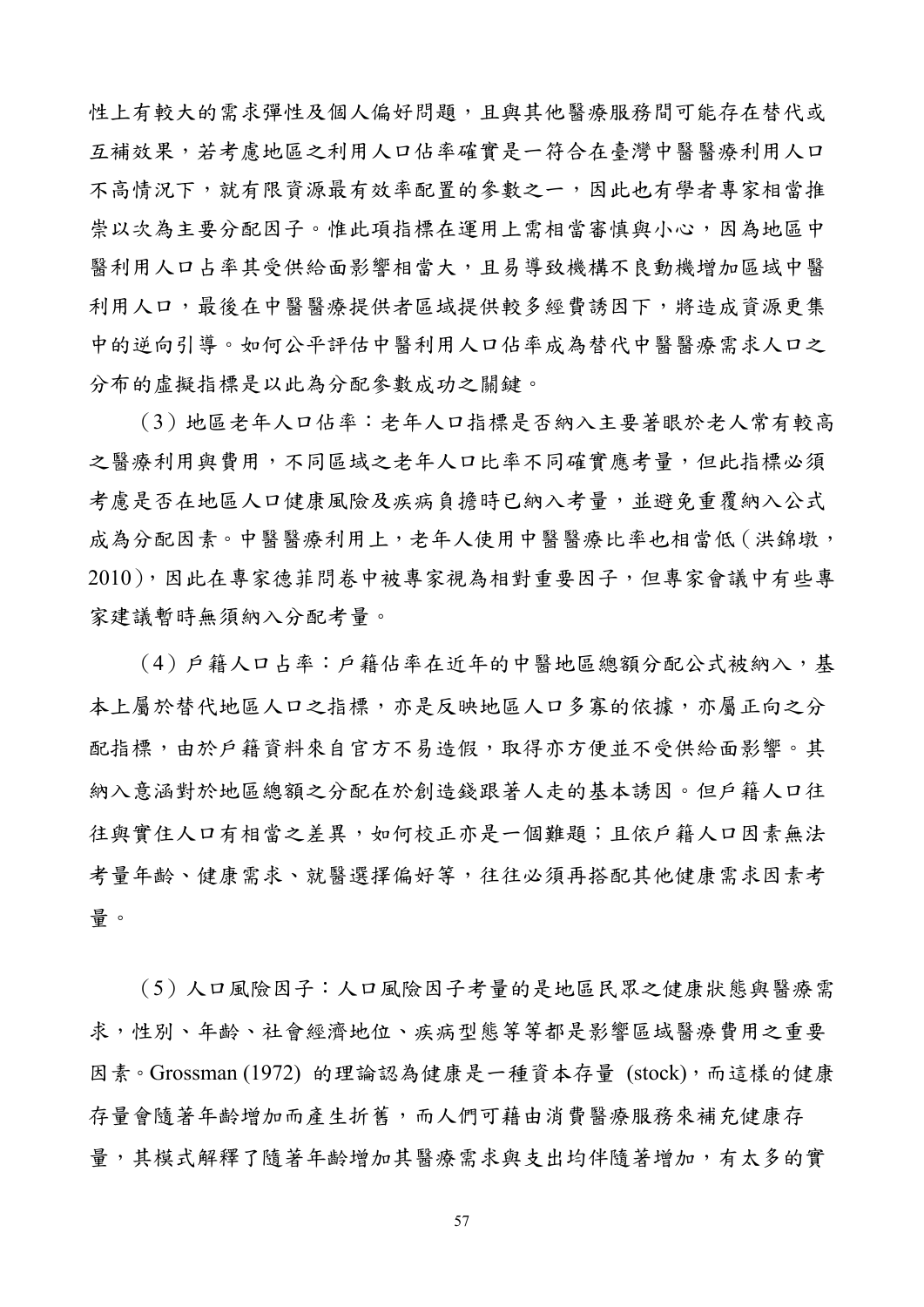性上有較大的需求彈性及個人偏好問題，且與其他醫療服務間可能存在替代或互補效果，若考慮地區之利用人口佔率確實是一符合在臺灣中醫醫療利用人口不高情況下，就有限資源最有效率配置的參數之一，因此也有學者專家相當推崇以次為主要分配因子。惟此項指標在運用上需相當審慎與小心，因為地區中醫利用人口占率其受供給面影響相當大，且易導致機構不良動機增加區域中醫利用人口，最後在中醫醫療提供者區域提供較多經費誘因下，將造成資源更集中的逆向引導。如何公平評估中醫利用人口佔率成為替代中醫醫療需求人口之分布的虛擬指標是以此為分配參數成功之關鍵。

（3）地區老年人口佔率：老年人口指標是否納入主要著眼於老人常有較高之醫療利用與費用，不同區域之老年人口比率不同確實應考量，但此指標必須考慮是否在地區人口健康風險及疾病負擔時已納入考量，並避免重覆納入公式成為分配因素。中醫醫療利用上，老年人使用中醫醫療比率也相當低（洪錦墩，2010），因此在專家德菲問卷中被專家視為相對重要因子，但專家會議中有些專家建議暫時無須納入分配考量。

（4）戶籍人口占率：戶籍佔率在近年的中醫地區總額分配公式被納入，基本上屬於替代地區人口之指標，亦是反映地區人口多寡的依據，亦屬正向之分配指標，由於戶籍資料來自官方不易造假，取得亦方便並不受供給面影響。其納入意涵對於地區總額之分配在於創造錢跟著人走的基本誘因。但戶籍人口往往與實住人口有相當之差異，如何校正亦是一個難題；且依戶籍人口因素無法考量年齡、健康需求、就醫選擇偏好等，往往必須再搭配其他健康需求因素考量。

（5）人口風險因子：人口風險因子考量的是地區民眾之健康狀態與醫療需求，性別、年齡、社會經濟地位、疾病型態等等都是影響區域醫療費用之重要因素。Grossman (1972) 的理論認為健康是一種資本存量 (stock)，而這樣的健康存量會隨著年齡增加而產生折舊，而人們可藉由消費醫療服務來補充健康存量，其模式解釋了隨著年齡增加其醫療需求與支出均伴隨著增加，有太多的實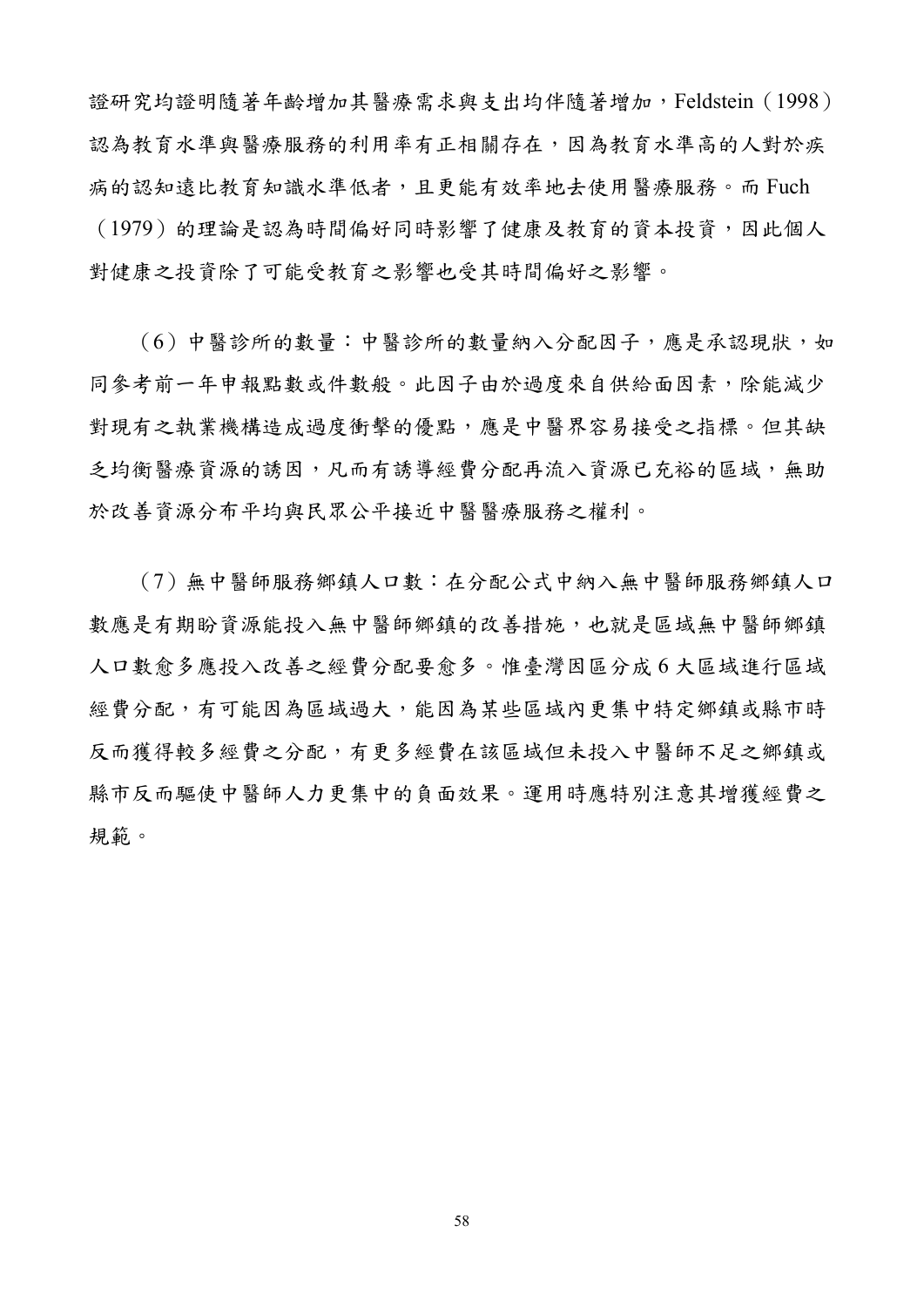證研究均證明隨著年齡增加其醫療需求與支出均伴隨著增加，Feldstein（1998）認為教育水準與醫療服務的利用率有正相關存在，因為教育水準高的人對於疾病的認知遠比教育知識水準低者，且更能有效率地去使用醫療服務。而 Fuch（1979）的理論是認為時間偏好同時影響了健康及教育的資本投資，因此個人對健康之投資除了可能受教育之影響也受其時間偏好之影響。

（6）中醫診所的數量：中醫診所的數量納入分配因子，應是承認現狀，如同參考前一年申報點數或件數般。此因子由於過度來自供給面因素，除能減少對現有之執業機構造成過度衝擊的優點，應是中醫界容易接受之指標。但其缺乏均衡醫療資源的誘因，凡而有誘導經費分配再流入資源已充裕的區域，無助於改善資源分布平均與民眾公平接近中醫醫療服務之權利。

（7）無中醫師服務鄉鎮人口數：在分配公式中納入無中醫師服務鄉鎮人口數應是有期盼資源能投入無中醫師鄉鎮的改善措施，也就是區域無中醫師鄉鎮人口數愈多應投入改善之經費分配要愈多。惟臺灣因區分成 6 大區域進行區域經費分配，有可能因為區域過大，能因為某些區域內更集中特定鄉鎮或縣市時反而獲得較多經費之分配，有更多經費在該區域但未投入中醫師不足之鄉鎮或縣市反而驅使中醫師人力更集中的負面效果。運用時應特別注意其增獲經費之規範。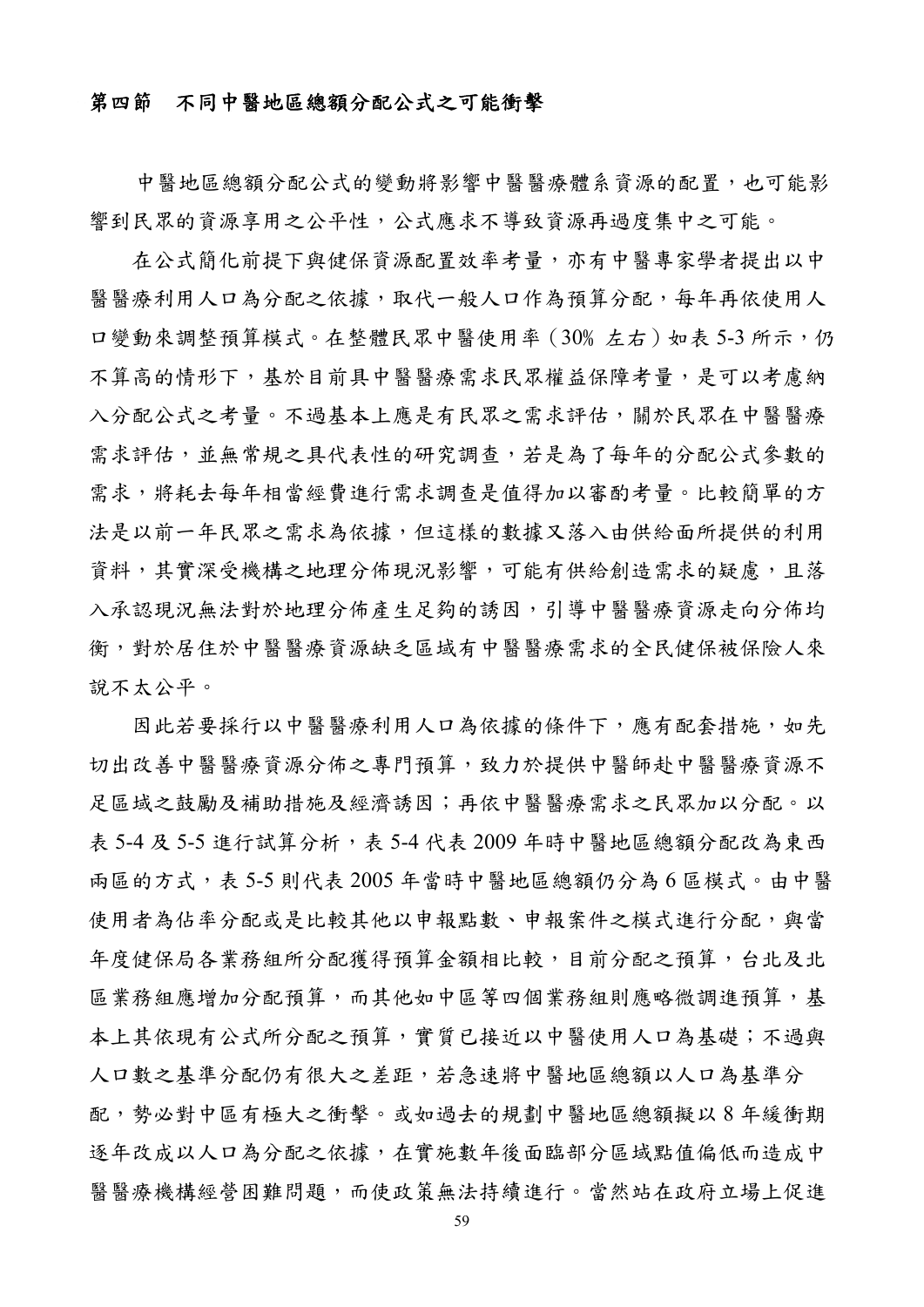### 第四節　不同中醫地區總額分配公式之可能衝擊

中醫地區總額分配公式的變動將影響中醫醫療體系資源的配置，也可能影響到民眾的資源享用之公平性，公式應求不導致資源再過度集中之可能。

在公式簡化前提下與健保資源配置效率考量，亦有中醫專家學者提出以中醫醫療利用人口為分配之依據，取代一般人口作為預算分配，每年再依使用人口變動來調整預算模式。在整體民眾中醫使用率（30% 左右）如表 5-3 所示，仍不算高的情形下，基於目前具中醫醫療需求民眾權益保障考量，是可以考慮納入分配公式之考量。不過基本上應是有民眾之需求評估，關於民眾在中醫醫療需求評估，並無常規之具代表性的研究調查，若是為了每年的分配公式參數的需求，將耗去每年相當經費進行需求調查是值得加以審酌考量。比較簡單的方法是以前一年民眾之需求為依據，但這樣的數據又落入由供給面所提供的利用資料，其實深受機構之地理分佈現況影響，可能有供給創造需求的疑慮，且落入承認現況無法對於地理分佈產生足夠的誘因，引導中醫醫療資源走向分佈均衡，對於居住於中醫醫療資源缺乏區域有中醫醫療需求的全民健保被保險人來說不太公平。

因此若要採行以中醫醫療利用人口為依據的條件下，應有配套措施，如先切出改善中醫醫療資源分佈之專門預算，致力於提供中醫師赴中醫醫療資源不足區域之鼓勵及補助措施及經濟誘因；再依中醫醫療需求之民眾加以分配。以表 5-4 及 5-5 進行試算分析，表 5-4 代表 2009 年時中醫地區總額分配改為東西兩區的方式，表 5-5 則代表 2005 年當時中醫地區總額仍分為 6 區模式。由中醫使用者為佔率分配或是比較其他以申報點數、申報案件之模式進行分配，與當年度健保局各業務組所分配獲得預算金額相比較，目前分配之預算，台北及北區業務組應增加分配預算，而其他如中區等四個業務組則應略微調進預算，基本上其依現有公式所分配之預算，實質已接近以中醫使用人口為基礎；不過與人口數之基準分配仍有很大之差距，若急速將中醫地區總額以人口為基準分配，勢必對中區有極大之衝擊。或如過去的規劃中醫地區總額擬以 8 年緩衝期逐年改成以人口為分配之依據，在實施數年後面臨部分區域點值偏低而造成中醫醫療機構經營困難問題，而使政策無法持續進行。當然站在政府立場上促進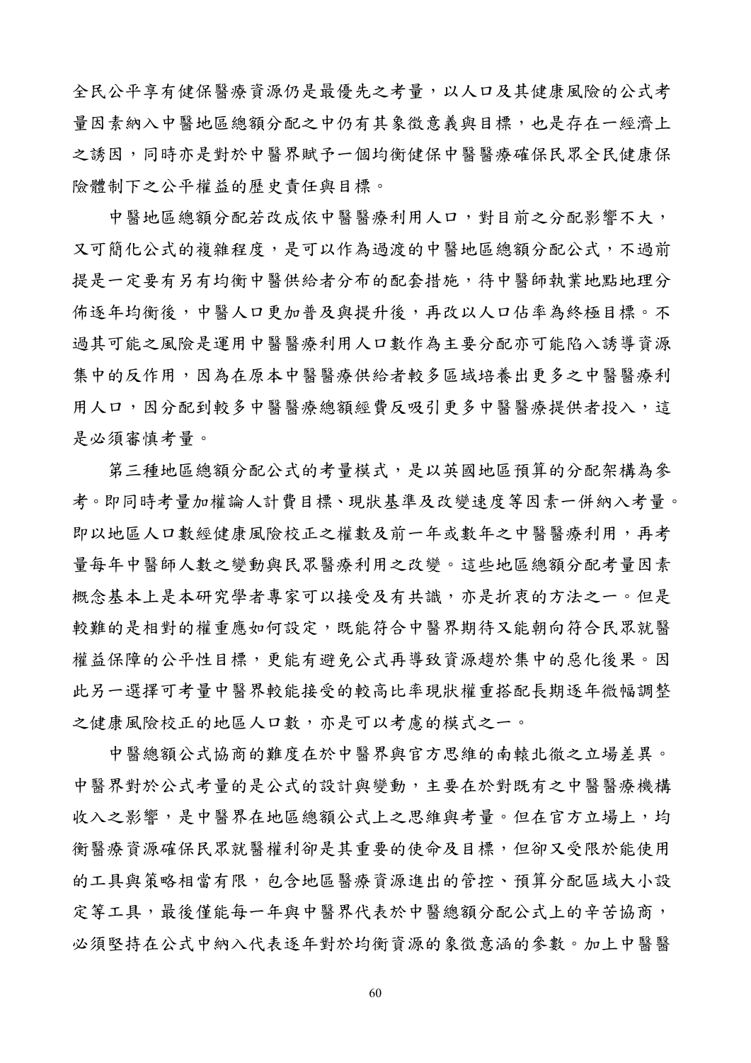全民公平享有健保醫療資源仍是最優先之考量，以人口及其健康風險的公式考量因素納入中醫地區總額分配之中仍有其象徵意義與目標，也是存在一經濟上之誘因，同時亦是對於中醫界賦予一個均衡健保中醫醫療確保民眾全民健康保險體制下之公平權益的歷史責任與目標。

中醫地區總額分配若改成依中醫醫療利用人口，對目前之分配影響不大，又可簡化公式的複雜程度，是可以作為過渡的中醫地區總額分配公式，不過前提是一定要有另有均衡中醫供給者分布的配套措施，待中醫師執業地點地理分佈逐年均衡後，中醫人口更加普及與提升後，再改以人口佔率為終極目標。不過其可能之風險是運用中醫醫療利用人口數作為主要分配亦可能陷入誘導資源集中的反作用，因為在原本中醫醫療供給者較多區域培養出更多之中醫醫療利用人口，因分配到較多中醫醫療總額經費反吸引更多中醫醫療提供者投入，這是必須審慎考量。

第三種地區總額分配公式的考量模式，是以英國地區預算的分配架構為參考。即同時考量加權論人計費目標、現狀基準及改變速度等因素一併納入考量。即以地區人口數經健康風險校正之權數及前一年或數年之中醫醫療利用，再考量每年中醫師人數之變動與民眾醫療利用之改變。這些地區總額分配考量因素概念基本上是本研究學者專家可以接受及有共識，亦是折衷的方法之一。但是較難的是相對的權重應如何設定，既能符合中醫界期待又能朝向符合民眾就醫權益保障的公平性目標，更能有避免公式再導致資源趨於集中的惡化後果。因此另一選擇可考量中醫界較能接受的較高比率現狀權重搭配長期逐年微幅調整之健康風險校正的地區人口數，亦是可以考慮的模式之一。

中醫總額公式協商的難度在於中醫界與官方思維的南轅北徹之立場差異。中醫界對於公式考量的是公式的設計與變動，主要在於對既有之中醫醫療機構收入之影響，是中醫界在地區總額公式上之思維與考量。但在官方立場上，均衡醫療資源確保民眾就醫權利卻是其重要的使命及目標，但卻又受限於能使用的工具與策略相當有限，包含地區醫療資源進出的管控、預算分配區域大小設定等工具，最後僅能每一年與中醫界代表於中醫總額分配公式上的辛苦協商，必須堅持在公式中納入代表逐年對於均衡資源的象徵意涵的參數。加上中醫醫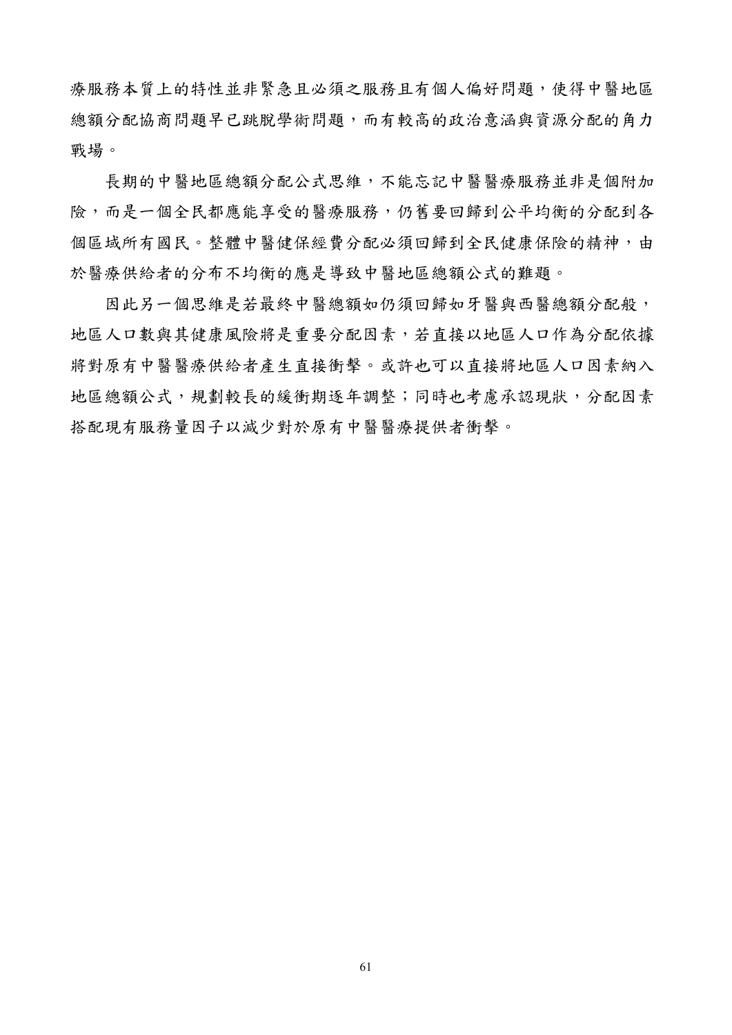療服務本質上的特性並非緊急且必須之服務且有個人偏好問題，使得中醫地區總額分配協商問題早已跳脫學術問題，而有較高的政治意涵與資源分配的角力戰場。

長期的中醫地區總額分配公式思維，不能忘記中醫醫療服務並非是個附加險，而是一個全民都應能享受的醫療服務，仍舊要回歸到公平均衡的分配到各個區域所有國民。整體中醫健保經費分配必須回歸到全民健康保險的精神，由於醫療供給者的分布不均衡的應是導致中醫地區總額公式的難題。

因此另一個思維是若最終中醫總額如仍須回歸如牙醫與西醫總額分配般，地區人口數與其健康風險將是重要分配因素，若直接以地區人口作為分配依據將對原有中醫醫療供給者產生直接衝擊。或許也可以直接將地區人口因素納入地區總額公式，規劃較長的緩衝期逐年調整；同時也考慮承認現狀，分配因素搭配現有服務量因子以減少對於原有中醫醫療提供者衝擊。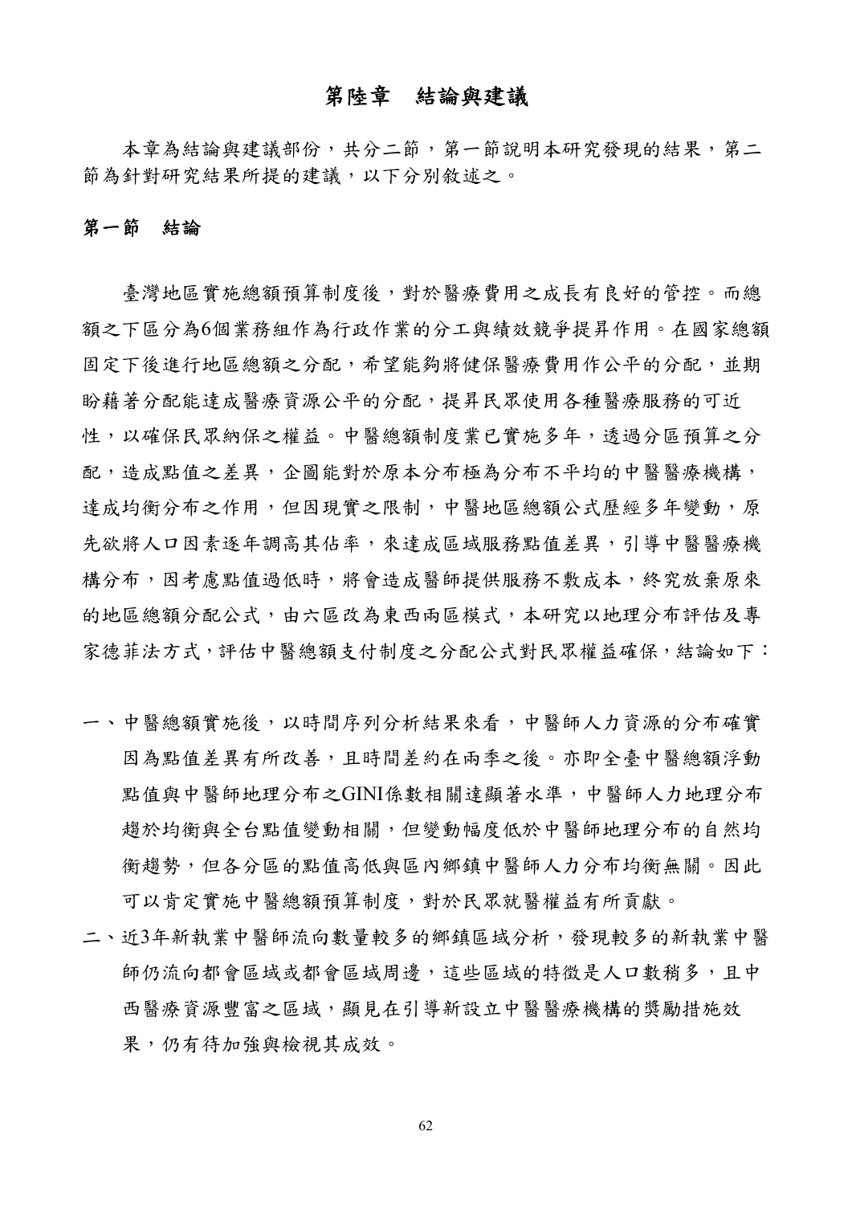# 第陸章　結論與建議

本章為結論與建議部份，共分二節，第一節說明本研究發現的結果，第二節為針對研究結果所提的建議，以下分別敘述之。

## 第一節　結論

臺灣地區實施總額預算制度後，對於醫療費用之成長有良好的管控。而總額之下區分為6個業務組作為行政作業的分工與績效競爭提昇作用。在國家總額固定下後進行地區總額之分配，希望能夠將健保醫療費用作公平的分配，並期盼藉著分配能達成醫療資源公平的分配，提昇民眾使用各種醫療服務的可近性，以確保民眾納保之權益。中醫總額制度業已實施多年，透過分區預算之分配，造成點值之差異，企圖能對於原本分布極為分布不平均的中醫醫療機構，達成均衡分布之作用，但因現實之限制，中醫地區總額公式歷經多年變動，原先欲將人口因素逐年調高其佔率，來達成區域服務點值差異，引導中醫醫療機構分布，因考慮點值過低時，將會造成醫師提供服務不敷成本，終究放棄原來的地區總額分配公式，由六區改為東西兩區模式，本研究以地理分布評估及專家德菲法方式，評估中醫總額支付制度之分配公式對民眾權益確保，結論如下：

一、中醫總額實施後，以時間序列分析結果來看，中醫師人力資源的分布確實因為點值差異有所改善，且時間差約在兩季之後。亦即全臺中醫總額浮動點值與中醫師地理分布之GINI係數相關達顯著水準，中醫師人力地理分布趨於均衡與全台點值變動相關，但變動幅度低於中醫師地理分布的自然均衡趨勢，但各分區的點值高低與區內鄉鎮中醫師人力分布均衡無關。因此可以肯定實施中醫總額預算制度，對於民眾就醫權益有所貢獻。

二、近3年新執業中醫師流向數量較多的鄉鎮區域分析，發現較多的新執業中醫師仍流向都會區域或都會區域周邊，這些區域的特徵是人口數稍多，且中西醫療資源豐富之區域，顯見在引導新設立中醫醫療機構的獎勵措施效果，仍有待加強與檢視其成效。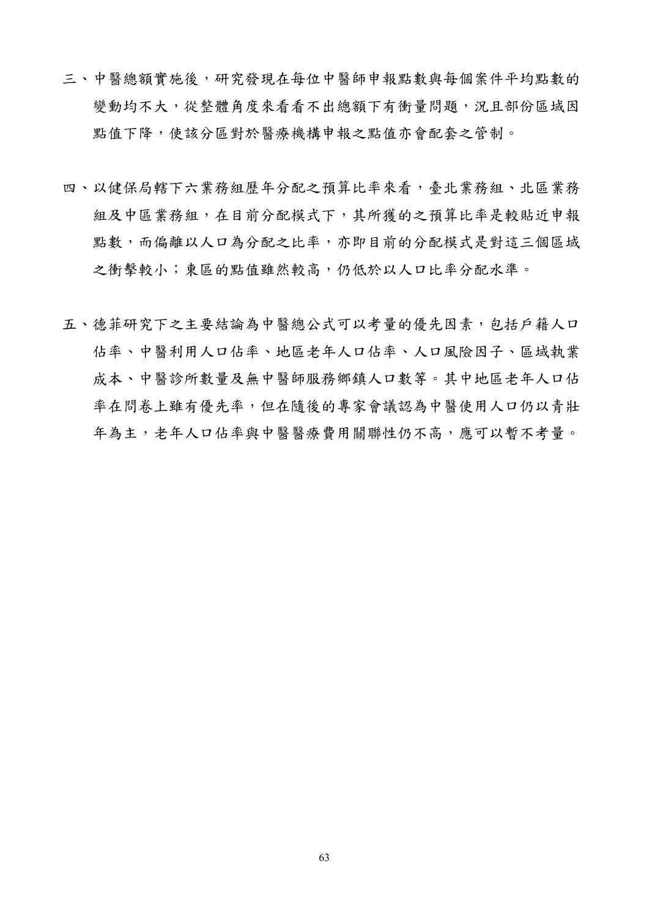三、中醫總額實施後，研究發現在每位中醫師申報點數與每個案件平均點數的變動均不大，從整體角度來看看不出總額下有衡量問題，況且部份區域因點值下降，使該分區對於醫療機構申報之點值亦會配套之管制。

四、以健保局轄下六業務組歷年分配之預算比率來看，臺北業務組、北區業務組及中區業務組，在目前分配模式下，其所獲的之預算比率是較貼近申報點數，而偏離以人口為分配之比率，亦即目前的分配模式是對這三個區域之衝擊較小；東區的點值雖然較高，仍低於以人口比率分配水準。

五、德菲研究下之主要結論為中醫總公式可以考量的優先因素，包括戶籍人口佔率、中醫利用人口佔率、地區老年人口佔率、人口風險因子、區域執業成本、中醫診所數量及無中醫師服務鄉鎮人口數等。其中地區老年人口佔率在問卷上雖有優先率，但在隨後的專家會議認為中醫使用人口仍以青壯年為主，老年人口佔率與中醫醫療費用關聯性仍不高，應可以暫不考量。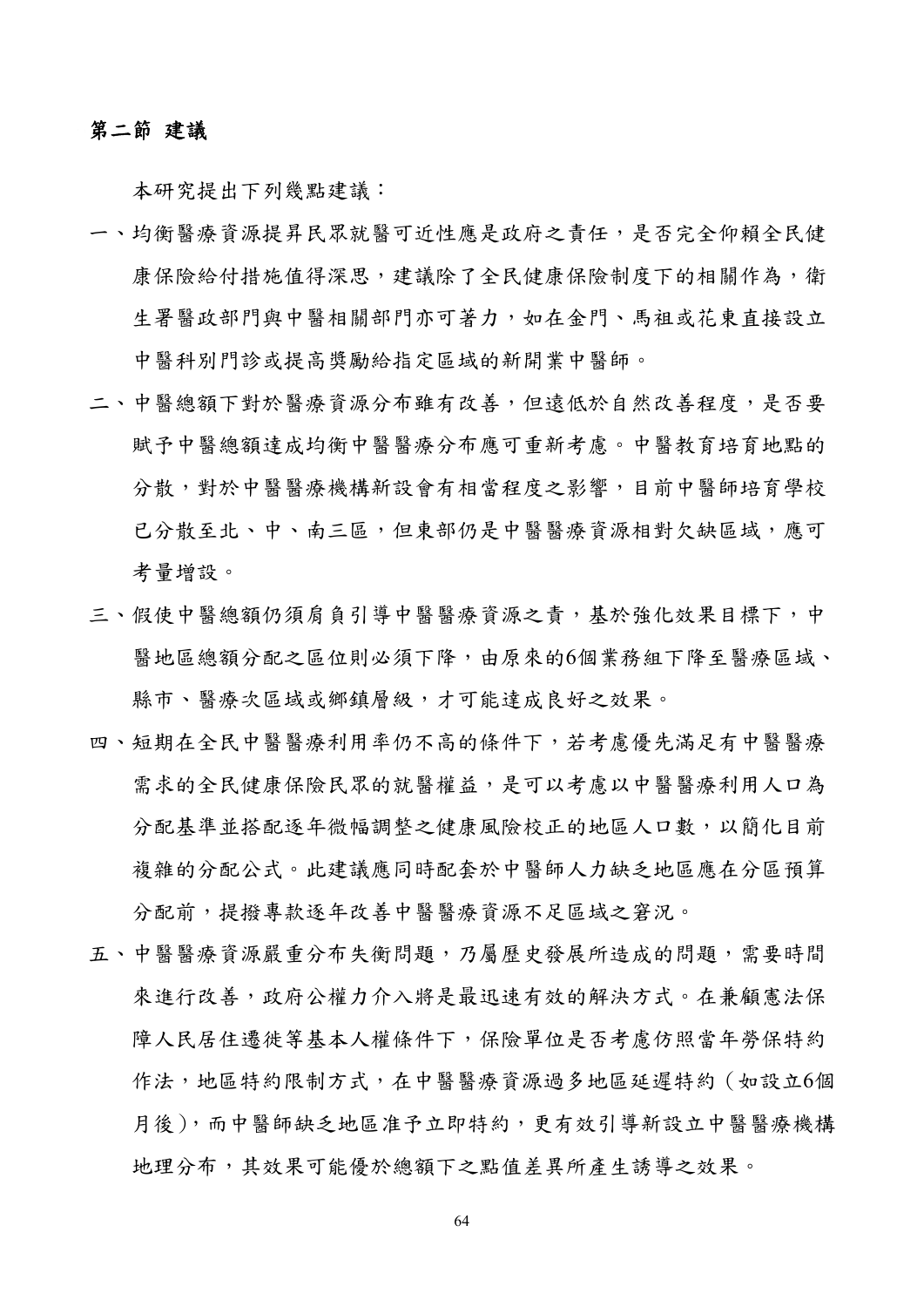## 第二節 建議

本研究提出下列幾點建議：

一、均衡醫療資源提昇民眾就醫可近性應是政府之責任，是否完全仰賴全民健康保險給付措施值得深思，建議除了全民健康保險制度下的相關作為，衛生署醫政部門與中醫相關部門亦可著力，如在金門、馬祖或花東直接設立中醫科別門診或提高獎勵給指定區域的新開業中醫師。

二、中醫總額下對於醫療資源分布雖有改善，但遠低於自然改善程度，是否要賦予中醫總額達成均衡中醫醫療分布應可重新考慮。中醫教育培育地點的分散，對於中醫醫療機構新設會有相當程度之影響，目前中醫師培育學校已分散至北、中、南三區，但東部仍是中醫醫療資源相對欠缺區域，應可考量增設。

三、假使中醫總額仍須肩負引導中醫醫療資源之責，基於強化效果目標下，中醫地區總額分配之區位則必須下降，由原來的6個業務組下降至醫療區域、縣市、醫療次區域或鄉鎮層級，才可能達成良好之效果。

四、短期在全民中醫醫療利用率仍不高的條件下，若考慮優先滿足有中醫醫療需求的全民健康保險民眾的就醫權益，是可以考慮以中醫醫療利用人口為分配基準並搭配逐年微幅調整之健康風險校正的地區人口數，以簡化目前複雜的分配公式。此建議應同時配套於中醫師人力缺乏地區應在分區預算分配前，提撥專款逐年改善中醫醫療資源不足區域之窘況。

五、中醫醫療資源嚴重分布失衡問題，乃屬歷史發展所造成的問題，需要時間來進行改善，政府公權力介入將是最迅速有效的解決方式。在兼顧憲法保障人民居住遷徙等基本人權條件下，保險單位是否考慮仿照當年勞保特約作法，地區特約限制方式，在中醫醫療資源過多地區延遲特約（如設立6個月後），而中醫師缺乏地區准予立即特約，更有效引導新設立中醫醫療機構地理分布，其效果可能優於總額下之點值差異所產生誘導之效果。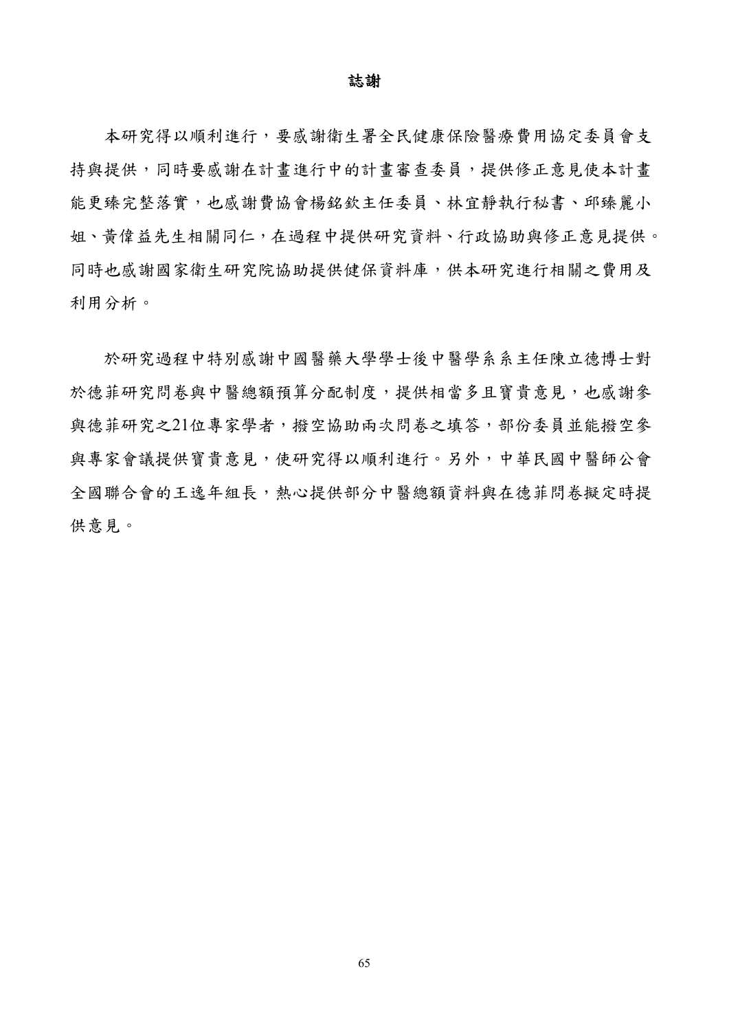# 誌謝

本研究得以順利進行，要感謝衛生署全民健康保險醫療費用協定委員會支持與提供，同時要感謝在計畫進行中的計畫審查委員，提供修正意見使本計畫能更臻完整落實，也感謝費協會楊銘欽主任委員、林宜靜執行秘書、邱臻麗小姐、黃偉益先生相關同仁，在過程中提供研究資料、行政協助與修正意見提供。同時也感謝國家衛生研究院協助提供健保資料庫，供本研究進行相關之費用及利用分析。

於研究過程中特別感謝中國醫藥大學學士後中醫學系系主任陳立德博士對於德菲研究問卷與中醫總額預算分配制度，提供相當多且寶貴意見，也感謝參與德菲研究之21位專家學者，撥空協助兩次問卷之填答，部份委員並能撥空參與專家會議提供寶貴意見，使研究得以順利進行。另外，中華民國中醫師公會全國聯合會的王逸年組長，熱心提供部分中醫總額資料與在德菲問卷擬定時提供意見。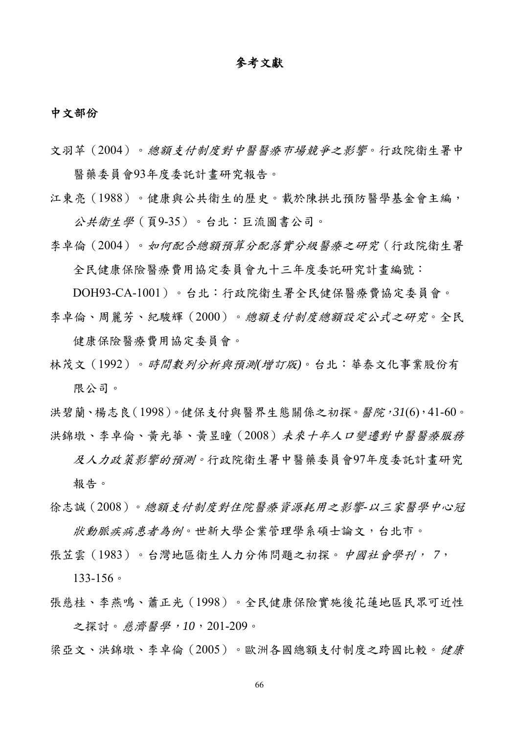## 參考文獻

### 中文部份

文羽苹（2004）。*總額支付制度對中醫醫療市場競爭之影響*。行政院衛生署中醫藥委員會93年度委託計畫研究報告。

江東亮（1988）。健康與公共衛生的歷史。載於陳拱北預防醫學基金會主編，*公共衛生學*（頁9-35）。台北：巨流圖書公司。

李卓倫（2004）。*如何配合總額預算分配落實分級醫療之研究*（行政院衛生署全民健康保險醫療費用協定委員會九十三年度委託研究計畫編號：DOH93-CA-1001）。台北：行政院衛生署全民健保醫療費協定委員會。

李卓倫、周麗芳、紀駿輝（2000）。*總額支付制度總額設定公式之研究*。全民健康保險醫療費用協定委員會。

林茂文（1992）。*時間數列分析與預測(增訂版)*。台北：華泰文化事業股份有限公司。

洪碧蘭、楊志良（1998）。健保支付與醫界生態關係之初探。*醫院，31*(6)，41-60。

洪錦墩、李卓倫、黃光華、黃昱曈（2008）*未來十年人口變遷對中醫醫療服務及人力政策影響的預測*。行政院衛生署中醫藥委員會97年度委託計畫研究報告。

徐志誠（2008）。*總額支付制度對住院醫療資源耗用之影響-以三家醫學中心冠狀動脈疾病患者為例*。世新大學企業管理學系碩士論文，台北市。

張苙雲（1983）。台灣地區衛生人力分佈問題之初探。*中國社會學刊，7*，133-156。

張慈桂、李燕鳴、蕭正光（1998）。全民健康保險實施後花蓮地區民眾可近性之探討。*慈濟醫學，10*，201-209。

梁亞文、洪錦墩、李卓倫（2005）。歐洲各國總額支付制度之跨國比較。*健康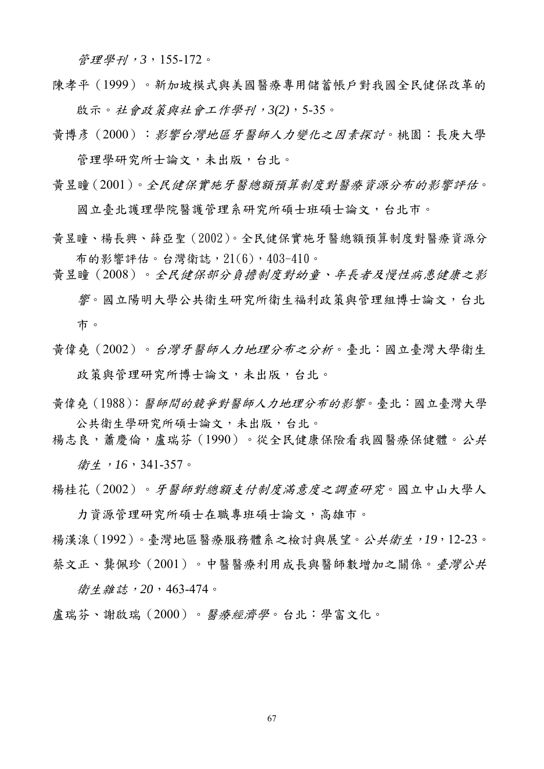*管理學刊，3*，155-172。

陳孝平（1999）。新加坡模式與美國醫療專用儲蓄帳戶對我國全民健保改革的啟示。*社會政策與社會工作學刊，3(2)*，5-35。

黃博彥（2000）：*影響台灣地區牙醫師人力變化之因素探討*。桃園：長庚大學管理學研究所士論文，未出版，台北。

黃昱曈（2001）。*全民健保實施牙醫總額預算制度對醫療資源分布的影響評估*。國立臺北護理學院醫護管理系研究所碩士班碩士論文，台北市。

黃昱曈、楊長興、薛亞聖（2002）。全民健保實施牙醫總額預算制度對醫療資源分布的影響評估。台灣衛誌，21(6)，403-410。

黃昱曈（2008）。*全民健保部分負擔制度對幼童、年長者及慢性病患健康之影響*。國立陽明大學公共衛生研究所衛生福利政策與管理組博士論文，台北市。

黃偉堯（2002）。*台灣牙醫師人力地理分布之分析*。臺北：國立臺灣大學衛生政策與管理研究所博士論文，未出版，台北。

黃偉堯（1988）：*醫師間的競爭對醫師人力地理分布的影響*。臺北：國立臺灣大學公共衛生學研究所碩士論文，未出版，台北。

楊志良，蕭慶倫，盧瑞芬（1990）。從全民健康保險看我國醫療保健體。*公共衛生，16*，341-357。

楊桂花（2002）。*牙醫師對總額支付制度滿意度之調查研究*。國立中山大學人力資源管理研究所碩士在職專班碩士論文，高雄市。

楊漢湶（1992）。臺灣地區醫療服務體系之檢討與展望。*公共衛生，19*，12-23。

蔡文正、龔佩珍（2001）。中醫醫療利用成長與醫師數增加之關係。*臺灣公共衛生雜誌，20*，463-474。

盧瑞芬、謝啟瑞（2000）。*醫療經濟學*。台北：學富文化。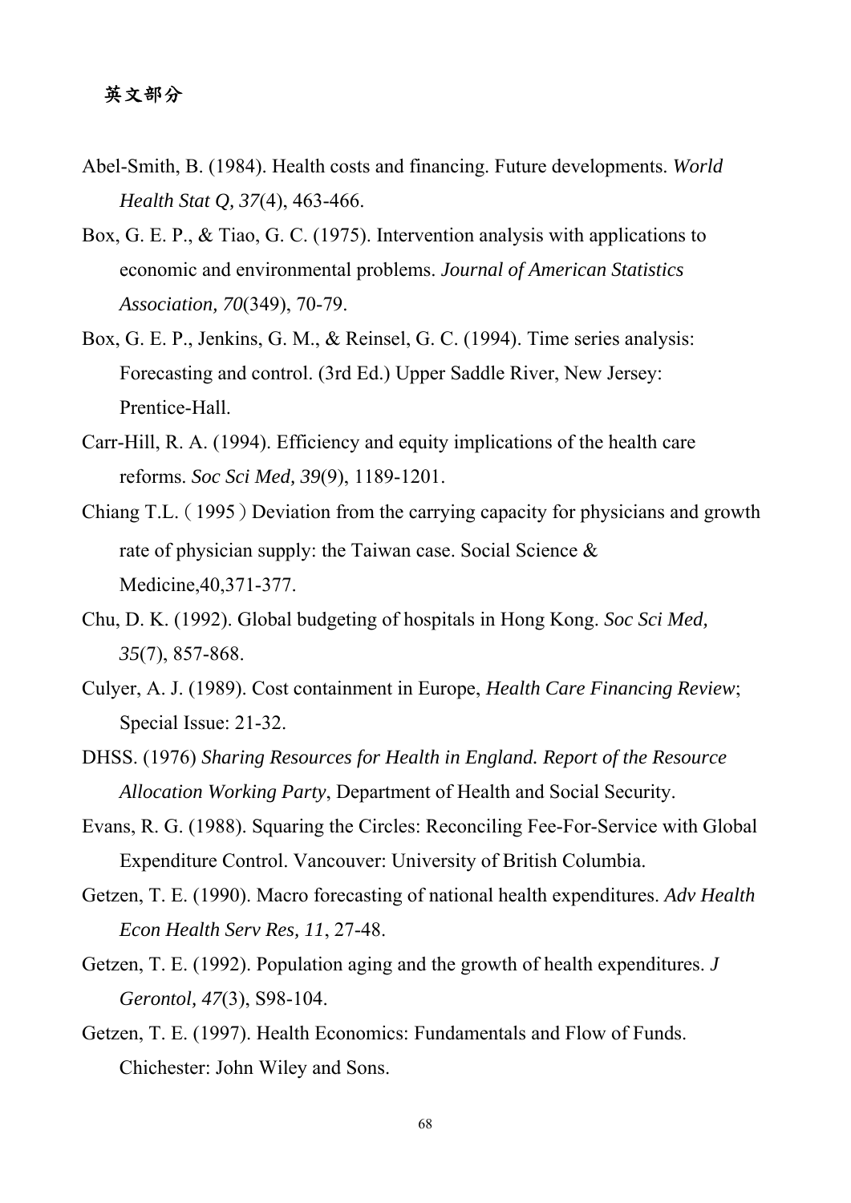## 英文部分

Abel-Smith, B. (1984). Health costs and financing. Future developments. *World Health Stat Q, 37*(4), 463-466.

Box, G. E. P., & Tiao, G. C. (1975). Intervention analysis with applications to economic and environmental problems. *Journal of American Statistics Association, 70*(349), 70-79.

Box, G. E. P., Jenkins, G. M., & Reinsel, G. C. (1994). Time series analysis: Forecasting and control. (3rd Ed.) Upper Saddle River, New Jersey: Prentice-Hall.

Carr-Hill, R. A. (1994). Efficiency and equity implications of the health care reforms. *Soc Sci Med, 39*(9), 1189-1201.

Chiang T.L.（1995）Deviation from the carrying capacity for physicians and growth rate of physician supply: the Taiwan case. Social Science & Medicine,40,371-377.

Chu, D. K. (1992). Global budgeting of hospitals in Hong Kong. *Soc Sci Med, 35*(7), 857-868.

Culyer, A. J. (1989). Cost containment in Europe, *Health Care Financing Review*; Special Issue: 21-32.

DHSS. (1976) *Sharing Resources for Health in England. Report of the Resource Allocation Working Party*, Department of Health and Social Security.

Evans, R. G. (1988). Squaring the Circles: Reconciling Fee-For-Service with Global Expenditure Control. Vancouver: University of British Columbia.

Getzen, T. E. (1990). Macro forecasting of national health expenditures. *Adv Health Econ Health Serv Res, 11*, 27-48.

Getzen, T. E. (1992). Population aging and the growth of health expenditures. *J Gerontol, 47*(3), S98-104.

Getzen, T. E. (1997). Health Economics: Fundamentals and Flow of Funds. Chichester: John Wiley and Sons.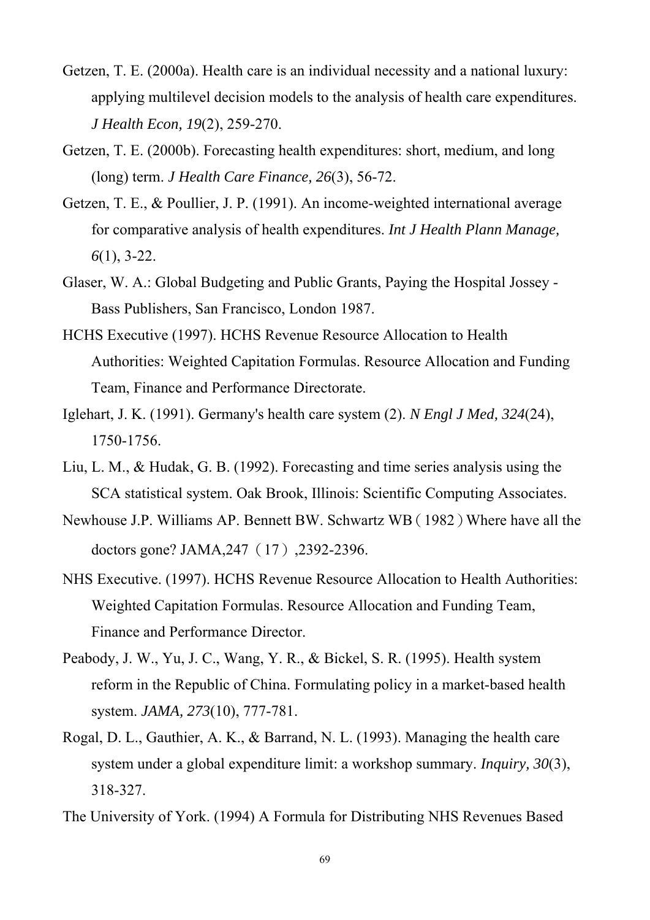Getzen, T. E. (2000a). Health care is an individual necessity and a national luxury: applying multilevel decision models to the analysis of health care expenditures. *J Health Econ, 19*(2), 259-270.

Getzen, T. E. (2000b). Forecasting health expenditures: short, medium, and long (long) term. *J Health Care Finance, 26*(3), 56-72.

Getzen, T. E., & Poullier, J. P. (1991). An income-weighted international average for comparative analysis of health expenditures. *Int J Health Plann Manage, 6*(1), 3-22.

Glaser, W. A.: Global Budgeting and Public Grants, Paying the Hospital Jossey - Bass Publishers, San Francisco, London 1987.

HCHS Executive (1997). HCHS Revenue Resource Allocation to Health Authorities: Weighted Capitation Formulas. Resource Allocation and Funding Team, Finance and Performance Directorate.

Iglehart, J. K. (1991). Germany's health care system (2). *N Engl J Med, 324*(24), 1750-1756.

Liu, L. M., & Hudak, G. B. (1992). Forecasting and time series analysis using the SCA statistical system. Oak Brook, Illinois: Scientific Computing Associates.

Newhouse J.P. Williams AP. Bennett BW. Schwartz WB（1982）Where have all the doctors gone? JAMA,247（17）,2392-2396.

NHS Executive. (1997). HCHS Revenue Resource Allocation to Health Authorities: Weighted Capitation Formulas. Resource Allocation and Funding Team, Finance and Performance Director.

Peabody, J. W., Yu, J. C., Wang, Y. R., & Bickel, S. R. (1995). Health system reform in the Republic of China. Formulating policy in a market-based health system. *JAMA, 273*(10), 777-781.

Rogal, D. L., Gauthier, A. K., & Barrand, N. L. (1993). Managing the health care system under a global expenditure limit: a workshop summary. *Inquiry, 30*(3), 318-327.

The University of York. (1994) A Formula for Distributing NHS Revenues Based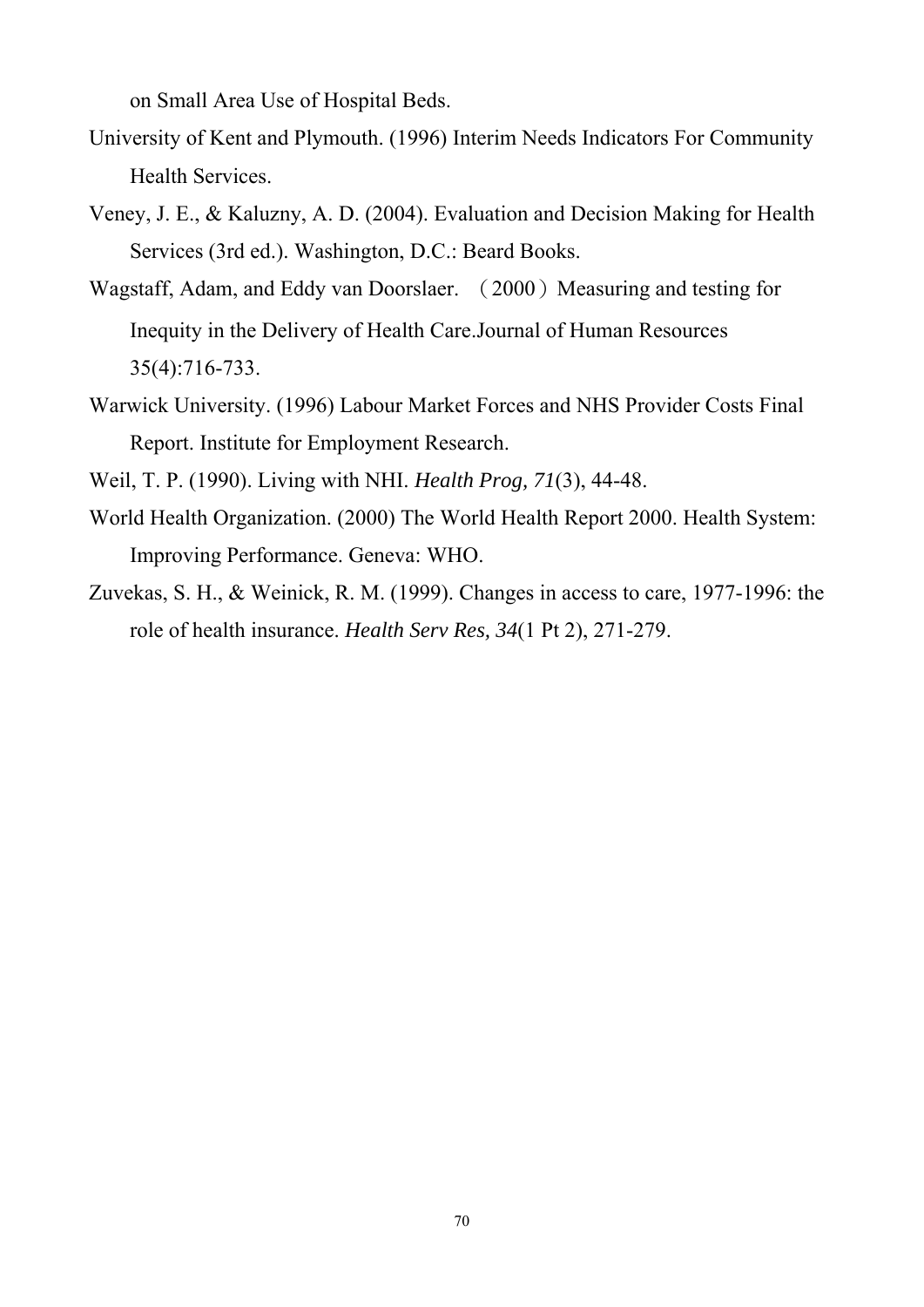on Small Area Use of Hospital Beds.

University of Kent and Plymouth. (1996) Interim Needs Indicators For Community Health Services.

Veney, J. E., & Kaluzny, A. D. (2004). Evaluation and Decision Making for Health Services (3rd ed.). Washington, D.C.: Beard Books.

Wagstaff, Adam, and Eddy van Doorslaer. （2000）Measuring and testing for Inequity in the Delivery of Health Care.Journal of Human Resources 35(4):716-733.

Warwick University. (1996) Labour Market Forces and NHS Provider Costs Final Report. Institute for Employment Research.

Weil, T. P. (1990). Living with NHI. *Health Prog, 71*(3), 44-48.

World Health Organization. (2000) The World Health Report 2000. Health System: Improving Performance. Geneva: WHO.

Zuvekas, S. H., & Weinick, R. M. (1999). Changes in access to care, 1977-1996: the role of health insurance. *Health Serv Res, 34*(1 Pt 2), 271-279.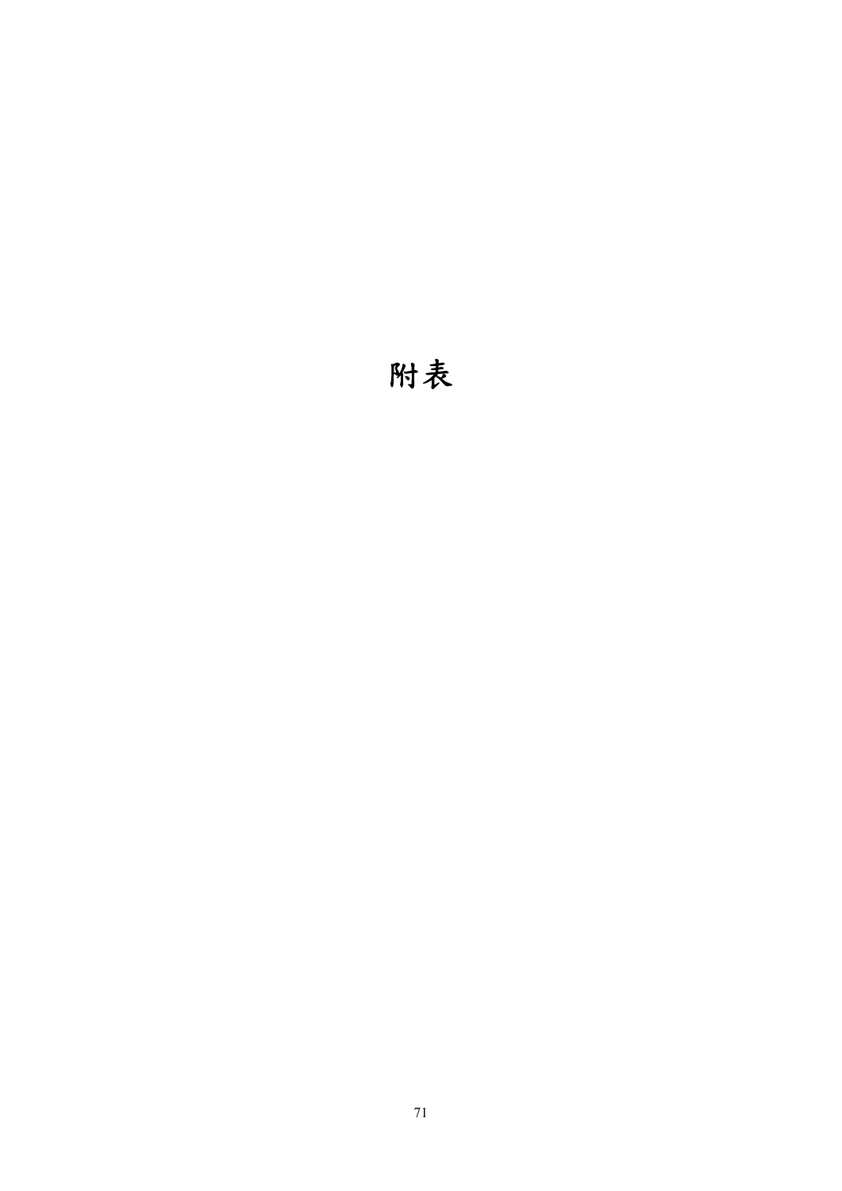# 附表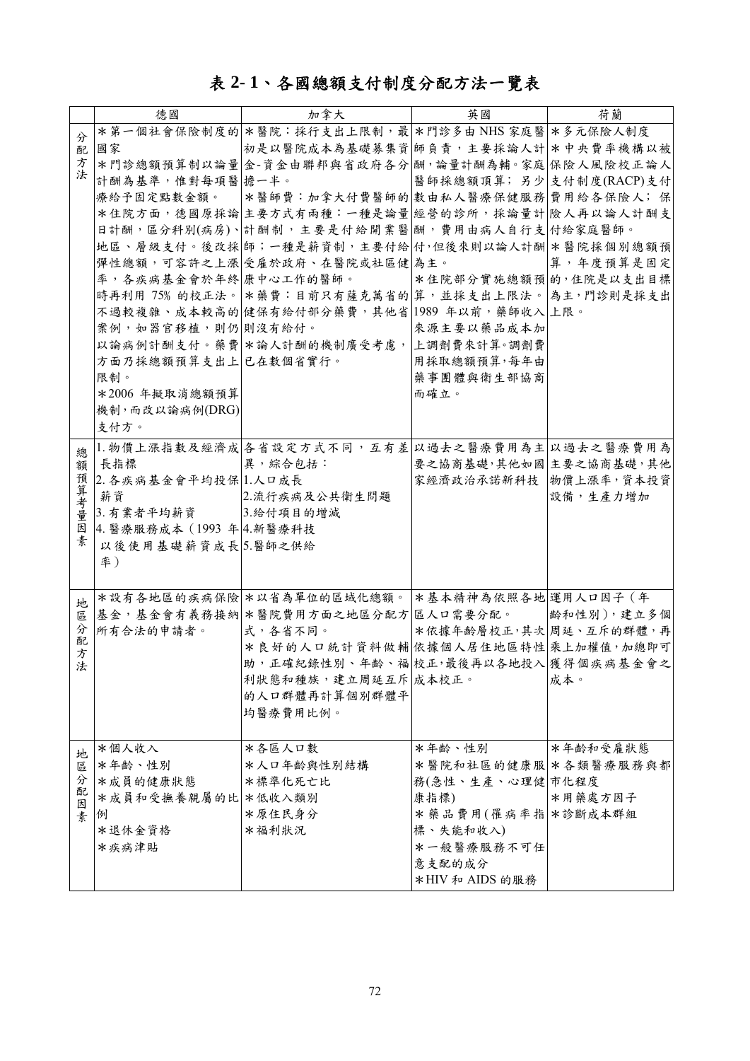# 表 2-1、各國總額支付制度分配方法一覽表

| | 德國 | 加拿大 | 英國 | 荷蘭 |
|---|---|---|---|---|
| 分配方法 | *第一個社會保險制度的國家<br>*門診總額預算制以論量計酬為基準，惟對每項醫療給予固定點數金額。<br>*住院方面，德國原採論日計酬，區分科別(病房)、地區、層級支付。後改採彈性總額，可容許之上漲率，各疾病基金會於年終時再利用 75% 的校正法。不過較複雜、成本較高的案例，如器官移植，則仍以論病例計酬支付。藥費方面乃採總額預算支出上限制。<br>*2006 年擬取消總額預算機制，而改以論病例(DRG)支付方。 | *醫院：採行支出上限制，最初是以醫院成本為基礎募集資金-資金由聯邦與省政府各分擔一半。<br>*醫師費：加拿大付費醫師的主要方式有兩種：一種是論量計酬制，主要是付給開業醫師；一種是薪資制，主要付給受雇於政府、在醫院或社區健康中心工作的醫師。<br>*藥費：目前只有薩克萬省的健保有給付部分藥費，其他省則沒有給付。<br>*論人計酬的機制廣受考慮，已在數個省實行。 | *門診多由 NHS 家庭醫師負責，主要採論人計酬，論量計酬為輔。家庭醫師採總額項算；另少數由私人醫療保健服務經營的診所，採論量計酬，費用由病人自行支付，但後來則以論人計酬為主。<br>*住院部分實施總額預算，並採支出上限法。1989 年以前，藥師收入來源主要以藥品成本加上調劑費來計算。調劑費用採取總額預算，每年由藥事團體與衛生部協商而確立。 | *多元保險人制度<br>*中央費率機構以被保險人風險校正論人支付制度(RACP)支付費用給各保險人；保險人再以論人計酬支付給家庭醫師。<br>*醫院採個別總額預算，年度預算是固定的，住院是以支出目標為主，門診則是採支出上限。 |
| 總額預算考量因素 | 1. 物價上漲指數及經濟成長指標<br>2. 各疾病基金會平均投保薪資<br>3. 有業者平均薪資<br>4. 醫療服務成本（1993 年以後使用基礎薪資成長率） | 各省設定方式不同，互有差異，綜合包括：<br>1.人口成長<br>2.流行疾病及公共衛生問題<br>3.給付項目的增減<br>4.新醫療科技<br>5.醫師之供給 | 以過去之醫療費用為主要之協商基礎，其他如國家經濟政治承諾新科技 | 以過去之醫療費用為主要之協商基礎，其他物價上漲率，資本投資設備，生產力增加 |
| 地區分配方法 | *設有各地區的疾病保險基金，基金會有義務接納所有合法的申請者。 | *以省為單位的區域化總額。<br>*醫院費用方面之地區分配方式，各省不同。<br>*良好的人口統計資料做輔助，正確紀錄性別、年齡、福利狀態和種族，建立周延互斥的人口群體再計算個別群體平均醫療費用比例。 | *基本精神為依照各地區人口需要分配。<br>*依據年齡層校正，其次依據個人居住地區特性校正，最後再以各地投入成本校正。 | 運用人口因子（年齡和性別），建立多個周延、互斥的群體，再乘上加權值，加總即可獲得個疾病基金會之成本。 |
| 地區分配因素 | *個人收入<br>*年齡、性別<br>*成員的健康狀態<br>*成員和受撫養親屬的比例<br>*退休金資格<br>*疾病津貼 | *各區人口數<br>*人口年齡與性別結構<br>*標準化死亡比<br>*低收入類別<br>*原住民身分<br>*福利狀況 | *年齡、性別<br>*醫院和社區的健康服務(急性、生產、心理健康指標)<br>*藥品費用(罹病率指標、失能和收入)<br>*一般醫療服務不可任意支配的成分<br>*HIV 和 AIDS 的服務 | *年齡和受雇狀態<br>*各類醫療服務與都市化程度<br>*用藥處方因子<br>*診斷成本群組 |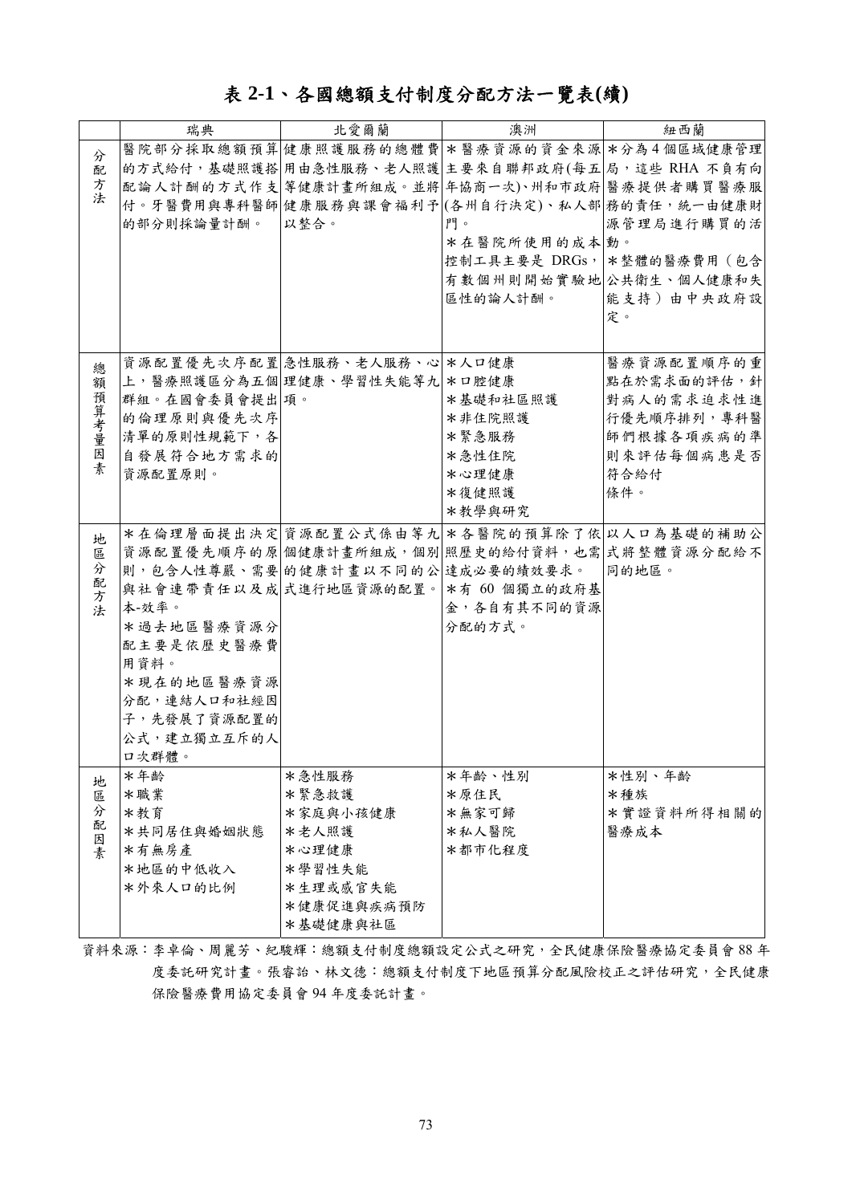# 表 2-1、各國總額支付制度分配方法一覽表(續)

| | 瑞典 | 北愛爾蘭 | 澳洲 | 紐西蘭 |
|---|---|---|---|---|
| 分配方法 | 醫院部分採取總額預算的方式給付，基礎照護搭配論人計酬的方式作支付。牙醫費用與專科醫師的部分則採論量計酬。 | 健康照護服務的總體費用由急性服務、老人照護等健康計畫所組成。並將健康服務與課會福利予以整合。 | *醫療資源的資金來源主要來自聯邦政府(每五年協商一次)、州和市政府(各州自行決定)、私人部門。<br>*在醫院所使用的成本控制工具主要是 DRGs，有數個州則開始實驗地區性的論人計酬。 | *分為 4 個區域健康管理局，這些 RHA 不負有向醫療提供者購買醫療服務的責任，統一由健康財源管理局進行購買的活動。<br>*整體的醫療費用（包含公共衛生、個人健康和失能支持）由中央政府設定。 |
| 總額預算考量因素 | 資源配置優先次序配置上，醫療照護區分為五個群組。在國會委員會提出的倫理原則與優先次序清單的原則性規範下，各自發展符合地方需求的資源配置原則。 | 急性服務、老人服務、心理健康、學習性失能等九項。 | *人口健康<br>*口腔健康<br>*基礎和社區照護<br>*非住院照護<br>*緊急服務<br>*急性住院<br>*心理健康<br>*復健照護<br>*教學與研究 | 醫療資源配置順序的重點在於需求面的評估，針對病人的需求追求性進行優先順序排列，專科醫師們根據各項疾病的準則來評估每個病患是否符合給付條件。 |
| 地區分配方法 | *在倫理層面提出決定資源配置優先順序的原則，包含人性尊嚴、需要與社會連帶責任以及成本-效率。<br>*過去地區醫療資源分配主要是依歷史醫療費用資料。<br>*現在的地區醫療資源分配，連結人口和社經因子，先發展了資源配置的公式，建立獨立互斥的人口次群體。 | 資源配置公式係由等九個健康計畫所組成，個別的健康計畫以不同的公式進行地區資源的配置。 | *各醫院的預算除了依照歷史的給付資料，也需達成必要的績效要求。<br>*有 60 個獨立的政府基金，各自有其不同的資源分配的方式。 | 以人口為基礎的補助公式將整體資源分配給不同的地區。 |
| 地區分配因素 | *年齡<br>*職業<br>*教育<br>*共同居住與婚姻狀態<br>*有無房產<br>*地區的中低收入<br>*外來人口的比例 | *急性服務<br>*緊急救護<br>*家庭與小孩健康<br>*老人照護<br>*心理健康<br>*學習性失能<br>*生理或感官失能<br>*健康促進與疾病預防<br>*基礎健康與社區 | *年齡、性別<br>*原住民<br>*無家可歸<br>*私人醫院<br>*都市化程度 | *性別、年齡<br>*種族<br>*實證資料所得相關的醫療成本 |

資料來源：李卓倫、周麗芳、紀駿輝：總額支付制度總額設定公式之研究，全民健康保險醫療協定委員會 88 年度委託研究計畫。張睿詒、林文德：總額支付制度下地區預算分配風險校正之評估研究，全民健康保險醫療費用協定委員會 94 年度委託計畫。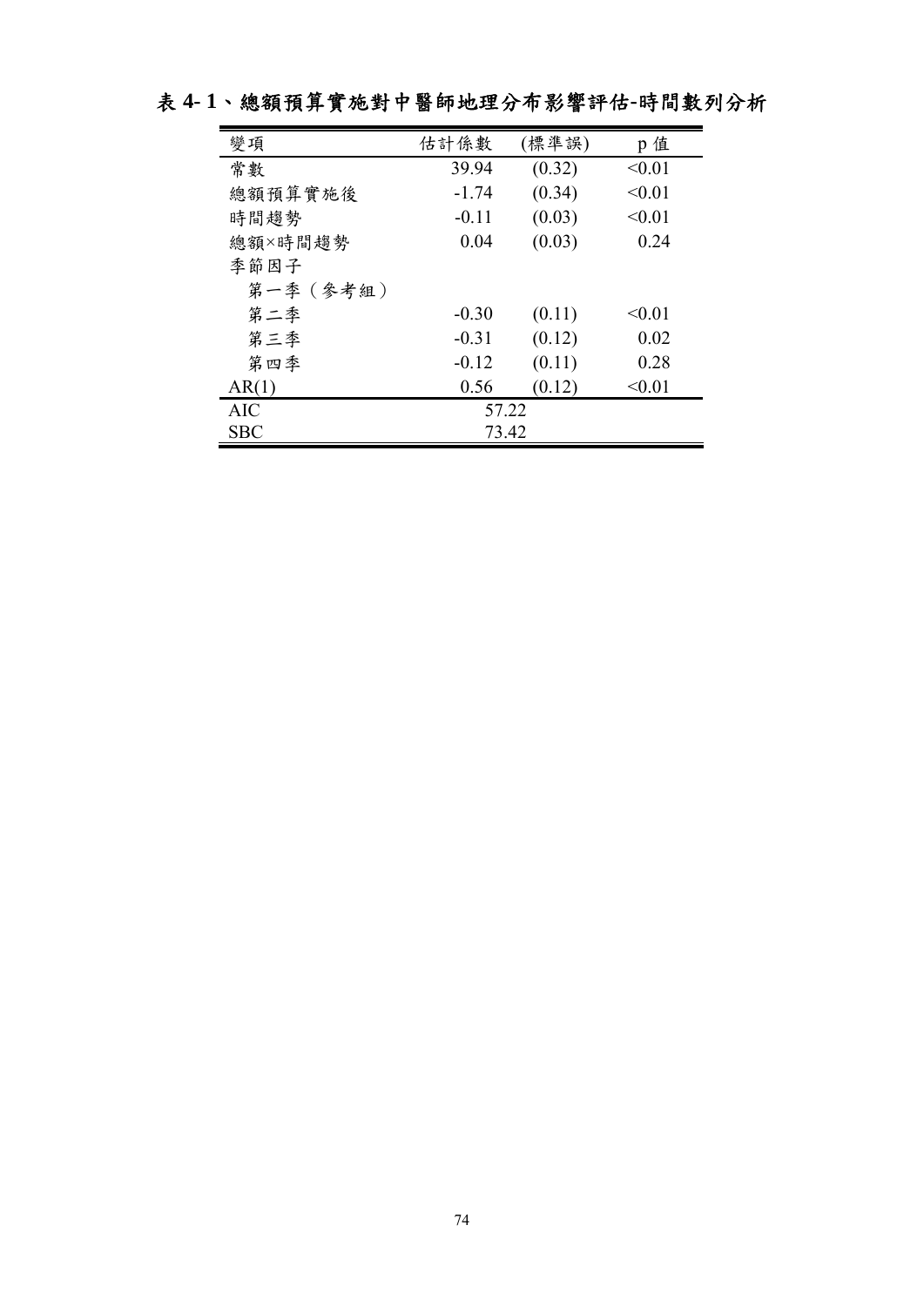表 4- 1、總額預算實施對中醫師地理分布影響評估-時間數列分析

| 變項 | 估計係數 | (標準誤) | p 值 |
|---|---|---|---|
| 常數 | 39.94 | (0.32) | <0.01 |
| 總額預算實施後 | -1.74 | (0.34) | <0.01 |
| 時間趨勢 | -0.11 | (0.03) | <0.01 |
| 總額×時間趨勢 | 0.04 | (0.03) | 0.24 |
| 季節因子 | | | |
| 第一季（參考組） | | | |
| 第二季 | -0.30 | (0.11) | <0.01 |
| 第三季 | -0.31 | (0.12) | 0.02 |
| 第四季 | -0.12 | (0.11) | 0.28 |
| AR(1) | 0.56 | (0.12) | <0.01 |
| AIC | 57.22 | | |
| SBC | 73.42 | | |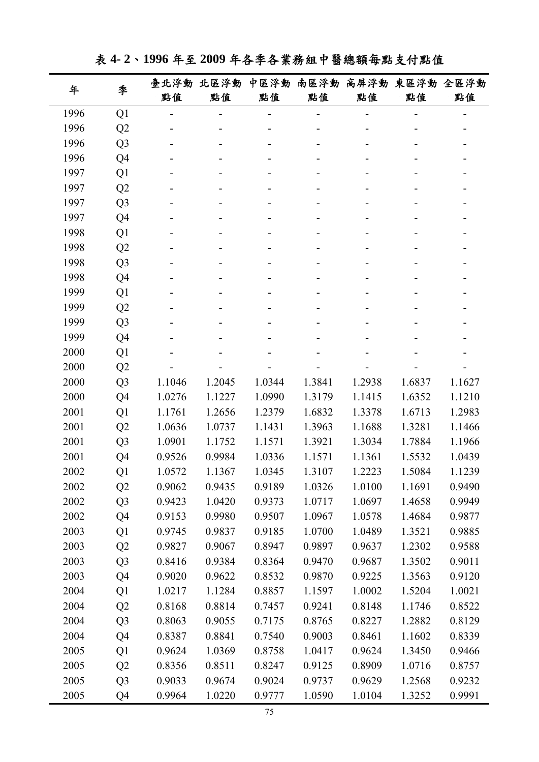**表 4- 2、1996 年至 2009 年各季各業務組中醫總額每點支付點值**

| 年 | 季 | 臺北浮動點值 | 北區浮動點值 | 中區浮動點值 | 南區浮動點值 | 高屏浮動點值 | 東區浮動點值 | 全區浮動點值 |
|---|---|---|---|---|---|---|---|---|
| 1996 | Q1 | - | - | - | - | - | - | - |
| 1996 | Q2 | - | - | - | - | - | - | - |
| 1996 | Q3 | - | - | - | - | - | - | - |
| 1996 | Q4 | - | - | - | - | - | - | - |
| 1997 | Q1 | - | - | - | - | - | - | - |
| 1997 | Q2 | - | - | - | - | - | - | - |
| 1997 | Q3 | - | - | - | - | - | - | - |
| 1997 | Q4 | - | - | - | - | - | - | - |
| 1998 | Q1 | - | - | - | - | - | - | - |
| 1998 | Q2 | - | - | - | - | - | - | - |
| 1998 | Q3 | - | - | - | - | - | - | - |
| 1998 | Q4 | - | - | - | - | - | - | - |
| 1999 | Q1 | - | - | - | - | - | - | - |
| 1999 | Q2 | - | - | - | - | - | - | - |
| 1999 | Q3 | - | - | - | - | - | - | - |
| 1999 | Q4 | - | - | - | - | - | - | - |
| 2000 | Q1 | - | - | - | - | - | - | - |
| 2000 | Q2 | - | - | - | - | - | - | - |
| 2000 | Q3 | 1.1046 | 1.2045 | 1.0344 | 1.3841 | 1.2938 | 1.6837 | 1.1627 |
| 2000 | Q4 | 1.0276 | 1.1227 | 1.0990 | 1.3179 | 1.1415 | 1.6352 | 1.1210 |
| 2001 | Q1 | 1.1761 | 1.2656 | 1.2379 | 1.6832 | 1.3378 | 1.6713 | 1.2983 |
| 2001 | Q2 | 1.0636 | 1.0737 | 1.1431 | 1.3963 | 1.1688 | 1.3281 | 1.1466 |
| 2001 | Q3 | 1.0901 | 1.1752 | 1.1571 | 1.3921 | 1.3034 | 1.7884 | 1.1966 |
| 2001 | Q4 | 0.9526 | 0.9984 | 1.0336 | 1.1571 | 1.1361 | 1.5532 | 1.0439 |
| 2002 | Q1 | 1.0572 | 1.1367 | 1.0345 | 1.3107 | 1.2223 | 1.5084 | 1.1239 |
| 2002 | Q2 | 0.9062 | 0.9435 | 0.9189 | 1.0326 | 1.0100 | 1.1691 | 0.9490 |
| 2002 | Q3 | 0.9423 | 1.0420 | 0.9373 | 1.0717 | 1.0697 | 1.4658 | 0.9949 |
| 2002 | Q4 | 0.9153 | 0.9980 | 0.9507 | 1.0967 | 1.0578 | 1.4684 | 0.9877 |
| 2003 | Q1 | 0.9745 | 0.9837 | 0.9185 | 1.0700 | 1.0489 | 1.3521 | 0.9885 |
| 2003 | Q2 | 0.9827 | 0.9067 | 0.8947 | 0.9897 | 0.9637 | 1.2302 | 0.9588 |
| 2003 | Q3 | 0.8416 | 0.9384 | 0.8364 | 0.9470 | 0.9687 | 1.3502 | 0.9011 |
| 2003 | Q4 | 0.9020 | 0.9622 | 0.8532 | 0.9870 | 0.9225 | 1.3563 | 0.9120 |
| 2004 | Q1 | 1.0217 | 1.1284 | 0.8857 | 1.1597 | 1.0002 | 1.5204 | 1.0021 |
| 2004 | Q2 | 0.8168 | 0.8814 | 0.7457 | 0.9241 | 0.8148 | 1.1746 | 0.8522 |
| 2004 | Q3 | 0.8063 | 0.9055 | 0.7175 | 0.8765 | 0.8227 | 1.2882 | 0.8129 |
| 2004 | Q4 | 0.8387 | 0.8841 | 0.7540 | 0.9003 | 0.8461 | 1.1602 | 0.8339 |
| 2005 | Q1 | 0.9624 | 1.0369 | 0.8758 | 1.0417 | 0.9624 | 1.3450 | 0.9466 |
| 2005 | Q2 | 0.8356 | 0.8511 | 0.8247 | 0.9125 | 0.8909 | 1.0716 | 0.8757 |
| 2005 | Q3 | 0.9033 | 0.9674 | 0.9024 | 0.9737 | 0.9629 | 1.2568 | 0.9232 |
| 2005 | Q4 | 0.9964 | 1.0220 | 0.9777 | 1.0590 | 1.0104 | 1.3252 | 0.9991 |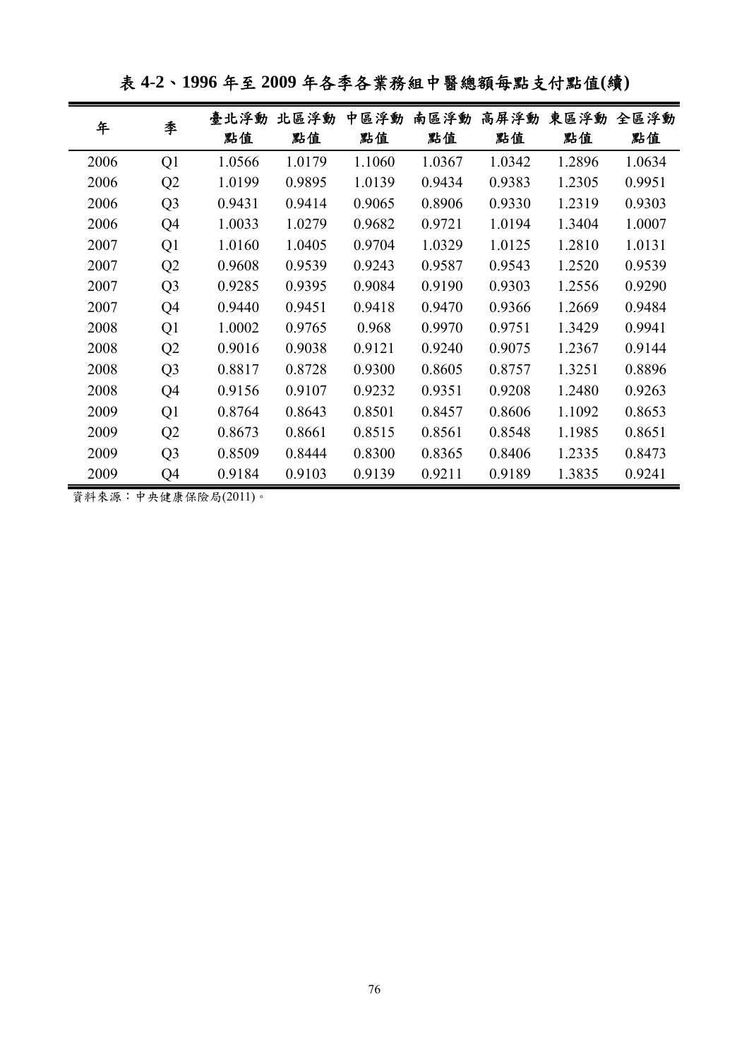表 4-2、1996 年至 2009 年各季各業務組中醫總額每點支付點值(續)

| 年 | 季 | 臺北浮動點值 | 北區浮動點值 | 中區浮動點值 | 南區浮動點值 | 高屏浮動點值 | 東區浮動點值 | 全區浮動點值 |
|---|---|---|---|---|---|---|---|---|
| 2006 | Q1 | 1.0566 | 1.0179 | 1.1060 | 1.0367 | 1.0342 | 1.2896 | 1.0634 |
| 2006 | Q2 | 1.0199 | 0.9895 | 1.0139 | 0.9434 | 0.9383 | 1.2305 | 0.9951 |
| 2006 | Q3 | 0.9431 | 0.9414 | 0.9065 | 0.8906 | 0.9330 | 1.2319 | 0.9303 |
| 2006 | Q4 | 1.0033 | 1.0279 | 0.9682 | 0.9721 | 1.0194 | 1.3404 | 1.0007 |
| 2007 | Q1 | 1.0160 | 1.0405 | 0.9704 | 1.0329 | 1.0125 | 1.2810 | 1.0131 |
| 2007 | Q2 | 0.9608 | 0.9539 | 0.9243 | 0.9587 | 0.9543 | 1.2520 | 0.9539 |
| 2007 | Q3 | 0.9285 | 0.9395 | 0.9084 | 0.9190 | 0.9303 | 1.2556 | 0.9290 |
| 2007 | Q4 | 0.9440 | 0.9451 | 0.9418 | 0.9470 | 0.9366 | 1.2669 | 0.9484 |
| 2008 | Q1 | 1.0002 | 0.9765 | 0.968 | 0.9970 | 0.9751 | 1.3429 | 0.9941 |
| 2008 | Q2 | 0.9016 | 0.9038 | 0.9121 | 0.9240 | 0.9075 | 1.2367 | 0.9144 |
| 2008 | Q3 | 0.8817 | 0.8728 | 0.9300 | 0.8605 | 0.8757 | 1.3251 | 0.8896 |
| 2008 | Q4 | 0.9156 | 0.9107 | 0.9232 | 0.9351 | 0.9208 | 1.2480 | 0.9263 |
| 2009 | Q1 | 0.8764 | 0.8643 | 0.8501 | 0.8457 | 0.8606 | 1.1092 | 0.8653 |
| 2009 | Q2 | 0.8673 | 0.8661 | 0.8515 | 0.8561 | 0.8548 | 1.1985 | 0.8651 |
| 2009 | Q3 | 0.8509 | 0.8444 | 0.8300 | 0.8365 | 0.8406 | 1.2335 | 0.8473 |
| 2009 | Q4 | 0.9184 | 0.9103 | 0.9139 | 0.9211 | 0.9189 | 1.3835 | 0.9241 |

資料來源：中央健康保險局(2011)。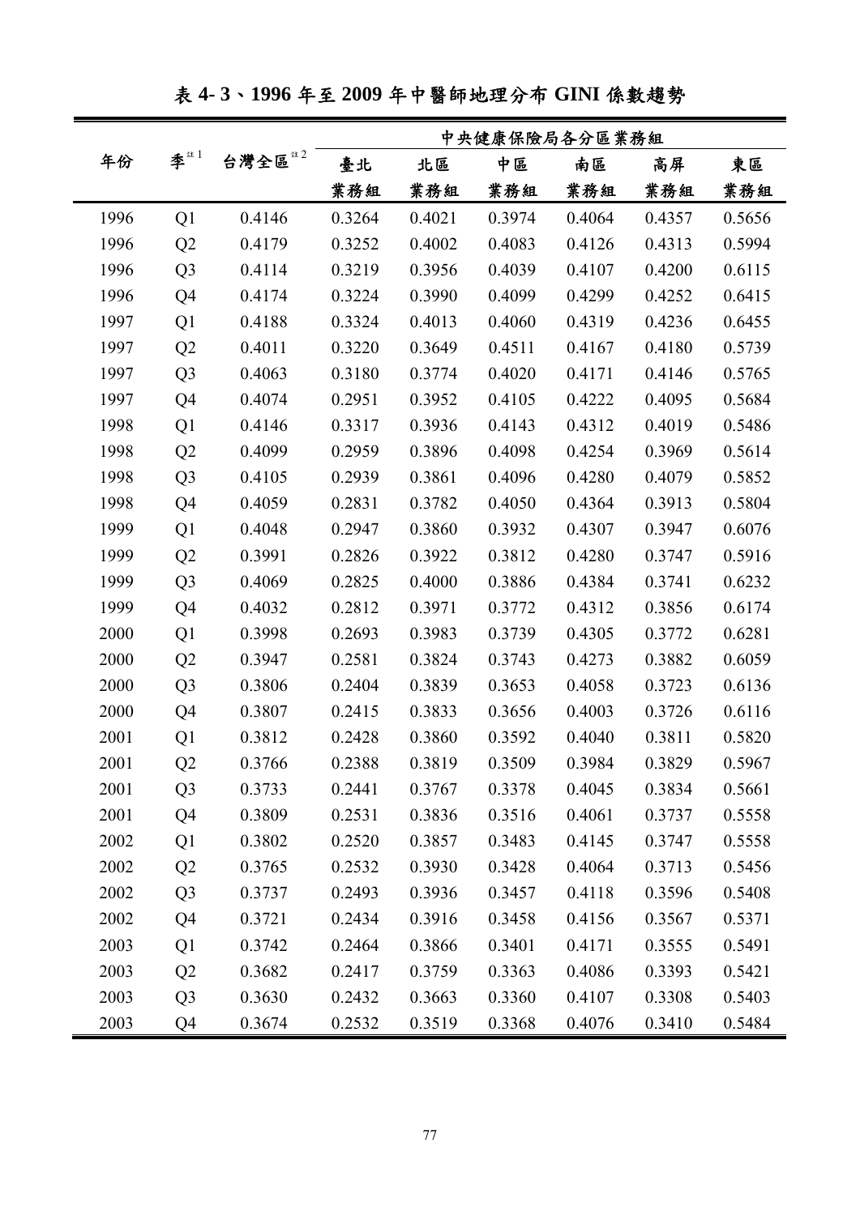# 表 4- 3、1996 年至 2009 年中醫師地理分布 GINI 係數趨勢

| 年份 | 季[註1] | 台灣全區[註2] | 中央健康保險局各分區業務組 | | | | | |
|---|---|---|---|---|---|---|---|---|
| | | | 臺北業務組 | 北區業務組 | 中區業務組 | 南區業務組 | 高屏業務組 | 東區業務組 |
| 1996 | Q1 | 0.4146 | 0.3264 | 0.4021 | 0.3974 | 0.4064 | 0.4357 | 0.5656 |
| 1996 | Q2 | 0.4179 | 0.3252 | 0.4002 | 0.4083 | 0.4126 | 0.4313 | 0.5994 |
| 1996 | Q3 | 0.4114 | 0.3219 | 0.3956 | 0.4039 | 0.4107 | 0.4200 | 0.6115 |
| 1996 | Q4 | 0.4174 | 0.3224 | 0.3990 | 0.4099 | 0.4299 | 0.4252 | 0.6415 |
| 1997 | Q1 | 0.4188 | 0.3324 | 0.4013 | 0.4060 | 0.4319 | 0.4236 | 0.6455 |
| 1997 | Q2 | 0.4011 | 0.3220 | 0.3649 | 0.4511 | 0.4167 | 0.4180 | 0.5739 |
| 1997 | Q3 | 0.4063 | 0.3180 | 0.3774 | 0.4020 | 0.4171 | 0.4146 | 0.5765 |
| 1997 | Q4 | 0.4074 | 0.2951 | 0.3952 | 0.4105 | 0.4222 | 0.4095 | 0.5684 |
| 1998 | Q1 | 0.4146 | 0.3317 | 0.3936 | 0.4143 | 0.4312 | 0.4019 | 0.5486 |
| 1998 | Q2 | 0.4099 | 0.2959 | 0.3896 | 0.4098 | 0.4254 | 0.3969 | 0.5614 |
| 1998 | Q3 | 0.4105 | 0.2939 | 0.3861 | 0.4096 | 0.4280 | 0.4079 | 0.5852 |
| 1998 | Q4 | 0.4059 | 0.2831 | 0.3782 | 0.4050 | 0.4364 | 0.3913 | 0.5804 |
| 1999 | Q1 | 0.4048 | 0.2947 | 0.3860 | 0.3932 | 0.4307 | 0.3947 | 0.6076 |
| 1999 | Q2 | 0.3991 | 0.2826 | 0.3922 | 0.3812 | 0.4280 | 0.3747 | 0.5916 |
| 1999 | Q3 | 0.4069 | 0.2825 | 0.4000 | 0.3886 | 0.4384 | 0.3741 | 0.6232 |
| 1999 | Q4 | 0.4032 | 0.2812 | 0.3971 | 0.3772 | 0.4312 | 0.3856 | 0.6174 |
| 2000 | Q1 | 0.3998 | 0.2693 | 0.3983 | 0.3739 | 0.4305 | 0.3772 | 0.6281 |
| 2000 | Q2 | 0.3947 | 0.2581 | 0.3824 | 0.3743 | 0.4273 | 0.3882 | 0.6059 |
| 2000 | Q3 | 0.3806 | 0.2404 | 0.3839 | 0.3653 | 0.4058 | 0.3723 | 0.6136 |
| 2000 | Q4 | 0.3807 | 0.2415 | 0.3833 | 0.3656 | 0.4003 | 0.3726 | 0.6116 |
| 2001 | Q1 | 0.3812 | 0.2428 | 0.3860 | 0.3592 | 0.4040 | 0.3811 | 0.5820 |
| 2001 | Q2 | 0.3766 | 0.2388 | 0.3819 | 0.3509 | 0.3984 | 0.3829 | 0.5967 |
| 2001 | Q3 | 0.3733 | 0.2441 | 0.3767 | 0.3378 | 0.4045 | 0.3834 | 0.5661 |
| 2001 | Q4 | 0.3809 | 0.2531 | 0.3836 | 0.3516 | 0.4061 | 0.3737 | 0.5558 |
| 2002 | Q1 | 0.3802 | 0.2520 | 0.3857 | 0.3483 | 0.4145 | 0.3747 | 0.5558 |
| 2002 | Q2 | 0.3765 | 0.2532 | 0.3930 | 0.3428 | 0.4064 | 0.3713 | 0.5456 |
| 2002 | Q3 | 0.3737 | 0.2493 | 0.3936 | 0.3457 | 0.4118 | 0.3596 | 0.5408 |
| 2002 | Q4 | 0.3721 | 0.2434 | 0.3916 | 0.3458 | 0.4156 | 0.3567 | 0.5371 |
| 2003 | Q1 | 0.3742 | 0.2464 | 0.3866 | 0.3401 | 0.4171 | 0.3555 | 0.5491 |
| 2003 | Q2 | 0.3682 | 0.2417 | 0.3759 | 0.3363 | 0.4086 | 0.3393 | 0.5421 |
| 2003 | Q3 | 0.3630 | 0.2432 | 0.3663 | 0.3360 | 0.4107 | 0.3308 | 0.5403 |
| 2003 | Q4 | 0.3674 | 0.2532 | 0.3519 | 0.3368 | 0.4076 | 0.3410 | 0.5484 |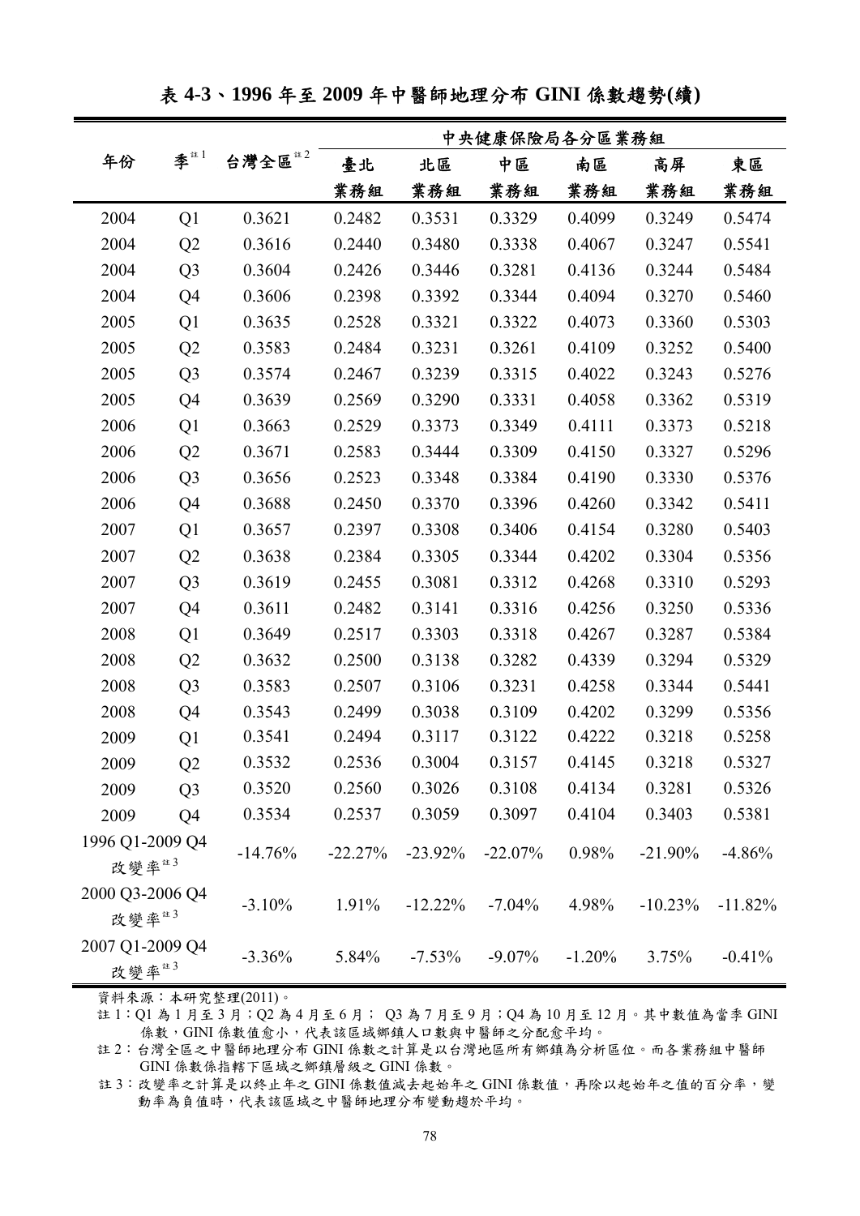# 表 4-3、1996 年至 2009 年中醫師地理分布 GINI 係數趨勢(續)

| 年份 | 季[註1] | 台灣全區[註2] | 中央健康保險局各分區業務組 | | | | | |
|---|---|---|---|---|---|---|---|---|
| | | | 臺北業務組 | 北區業務組 | 中區業務組 | 南區業務組 | 高屏業務組 | 東區業務組 |
| 2004 | Q1 | 0.3621 | 0.2482 | 0.3531 | 0.3329 | 0.4099 | 0.3249 | 0.5474 |
| 2004 | Q2 | 0.3616 | 0.2440 | 0.3480 | 0.3338 | 0.4067 | 0.3247 | 0.5541 |
| 2004 | Q3 | 0.3604 | 0.2426 | 0.3446 | 0.3281 | 0.4136 | 0.3244 | 0.5484 |
| 2004 | Q4 | 0.3606 | 0.2398 | 0.3392 | 0.3344 | 0.4094 | 0.3270 | 0.5460 |
| 2005 | Q1 | 0.3635 | 0.2528 | 0.3321 | 0.3322 | 0.4073 | 0.3360 | 0.5303 |
| 2005 | Q2 | 0.3583 | 0.2484 | 0.3231 | 0.3261 | 0.4109 | 0.3252 | 0.5400 |
| 2005 | Q3 | 0.3574 | 0.2467 | 0.3239 | 0.3315 | 0.4022 | 0.3243 | 0.5276 |
| 2005 | Q4 | 0.3639 | 0.2569 | 0.3290 | 0.3331 | 0.4058 | 0.3362 | 0.5319 |
| 2006 | Q1 | 0.3663 | 0.2529 | 0.3373 | 0.3349 | 0.4111 | 0.3373 | 0.5218 |
| 2006 | Q2 | 0.3671 | 0.2583 | 0.3444 | 0.3309 | 0.4150 | 0.3327 | 0.5296 |
| 2006 | Q3 | 0.3656 | 0.2523 | 0.3348 | 0.3384 | 0.4190 | 0.3330 | 0.5376 |
| 2006 | Q4 | 0.3688 | 0.2450 | 0.3370 | 0.3396 | 0.4260 | 0.3342 | 0.5411 |
| 2007 | Q1 | 0.3657 | 0.2397 | 0.3308 | 0.3406 | 0.4154 | 0.3280 | 0.5403 |
| 2007 | Q2 | 0.3638 | 0.2384 | 0.3305 | 0.3344 | 0.4202 | 0.3304 | 0.5356 |
| 2007 | Q3 | 0.3619 | 0.2455 | 0.3081 | 0.3312 | 0.4268 | 0.3310 | 0.5293 |
| 2007 | Q4 | 0.3611 | 0.2482 | 0.3141 | 0.3316 | 0.4256 | 0.3250 | 0.5336 |
| 2008 | Q1 | 0.3649 | 0.2517 | 0.3303 | 0.3318 | 0.4267 | 0.3287 | 0.5384 |
| 2008 | Q2 | 0.3632 | 0.2500 | 0.3138 | 0.3282 | 0.4339 | 0.3294 | 0.5329 |
| 2008 | Q3 | 0.3583 | 0.2507 | 0.3106 | 0.3231 | 0.4258 | 0.3344 | 0.5441 |
| 2008 | Q4 | 0.3543 | 0.2499 | 0.3038 | 0.3109 | 0.4202 | 0.3299 | 0.5356 |
| 2009 | Q1 | 0.3541 | 0.2494 | 0.3117 | 0.3122 | 0.4222 | 0.3218 | 0.5258 |
| 2009 | Q2 | 0.3532 | 0.2536 | 0.3004 | 0.3157 | 0.4145 | 0.3218 | 0.5327 |
| 2009 | Q3 | 0.3520 | 0.2560 | 0.3026 | 0.3108 | 0.4134 | 0.3281 | 0.5326 |
| 2009 | Q4 | 0.3534 | 0.2537 | 0.3059 | 0.3097 | 0.4104 | 0.3403 | 0.5381 |
| 1996 Q1-2009 Q4 改變率[註3] | | -14.76% | -22.27% | -23.92% | -22.07% | 0.98% | -21.90% | -4.86% |
| 2000 Q3-2006 Q4 改變率[註3] | | -3.10% | 1.91% | -12.22% | -7.04% | 4.98% | -10.23% | -11.82% |
| 2007 Q1-2009 Q4 改變率[註3] | | -3.36% | 5.84% | -7.53% | -9.07% | -1.20% | 3.75% | -0.41% |

資料來源：本研究整理(2011)。

註 1：Q1 為 1 月至 3 月；Q2 為 4 月至 6 月； Q3 為 7 月至 9 月；Q4 為 10 月至 12 月。其中數值為當季 GINI 係數，GINI 係數值愈小，代表該區域鄉鎮人口數與中醫師之分配愈平均。

註 2：台灣全區之中醫師地理分布 GINI 係數之計算是以台灣地區所有鄉鎮為分析區位。而各業務組中醫師 GINI 係數係指轄下區域之鄉鎮層級之 GINI 係數。

註 3：改變率之計算是以終止年之 GINI 係數值減去起始年之 GINI 係數值，再除以起始年之值的百分率，變動率為負值時，代表該區域之中醫師地理分布變動趨於平均。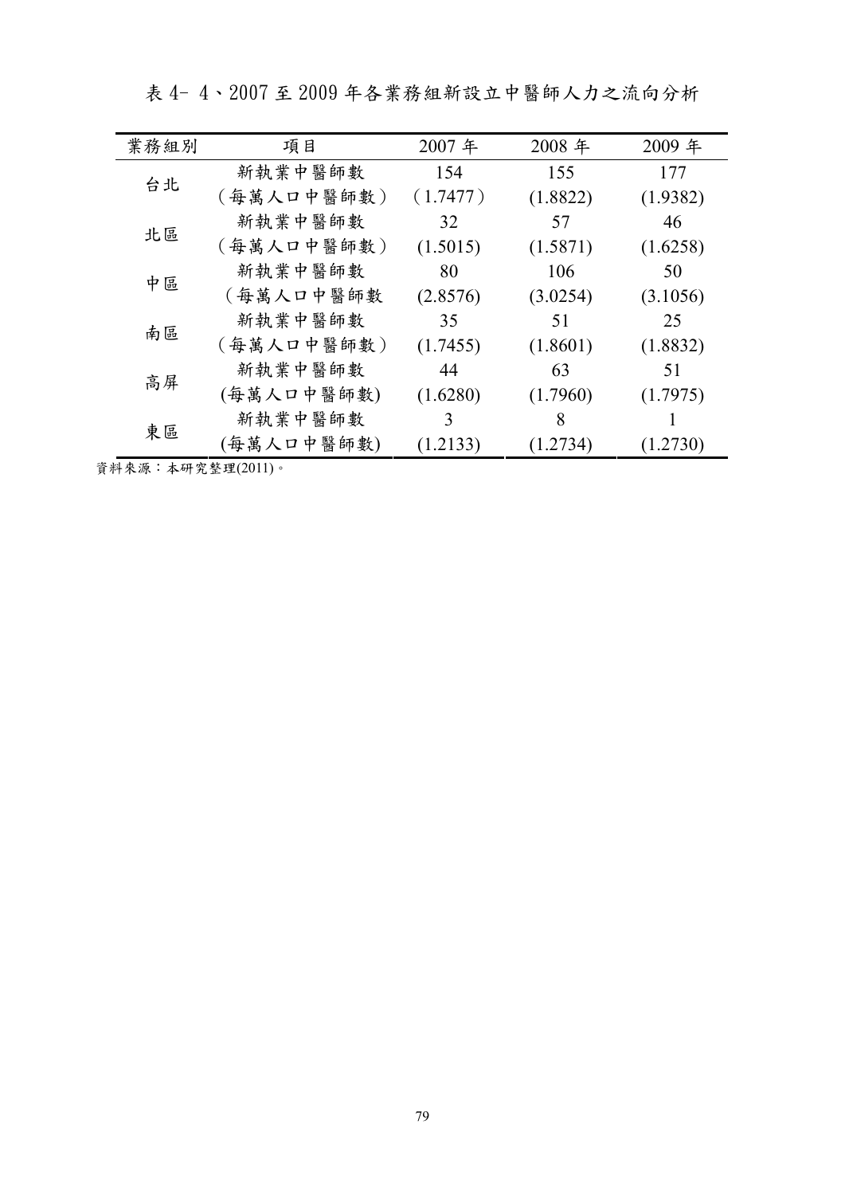表 4- 4、2007 至 2009 年各業務組新設立中醫師人力之流向分析

| 業務組別 | 項目 | 2007 年 | 2008 年 | 2009 年 |
|---|---|---|---|---|
| 台北 | 新執業中醫師數 | 154 | 155 | 177 |
| | （每萬人口中醫師數） | （1.7477） | (1.8822) | (1.9382) |
| 北區 | 新執業中醫師數 | 32 | 57 | 46 |
| | （每萬人口中醫師數） | (1.5015) | (1.5871) | (1.6258) |
| 中區 | 新執業中醫師數 | 80 | 106 | 50 |
| | （每萬人口中醫師數 | (2.8576) | (3.0254) | (3.1056) |
| 南區 | 新執業中醫師數 | 35 | 51 | 25 |
| | （每萬人口中醫師數） | (1.7455) | (1.8601) | (1.8832) |
| 高屏 | 新執業中醫師數 | 44 | 63 | 51 |
| | (每萬人口中醫師數) | (1.6280) | (1.7960) | (1.7975) |
| 東區 | 新執業中醫師數 | 3 | 8 | 1 |
| | (每萬人口中醫師數) | (1.2133) | (1.2734) | (1.2730) |

資料來源：本研究整理(2011)。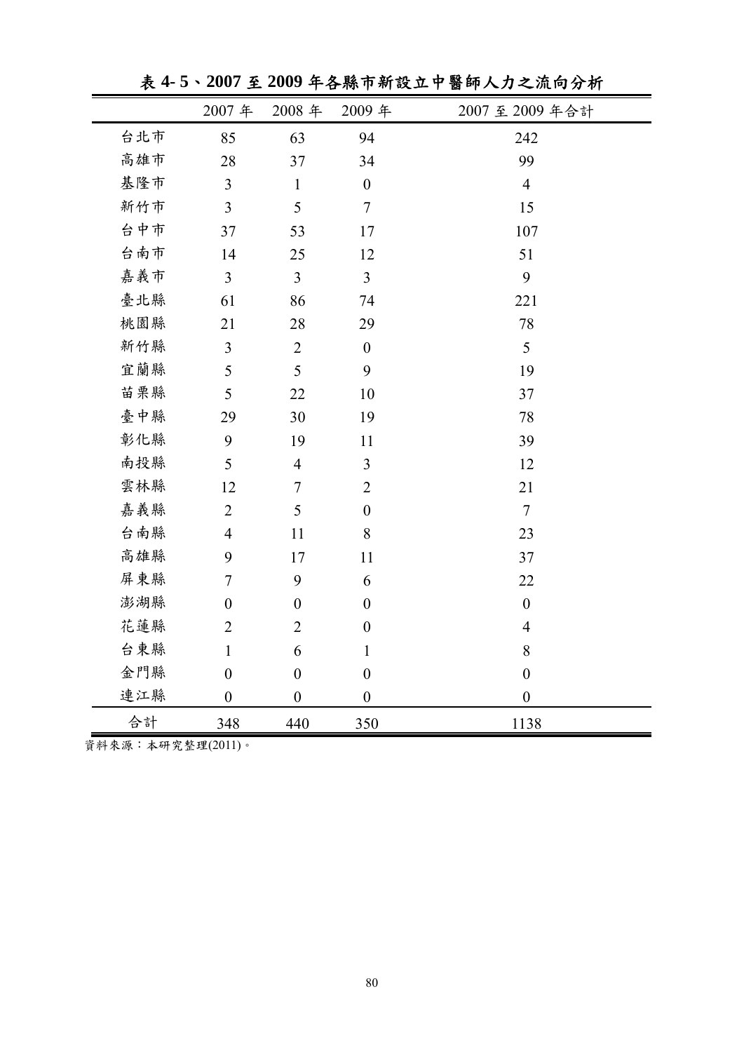**表 4- 5、2007 至 2009 年各縣市新設立中醫師人力之流向分析**

| | 2007 年 | 2008 年 | 2009 年 | 2007 至 2009 年合計 |
|---|---|---|---|---|
| 台北市 | 85 | 63 | 94 | 242 |
| 高雄市 | 28 | 37 | 34 | 99 |
| 基隆市 | 3 | 1 | 0 | 4 |
| 新竹市 | 3 | 5 | 7 | 15 |
| 台中市 | 37 | 53 | 17 | 107 |
| 台南市 | 14 | 25 | 12 | 51 |
| 嘉義市 | 3 | 3 | 3 | 9 |
| 臺北縣 | 61 | 86 | 74 | 221 |
| 桃園縣 | 21 | 28 | 29 | 78 |
| 新竹縣 | 3 | 2 | 0 | 5 |
| 宜蘭縣 | 5 | 5 | 9 | 19 |
| 苗栗縣 | 5 | 22 | 10 | 37 |
| 臺中縣 | 29 | 30 | 19 | 78 |
| 彰化縣 | 9 | 19 | 11 | 39 |
| 南投縣 | 5 | 4 | 3 | 12 |
| 雲林縣 | 12 | 7 | 2 | 21 |
| 嘉義縣 | 2 | 5 | 0 | 7 |
| 台南縣 | 4 | 11 | 8 | 23 |
| 高雄縣 | 9 | 17 | 11 | 37 |
| 屏東縣 | 7 | 9 | 6 | 22 |
| 澎湖縣 | 0 | 0 | 0 | 0 |
| 花蓮縣 | 2 | 2 | 0 | 4 |
| 台東縣 | 1 | 6 | 1 | 8 |
| 金門縣 | 0 | 0 | 0 | 0 |
| 連江縣 | 0 | 0 | 0 | 0 |
| 合計 | 348 | 440 | 350 | 1138 |

資料來源：本研究整理(2011)。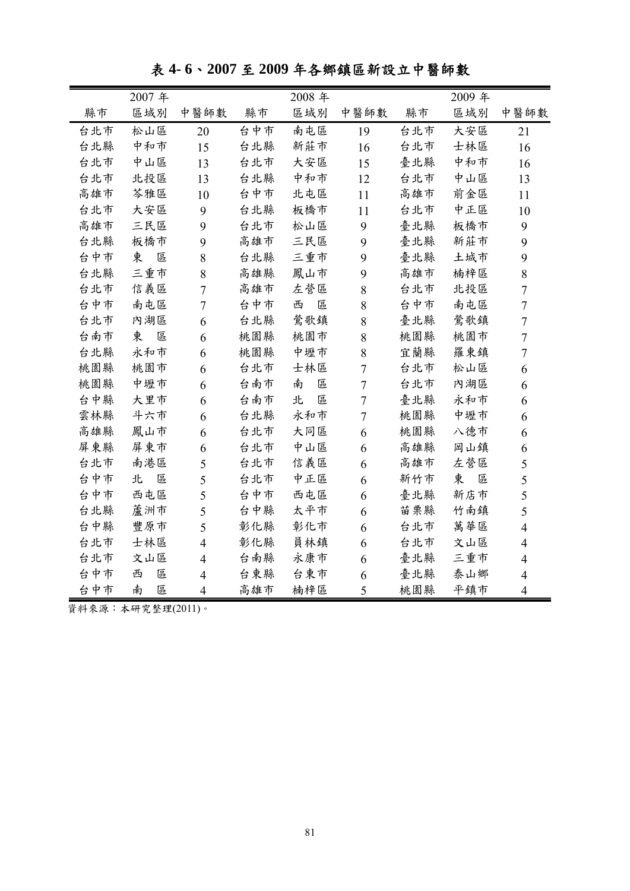# 表 4- 6、2007 至 2009 年各鄉鎮區新設立中醫師數

| 2007 年 | | | 2008 年 | | | 2009 年 | | |
|---|---|---|---|---|---|---|---|---|
| 縣市 | 區域別 | 中醫師數 | 縣市 | 區域別 | 中醫師數 | 縣市 | 區域別 | 中醫師數 |
| 台北市 | 松山區 | 20 | 台中市 | 南屯區 | 19 | 台北市 | 大安區 | 21 |
| 台北縣 | 中和市 | 15 | 台北縣 | 新莊市 | 16 | 台北市 | 士林區 | 16 |
| 台北市 | 中山區 | 13 | 台北市 | 大安區 | 15 | 臺北縣 | 中和市 | 16 |
| 台北市 | 北投區 | 13 | 台北縣 | 中和市 | 12 | 台北市 | 中山區 | 13 |
| 高雄市 | 苓雅區 | 10 | 台中市 | 北屯區 | 11 | 高雄市 | 前金區 | 11 |
| 台北市 | 大安區 | 9 | 台北縣 | 板橋市 | 11 | 台北市 | 中正區 | 10 |
| 高雄市 | 三民區 | 9 | 台北市 | 松山區 | 9 | 臺北縣 | 板橋市 | 9 |
| 台北縣 | 板橋市 | 9 | 高雄市 | 三民區 | 9 | 臺北縣 | 新莊市 | 9 |
| 台中市 | 東　區 | 8 | 台北縣 | 三重市 | 9 | 臺北縣 | 土城市 | 9 |
| 台北縣 | 三重市 | 8 | 高雄縣 | 鳳山市 | 9 | 高雄市 | 楠梓區 | 8 |
| 台北市 | 信義區 | 7 | 高雄市 | 左營區 | 8 | 台北市 | 北投區 | 7 |
| 台中市 | 南屯區 | 7 | 台中市 | 西　區 | 8 | 台中市 | 南屯區 | 7 |
| 台北市 | 內湖區 | 6 | 台北縣 | 鶯歌鎮 | 8 | 臺北縣 | 鶯歌鎮 | 7 |
| 台南市 | 東　區 | 6 | 桃園縣 | 桃園市 | 8 | 桃園縣 | 桃園市 | 7 |
| 台北縣 | 永和市 | 6 | 桃園縣 | 中壢市 | 8 | 宜蘭縣 | 羅東鎮 | 7 |
| 桃園縣 | 桃園市 | 6 | 台北市 | 士林區 | 7 | 台北市 | 松山區 | 6 |
| 桃園縣 | 中壢市 | 6 | 台南市 | 南　區 | 7 | 台北市 | 內湖區 | 6 |
| 台中縣 | 大里市 | 6 | 台南市 | 北　區 | 7 | 臺北縣 | 永和市 | 6 |
| 雲林縣 | 斗六市 | 6 | 台北縣 | 永和市 | 7 | 桃園縣 | 中壢市 | 6 |
| 高雄縣 | 鳳山市 | 6 | 台北市 | 大同區 | 6 | 桃園縣 | 八德市 | 6 |
| 屏東縣 | 屏東市 | 6 | 台北市 | 中山區 | 6 | 高雄縣 | 岡山鎮 | 6 |
| 台北市 | 南港區 | 5 | 台北市 | 信義區 | 6 | 高雄市 | 左營區 | 5 |
| 台中市 | 北　區 | 5 | 台北市 | 中正區 | 6 | 新竹市 | 東　區 | 5 |
| 台中市 | 西屯區 | 5 | 台中市 | 西屯區 | 6 | 臺北縣 | 新店市 | 5 |
| 台北縣 | 蘆洲市 | 5 | 台中縣 | 太平市 | 6 | 苗栗縣 | 竹南鎮 | 5 |
| 台中縣 | 豐原市 | 5 | 彰化縣 | 彰化市 | 6 | 台北市 | 萬華區 | 4 |
| 台北市 | 士林區 | 4 | 彰化縣 | 員林鎮 | 6 | 台北市 | 文山區 | 4 |
| 台北市 | 文山區 | 4 | 台南縣 | 永康市 | 6 | 臺北縣 | 三重市 | 4 |
| 台中市 | 西　區 | 4 | 台東縣 | 台東市 | 6 | 臺北縣 | 泰山鄉 | 4 |
| 台中市 | 南　區 | 4 | 高雄市 | 楠梓區 | 5 | 桃園縣 | 平鎮市 | 4 |

資料來源：本研究整理(2011)。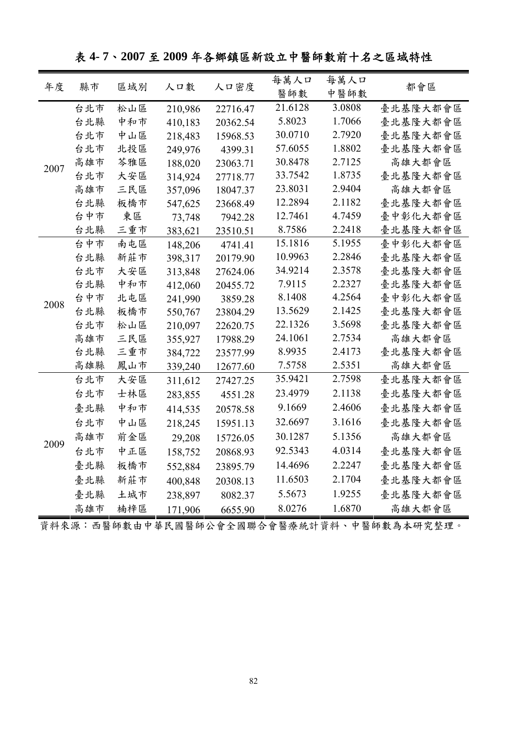**表 4- 7、2007 至 2009 年各鄉鎮區新設立中醫師數前十名之區域特性**

| 年度 | 縣市 | 區域別 | 人口數 | 人口密度 | 每萬人口醫師數 | 每萬人口中醫師數 | 都會區 |
|---|---|---|---|---|---|---|---|
| 2007 | 台北市 | 松山區 | 210,986 | 22716.47 | 21.6128 | 3.0808 | 臺北基隆大都會區 |
| | 台北縣 | 中和市 | 410,183 | 20362.54 | 5.8023 | 1.7066 | 臺北基隆大都會區 |
| | 台北市 | 中山區 | 218,483 | 15968.53 | 30.0710 | 2.7920 | 臺北基隆大都會區 |
| | 台北市 | 北投區 | 249,976 | 4399.31 | 57.6055 | 1.8802 | 臺北基隆大都會區 |
| | 高雄市 | 苓雅區 | 188,020 | 23063.71 | 30.8478 | 2.7125 | 高雄大都會區 |
| | 台北市 | 大安區 | 314,924 | 27718.77 | 33.7542 | 1.8735 | 臺北基隆大都會區 |
| | 高雄市 | 三民區 | 357,096 | 18047.37 | 23.8031 | 2.9404 | 高雄大都會區 |
| | 台北縣 | 板橋市 | 547,625 | 23668.49 | 12.2894 | 2.1182 | 臺北基隆大都會區 |
| | 台中市 | 東區 | 73,748 | 7942.28 | 12.7461 | 4.7459 | 臺中彰化大都會區 |
| | 台北縣 | 三重市 | 383,621 | 23510.51 | 8.7586 | 2.2418 | 臺北基隆大都會區 |
| 2008 | 台中市 | 南屯區 | 148,206 | 4741.41 | 15.1816 | 5.1955 | 臺中彰化大都會區 |
| | 台北縣 | 新莊市 | 398,317 | 20179.90 | 10.9963 | 2.2846 | 臺北基隆大都會區 |
| | 台北市 | 大安區 | 313,848 | 27624.06 | 34.9214 | 2.3578 | 臺北基隆大都會區 |
| | 台北縣 | 中和市 | 412,060 | 20455.72 | 7.9115 | 2.2327 | 臺北基隆大都會區 |
| | 台中市 | 北屯區 | 241,990 | 3859.28 | 8.1408 | 4.2564 | 臺中彰化大都會區 |
| | 台北縣 | 板橋市 | 550,767 | 23804.29 | 13.5629 | 2.1425 | 臺北基隆大都會區 |
| | 台北市 | 松山區 | 210,097 | 22620.75 | 22.1326 | 3.5698 | 臺北基隆大都會區 |
| | 高雄市 | 三民區 | 355,927 | 17988.29 | 24.1061 | 2.7534 | 高雄大都會區 |
| | 台北縣 | 三重市 | 384,722 | 23577.99 | 8.9935 | 2.4173 | 臺北基隆大都會區 |
| | 高雄縣 | 鳳山市 | 339,240 | 12677.60 | 7.5758 | 2.5351 | 高雄大都會區 |
| 2009 | 台北市 | 大安區 | 311,612 | 27427.25 | 35.9421 | 2.7598 | 臺北基隆大都會區 |
| | 台北市 | 士林區 | 283,855 | 4551.28 | 23.4979 | 2.1138 | 臺北基隆大都會區 |
| | 臺北縣 | 中和市 | 414,535 | 20578.58 | 9.1669 | 2.4606 | 臺北基隆大都會區 |
| | 台北市 | 中山區 | 218,245 | 15951.13 | 32.6697 | 3.1616 | 臺北基隆大都會區 |
| | 高雄市 | 前金區 | 29,208 | 15726.05 | 30.1287 | 5.1356 | 高雄大都會區 |
| | 台北市 | 中正區 | 158,752 | 20868.93 | 92.5343 | 4.0314 | 臺北基隆大都會區 |
| | 臺北縣 | 板橋市 | 552,884 | 23895.79 | 14.4696 | 2.2247 | 臺北基隆大都會區 |
| | 臺北縣 | 新莊市 | 400,848 | 20308.13 | 11.6503 | 2.1704 | 臺北基隆大都會區 |
| | 臺北縣 | 土城市 | 238,897 | 8082.37 | 5.5673 | 1.9255 | 臺北基隆大都會區 |
| | 高雄市 | 楠梓區 | 171,906 | 6655.90 | 8.0276 | 1.6870 | 高雄大都會區 |

資料來源：西醫師數由中華民國醫師公會全國聯合會醫療統計資料、中醫師數為本研究整理。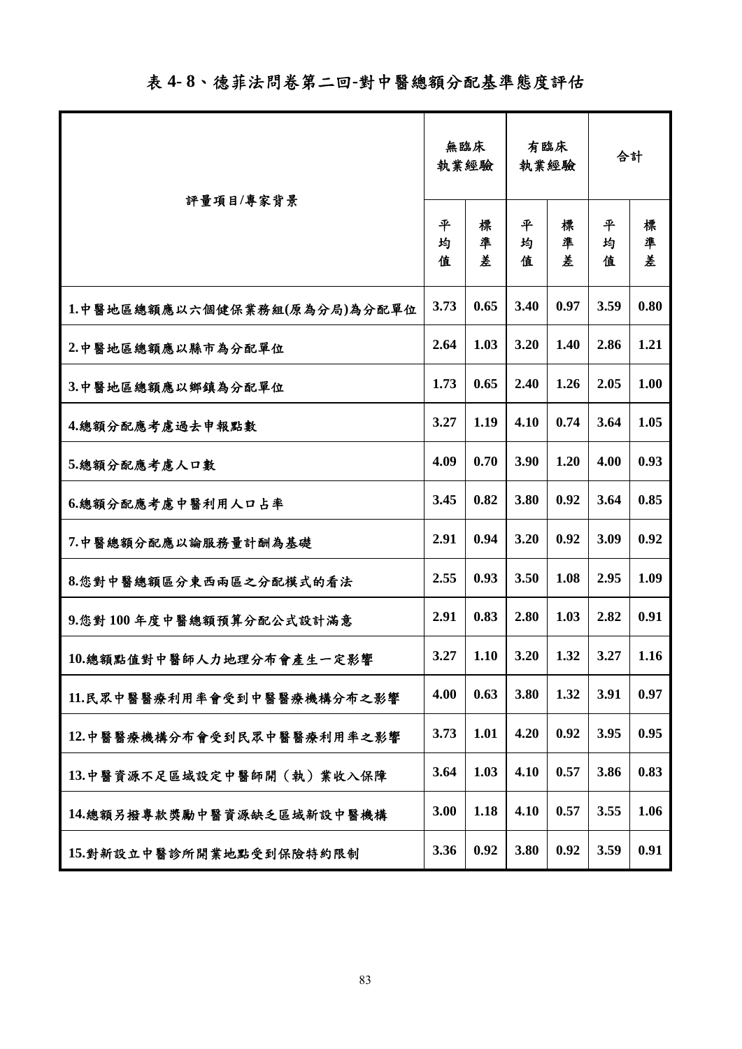表 4-8、德菲法問卷第二回-對中醫總額分配基準態度評估

| 評量項目/專家背景 | 無臨床執業經驗 | | 有臨床執業經驗 | | 合計 | |
|---|---|---|---|---|---|---|
| | 平均值 | 標準差 | 平均值 | 標準差 | 平均值 | 標準差 |
| 1.中醫地區總額應以六個健保業務組(原為分局)為分配單位 | 3.73 | 0.65 | 3.40 | 0.97 | 3.59 | 0.80 |
| 2.中醫地區總額應以縣市為分配單位 | 2.64 | 1.03 | 3.20 | 1.40 | 2.86 | 1.21 |
| 3.中醫地區總額應以鄉鎮為分配單位 | 1.73 | 0.65 | 2.40 | 1.26 | 2.05 | 1.00 |
| 4.總額分配應考慮過去申報點數 | 3.27 | 1.19 | 4.10 | 0.74 | 3.64 | 1.05 |
| 5.總額分配應考慮人口數 | 4.09 | 0.70 | 3.90 | 1.20 | 4.00 | 0.93 |
| 6.總額分配應考慮中醫利用人口占率 | 3.45 | 0.82 | 3.80 | 0.92 | 3.64 | 0.85 |
| 7.中醫總額分配應以論服務量計酬為基礎 | 2.91 | 0.94 | 3.20 | 0.92 | 3.09 | 0.92 |
| 8.您對中醫總額區分東西兩區之分配模式的看法 | 2.55 | 0.93 | 3.50 | 1.08 | 2.95 | 1.09 |
| 9.您對 100 年度中醫總額預算分配公式設計滿意 | 2.91 | 0.83 | 2.80 | 1.03 | 2.82 | 0.91 |
| 10.總額點值對中醫師人力地理分布會產生一定影響 | 3.27 | 1.10 | 3.20 | 1.32 | 3.27 | 1.16 |
| 11.民眾中醫醫療利用率會受到中醫醫療機構分布之影響 | 4.00 | 0.63 | 3.80 | 1.32 | 3.91 | 0.97 |
| 12.中醫醫療機構分布會受到民眾中醫醫療利用率之影響 | 3.73 | 1.01 | 4.20 | 0.92 | 3.95 | 0.95 |
| 13.中醫資源不足區域設定中醫師開(執)業收入保障 | 3.64 | 1.03 | 4.10 | 0.57 | 3.86 | 0.83 |
| 14.總額另撥專款獎勵中醫資源缺乏區域新設中醫機構 | 3.00 | 1.18 | 4.10 | 0.57 | 3.55 | 1.06 |
| 15.對新設立中醫診所開業地點受到保險特約限制 | 3.36 | 0.92 | 3.80 | 0.92 | 3.59 | 0.91 |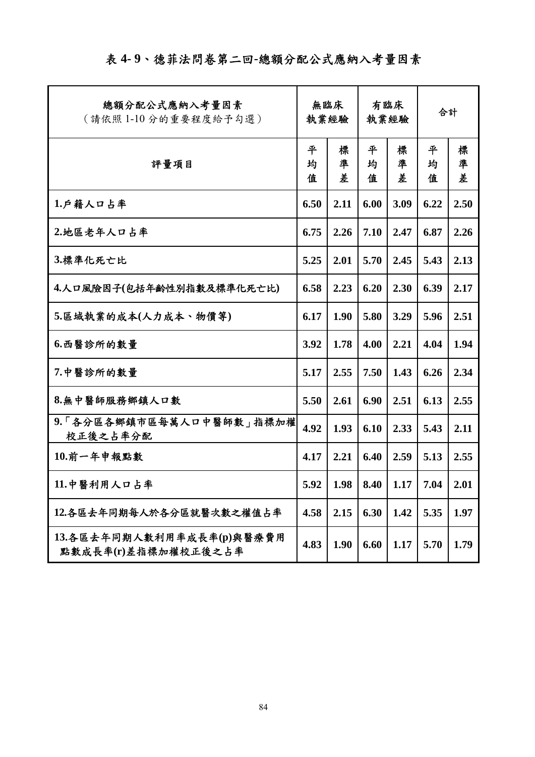# 表 4- 9、德菲法問卷第二回-總額分配公式應納入考量因素

| 總額分配公式應納入考量因素（請依照 1-10 分的重要程度給予勾選） | 無臨床執業經驗 | | 有臨床執業經驗 | | 合計 | |
|---|---|---|---|---|---|---|
| 評量項目 | 平均值 | 標準差 | 平均值 | 標準差 | 平均值 | 標準差 |
| 1.戶籍人口占率 | 6.50 | 2.11 | 6.00 | 3.09 | 6.22 | 2.50 |
| 2.地區老年人口占率 | 6.75 | 2.26 | 7.10 | 2.47 | 6.87 | 2.26 |
| 3.標準化死亡比 | 5.25 | 2.01 | 5.70 | 2.45 | 5.43 | 2.13 |
| 4.人口風險因子(包括年齡性別指數及標準化死亡比) | 6.58 | 2.23 | 6.20 | 2.30 | 6.39 | 2.17 |
| 5.區域執業的成本(人力成本、物價等) | 6.17 | 1.90 | 5.80 | 3.29 | 5.96 | 2.51 |
| 6.西醫診所的數量 | 3.92 | 1.78 | 4.00 | 2.21 | 4.04 | 1.94 |
| 7.中醫診所的數量 | 5.17 | 2.55 | 7.50 | 1.43 | 6.26 | 2.34 |
| 8.無中醫師服務鄉鎮人口數 | 5.50 | 2.61 | 6.90 | 2.51 | 6.13 | 2.55 |
| 9.「各分區各鄉鎮市區每萬人口中醫師數」指標加權校正後之占率分配 | 4.92 | 1.93 | 6.10 | 2.33 | 5.43 | 2.11 |
| 10.前一年申報點數 | 4.17 | 2.21 | 6.40 | 2.59 | 5.13 | 2.55 |
| 11.中醫利用人口占率 | 5.92 | 1.98 | 8.40 | 1.17 | 7.04 | 2.01 |
| 12.各區去年同期每人於各分區就醫次數之權值占率 | 4.58 | 2.15 | 6.30 | 1.42 | 5.35 | 1.97 |
| 13.各區去年同期人數利用率成長率(p)與醫療費用點數成長率(r)差指標加權校正後之占率 | 4.83 | 1.90 | 6.60 | 1.17 | 5.70 | 1.79 |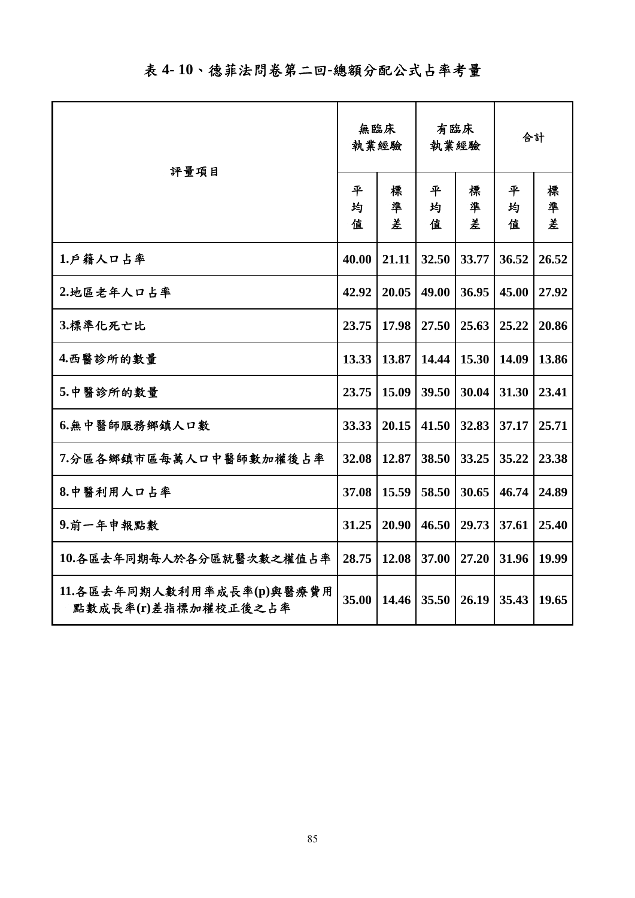表 4- 10、德菲法問卷第二回-總額分配公式占率考量

| 評量項目 | 無臨床執業經驗 | | 有臨床執業經驗 | | 合計 | |
|---|---|---|---|---|---|---|
| | 平均值 | 標準差 | 平均值 | 標準差 | 平均值 | 標準差 |
| 1.戶籍人口占率 | 40.00 | 21.11 | 32.50 | 33.77 | 36.52 | 26.52 |
| 2.地區老年人口占率 | 42.92 | 20.05 | 49.00 | 36.95 | 45.00 | 27.92 |
| 3.標準化死亡比 | 23.75 | 17.98 | 27.50 | 25.63 | 25.22 | 20.86 |
| 4.西醫診所的數量 | 13.33 | 13.87 | 14.44 | 15.30 | 14.09 | 13.86 |
| 5.中醫診所的數量 | 23.75 | 15.09 | 39.50 | 30.04 | 31.30 | 23.41 |
| 6.無中醫師服務鄉鎮人口數 | 33.33 | 20.15 | 41.50 | 32.83 | 37.17 | 25.71 |
| 7.分區各鄉鎮市區每萬人口中醫師數加權後占率 | 32.08 | 12.87 | 38.50 | 33.25 | 35.22 | 23.38 |
| 8.中醫利用人口占率 | 37.08 | 15.59 | 58.50 | 30.65 | 46.74 | 24.89 |
| 9.前一年申報點數 | 31.25 | 20.90 | 46.50 | 29.73 | 37.61 | 25.40 |
| 10.各區去年同期每人於各分區就醫次數之權值占率 | 28.75 | 12.08 | 37.00 | 27.20 | 31.96 | 19.99 |
| 11.各區去年同期人數利用率成長率(p)與醫療費用點數成長率(r)差指標加權校正後之占率 | 35.00 | 14.46 | 35.50 | 26.19 | 35.43 | 19.65 |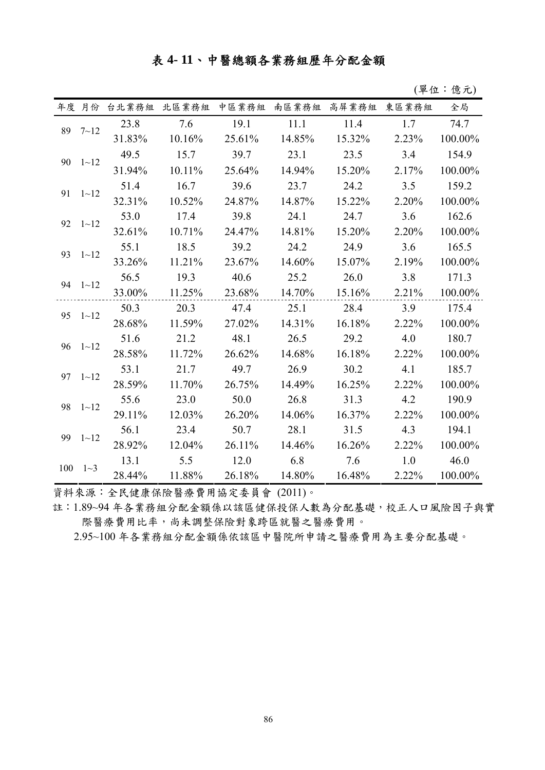## 表 4- 11、中醫總額各業務組歷年分配金額

(單位：億元)

| 年度 | 月份 | 台北業務組 | 北區業務組 | 中區業務組 | 南區業務組 | 高屏業務組 | 東區業務組 | 全局 |
|---|---|---|---|---|---|---|---|---|
| 89 | 7~12 | 23.8 | 7.6 | 19.1 | 11.1 | 11.4 | 1.7 | 74.7 |
| | | 31.83% | 10.16% | 25.61% | 14.85% | 15.32% | 2.23% | 100.00% |
| 90 | 1~12 | 49.5 | 15.7 | 39.7 | 23.1 | 23.5 | 3.4 | 154.9 |
| | | 31.94% | 10.11% | 25.64% | 14.94% | 15.20% | 2.17% | 100.00% |
| 91 | 1~12 | 51.4 | 16.7 | 39.6 | 23.7 | 24.2 | 3.5 | 159.2 |
| | | 32.31% | 10.52% | 24.87% | 14.87% | 15.22% | 2.20% | 100.00% |
| 92 | 1~12 | 53.0 | 17.4 | 39.8 | 24.1 | 24.7 | 3.6 | 162.6 |
| | | 32.61% | 10.71% | 24.47% | 14.81% | 15.20% | 2.20% | 100.00% |
| 93 | 1~12 | 55.1 | 18.5 | 39.2 | 24.2 | 24.9 | 3.6 | 165.5 |
| | | 33.26% | 11.21% | 23.67% | 14.60% | 15.07% | 2.19% | 100.00% |
| 94 | 1~12 | 56.5 | 19.3 | 40.6 | 25.2 | 26.0 | 3.8 | 171.3 |
| | | 33.00% | 11.25% | 23.68% | 14.70% | 15.16% | 2.21% | 100.00% |
| 95 | 1~12 | 50.3 | 20.3 | 47.4 | 25.1 | 28.4 | 3.9 | 175.4 |
| | | 28.68% | 11.59% | 27.02% | 14.31% | 16.18% | 2.22% | 100.00% |
| 96 | 1~12 | 51.6 | 21.2 | 48.1 | 26.5 | 29.2 | 4.0 | 180.7 |
| | | 28.58% | 11.72% | 26.62% | 14.68% | 16.18% | 2.22% | 100.00% |
| 97 | 1~12 | 53.1 | 21.7 | 49.7 | 26.9 | 30.2 | 4.1 | 185.7 |
| | | 28.59% | 11.70% | 26.75% | 14.49% | 16.25% | 2.22% | 100.00% |
| 98 | 1~12 | 55.6 | 23.0 | 50.0 | 26.8 | 31.3 | 4.2 | 190.9 |
| | | 29.11% | 12.03% | 26.20% | 14.06% | 16.37% | 2.22% | 100.00% |
| 99 | 1~12 | 56.1 | 23.4 | 50.7 | 28.1 | 31.5 | 4.3 | 194.1 |
| | | 28.92% | 12.04% | 26.11% | 14.46% | 16.26% | 2.22% | 100.00% |
| 100 | 1~3 | 13.1 | 5.5 | 12.0 | 6.8 | 7.6 | 1.0 | 46.0 |
| | | 28.44% | 11.88% | 26.18% | 14.80% | 16.48% | 2.22% | 100.00% |

資料來源：全民健康保險醫療費用協定委員會 (2011)。

註：1.89~94 年各業務組分配金額係以該區健保投保人數為分配基礎，校正人口風險因子與實際醫療費用比率，尚未調整保險對象跨區就醫之醫療費用。

2.95~100 年各業務組分配金額係依該區中醫院所申請之醫療費用為主要分配基礎。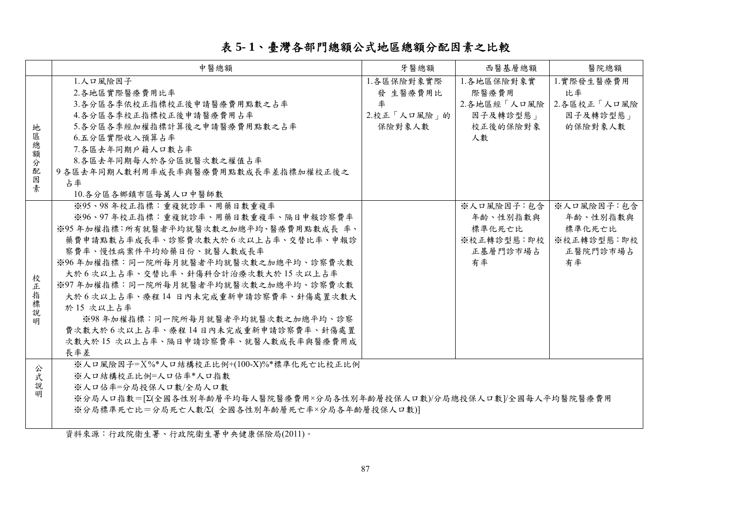# 表 5-1、臺灣各部門總額公式地區總額分配因素之比較

| | 中醫總額 | 牙醫總額 | 西醫基層總額 | 醫院總額 |
|---|---|---|---|---|
| 地區總額分配因素 | 1.人口風險因子<br>2.各地區實際醫療費用比率<br>3.各分區各季依校正指標校正後申請醫療費用點數之占率<br>4.各分區各季校正指標校正後申請醫療費用占率<br>5.各分區各季經加權指標計算後之申請醫療費用點數之占率<br>6.五分區實際收入預算占率<br>7.各區去年同期戶籍人口數占率<br>8.各區去年同期每人於各分區就醫次數之權值占率<br>9 各區去年同期人數利用率成長率與醫療費用點數成長率差指標加權校正後之占率<br>10.各分區各鄉鎮市區每萬人口中醫師數 | 1.各區保險對象實際發生醫療費用比率<br>2.校正「人口風險」的保險對象人數 | 1.各地區保險對象實際醫療費用<br>2.各地區經「人口風險因子及轉診型態」校正後的保險對象人數 | 1.實際發生醫療費用比率<br>2.各區校正「人口風險因子及轉診型態」的保險對象人數 |
| 校正指標說明 | ※95、98 年校正指標：重複就診率、用藥日數重複率<br>※96、97 年校正指標：重複就診率、用藥日數重複率、隔日申報診察費率<br>※95 年加權指標:所有就醫者平均就醫次數之加總平均、醫療費用點數成長率、藥費申請點數占率成長率、診察費次數大於 6 次以上占率、交替比率、申報診察費率、慢性病案件平均給藥日份、就醫人數成長率<br>※96 年加權指標：同一院所每月就醫者平均就醫次數之加總平均、診察費次數大於 6 次以上占率、交替比率、針傷科合計治療次數大於 15 次以上占率<br>※97 年加權指標：同一院所每月就醫者平均就醫次數之加總平均、診察費次數大於 6 次以上占率、療程 14 日內未完成重新申請診察費率、針傷處置次數大於 15 次以上占率<br>※98 年加權指標：同一院所每月就醫者平均就醫次數之加總平均、診察費次數大於 6 次以上占率、療程 14 日內未完成重新申請診察費率、針傷處置次數大於 15 次以上占率、隔日申請診察費率、就醫人數成長率與醫療費用成長率差 | | ※人口風險因子：包含年齡、性別指數與標準化死亡比<br>※校正轉診型態：即校正基層門診市場占有率 | ※人口風險因子：包含年齡、性別指數與標準化死亡比<br>※校正轉診型態：即校正醫院門診市場占有率 |
| 公式說明 | ※人口風險因子=X%*人口結構校正比例+(100-X)%*標準化死亡比校正比例<br>※人口結構校正比例=人口估率*人口指數<br>※人口估率=分局投保人口數/全局人口數<br>※分局人口指數＝[Σ(全國各性別年齡層平均每人醫院醫療費用×分局各性別年齡層投保人口數)/分局總投保人口數]/全國每人平均醫院醫療費用<br>※分局標準死亡比＝分局死亡人數/Σ( 全國各性別年齡層死亡率×分局各年齡層投保人口數)] | | | |

資料來源：行政院衛生署、行政院衛生署中央健康保險局(2011)。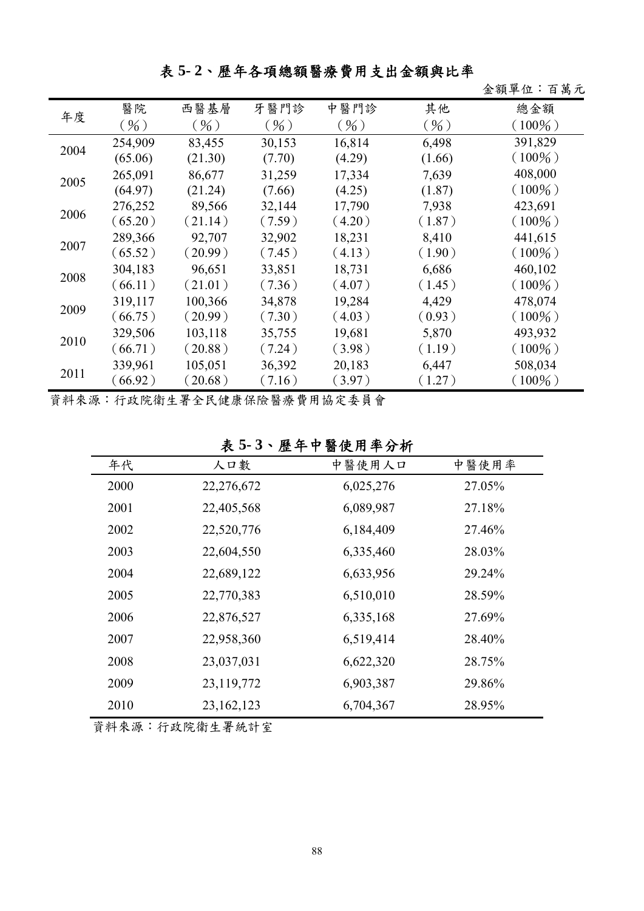**表 5- 2、歷年各項總額醫療費用支出金額與比率**

金額單位：百萬元

| 年度 | 醫院<br>(%) | 西醫基層<br>(%) | 牙醫門診<br>(%) | 中醫門診<br>(%) | 其他<br>(%) | 總金額<br>(100%) |
|---|---|---|---|---|---|---|
| 2004 | 254,909<br>(65.06) | 83,455<br>(21.30) | 30,153<br>(7.70) | 16,814<br>(4.29) | 6,498<br>(1.66) | 391,829<br>(100%) |
| 2005 | 265,091<br>(64.97) | 86,677<br>(21.24) | 31,259<br>(7.66) | 17,334<br>(4.25) | 7,639<br>(1.87) | 408,000<br>(100%) |
| 2006 | 276,252<br>(65.20) | 89,566<br>(21.14) | 32,144<br>(7.59) | 17,790<br>(4.20) | 7,938<br>(1.87) | 423,691<br>(100%) |
| 2007 | 289,366<br>(65.52) | 92,707<br>(20.99) | 32,902<br>(7.45) | 18,231<br>(4.13) | 8,410<br>(1.90) | 441,615<br>(100%) |
| 2008 | 304,183<br>(66.11) | 96,651<br>(21.01) | 33,851<br>(7.36) | 18,731<br>(4.07) | 6,686<br>(1.45) | 460,102<br>(100%) |
| 2009 | 319,117<br>(66.75) | 100,366<br>(20.99) | 34,878<br>(7.30) | 19,284<br>(4.03) | 4,429<br>(0.93) | 478,074<br>(100%) |
| 2010 | 329,506<br>(66.71) | 103,118<br>(20.88) | 35,755<br>(7.24) | 19,681<br>(3.98) | 5,870<br>(1.19) | 493,932<br>(100%) |
| 2011 | 339,961<br>(66.92) | 105,051<br>(20.68) | 36,392<br>(7.16) | 20,183<br>(3.97) | 6,447<br>(1.27) | 508,034<br>(100%) |

資料來源：行政院衛生署全民健康保險醫療費用協定委員會

**表 5- 3、歷年中醫使用率分析**

| 年代 | 人口數 | 中醫使用人口 | 中醫使用率 |
|---|---|---|---|
| 2000 | 22,276,672 | 6,025,276 | 27.05% |
| 2001 | 22,405,568 | 6,089,987 | 27.18% |
| 2002 | 22,520,776 | 6,184,409 | 27.46% |
| 2003 | 22,604,550 | 6,335,460 | 28.03% |
| 2004 | 22,689,122 | 6,633,956 | 29.24% |
| 2005 | 22,770,383 | 6,510,010 | 28.59% |
| 2006 | 22,876,527 | 6,335,168 | 27.69% |
| 2007 | 22,958,360 | 6,519,414 | 28.40% |
| 2008 | 23,037,031 | 6,622,320 | 28.75% |
| 2009 | 23,119,772 | 6,903,387 | 29.86% |
| 2010 | 23,162,123 | 6,704,367 | 28.95% |

資料來源：行政院衛生署統計室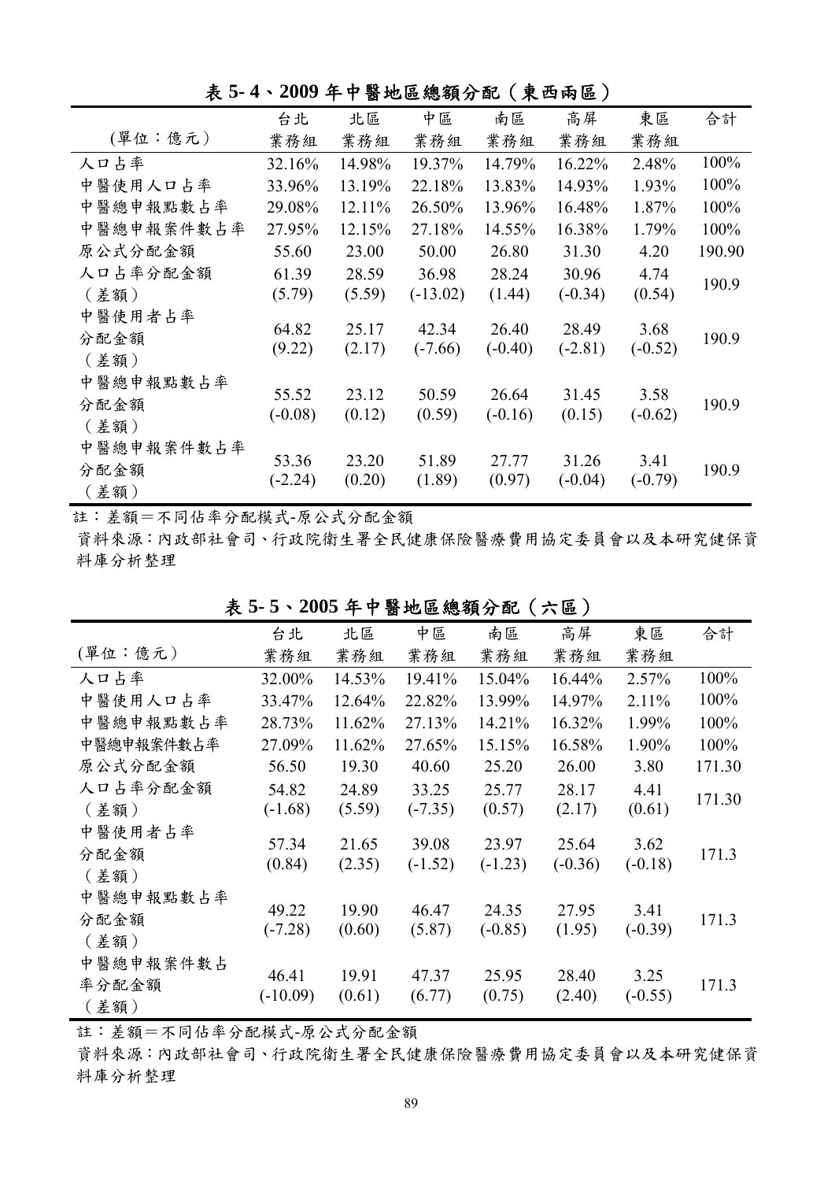### 表 5- 4、2009 年中醫地區總額分配（東西兩區）

| (單位：億元) | 台北業務組 | 北區業務組 | 中區業務組 | 南區業務組 | 高屏業務組 | 東區業務組 | 合計 |
|---|---|---|---|---|---|---|---|
| 人口占率 | 32.16% | 14.98% | 19.37% | 14.79% | 16.22% | 2.48% | 100% |
| 中醫使用人口占率 | 33.96% | 13.19% | 22.18% | 13.83% | 14.93% | 1.93% | 100% |
| 中醫總申報點數占率 | 29.08% | 12.11% | 26.50% | 13.96% | 16.48% | 1.87% | 100% |
| 中醫總申報案件數占率 | 27.95% | 12.15% | 27.18% | 14.55% | 16.38% | 1.79% | 100% |
| 原公式分配金額 | 55.60 | 23.00 | 50.00 | 26.80 | 31.30 | 4.20 | 190.90 |
| 人口占率分配金額（差額） | 61.39 (5.79) | 28.59 (5.59) | 36.98 (-13.02) | 28.24 (1.44) | 30.96 (-0.34) | 4.74 (0.54) | 190.9 |
| 中醫使用者占率分配金額（差額） | 64.82 (9.22) | 25.17 (2.17) | 42.34 (-7.66) | 26.40 (-0.40) | 28.49 (-2.81) | 3.68 (-0.52) | 190.9 |
| 中醫總申報點數占率分配金額（差額） | 55.52 (-0.08) | 23.12 (0.12) | 50.59 (0.59) | 26.64 (-0.16) | 31.45 (0.15) | 3.58 (-0.62) | 190.9 |
| 中醫總申報案件數占率分配金額（差額） | 53.36 (-2.24) | 23.20 (0.20) | 51.89 (1.89) | 27.77 (0.97) | 31.26 (-0.04) | 3.41 (-0.79) | 190.9 |

註：差額＝不同佔率分配模式-原公式分配金額

資料來源：內政部社會司、行政院衛生署全民健康保險醫療費用協定委員會以及本研究健保資料庫分析整理

### 表 5- 5、2005 年中醫地區總額分配（六區）

| (單位：億元) | 台北業務組 | 北區業務組 | 中區業務組 | 南區業務組 | 高屏業務組 | 東區業務組 | 合計 |
|---|---|---|---|---|---|---|---|
| 人口占率 | 32.00% | 14.53% | 19.41% | 15.04% | 16.44% | 2.57% | 100% |
| 中醫使用人口占率 | 33.47% | 12.64% | 22.82% | 13.99% | 14.97% | 2.11% | 100% |
| 中醫總申報點數占率 | 28.73% | 11.62% | 27.13% | 14.21% | 16.32% | 1.99% | 100% |
| 中醫總申報案件數占率 | 27.09% | 11.62% | 27.65% | 15.15% | 16.58% | 1.90% | 100% |
| 原公式分配金額 | 56.50 | 19.30 | 40.60 | 25.20 | 26.00 | 3.80 | 171.30 |
| 人口占率分配金額（差額） | 54.82 (-1.68) | 24.89 (5.59) | 33.25 (-7.35) | 25.77 (0.57) | 28.17 (2.17) | 4.41 (0.61) | 171.30 |
| 中醫使用者占率分配金額（差額） | 57.34 (0.84) | 21.65 (2.35) | 39.08 (-1.52) | 23.97 (-1.23) | 25.64 (-0.36) | 3.62 (-0.18) | 171.3 |
| 中醫總申報點數占率分配金額（差額） | 49.22 (-7.28) | 19.90 (0.60) | 46.47 (5.87) | 24.35 (-0.85) | 27.95 (1.95) | 3.41 (-0.39) | 171.3 |
| 中醫總申報案件數占率分配金額（差額） | 46.41 (-10.09) | 19.91 (0.61) | 47.37 (6.77) | 25.95 (0.75) | 28.40 (2.40) | 3.25 (-0.55) | 171.3 |

註：差額＝不同佔率分配模式-原公式分配金額

資料來源：內政部社會司、行政院衛生署全民健康保險醫療費用協定委員會以及本研究健保資料庫分析整理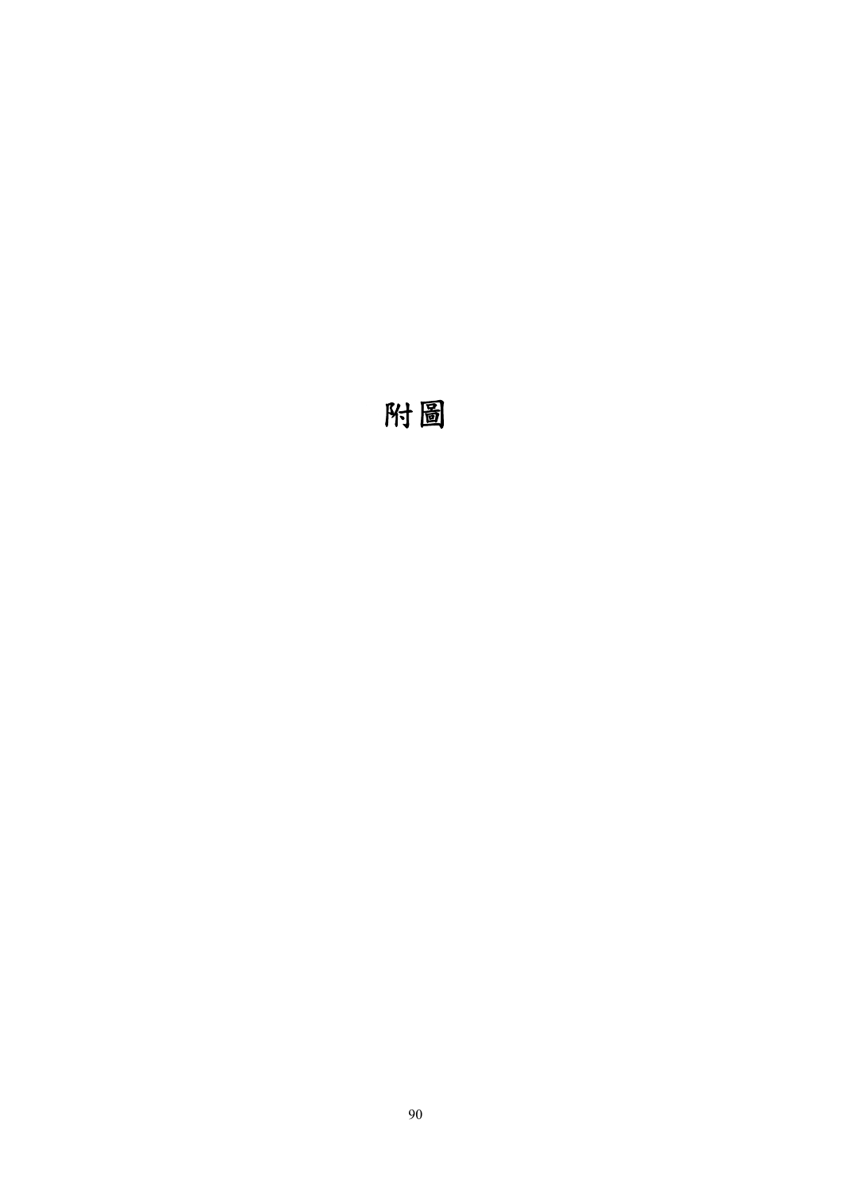# 附圖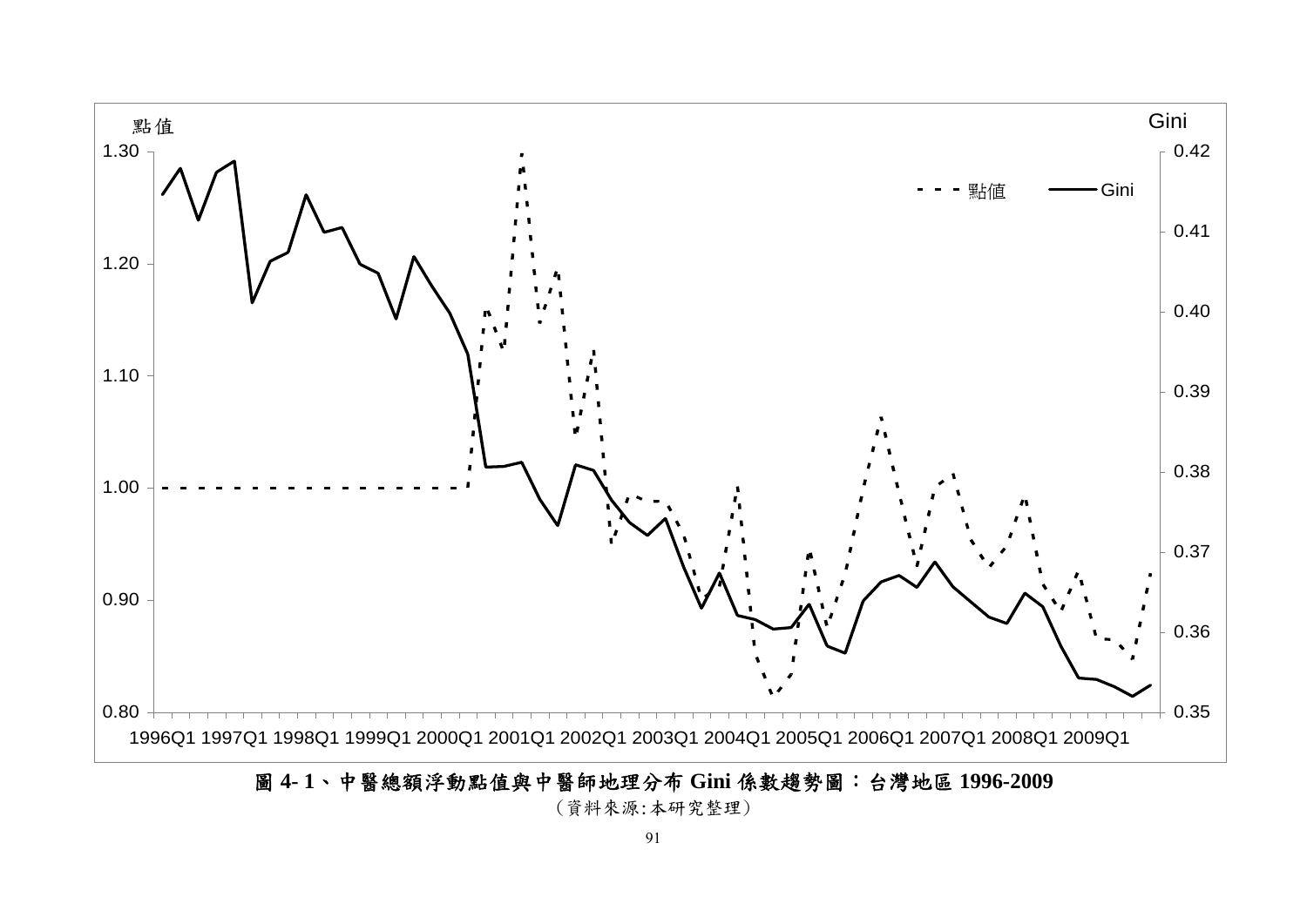圖 4- 1、中醫總額浮動點值與中醫師地理分布 Gini 係數趨勢圖：台灣地區 1996-2009

（資料來源:本研究整理）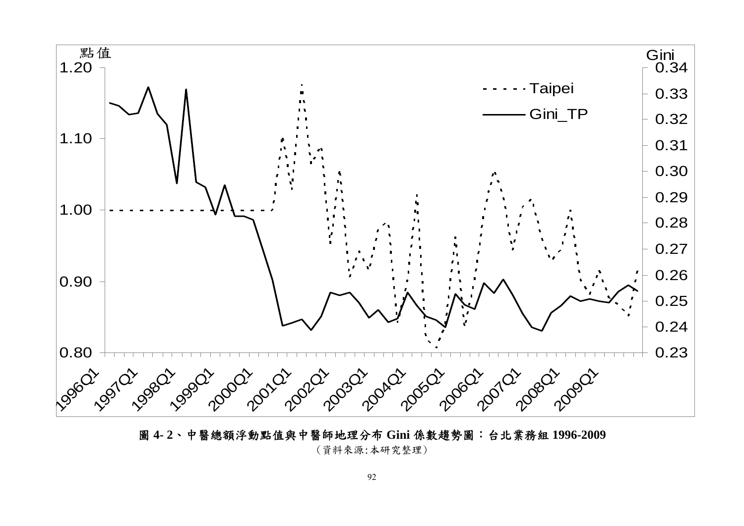圖 4- 2、中醫總額浮動點值與中醫師地理分布 Gini 係數趨勢圖：台北業務組 1996-2009

（資料來源:本研究整理）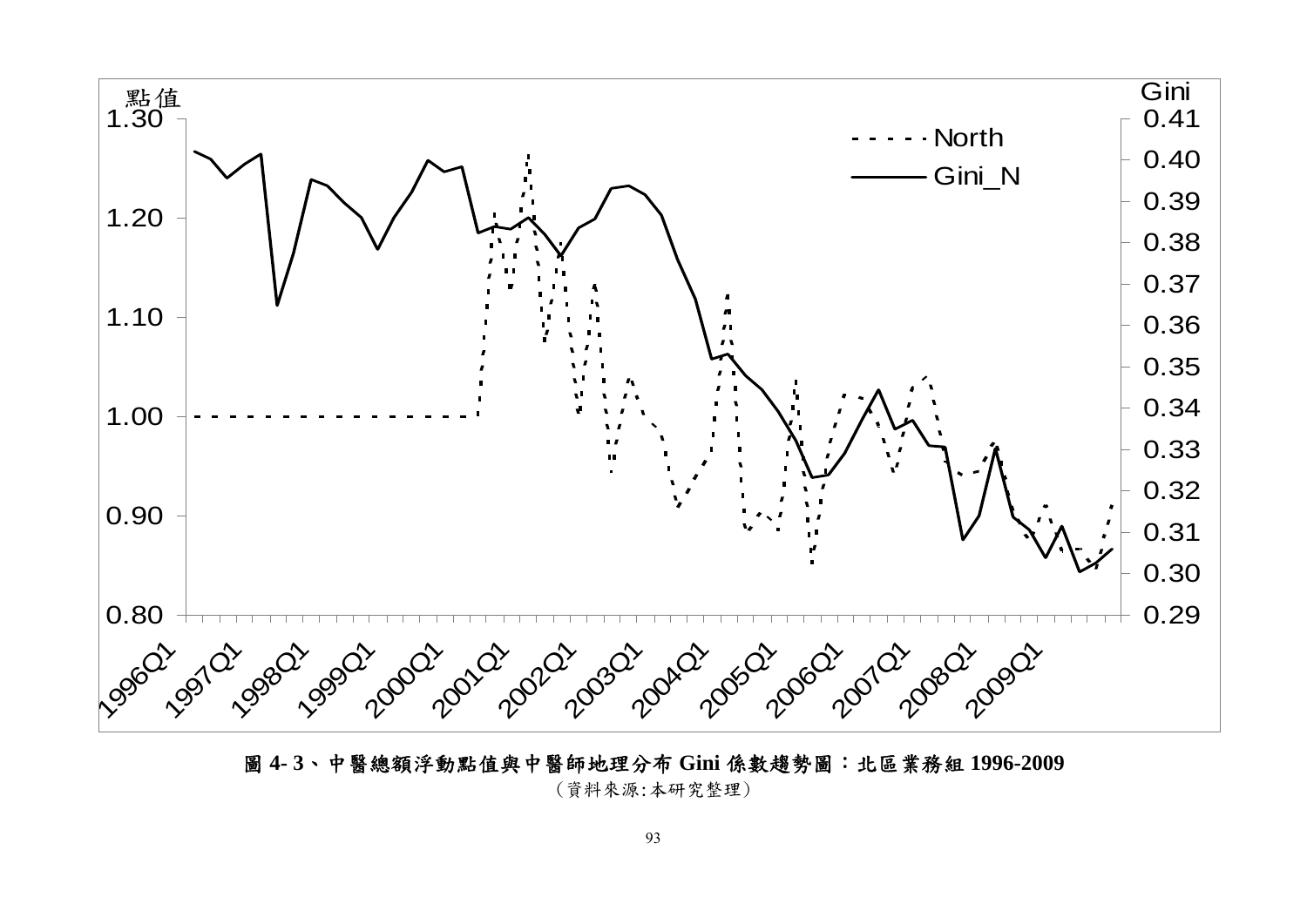圖 4- 3、中醫總額浮動點值與中醫師地理分布 Gini 係數趨勢圖：北區業務組 1996-2009

（資料來源:本研究整理）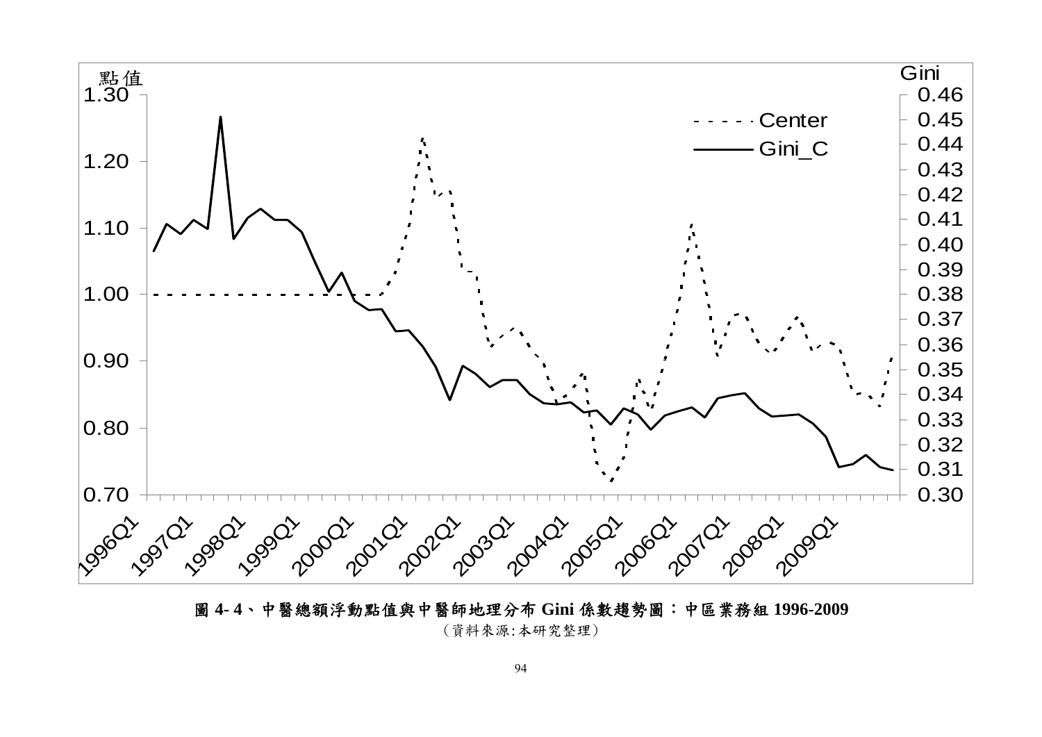圖 4- 4、中醫總額浮動點值與中醫師地理分布 Gini 係數趨勢圖：中區業務組 1996-2009

（資料來源:本研究整理）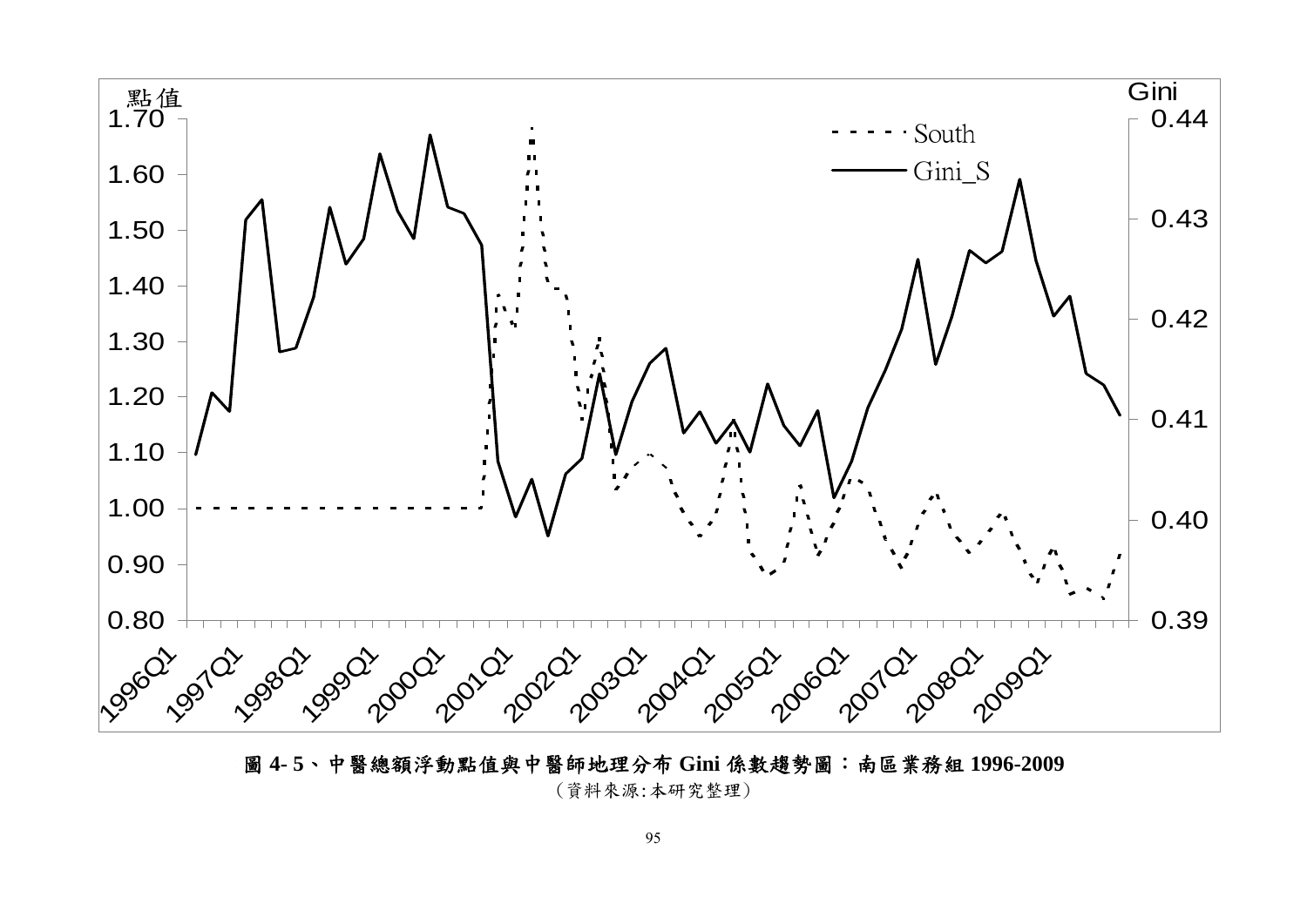**圖 4- 5、中醫總額浮動點值與中醫師地理分布 Gini 係數趨勢圖：南區業務組 1996-2009**

（資料來源:本研究整理）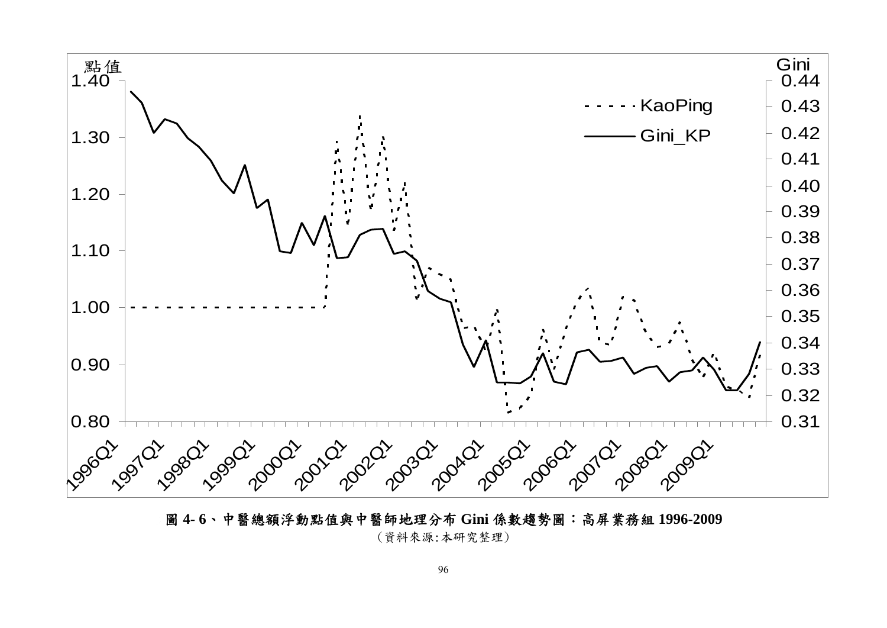點值

Gini

KaoPing

Gini_KP

圖 4- 6、中醫總額浮動點值與中醫師地理分布 Gini 係數趨勢圖：高屏業務組 1996-2009

（資料來源:本研究整理）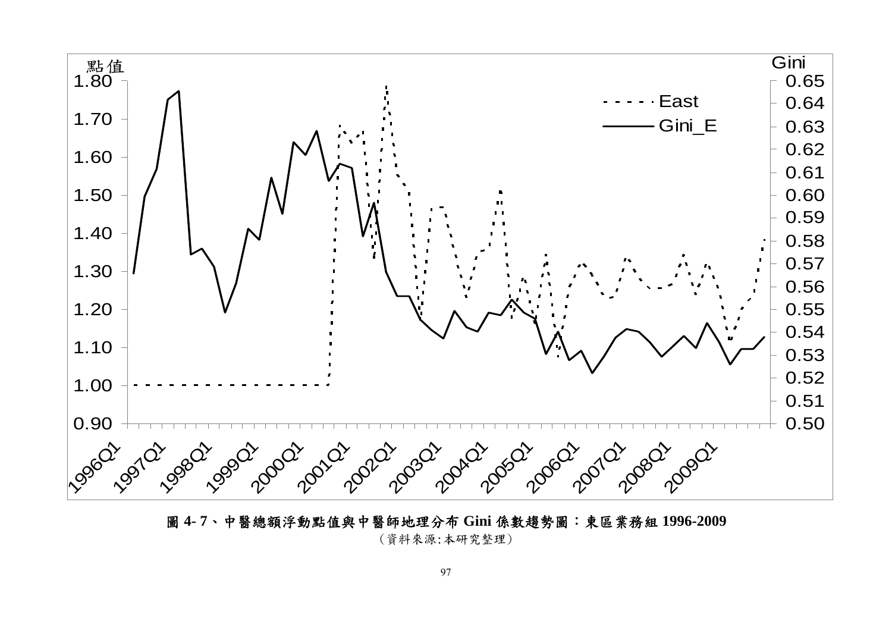點值

Gini

East

Gini_E

圖 4- 7、中醫總額浮動點值與中醫師地理分布 Gini 係數趨勢圖：東區業務組 1996-2009

（資料來源:本研究整理）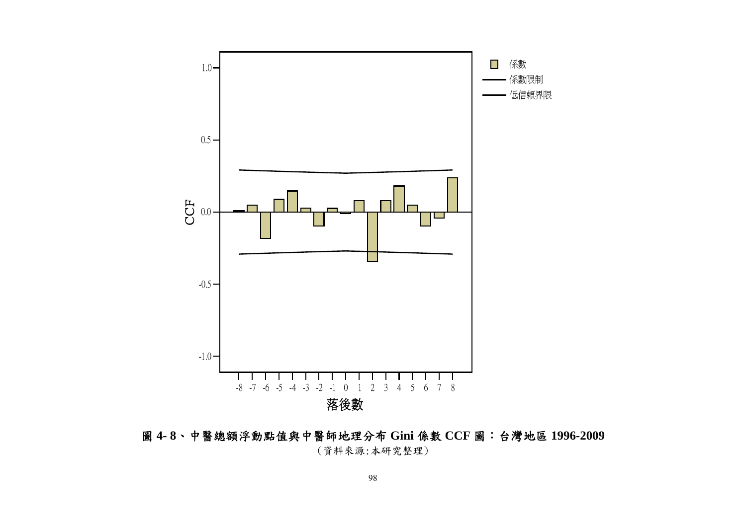**圖 4- 8、中醫總額浮動點值與中醫師地理分布 Gini 係數 CCF 圖：台灣地區 1996-2009**

（資料來源:本研究整理）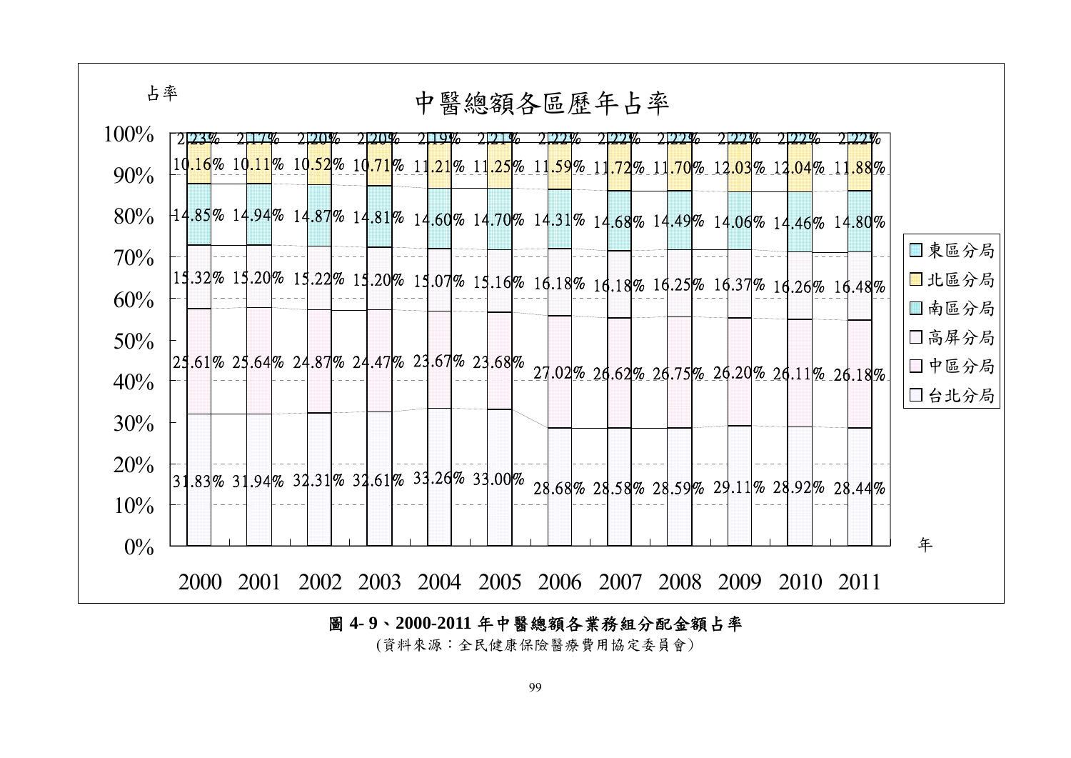中醫總額各區歷年占率

占率

| 年 | 台北分局 | 中區分局 | 高屏分局 | 南區分局 | 北區分局 | 東區分局 |
|---|---|---|---|---|---|---|
| 2000 | 31.83% | 25.61% | 15.32% | 14.85% | 10.16% | 2.23% |
| 2001 | 31.94% | 25.64% | 15.20% | 14.94% | 10.11% | 2.17% |
| 2002 | 32.31% | 24.87% | 15.22% | 14.87% | 10.52% | 2.20% |
| 2003 | 32.61% | 24.47% | 15.20% | 14.81% | 10.71% | 2.20% |
| 2004 | 33.26% | 23.67% | 15.07% | 14.60% | 11.21% | 2.19% |
| 2005 | 33.00% | 23.68% | 15.16% | 14.70% | 11.25% | 2.21% |
| 2006 | 28.68% | 27.02% | 16.18% | 14.31% | 11.59% | 2.22% |
| 2007 | 28.58% | 26.62% | 16.18% | 14.68% | 11.72% | 2.22% |
| 2008 | 28.59% | 26.75% | 16.25% | 14.49% | 11.70% | 2.22% |
| 2009 | 29.11% | 26.20% | 16.37% | 14.06% | 12.03% | 2.22% |
| 2010 | 28.92% | 26.11% | 16.26% | 14.46% | 12.04% | 2.22% |
| 2011 | 28.44% | 26.18% | 16.48% | 14.80% | 11.88% | 2.22% |

**圖 4- 9、2000-2011 年中醫總額各業務組分配金額占率**

(資料來源：全民健康保險醫療費用協定委員會)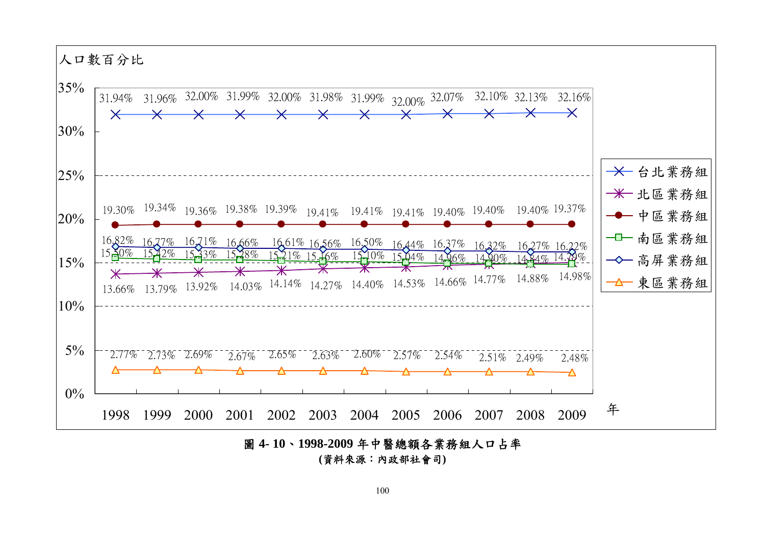人口數百分比

| 年 | 1998 | 1999 | 2000 | 2001 | 2002 | 2003 | 2004 | 2005 | 2006 | 2007 | 2008 | 2009 |
|---|---|---|---|---|---|---|---|---|---|---|---|---|
| 台北業務組 | 31.94% | 31.96% | 32.00% | 31.99% | 32.00% | 31.98% | 31.99% | 32.00% | 32.07% | 32.10% | 32.13% | 32.16% |
| 北區業務組 | 13.66% | 13.79% | 13.92% | 14.03% | 14.14% | 14.27% | 14.40% | 14.53% | 14.66% | 14.77% | 14.88% | 14.98% |
| 中區業務組 | 19.30% | 19.34% | 19.36% | 19.38% | 19.39% | 19.41% | 19.41% | 19.41% | 19.40% | 19.40% | 19.40% | 19.37% |
| 南區業務組 | 15.50% | 15.42% | 15.33% | 15.28% | 15.21% | 15.16% | 15.10% | 15.04% | 14.96% | 14.90% | 14.84% | 14.79% |
| 高屏業務組 | 16.82% | 16.77% | 16.71% | 16.66% | 16.61% | 16.56% | 16.50% | 16.44% | 16.37% | 16.32% | 16.27% | 16.22% |
| 東區業務組 | 2.77% | 2.73% | 2.69% | 2.67% | 2.65% | 2.63% | 2.60% | 2.57% | 2.54% | 2.51% | 2.49% | 2.48% |

**圖 4- 10、1998-2009 年中醫總額各業務組人口占率**

**(資料來源：內政部社會司)**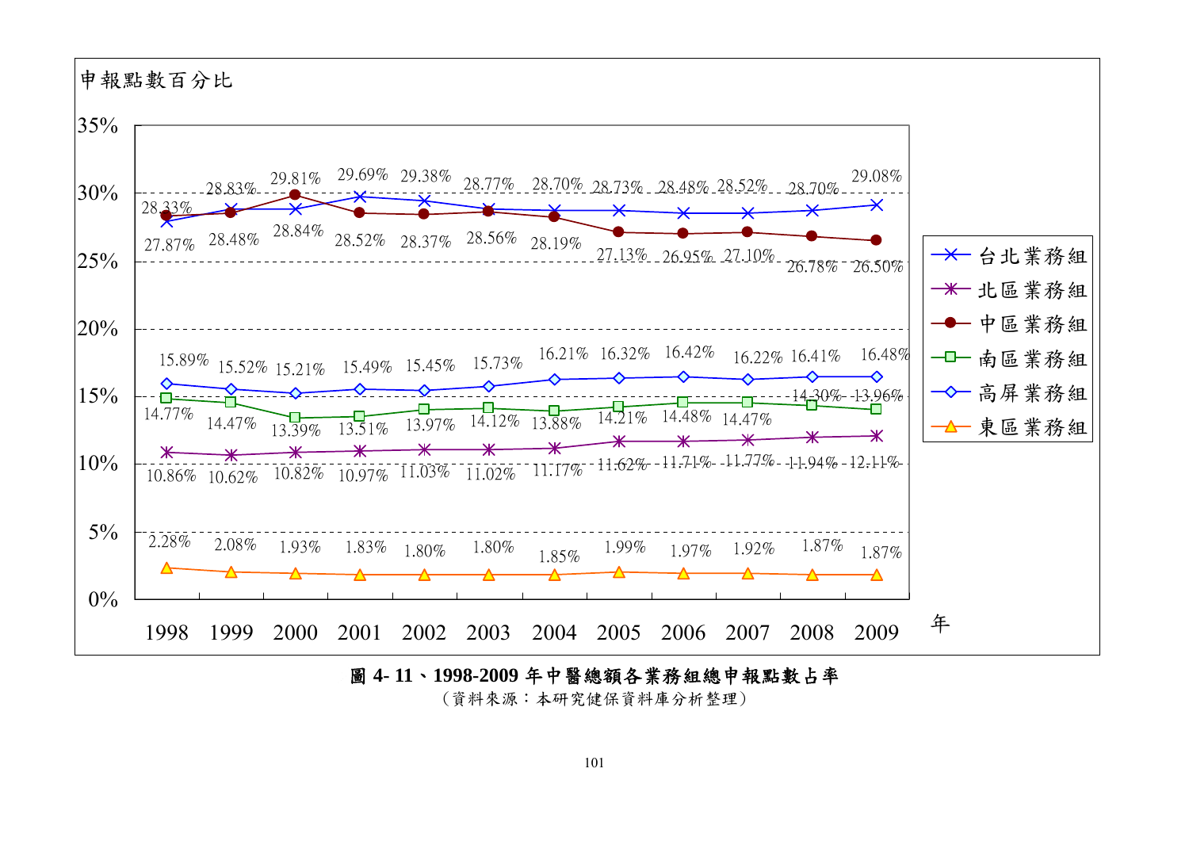申報點數百分比

| 年 | 台北業務組 | 北區業務組 | 中區業務組 | 南區業務組 | 高屏業務組 | 東區業務組 |
|---|---|---|---|---|---|---|
| 1998 | 27.87% | 10.86% | 28.33% | 14.77% | 15.89% | 2.28% |
| 1999 | 28.83% | 10.62% | 28.48% | 14.47% | 15.52% | 2.08% |
| 2000 | 28.84% | 10.82% | 29.81% | 13.39% | 15.21% | 1.93% |
| 2001 | 29.69% | 10.97% | 28.52% | 13.51% | 15.49% | 1.83% |
| 2002 | 29.38% | 11.03% | 28.37% | 13.97% | 15.45% | 1.80% |
| 2003 | 28.77% | 11.02% | 28.56% | 14.12% | 15.73% | 1.80% |
| 2004 | 28.70% | 11.17% | 28.19% | 13.88% | 16.21% | 1.85% |
| 2005 | 28.73% | 11.62% | 27.13% | 14.21% | 16.32% | 1.99% |
| 2006 | 28.48% | 11.71% | 26.95% | 14.48% | 16.42% | 1.97% |
| 2007 | 28.52% | 11.77% | 27.10% | 14.47% | 16.22% | 1.92% |
| 2008 | 28.70% | 11.94% | 26.78% | 14.30% | 16.41% | 1.87% |
| 2009 | 29.08% | 12.11% | 26.50% | 13.96% | 16.48% | 1.87% |

**圖 4- 11、1998-2009 年中醫總額各業務組總申報點數占率**

（資料來源：本研究健保資料庫分析整理）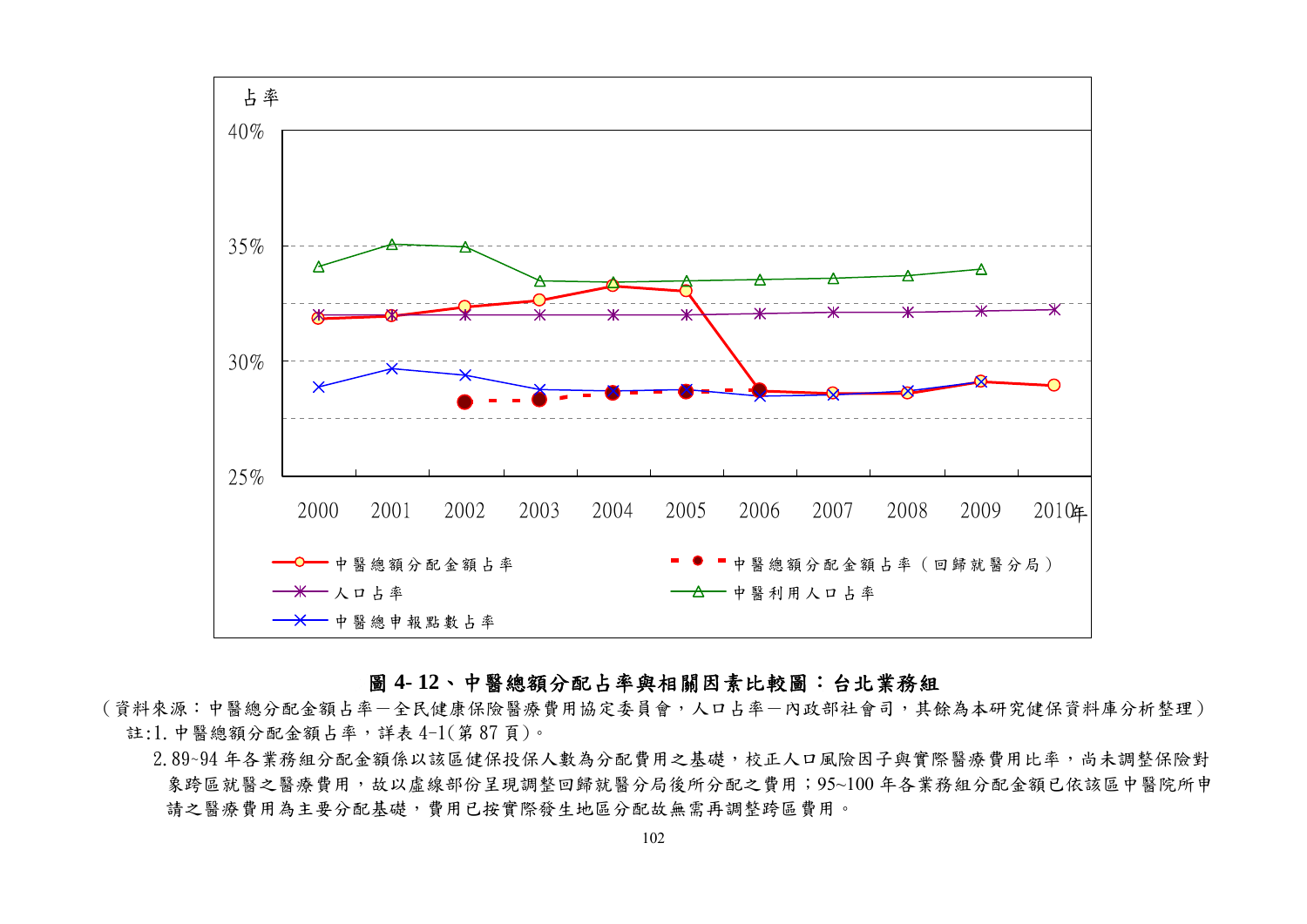占率

40%

35%

30%

25%

2000 2001 2002 2003 2004 2005 2006 2007 2008 2009 2010年

中醫總額分配金額占率 中醫總額分配金額占率（回歸就醫分局）

人口占率 中醫利用人口占率

中醫總申報點數占率

**圖 4- 12、中醫總額分配占率與相關因素比較圖：台北業務組**

（資料來源：中醫總分配金額占率－全民健康保險醫療費用協定委員會，人口占率－內政部社會司，其餘為本研究健保資料庫分析整理）

註:1. 中醫總額分配金額占率，詳表 4-1(第 87 頁)。

2. 89~94 年各業務組分配金額係以該區健保投保人數為分配費用之基礎，校正人口風險因子與實際醫療費用比率，尚未調整保險對象跨區就醫之醫療費用，故以虛線部份呈現調整回歸就醫分局後所分配之費用；95~100 年各業務組分配金額已依該區中醫院所申請之醫療費用為主要分配基礎，費用已按實際發生地區分配故無需再調整跨區費用。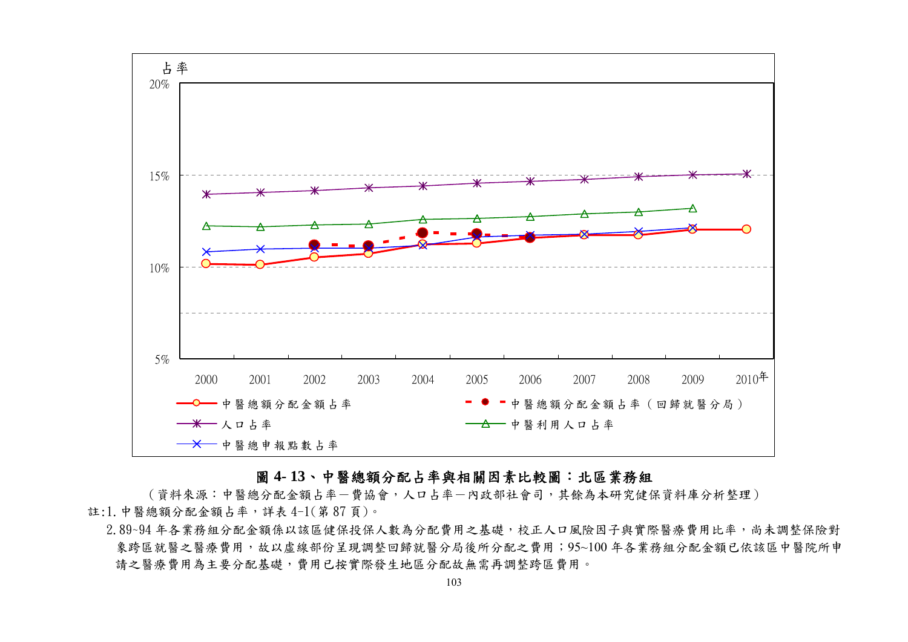占率

20%

15%

10%

5%

2000 2001 2002 2003 2004 2005 2006 2007 2008 2009 2010年

中醫總額分配金額占率
中醫總額分配金額占率（回歸就醫分局）
人口占率
中醫利用人口占率
中醫總申報點數占率

**圖 4- 13、中醫總額分配占率與相關因素比較圖：北區業務組**

（資料來源：中醫總分配金額占率－費協會，人口占率－內政部社會司，其餘為本研究健保資料庫分析整理）

註:1. 中醫總額分配金額占率，詳表 4-1(第 87 頁)。

2. 89~94 年各業務組分配金額係以該區健保投保人數為分配費用之基礎，校正人口風險因子與實際醫療費用比率，尚未調整保險對象跨區就醫之醫療費用，故以虛線部份呈現調整回歸就醫分局後所分配之費用；95~100 年各業務組分配金額已依該區中醫院所申請之醫療費用為主要分配基礎，費用已按實際發生地區分配故無需再調整跨區費用。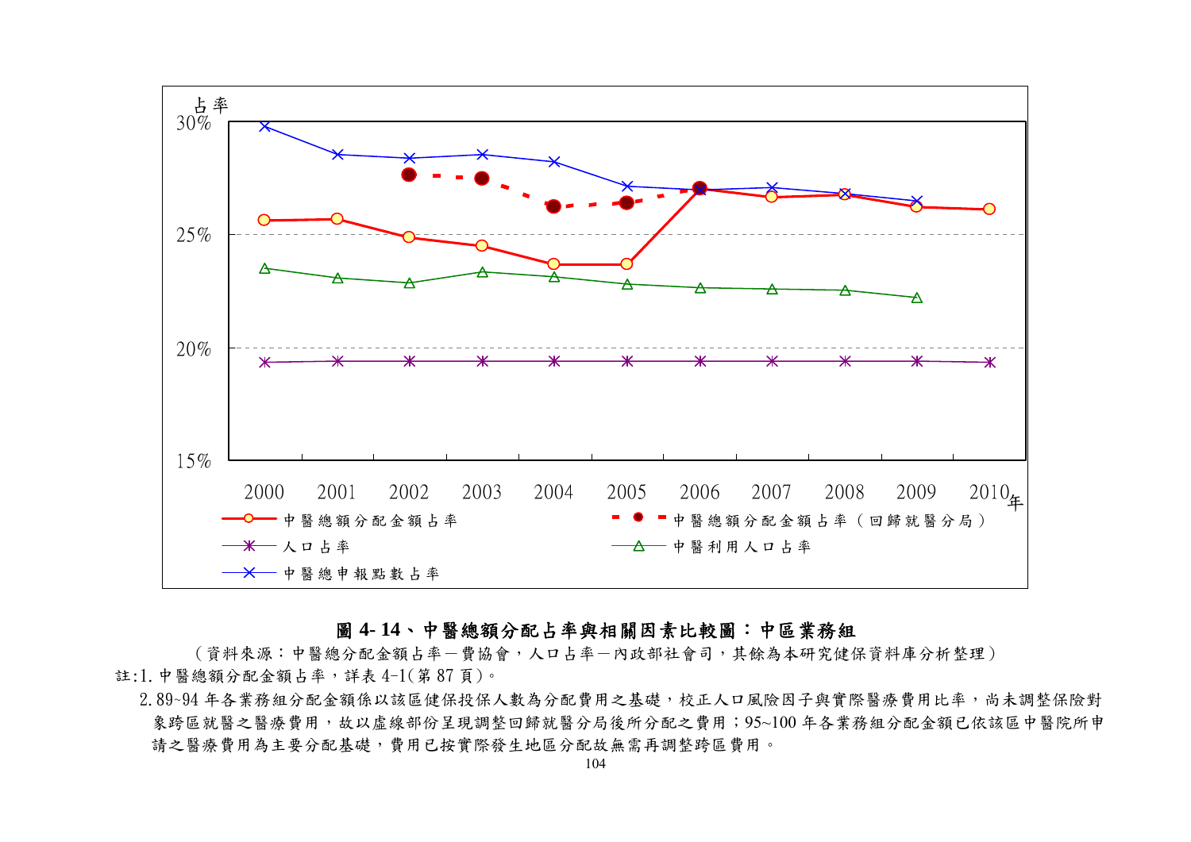**圖 4- 14、中醫總額分配占率與相關因素比較圖：中區業務組**

（資料來源：中醫總分配金額占率－費協會，人口占率－內政部社會司，其餘為本研究健保資料庫分析整理）

註:1. 中醫總額分配金額占率，詳表 4-1(第 87 頁)。

2. 89~94 年各業務組分配金額係以該區健保投保人數為分配費用之基礎，校正人口風險因子與實際醫療費用比率，尚未調整保險對象跨區就醫之醫療費用，故以虛線部份呈現調整回歸就醫分局後所分配之費用；95~100 年各業務組分配金額已依該區中醫院所申請之醫療費用為主要分配基礎，費用已按實際發生地區分配故無需再調整跨區費用。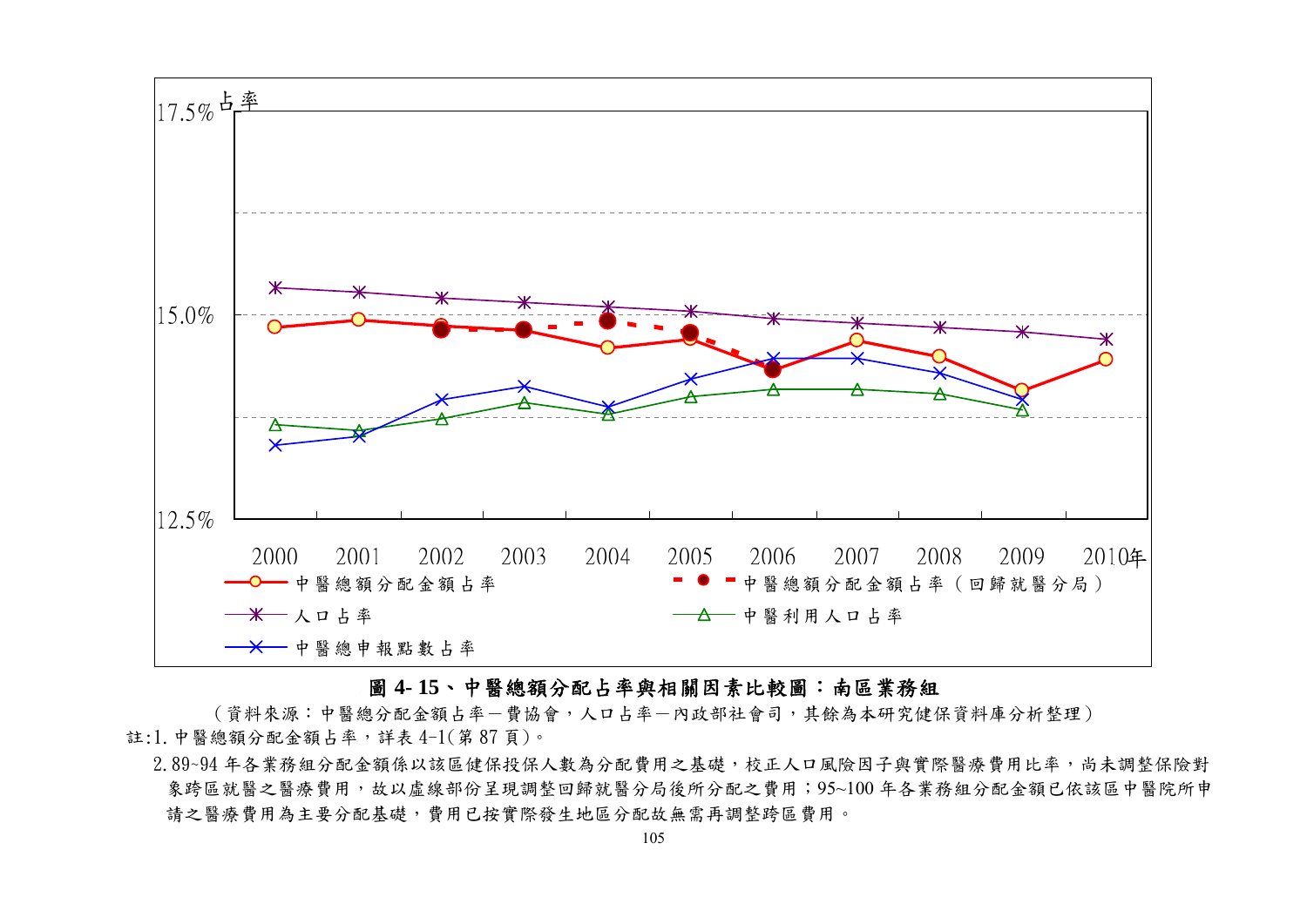**圖 4- 15、中醫總額分配占率與相關因素比較圖：南區業務組**

（資料來源：中醫總分配金額占率－費協會，人口占率－內政部社會司，其餘為本研究健保資料庫分析整理）

註:1. 中醫總額分配金額占率，詳表 4-1(第 87 頁)。

2. 89~94 年各業務組分配金額係以該區健保投保人數為分配費用之基礎，校正人口風險因子與實際醫療費用比率，尚未調整保險對象跨區就醫之醫療費用，故以虛線部份呈現調整回歸就醫分局後所分配之費用；95~100 年各業務組分配金額已依該區中醫院所申請之醫療費用為主要分配基礎，費用已按實際發生地區分配故無需再調整跨區費用。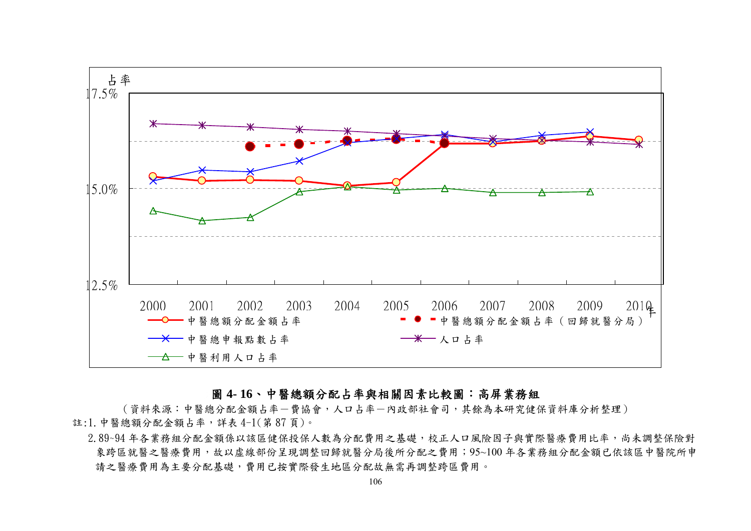占率

17.5%

15.0%

12.5%

2000 2001 2002 2003 2004 2005 2006 2007 2008 2009 2010 年

中醫總額分配金額占率　　中醫總額分配金額占率（回歸就醫分局）

中醫總申報點數占率　　人口占率

中醫利用人口占率

**圖 4- 16、中醫總額分配占率與相關因素比較圖：高屏業務組**

（資料來源：中醫總分配金額占率－費協會，人口占率－內政部社會司，其餘為本研究健保資料庫分析整理）

註:1. 中醫總額分配金額占率，詳表 4-1(第 87 頁)。

2. 89~94 年各業務組分配金額係以該區健保投保人數為分配費用之基礎，校正人口風險因子與實際醫療費用比率，尚未調整保險對象跨區就醫之醫療費用，故以虛線部份呈現調整回歸就醫分局後所分配之費用；95~100 年各業務組分配金額已依該區中醫院所申請之醫療費用為主要分配基礎，費用已按實際發生地區分配故無需再調整跨區費用。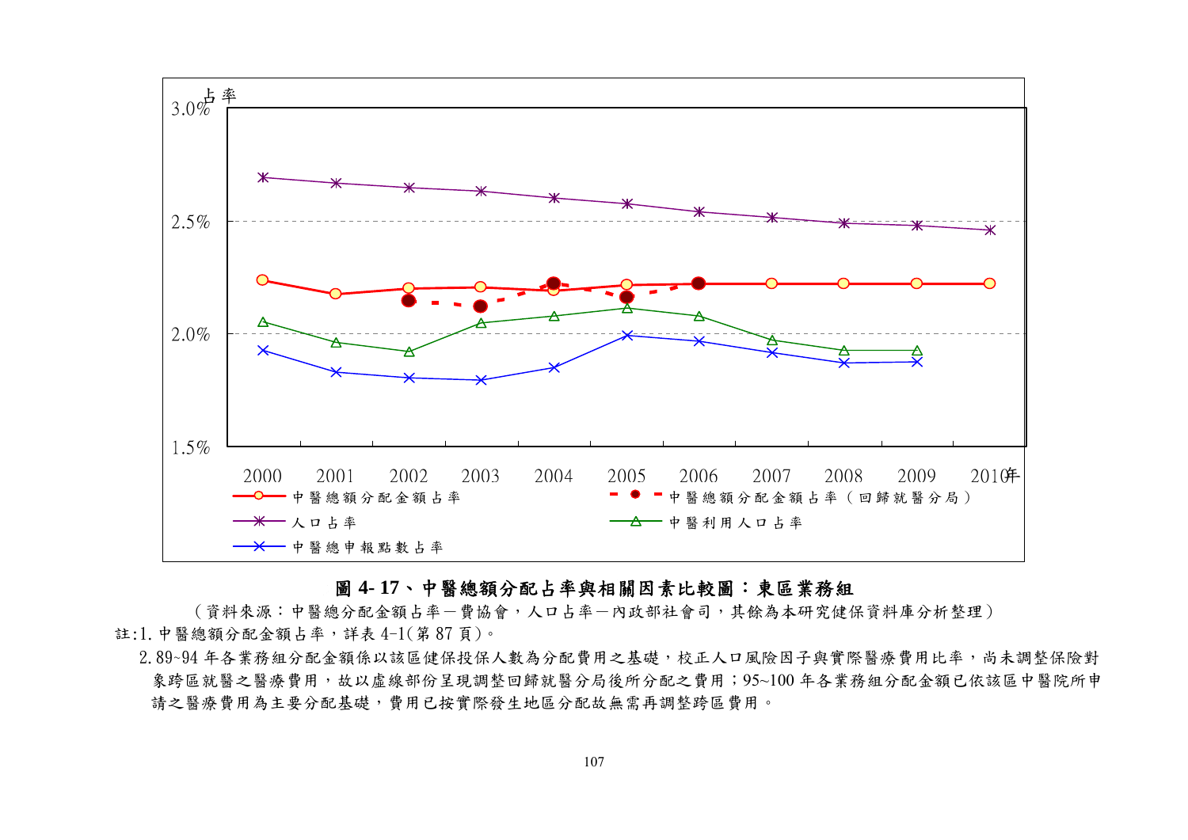**圖 4- 17、中醫總額分配占率與相關因素比較圖：東區業務組**

（資料來源：中醫總分配金額占率－費協會，人口占率－內政部社會司，其餘為本研究健保資料庫分析整理）

註:1. 中醫總額分配金額占率，詳表 4-1(第 87 頁)。

2. 89~94 年各業務組分配金額係以該區健保投保人數為分配費用之基礎，校正人口風險因子與實際醫療費用比率，尚未調整保險對象跨區就醫之醫療費用，故以虛線部份呈現調整回歸就醫分局後所分配之費用；95~100 年各業務組分配金額已依該區中醫院所申請之醫療費用為主要分配基礎，費用已按實際發生地區分配故無需再調整跨區費用。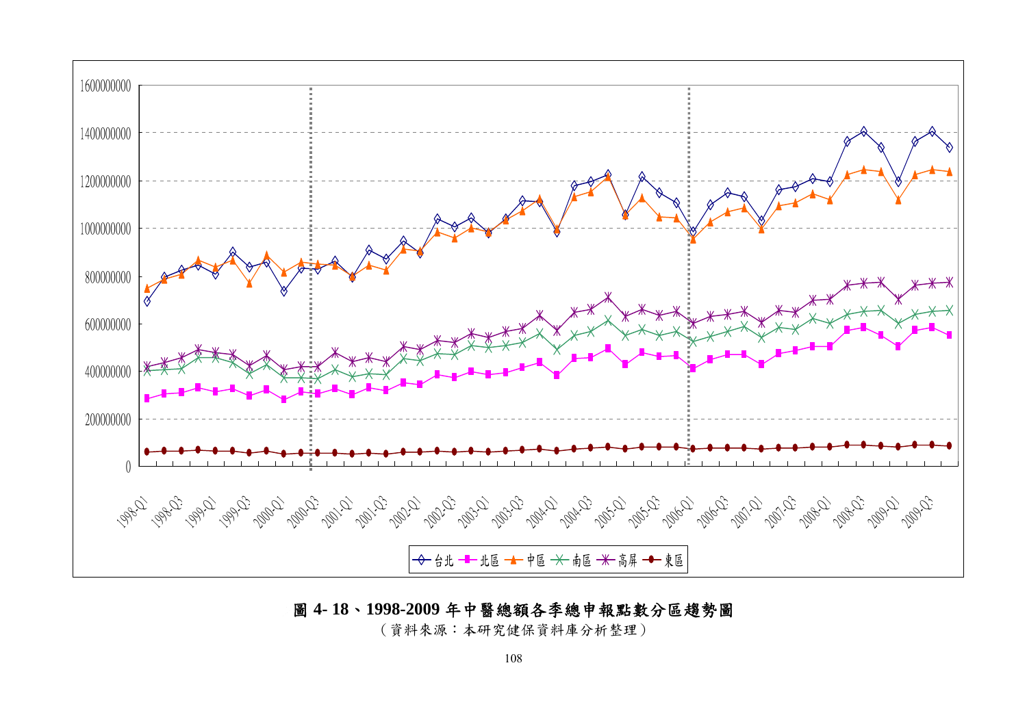**圖 4- 18、1998-2009 年中醫總額各季總申報點數分區趨勢圖**

（資料來源：本研究健保資料庫分析整理）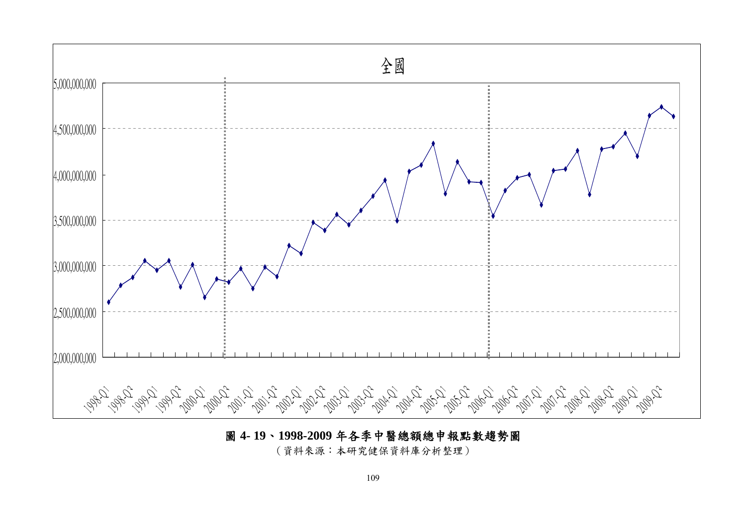**圖 4- 19、1998-2009 年各季中醫總額總申報點數趨勢圖**

（資料來源：本研究健保資料庫分析整理）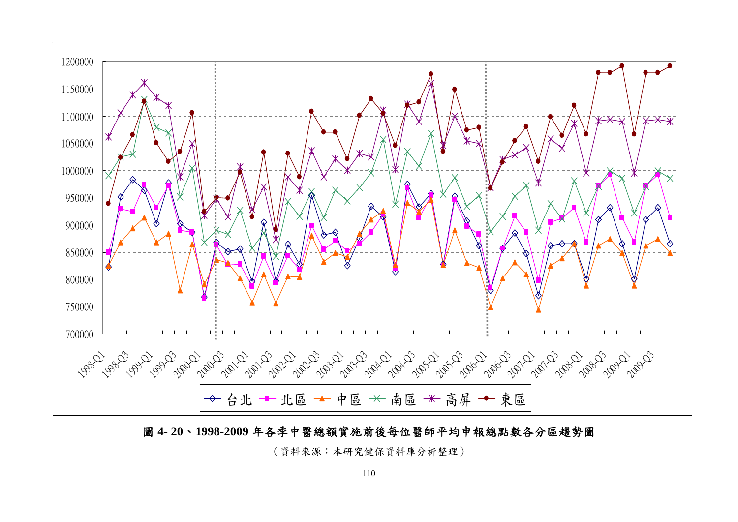**圖 4- 20、1998-2009 年各季中醫總額實施前後每位醫師平均申報總點數各分區趨勢圖**

（資料來源：本研究健保資料庫分析整理）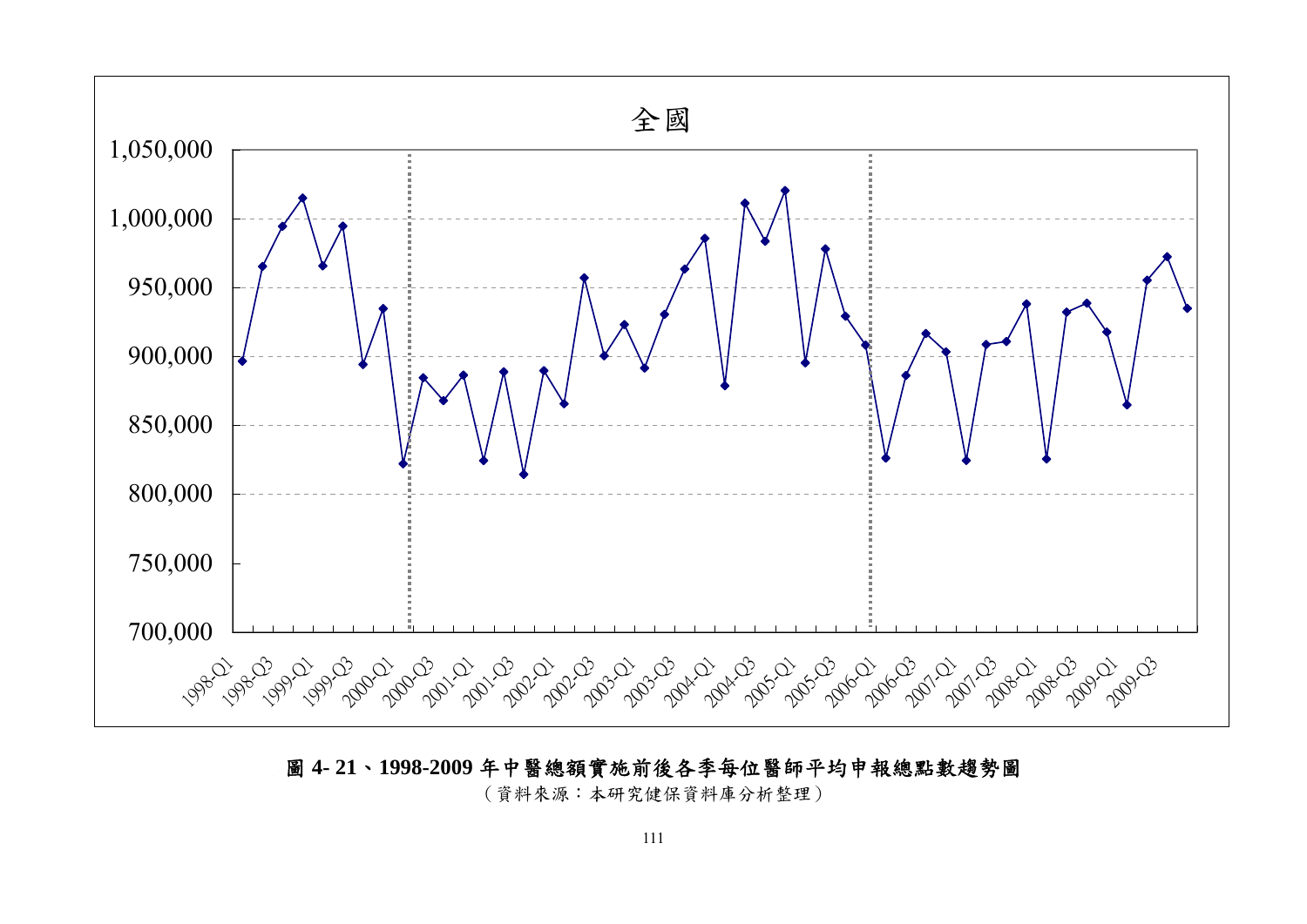全國

1,050,000
1,000,000
950,000
900,000
850,000
800,000
750,000
700,000

1998-Q1 1998-Q3 1999-Q1 1999-Q3 2000-Q1 2000-Q3 2001-Q1 2001-Q3 2002-Q1 2002-Q3 2003-Q1 2003-Q3 2004-Q1 2004-Q3 2005-Q1 2005-Q3 2006-Q1 2006-Q3 2007-Q1 2007-Q3 2008-Q1 2008-Q3 2009-Q1 2009-Q3

**圖 4- 21、1998-2009 年中醫總額實施前後各季每位醫師平均申報總點數趨勢圖**

（資料來源：本研究健保資料庫分析整理）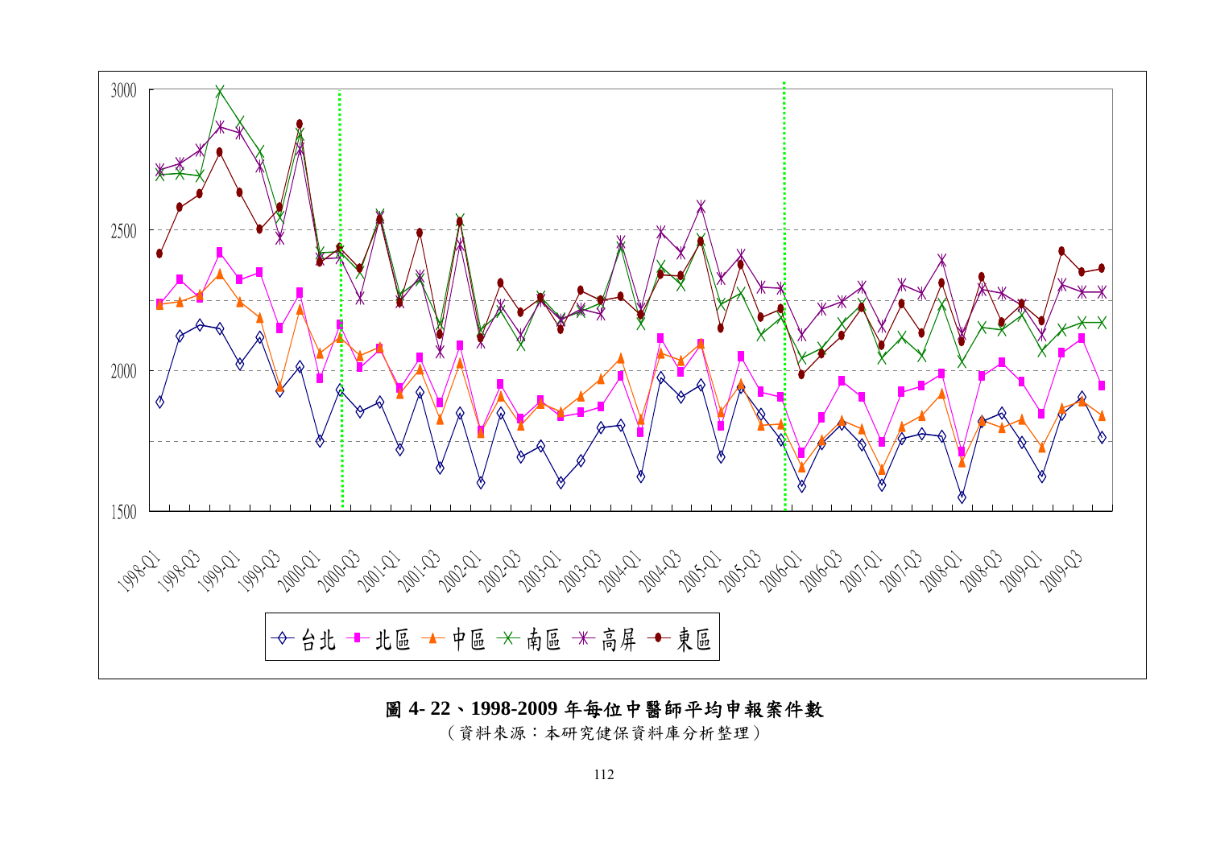**圖 4- 22、1998-2009 年每位中醫師平均申報案件數**

（資料來源：本研究健保資料庫分析整理）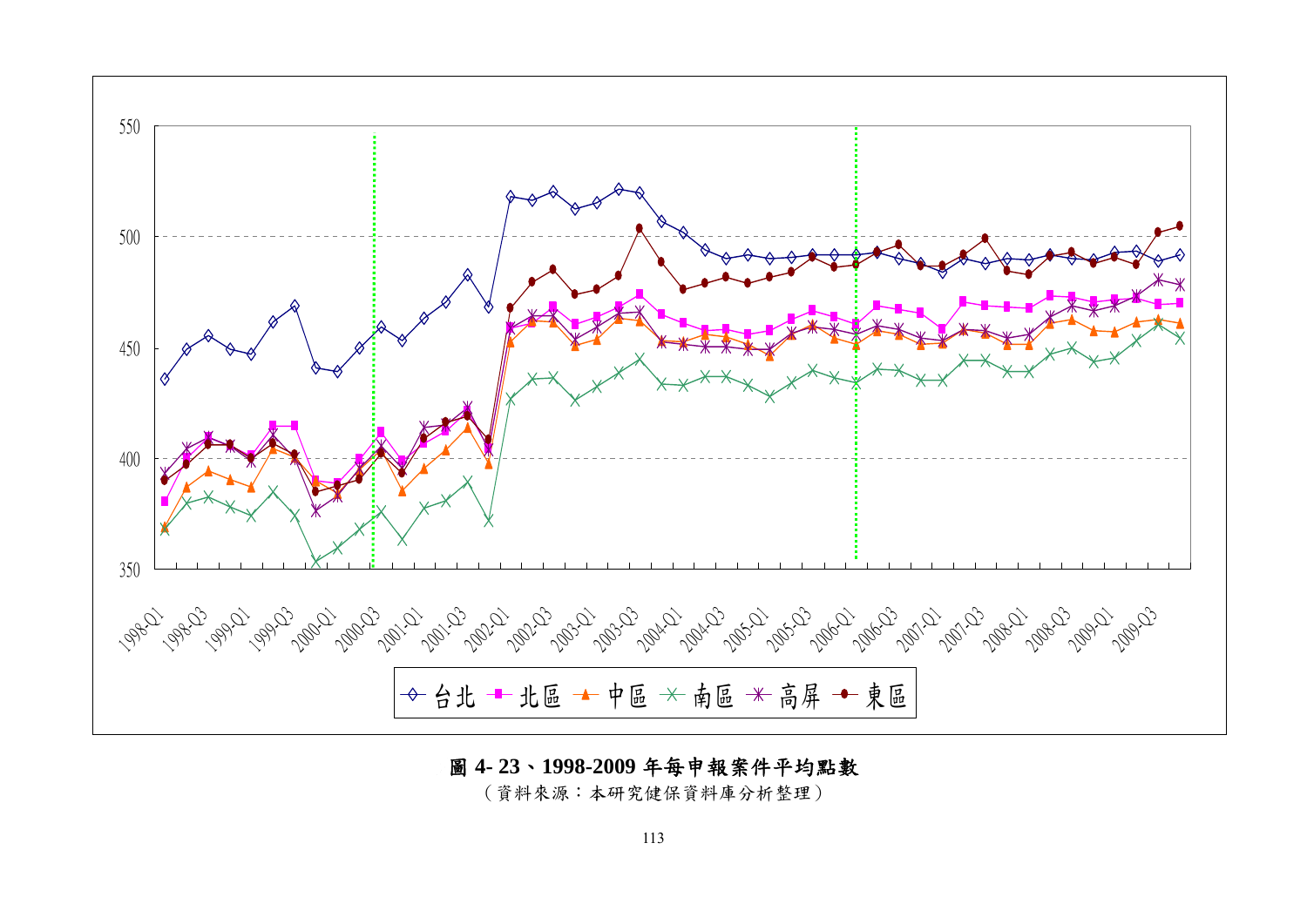圖 4- 23、1998-2009 年每申報案件平均點數

（資料來源：本研究健保資料庫分析整理）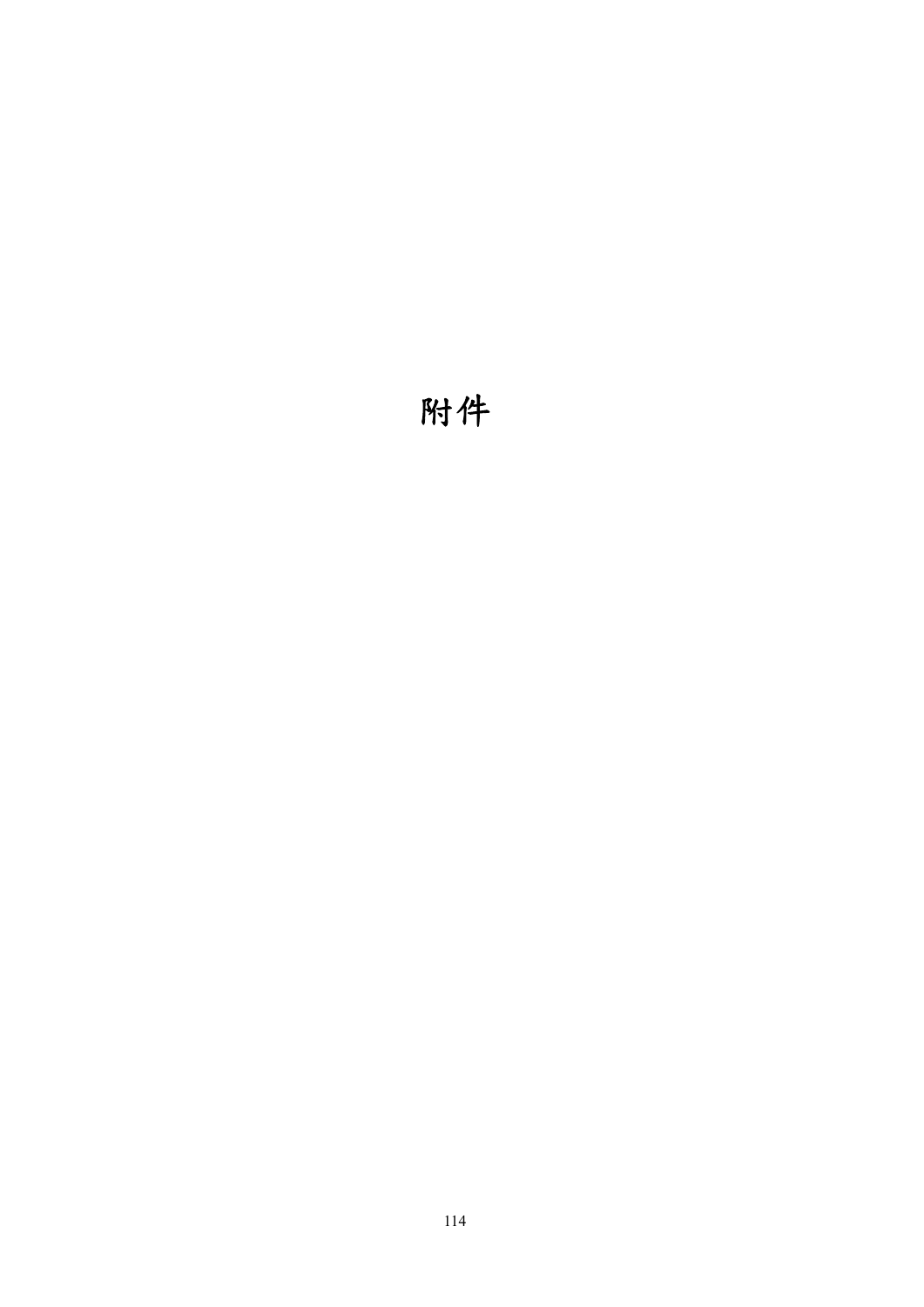# 附件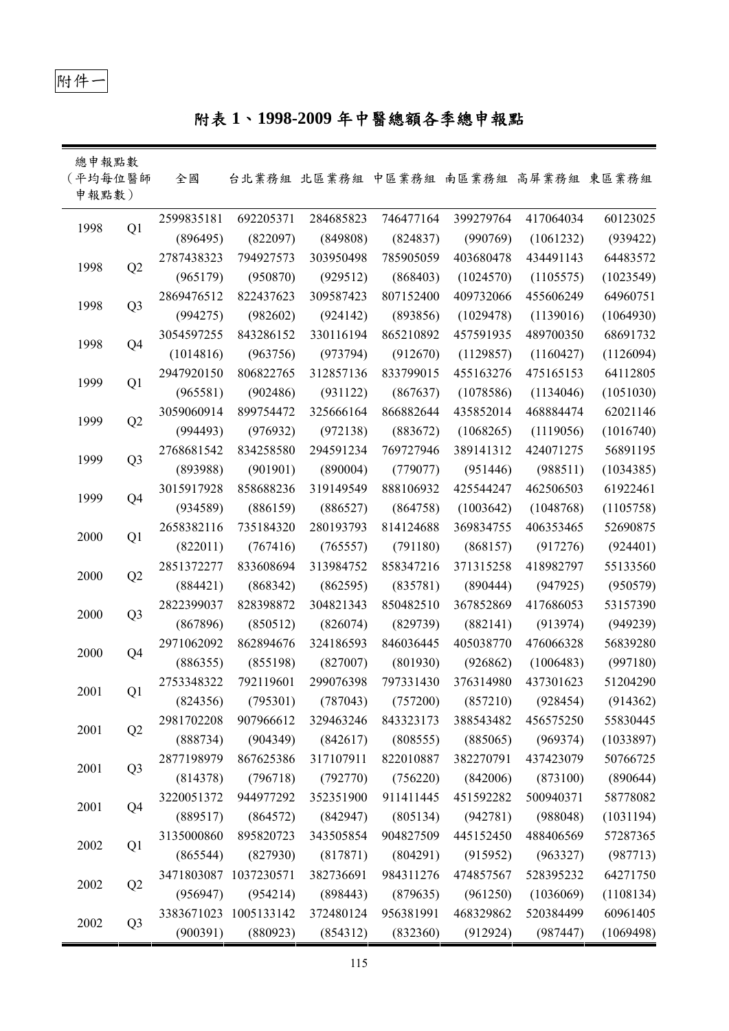附件一

# 附表 1、1998-2009 年中醫總額各季總申報點

| 總申報點數（平均每位醫師申報點數） | | 全國 | 台北業務組 | 北區業務組 | 中區業務組 | 南區業務組 | 高屏業務組 | 東區業務組 |
|---|---|---|---|---|---|---|---|---|
| 1998 | Q1 | 2599835181 | 692205371 | 284685823 | 746477164 | 399279764 | 417064034 | 60123025 |
| | | (896495) | (822097) | (849808) | (824837) | (990769) | (1061232) | (939422) |
| 1998 | Q2 | 2787438323 | 794927573 | 303950498 | 785905059 | 403680478 | 434491143 | 64483572 |
| | | (965179) | (950870) | (929512) | (868403) | (1024570) | (1105575) | (1023549) |
| 1998 | Q3 | 2869476512 | 822437623 | 309587423 | 807152400 | 409732066 | 455606249 | 64960751 |
| | | (994275) | (982602) | (924142) | (893856) | (1029478) | (1139016) | (1064930) |
| 1998 | Q4 | 3054597255 | 843286152 | 330116194 | 865210892 | 457591935 | 489700350 | 68691732 |
| | | (1014816) | (963756) | (973794) | (912670) | (1129857) | (1160427) | (1126094) |
| 1999 | Q1 | 2947920150 | 806822765 | 312857136 | 833799015 | 455163276 | 475165153 | 64112805 |
| | | (965581) | (902486) | (931122) | (867637) | (1078586) | (1134046) | (1051030) |
| 1999 | Q2 | 3059060914 | 899754472 | 325666164 | 866882644 | 435852014 | 468884474 | 62021146 |
| | | (994493) | (976932) | (972138) | (883672) | (1068265) | (1119056) | (1016740) |
| 1999 | Q3 | 2768681542 | 834258580 | 294591234 | 769727946 | 389141312 | 424071275 | 56891195 |
| | | (893988) | (901901) | (890004) | (779077) | (951446) | (988511) | (1034385) |
| 1999 | Q4 | 3015917928 | 858688236 | 319149549 | 888106932 | 425544247 | 462506503 | 61922461 |
| | | (934589) | (886159) | (886527) | (864758) | (1003642) | (1048768) | (1105758) |
| 2000 | Q1 | 2658382116 | 735184320 | 280193793 | 814124688 | 369834755 | 406353465 | 52690875 |
| | | (822011) | (767416) | (765557) | (791180) | (868157) | (917276) | (924401) |
| 2000 | Q2 | 2851372277 | 833608694 | 313984752 | 858347216 | 371315258 | 418982797 | 55133560 |
| | | (884421) | (868342) | (862595) | (835781) | (890444) | (947925) | (950579) |
| 2000 | Q3 | 2822399037 | 828398872 | 304821343 | 850482510 | 367852869 | 417686053 | 53157390 |
| | | (867896) | (850512) | (826074) | (829739) | (882141) | (913974) | (949239) |
| 2000 | Q4 | 2971062092 | 862894676 | 324186593 | 846036445 | 405038770 | 476066328 | 56839280 |
| | | (886355) | (855198) | (827007) | (801930) | (926862) | (1006483) | (997180) |
| 2001 | Q1 | 2753348322 | 792119601 | 299076398 | 797331430 | 376314980 | 437301623 | 51204290 |
| | | (824356) | (795301) | (787043) | (757200) | (857210) | (928454) | (914362) |
| 2001 | Q2 | 2981702208 | 907966612 | 329463246 | 843323173 | 388543482 | 456575250 | 55830445 |
| | | (888734) | (904349) | (842617) | (808555) | (885065) | (969374) | (1033897) |
| 2001 | Q3 | 2877198979 | 867625386 | 317107911 | 822010887 | 382270791 | 437423079 | 50766725 |
| | | (814378) | (796718) | (792770) | (756220) | (842006) | (873100) | (890644) |
| 2001 | Q4 | 3220051372 | 944977292 | 352351900 | 911411445 | 451592282 | 500940371 | 58778082 |
| | | (889517) | (864572) | (842947) | (805134) | (942781) | (988048) | (1031194) |
| 2002 | Q1 | 3135000860 | 895820723 | 343505854 | 904827509 | 445152450 | 488406569 | 57287365 |
| | | (865544) | (827930) | (817871) | (804291) | (915952) | (963327) | (987713) |
| 2002 | Q2 | 3471803087 | 1037230571 | 382736691 | 984311276 | 474857567 | 528395232 | 64271750 |
| | | (956947) | (954214) | (898443) | (879635) | (961250) | (1036069) | (1108134) |
| 2002 | Q3 | 3383671023 | 1005133142 | 372480124 | 956381991 | 468329862 | 520384499 | 60961405 |
| | | (900391) | (880923) | (854312) | (832360) | (912924) | (987447) | (1069498) |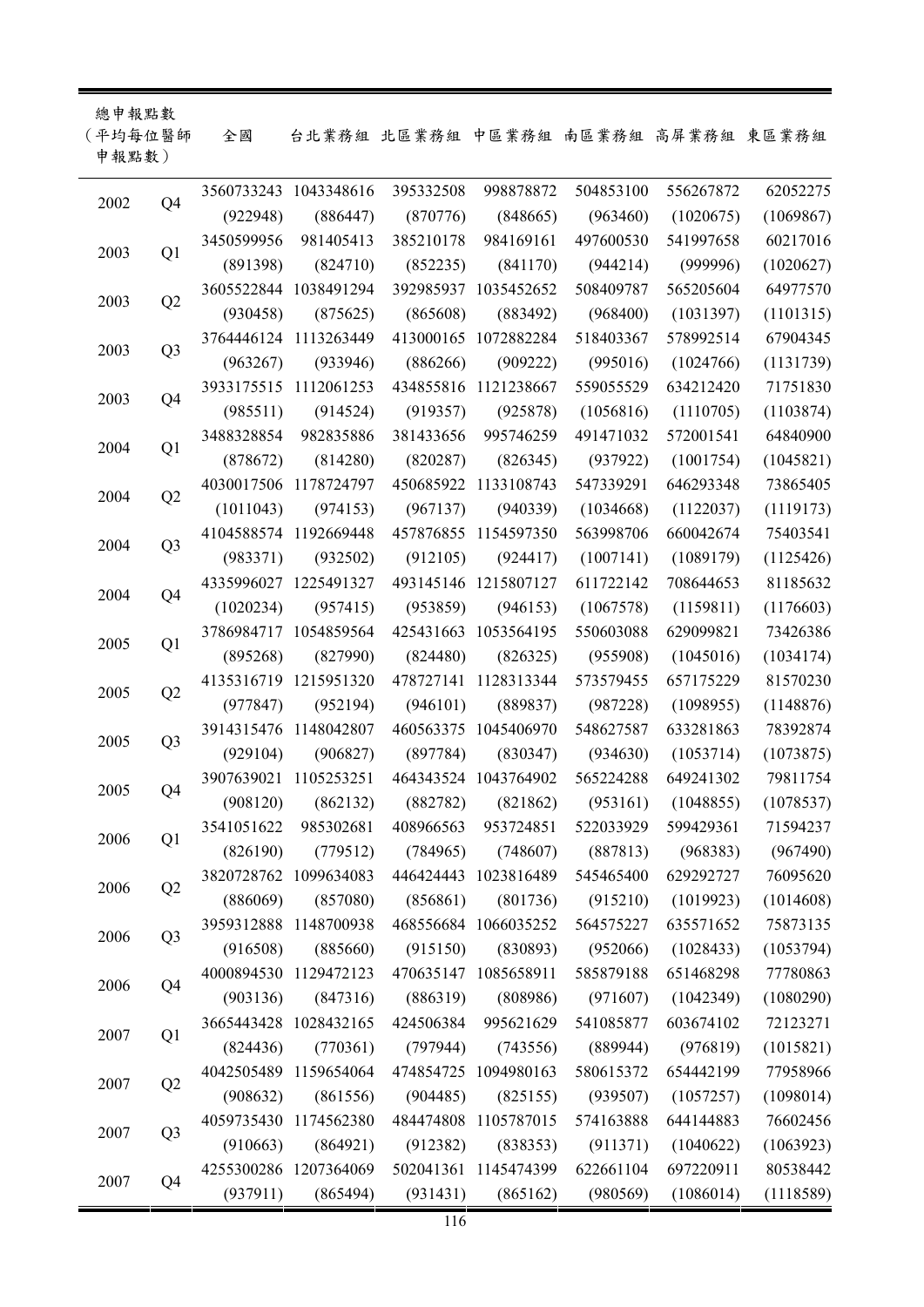| 總申報點數（平均每位醫師申報點數） | | 全國 | 台北業務組 | 北區業務組 | 中區業務組 | 南區業務組 | 高屏業務組 | 東區業務組 |
|---|---|---|---|---|---|---|---|---|
| 2002 | Q4 | 3560733243 | 1043348616 | 395332508 | 998878872 | 504853100 | 556267872 | 62052275 |
| | | (922948) | (886447) | (870776) | (848665) | (963460) | (1020675) | (1069867) |
| 2003 | Q1 | 3450599956 | 981405413 | 385210178 | 984169161 | 497600530 | 541997658 | 60217016 |
| | | (891398) | (824710) | (852235) | (841170) | (944214) | (999996) | (1020627) |
| 2003 | Q2 | 3605522844 | 1038491294 | 392985937 | 1035452652 | 508409787 | 565205604 | 64977570 |
| | | (930458) | (875625) | (865608) | (883492) | (968400) | (1031397) | (1101315) |
| 2003 | Q3 | 3764446124 | 1113263449 | 413000165 | 1072882284 | 518403367 | 578992514 | 67904345 |
| | | (963267) | (933946) | (886266) | (909222) | (995016) | (1024766) | (1131739) |
| 2003 | Q4 | 3933175515 | 1112061253 | 434855816 | 1121238667 | 559055529 | 634212420 | 71751830 |
| | | (985511) | (914524) | (919357) | (925878) | (1056816) | (1110705) | (1103874) |
| 2004 | Q1 | 3488328854 | 982835886 | 381433656 | 995746259 | 491471032 | 572001541 | 64840900 |
| | | (878672) | (814280) | (820287) | (826345) | (937922) | (1001754) | (1045821) |
| 2004 | Q2 | 4030017506 | 1178724797 | 450685922 | 1133108743 | 547339291 | 646293348 | 73865405 |
| | | (1011043) | (974153) | (967137) | (940339) | (1034668) | (1122037) | (1119173) |
| 2004 | Q3 | 4104588574 | 1192669448 | 457876855 | 1154597350 | 563998706 | 660042674 | 75403541 |
| | | (983371) | (932502) | (912105) | (924417) | (1007141) | (1089179) | (1125426) |
| 2004 | Q4 | 4335996027 | 1225491327 | 493145146 | 1215807127 | 611722142 | 708644653 | 81185632 |
| | | (1020234) | (957415) | (953859) | (946153) | (1067578) | (1159811) | (1176603) |
| 2005 | Q1 | 3786984717 | 1054859564 | 425431663 | 1053564195 | 550603088 | 629099821 | 73426386 |
| | | (895268) | (827990) | (824480) | (826325) | (955908) | (1045016) | (1034174) |
| 2005 | Q2 | 4135316719 | 1215951320 | 478727141 | 1128313344 | 573579455 | 657175229 | 81570230 |
| | | (977847) | (952194) | (946101) | (889837) | (987228) | (1098955) | (1148876) |
| 2005 | Q3 | 3914315476 | 1148042807 | 460563375 | 1045406970 | 548627587 | 633281863 | 78392874 |
| | | (929104) | (906827) | (897784) | (830347) | (934630) | (1053714) | (1073875) |
| 2005 | Q4 | 3907639021 | 1105253251 | 464343524 | 1043764902 | 565224288 | 649241302 | 79811754 |
| | | (908120) | (862132) | (882782) | (821862) | (953161) | (1048855) | (1078537) |
| 2006 | Q1 | 3541051622 | 985302681 | 408966563 | 953724851 | 522033929 | 599429361 | 71594237 |
| | | (826190) | (779512) | (784965) | (748607) | (887813) | (968383) | (967490) |
| 2006 | Q2 | 3820728762 | 1099634083 | 446424443 | 1023816489 | 545465400 | 629292727 | 76095620 |
| | | (886069) | (857080) | (856861) | (801736) | (915210) | (1019923) | (1014608) |
| 2006 | Q3 | 3959312888 | 1148700938 | 468556684 | 1066035252 | 564575227 | 635571652 | 75873135 |
| | | (916508) | (885660) | (915150) | (830893) | (952066) | (1028433) | (1053794) |
| 2006 | Q4 | 4000894530 | 1129472123 | 470635147 | 1085658911 | 585879188 | 651468298 | 77780863 |
| | | (903136) | (847316) | (886319) | (808986) | (971607) | (1042349) | (1080290) |
| 2007 | Q1 | 3665443428 | 1028432165 | 424506384 | 995621629 | 541085877 | 603674102 | 72123271 |
| | | (824436) | (770361) | (797944) | (743556) | (889944) | (976819) | (1015821) |
| 2007 | Q2 | 4042505489 | 1159654064 | 474854725 | 1094980163 | 580615372 | 654442199 | 77958966 |
| | | (908632) | (861556) | (904485) | (825155) | (939507) | (1057257) | (1098014) |
| 2007 | Q3 | 4059735430 | 1174562380 | 484474808 | 1105787015 | 574163888 | 644144883 | 76602456 |
| | | (910663) | (864921) | (912382) | (838353) | (911371) | (1040622) | (1063923) |
| 2007 | Q4 | 4255300286 | 1207364069 | 502041361 | 1145474399 | 622661104 | 697220911 | 80538442 |
| | | (937911) | (865494) | (931431) | (865162) | (980569) | (1086014) | (1118589) |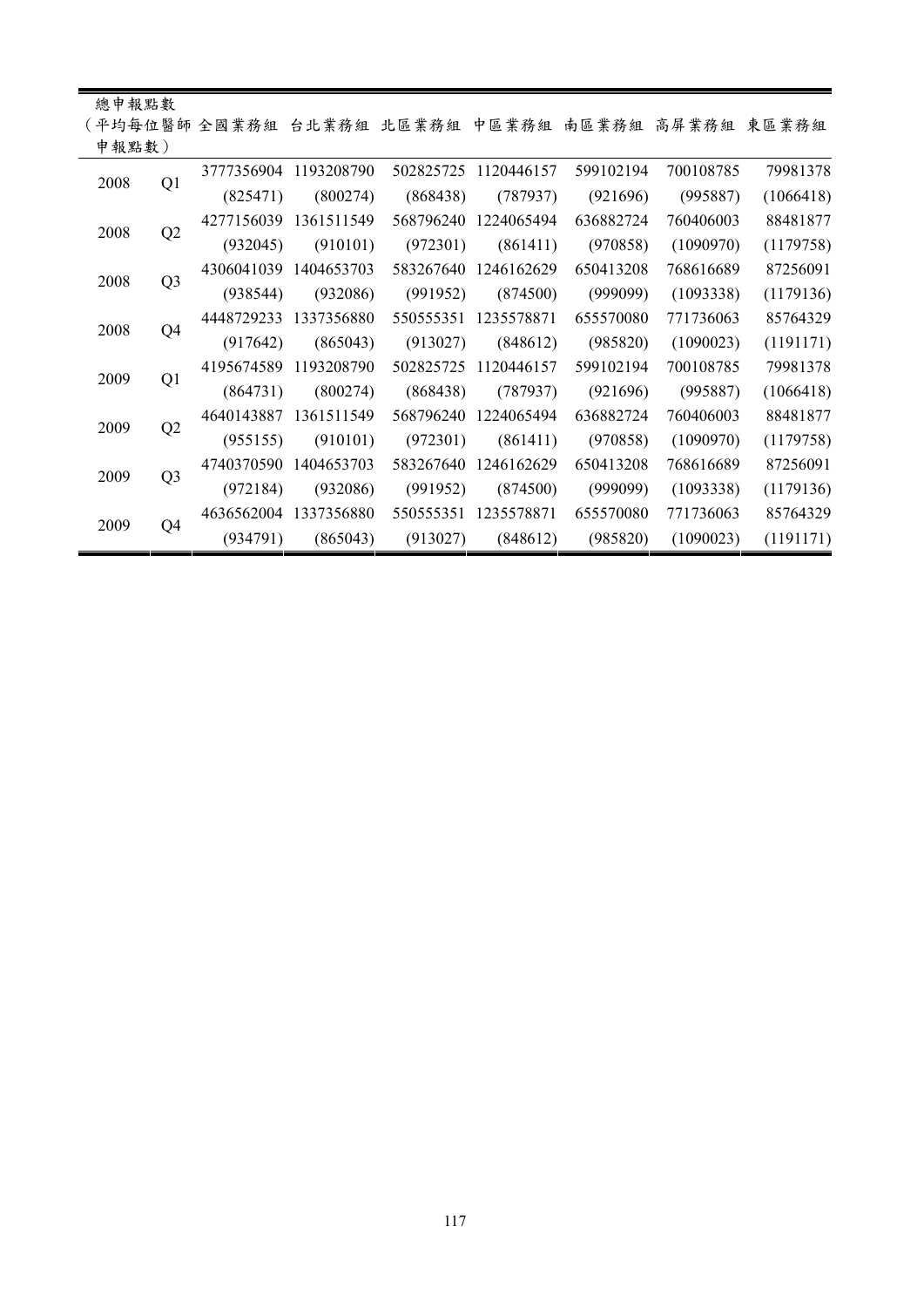| 總申報點數（平均每位醫師申報點數） | | 全國業務組 | 台北業務組 | 北區業務組 | 中區業務組 | 南區業務組 | 高屏業務組 | 東區業務組 |
|---|---|---|---|---|---|---|---|---|
| 2008 | Q1 | 3777356904 | 1193208790 | 502825725 | 1120446157 | 599102194 | 700108785 | 79981378 |
| | | (825471) | (800274) | (868438) | (787937) | (921696) | (995887) | (1066418) |
| 2008 | Q2 | 4277156039 | 1361511549 | 568796240 | 1224065494 | 636882724 | 760406003 | 88481877 |
| | | (932045) | (910101) | (972301) | (861411) | (970858) | (1090970) | (1179758) |
| 2008 | Q3 | 4306041039 | 1404653703 | 583267640 | 1246162629 | 650413208 | 768616689 | 87256091 |
| | | (938544) | (932086) | (991952) | (874500) | (999099) | (1093338) | (1179136) |
| 2008 | Q4 | 4448729233 | 1337356880 | 550555351 | 1235578871 | 655570080 | 771736063 | 85764329 |
| | | (917642) | (865043) | (913027) | (848612) | (985820) | (1090023) | (1191171) |
| 2009 | Q1 | 4195674589 | 1193208790 | 502825725 | 1120446157 | 599102194 | 700108785 | 79981378 |
| | | (864731) | (800274) | (868438) | (787937) | (921696) | (995887) | (1066418) |
| 2009 | Q2 | 4640143887 | 1361511549 | 568796240 | 1224065494 | 636882724 | 760406003 | 88481877 |
| | | (955155) | (910101) | (972301) | (861411) | (970858) | (1090970) | (1179758) |
| 2009 | Q3 | 4740370590 | 1404653703 | 583267640 | 1246162629 | 650413208 | 768616689 | 87256091 |
| | | (972184) | (932086) | (991952) | (874500) | (999099) | (1093338) | (1179136) |
| 2009 | Q4 | 4636562004 | 1337356880 | 550555351 | 1235578871 | 655570080 | 771736063 | 85764329 |
| | | (934791) | (865043) | (913027) | (848612) | (985820) | (1090023) | (1191171) |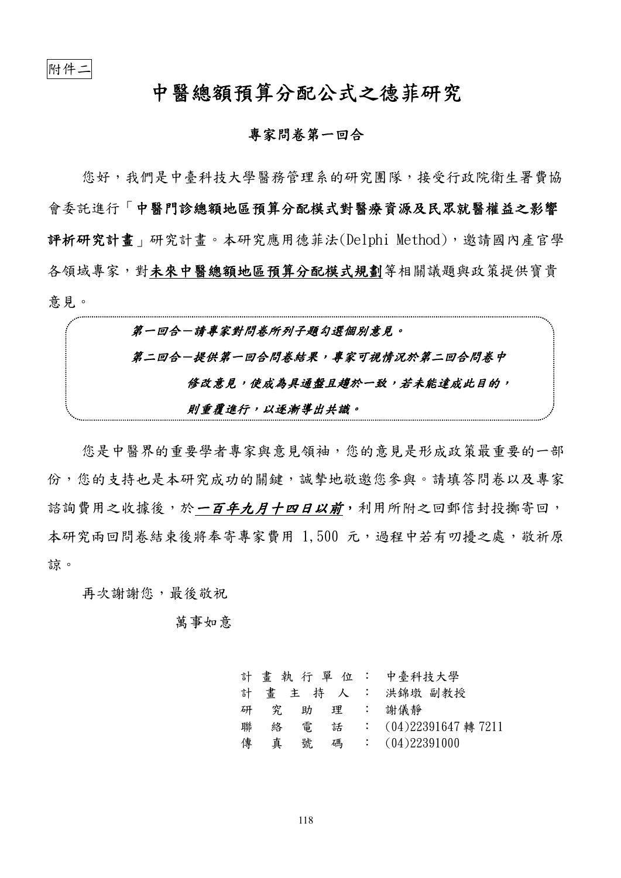附件二

# 中醫總額預算分配公式之德菲研究

## 專家問卷第一回合

您好，我們是中臺科技大學醫務管理系的研究團隊，接受行政院衛生署費協會委託進行「**中醫門診總額地區預算分配模式對醫療資源及民眾就醫權益之影響評析研究計畫**」研究計畫。本研究應用德菲法(Delphi Method)，邀請國內產官學各領域專家，對**未來中醫總額地區預算分配模式規劃**等相關議題與政策提供寶貴意見。

> ***第一回合－請專家對問卷所列子題勾選個別意見。***
>
> ***第二回合－提供第一回合問卷結果，專家可視情況於第二回合問卷中修改意見，使成為具通盤且趨於一致，若未能達成此目的，則重覆進行，以逐漸導出共識。***

您是中醫界的重要學者專家與意見領袖，您的意見是形成政策最重要的一部份，您的支持也是本研究成功的關鍵，誠摯地敬邀您參與。請填答問卷以及專家諮詢費用之收據後，於***一百年九月十四日以前***，利用所附之回郵信封投擲寄回，本研究兩回問卷結束後將奉寄專家費用 1,500 元，過程中若有叨擾之處，敬祈原諒。

再次謝謝您，最後敬祝

萬事如意

計畫執行單位：中臺科技大學
計畫主持人：洪錦墩 副教授
研究助理：謝儀靜
聯絡電話：(04)22391647 轉 7211
傳真號碼：(04)22391000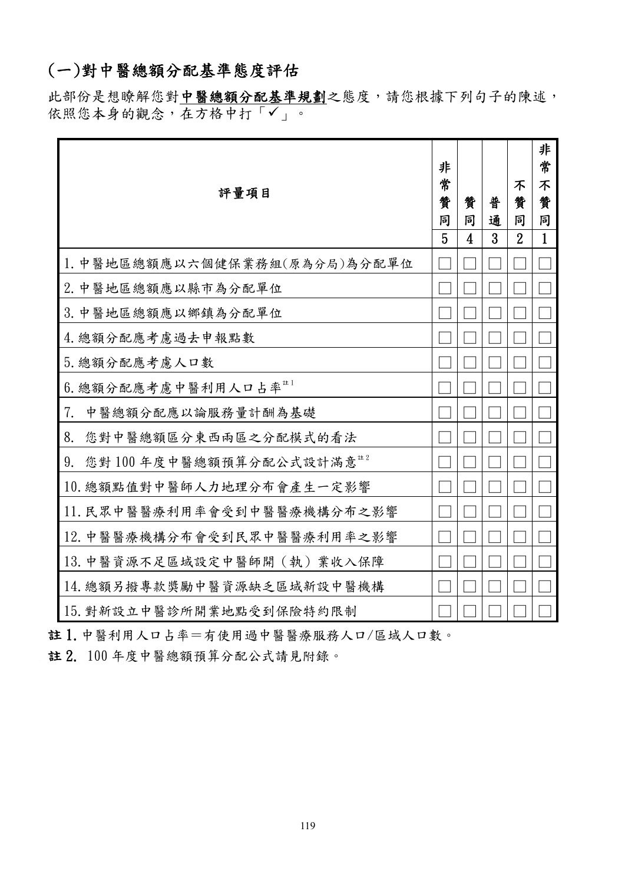## (一)對中醫總額分配基準態度評估

此部份是想瞭解您對**中醫總額分配基準規劃**之態度，請您根據下列句子的陳述，依照您本身的觀念，在方格中打「✓」。

| 評量項目 | 非常贊同 | 贊同 | 普通 | 不贊同 | 非常不贊同 |
|---|---|---|---|---|---|
| | 5 | 4 | 3 | 2 | 1 |
| 1.中醫地區總額應以六個健保業務組(原為分局)為分配單位 | □ | □ | □ | □ | □ |
| 2.中醫地區總額應以縣市為分配單位 | □ | □ | □ | □ | □ |
| 3.中醫地區總額應以鄉鎮為分配單位 | □ | □ | □ | □ | □ |
| 4.總額分配應考慮過去申報點數 | □ | □ | □ | □ | □ |
| 5.總額分配應考慮人口數 | □ | □ | □ | □ | □ |
| 6.總額分配應考慮中醫利用人口占率[註1] | □ | □ | □ | □ | □ |
| 7. 中醫總額分配應以論服務量計酬為基礎 | □ | □ | □ | □ | □ |
| 8. 您對中醫總額區分東西兩區之分配模式的看法 | □ | □ | □ | □ | □ |
| 9. 您對100年度中醫總額預算分配公式設計滿意[註2] | □ | □ | □ | □ | □ |
| 10.總額點值對中醫師人力地理分布會產生一定影響 | □ | □ | □ | □ | □ |
| 11.民眾中醫醫療利用率會受到中醫醫療機構分布之影響 | □ | □ | □ | □ | □ |
| 12.中醫醫療機構分布會受到民眾中醫醫療利用率之影響 | □ | □ | □ | □ | □ |
| 13.中醫資源不足區域設定中醫師開（執）業收入保障 | □ | □ | □ | □ | □ |
| 14.總額另撥專款獎勵中醫資源缺乏區域新設中醫機構 | □ | □ | □ | □ | □ |
| 15.對新設立中醫診所開業地點受到保險特約限制 | □ | □ | □ | □ | □ |

**註1.** 中醫利用人口占率=有使用過中醫醫療服務人口/區域人口數。

**註2.** 100年度中醫總額預算分配公式請見附錄。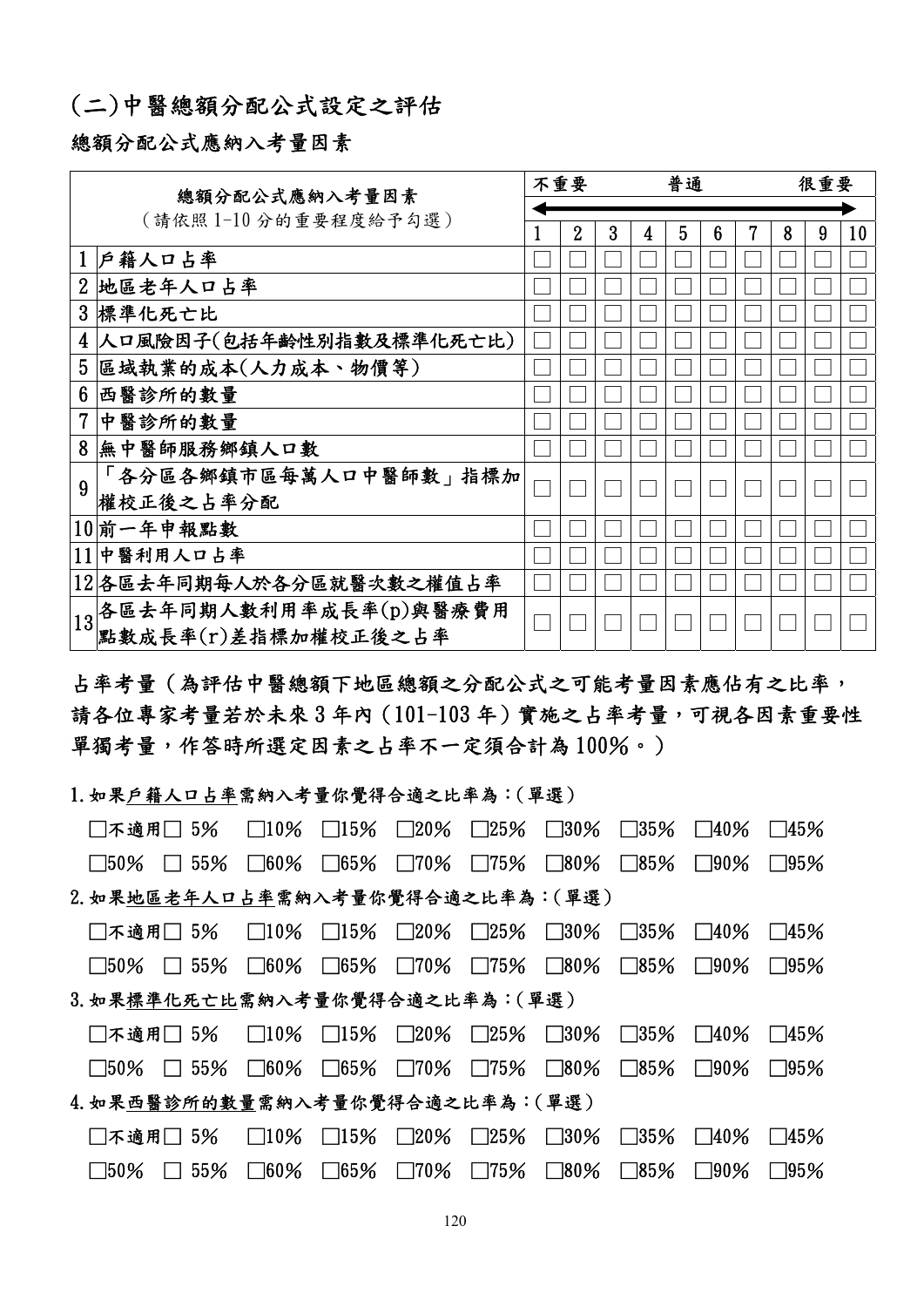## (二)中醫總額分配公式設定之評估

### 總額分配公式應納入考量因素

| | 總額分配公式應納入考量因素<br>(請依照 1-10 分的重要程度給予勾選) | 不重要 | | | | 普通 | | | | 很重要 | |
|---|---|---|---|---|---|---|---|---|---|---|---|
| | | 1 | 2 | 3 | 4 | 5 | 6 | 7 | 8 | 9 | 10 |
| 1 | 戶籍人口占率 | □ | □ | □ | □ | □ | □ | □ | □ | □ | □ |
| 2 | 地區老年人口占率 | □ | □ | □ | □ | □ | □ | □ | □ | □ | □ |
| 3 | 標準化死亡比 | □ | □ | □ | □ | □ | □ | □ | □ | □ | □ |
| 4 | 人口風險因子(包括年齡性別指數及標準化死亡比) | □ | □ | □ | □ | □ | □ | □ | □ | □ | □ |
| 5 | 區域執業的成本(人力成本、物價等) | □ | □ | □ | □ | □ | □ | □ | □ | □ | □ |
| 6 | 西醫診所的數量 | □ | □ | □ | □ | □ | □ | □ | □ | □ | □ |
| 7 | 中醫診所的數量 | □ | □ | □ | □ | □ | □ | □ | □ | □ | □ |
| 8 | 無中醫師服務鄉鎮人口數 | □ | □ | □ | □ | □ | □ | □ | □ | □ | □ |
| 9 | 「各分區各鄉鎮市區每萬人口中醫師數」指標加權校正後之占率分配 | □ | □ | □ | □ | □ | □ | □ | □ | □ | □ |
| 10 | 前一年申報點數 | □ | □ | □ | □ | □ | □ | □ | □ | □ | □ |
| 11 | 中醫利用人口占率 | □ | □ | □ | □ | □ | □ | □ | □ | □ | □ |
| 12 | 各區去年同期每人於各分區就醫次數之權值占率 | □ | □ | □ | □ | □ | □ | □ | □ | □ | □ |
| 13 | 各區去年同期人數利用率成長率(p)與醫療費用點數成長率(r)差指標加權校正後之占率 | □ | □ | □ | □ | □ | □ | □ | □ | □ | □ |

占率考量(為評估中醫總額下地區總額之分配公式之可能考量因素應佔有之比率,請各位專家考量若於未來 3 年內(101-103 年)實施之占率考量,可視各因素重要性單獨考量,作答時所選定因素之占率不一定須合計為 100%。)

1.如果戶籍人口占率需納入考量你覺得合適之比率為:(單選)

□不適用 □ 5% □10% □15% □20% □25% □30% □35% □40% □45%

□50% □ 55% □60% □65% □70% □75% □80% □85% □90% □95%

2.如果地區老年人口占率需納入考量你覺得合適之比率為:(單選)

□不適用 □ 5% □10% □15% □20% □25% □30% □35% □40% □45%

□50% □ 55% □60% □65% □70% □75% □80% □85% □90% □95%

3.如果標準化死亡比需納入考量你覺得合適之比率為:(單選)

□不適用 □ 5% □10% □15% □20% □25% □30% □35% □40% □45%

□50% □ 55% □60% □65% □70% □75% □80% □85% □90% □95%

4.如果西醫診所的數量需納入考量你覺得合適之比率為:(單選)

□不適用 □ 5% □10% □15% □20% □25% □30% □35% □40% □45%

□50% □ 55% □60% □65% □70% □75% □80% □85% □90% □95%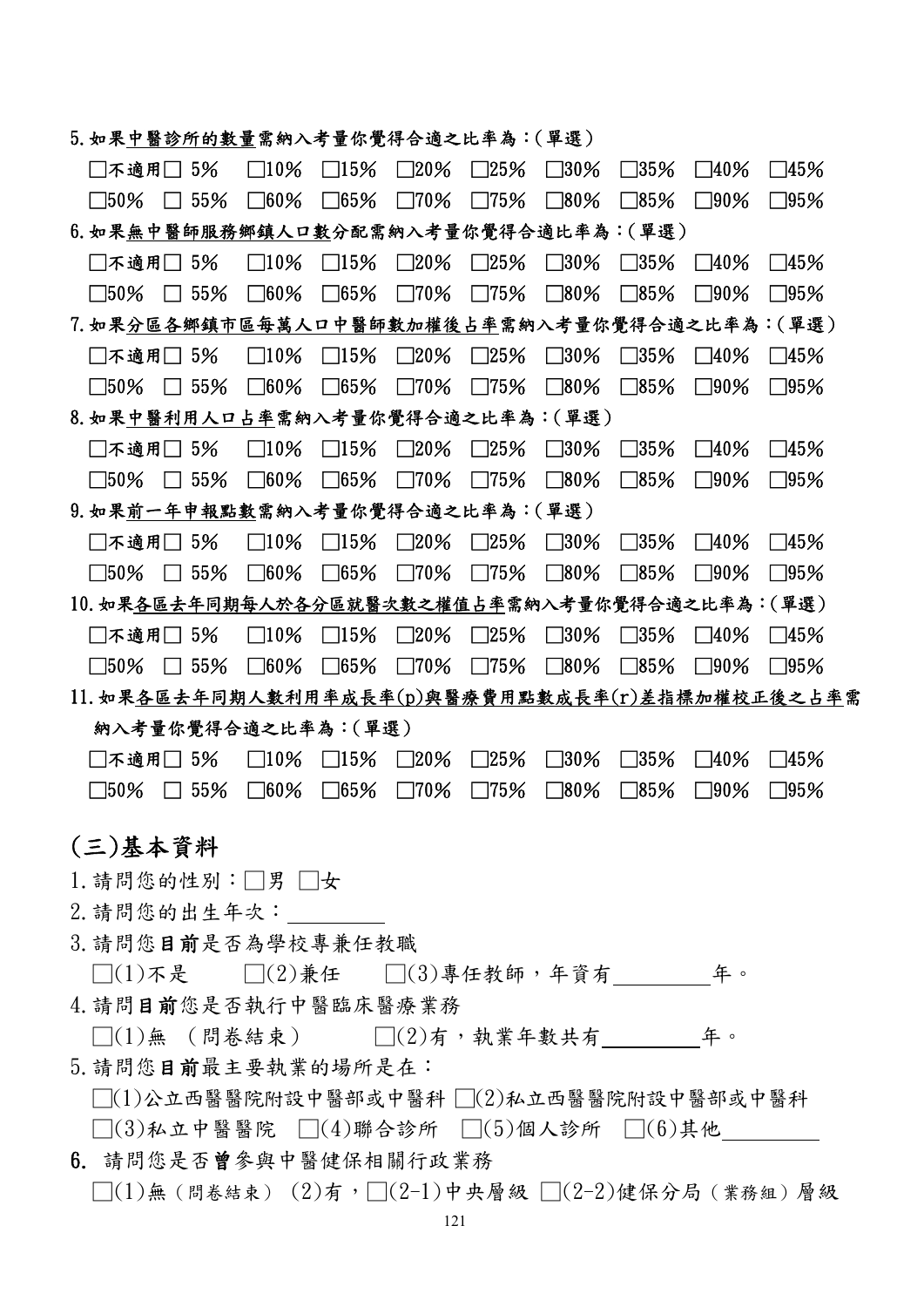5.如果<u>中醫診所的數量</u>需納入考量你覺得合適之比率為：(單選)

□不適用 □ 5% □10% □15% □20% □25% □30% □35% □40% □45%

□50% □ 55% □60% □65% □70% □75% □80% □85% □90% □95%

6.如果<u>無中醫師服務鄉鎮人口數分配</u>需納入考量你覺得合適比率為：(單選)

□不適用 □ 5% □10% □15% □20% □25% □30% □35% □40% □45%

□50% □ 55% □60% □65% □70% □75% □80% □85% □90% □95%

7.如果<u>分區各鄉鎮市區每萬人口中醫師數加權後占率</u>需納入考量你覺得合適之比率為：(單選)

□不適用 □ 5% □10% □15% □20% □25% □30% □35% □40% □45%

□50% □ 55% □60% □65% □70% □75% □80% □85% □90% □95%

8.如果<u>中醫利用人口占率</u>需納入考量你覺得合適之比率為：(單選)

□不適用 □ 5% □10% □15% □20% □25% □30% □35% □40% □45%

□50% □ 55% □60% □65% □70% □75% □80% □85% □90% □95%

9.如果<u>前一年申報點數</u>需納入考量你覺得合適之比率為：(單選)

□不適用 □ 5% □10% □15% □20% □25% □30% □35% □40% □45%

□50% □ 55% □60% □65% □70% □75% □80% □85% □90% □95%

10.如果<u>各區去年同期每人於各分區就醫次數之權值占率</u>需納入考量你覺得合適之比率為：(單選)

□不適用 □ 5% □10% □15% □20% □25% □30% □35% □40% □45%

□50% □ 55% □60% □65% □70% □75% □80% □85% □90% □95%

11.如果<u>各區去年同期人數利用率成長率(p)與醫療費用點數成長率(r)差指標加權校正後之占率</u>需納入考量你覺得合適之比率為：(單選)

□不適用 □ 5% □10% □15% □20% □25% □30% □35% □40% □45%

□50% □ 55% □60% □65% □70% □75% □80% □85% □90% □95%

## (三)基本資料

1.請問您的性別：□男 □女

2.請問您的出生年次：\_\_\_\_\_\_\_\_

3.請問您**目前**是否為學校專兼任教職

□(1)不是 □(2)兼任 □(3)專任教師，年資有\_\_\_\_\_\_\_\_年。

4.請問**目前**您是否執行中醫臨床醫療業務

□(1)無 (問卷結束) □(2)有，執業年數共有\_\_\_\_\_\_\_\_年。

5.請問您**目前**最主要執業的場所是在：

□(1)公立西醫醫院附設中醫部或中醫科 □(2)私立西醫醫院附設中醫部或中醫科

□(3)私立中醫醫院 □(4)聯合診所 □(5)個人診所 □(6)其他\_\_\_\_\_\_\_\_

6. 請問您是否**曾**參與中醫健保相關行政業務

□(1)無(問卷結束) (2)有，□(2-1)中央層級 □(2-2)健保分局(業務組)層級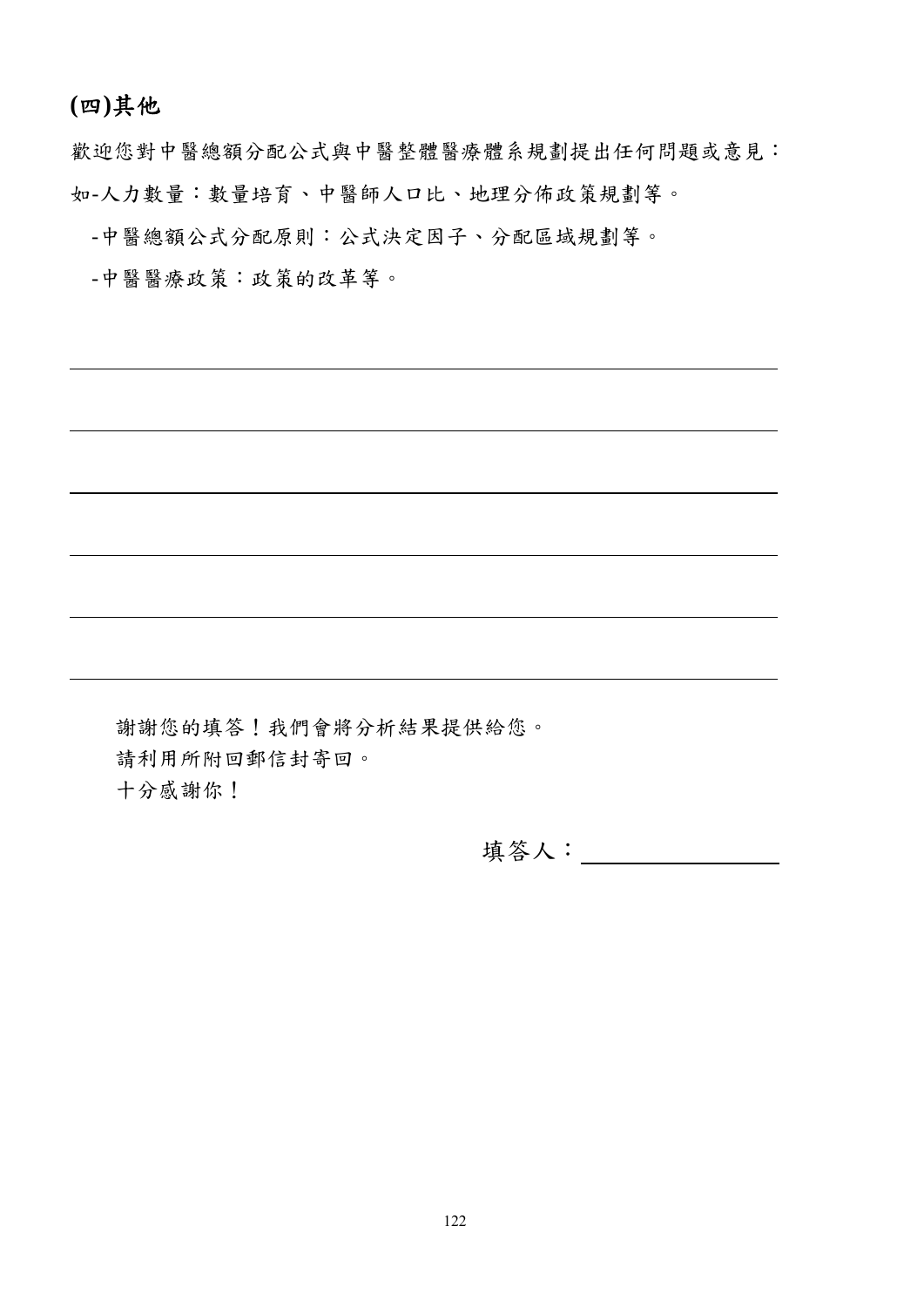## (四)其他

歡迎您對中醫總額分配公式與中醫整體醫療體系規劃提出任何問題或意見：

如-人力數量：數量培育、中醫師人口比、地理分佈政策規劃等。

-中醫總額公式分配原則：公式決定因子、分配區域規劃等。

-中醫醫療政策：政策的改革等。

______________________________________________

______________________________________________

______________________________________________

______________________________________________

______________________________________________

______________________________________________

謝謝您的填答！我們會將分析結果提供給您。

請利用所附回郵信封寄回。

十分感謝你！

填答人：______________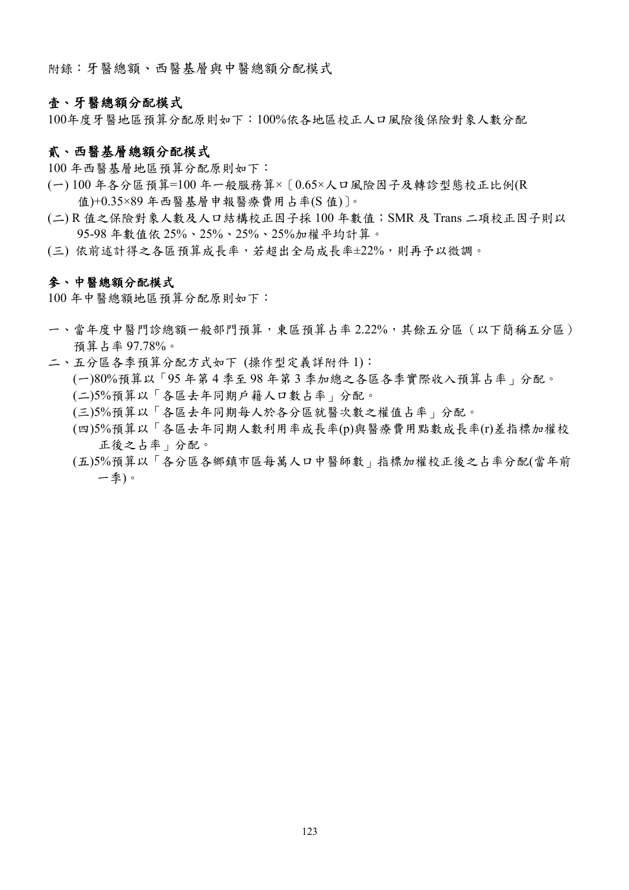附錄：牙醫總額、西醫基層與中醫總額分配模式

## 壹、牙醫總額分配模式

100年度牙醫地區預算分配原則如下：100%依各地區校正人口風險後保險對象人數分配

## 貳、西醫基層總額分配模式

100 年西醫基層地區預算分配原則如下：

(一) 100 年各分區預算=100 年一般服務算×〔0.65×人口風險因子及轉診型態校正比例(R 值)+0.35×89 年西醫基層申報醫療費用占率(S 值)〕。

(二) R 值之保險對象人數及人口結構校正因子採 100 年數值；SMR 及 Trans 二項校正因子則以 95-98 年數值依 25%、25%、25%、25%加權平均計算。

(三) 依前述計得之各區預算成長率，若超出全局成長率±22%，則再予以微調。

## 參、中醫總額分配模式

100 年中醫總額地區預算分配原則如下：

一、當年度中醫門診總額一般部門預算，東區預算占率 2.22%，其餘五分區（以下簡稱五分區）預算占率 97.78%。

二、五分區各季預算分配方式如下 (操作型定義詳附件 1)：

(一)80%預算以「95 年第 4 季至 98 年第 3 季加總之各區各季實際收入預算占率」分配。

(二)5%預算以「各區去年同期戶籍人口數占率」分配。

(三)5%預算以「各區去年同期每人於各分區就醫次數之權值占率」分配。

(四)5%預算以「各區去年同期人數利用率成長率(p)與醫療費用點數成長率(r)差指標加權校正後之占率」分配。

(五)5%預算以「各分區各鄉鎮市區每萬人口中醫師數」指標加權校正後之占率分配(當年前一季)。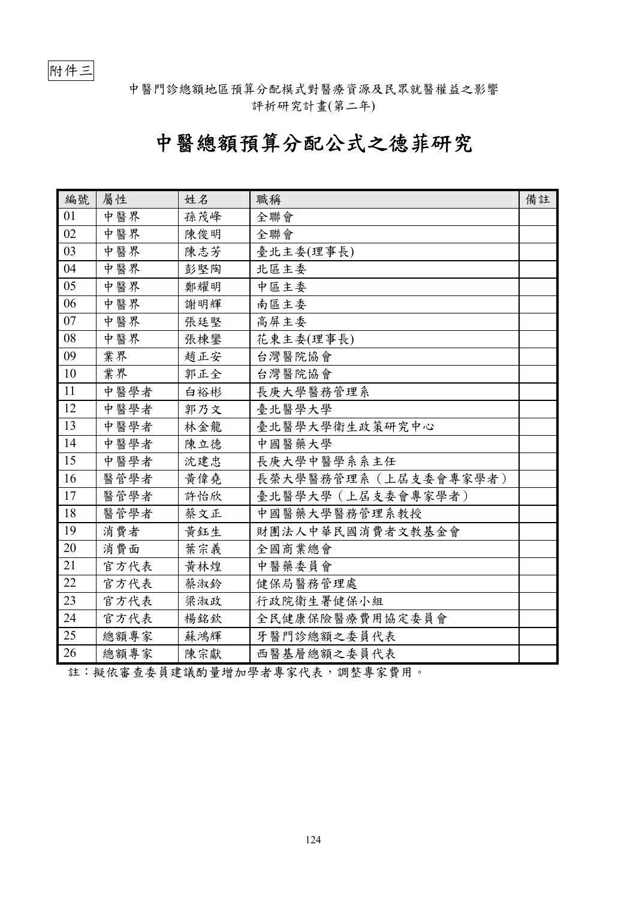附件三

中醫門診總額地區預算分配模式對醫療資源及民眾就醫權益之影響
評析研究計畫(第二年)

# 中醫總額預算分配公式之德菲研究

| 編號 | 屬性 | 姓名 | 職稱 | 備註 |
|---|---|---|---|---|
| 01 | 中醫界 | 孫茂峰 | 全聯會 | |
| 02 | 中醫界 | 陳俊明 | 全聯會 | |
| 03 | 中醫界 | 陳志芳 | 臺北主委(理事長) | |
| 04 | 中醫界 | 彭堅陶 | 北區主委 | |
| 05 | 中醫界 | 鄭耀明 | 中區主委 | |
| 06 | 中醫界 | 謝明輝 | 南區主委 | |
| 07 | 中醫界 | 張廷堅 | 高屏主委 | |
| 08 | 中醫界 | 張棟鑾 | 花東主委(理事長) | |
| 09 | 業界 | 趙正安 | 台灣醫院協會 | |
| 10 | 業界 | 郭正全 | 台灣醫院協會 | |
| 11 | 中醫學者 | 白裕彬 | 長庚大學醫務管理系 | |
| 12 | 中醫學者 | 郭乃文 | 臺北醫學大學 | |
| 13 | 中醫學者 | 林金龍 | 臺北醫學大學衛生政策研究中心 | |
| 14 | 中醫學者 | 陳立德 | 中國醫藥大學 | |
| 15 | 中醫學者 | 沈建忠 | 長庚大學中醫學系系主任 | |
| 16 | 醫管學者 | 黃偉堯 | 長榮大學醫務管理系（上屆支委會專家學者） | |
| 17 | 醫管學者 | 許怡欣 | 臺北醫學大學（上屆支委會專家學者） | |
| 18 | 醫管學者 | 蔡文正 | 中國醫藥大學醫務管理系教授 | |
| 19 | 消費者 | 黃鈺生 | 財團法人中華民國消費者文教基金會 | |
| 20 | 消費面 | 葉宗義 | 全國商業總會 | |
| 21 | 官方代表 | 黃林煌 | 中醫藥委員會 | |
| 22 | 官方代表 | 蔡淑鈴 | 健保局醫務管理處 | |
| 23 | 官方代表 | 梁淑政 | 行政院衛生署健保小組 | |
| 24 | 官方代表 | 楊銘欽 | 全民健康保險醫療費用協定委員會 | |
| 25 | 總額專家 | 蘇鴻輝 | 牙醫門診總額之委員代表 | |
| 26 | 總額專家 | 陳宗獻 | 西醫基層總額之委員代表 | |

註：擬依審查委員建議酌量增加學者專家代表，調整專家費用。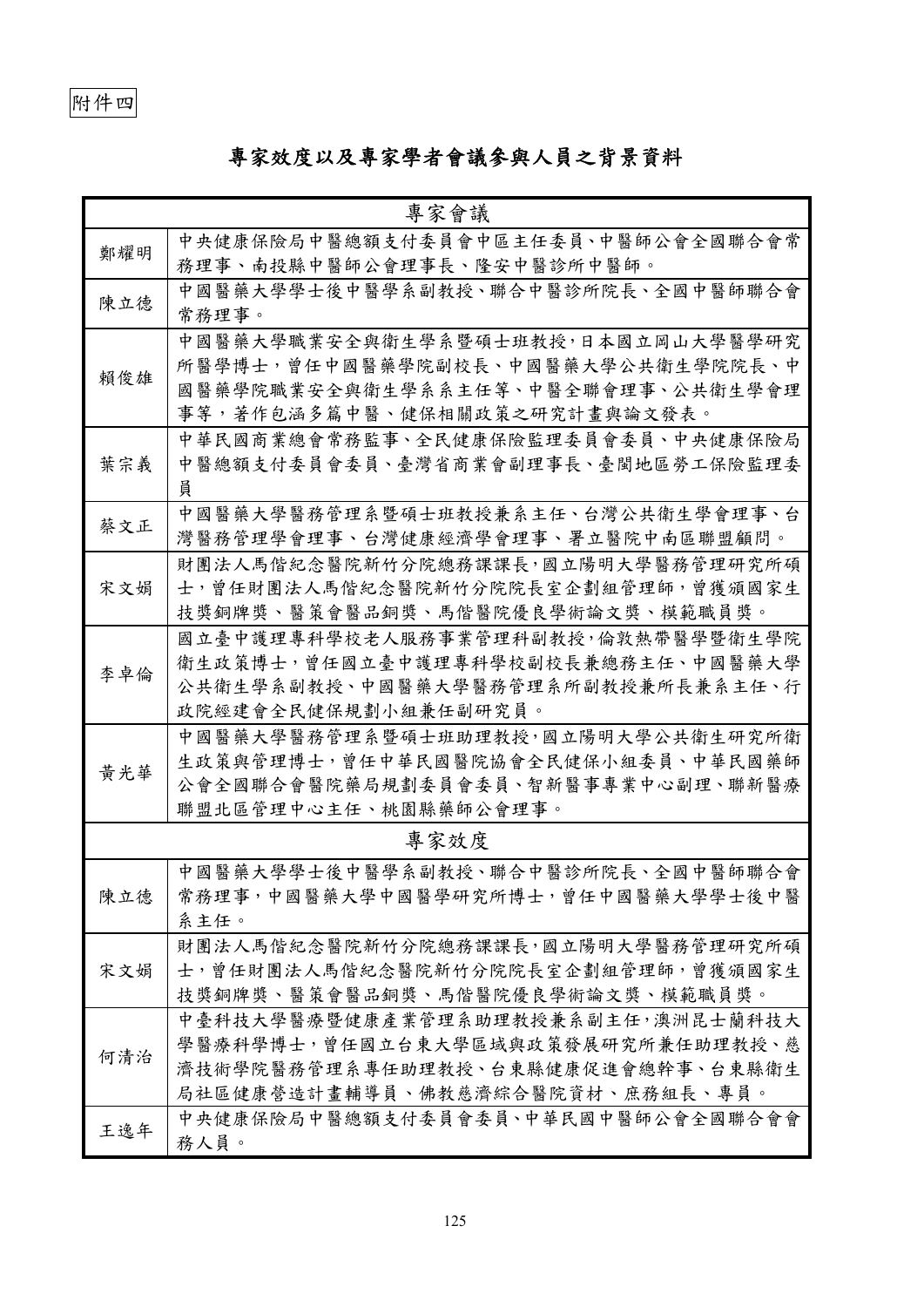附件四

## 專家效度以及專家學者會議參與人員之背景資料

| 專家會議 | |
|---|---|
| 鄭耀明 | 中央健康保險局中醫總額支付委員會中區主任委員、中醫師公會全國聯合會常務理事、南投縣中醫師公會理事長、隆安中醫診所中醫師。 |
| 陳立德 | 中國醫藥大學學士後中醫學系副教授、聯合中醫診所院長、全國中醫師聯合會常務理事。 |
| 賴俊雄 | 中國醫藥大學職業安全與衛生學系暨碩士班教授，日本國立岡山大學醫學研究所醫學博士，曾任中國醫藥學院副校長、中國醫藥大學公共衛生學院院長、中國醫藥學院職業安全與衛生學系系主任等、中醫全聯會理事、公共衛生學會理事等，著作包涵多篇中醫、健保相關政策之研究計畫與論文發表。 |
| 葉宗義 | 中華民國商業總會常務監事、全民健康保險監理委員會委員、中央健康保險局中醫總額支付委員會委員、臺灣省商業會副理事長、臺閩地區勞工保險監理委員 |
| 蔡文正 | 中國醫藥大學醫務管理系暨碩士班教授兼系主任、台灣公共衛生學會理事、台灣醫務管理學會理事、台灣健康經濟學會理事、署立醫院中南區聯盟顧問。 |
| 宋文娟 | 財團法人馬偕紀念醫院新竹分院總務課課長，國立陽明大學醫務管理研究所碩士，曾任財團法人馬偕紀念醫院新竹分院院長室企劃組管理師，曾獲頒國家生技獎銅牌獎、醫策會醫品銅獎、馬偕醫院優良學術論文獎、模範職員獎。 |
| 李卓倫 | 國立臺中護理專科學校老人服務事業管理科副教授，倫敦熱帶醫學暨衛生學院衛生政策博士，曾任國立臺中護理專科學校副校長兼總務主任、中國醫藥大學公共衛生學系副教授、中國醫藥大學醫務管理系所副教授兼所長兼系主任、行政院經建會全民健保規劃小組兼任副研究員。 |
| 黃光華 | 中國醫藥大學醫務管理系暨碩士班助理教授，國立陽明大學公共衛生研究所衛生政策與管理博士，曾任中華民國醫院協會全民健保小組委員、中華民國藥師公會全國聯合會醫院藥局規劃委員會委員、智新醫事專業中心副理、聯新醫療聯盟北區管理中心主任、桃園縣藥師公會理事。 |
| 專家效度 | |
| 陳立德 | 中國醫藥大學學士後中醫學系副教授、聯合中醫診所院長、全國中醫師聯合會常務理事，中國醫藥大學中國醫學研究所博士，曾任中國醫藥大學學士後中醫系主任。 |
| 宋文娟 | 財團法人馬偕紀念醫院新竹分院總務課課長，國立陽明大學醫務管理研究所碩士，曾任財團法人馬偕紀念醫院新竹分院院長室企劃組管理師，曾獲頒國家生技獎銅牌獎、醫策會醫品銅獎、馬偕醫院優良學術論文獎、模範職員獎。 |
| 何清治 | 中臺科技大學醫療暨健康產業管理系助理教授兼系副主任，澳洲昆士蘭科技大學醫療科學博士，曾任國立台東大學區域與政策發展研究所兼任助理教授、慈濟技術學院醫務管理系專任助理教授、台東縣健康促進會總幹事、台東縣衛生局社區健康營造計畫輔導員、佛教慈濟綜合醫院資材、庶務組長、專員。 |
| 王逸年 | 中央健康保險局中醫總額支付委員會委員、中華民國中醫師公會全國聯合會會務人員。 |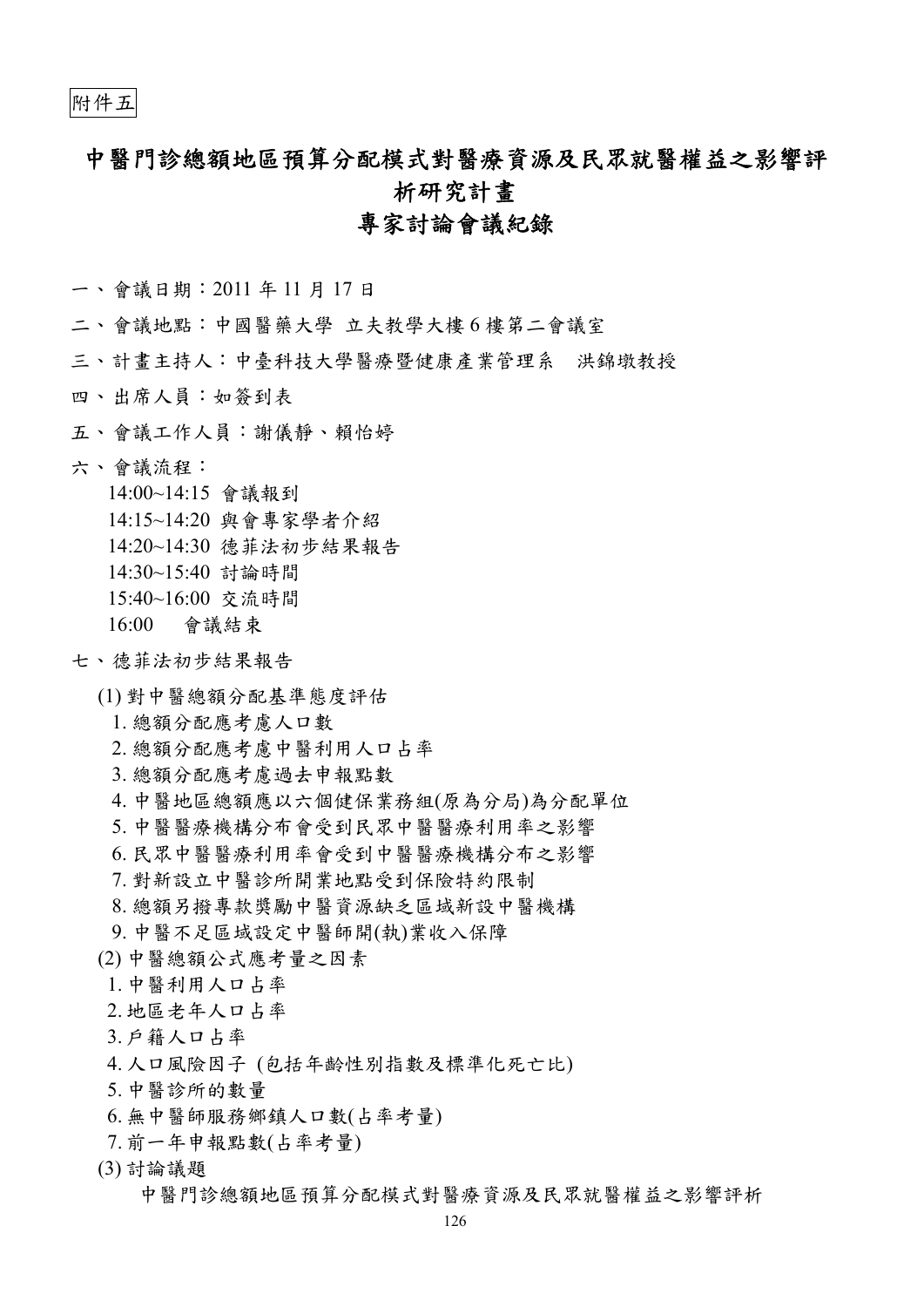附件五

# 中醫門診總額地區預算分配模式對醫療資源及民眾就醫權益之影響評析研究計畫

## 專家討論會議紀錄

一、會議日期：2011 年 11 月 17 日

二、會議地點：中國醫藥大學 立夫教學大樓 6 樓第二會議室

三、計畫主持人：中臺科技大學醫療暨健康產業管理系　洪錦墩教授

四、出席人員：如簽到表

五、會議工作人員：謝儀靜、賴怡婷

六、會議流程：

14:00~14:15 會議報到

14:15~14:20 與會專家學者介紹

14:20~14:30 德菲法初步結果報告

14:30~15:40 討論時間

15:40~16:00 交流時間

16:00　會議結束

七、德菲法初步結果報告

(1) 對中醫總額分配基準態度評估

1. 總額分配應考慮人口數
2. 總額分配應考慮中醫利用人口占率
3. 總額分配應考慮過去申報點數
4. 中醫地區總額應以六個健保業務組(原為分局)為分配單位
5. 中醫醫療機構分布會受到民眾中醫醫療利用率之影響
6. 民眾中醫醫療利用率會受到中醫醫療機構分布之影響
7. 對新設立中醫診所開業地點受到保險特約限制
8. 總額另撥專款獎勵中醫資源缺乏區域新設中醫機構
9. 中醫不足區域設定中醫師開(執)業收入保障

(2) 中醫總額公式應考量之因素

1. 中醫利用人口占率
2. 地區老年人口占率
3. 戶籍人口占率
4. 人口風險因子 (包括年齡性別指數及標準化死亡比)
5. 中醫診所的數量
6. 無中醫師服務鄉鎮人口數(占率考量)
7. 前一年申報點數(占率考量)

(3) 討論議題

中醫門診總額地區預算分配模式對醫療資源及民眾就醫權益之影響評析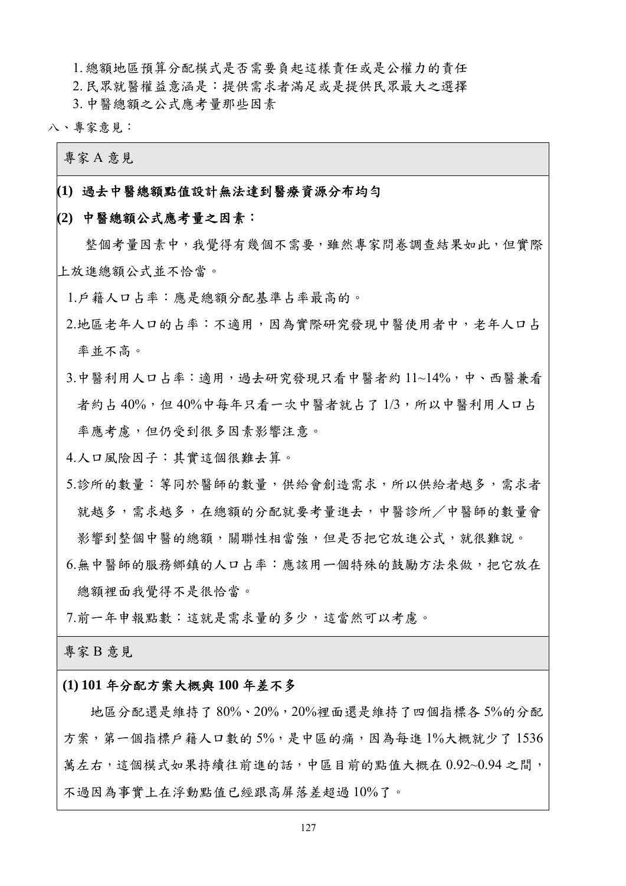1. 總額地區預算分配模式是否需要負起這樣責任或是公權力的責任
2. 民眾就醫權益意涵是：提供需求者滿足或是提供民眾最大之選擇
3. 中醫總額之公式應考量那些因素

八、專家意見：

專家 A 意見

**(1) 過去中醫總額點值設計無法達到醫療資源分布均勻**

**(2) 中醫總額公式應考量之因素：**

整個考量因素中，我覺得有幾個不需要，雖然專家問卷調查結果如此，但實際上放進總額公式並不恰當。

1. 戶籍人口占率：應是總額分配基準占率最高的。
2. 地區老年人口的占率：不適用，因為實際研究發現中醫使用者中，老年人口占率並不高。
3. 中醫利用人口占率：適用，過去研究發現只看中醫者約 11~14%，中、西醫兼看者約占 40%，但 40%中每年只看一次中醫者就占了 1/3，所以中醫利用人口占率應考慮，但仍受到很多因素影響注意。
4. 人口風險因子：其實這個很難去算。
5. 診所的數量：等同於醫師的數量，供給會創造需求，所以供給者越多，需求者就越多，需求越多，在總額的分配就要考量進去，中醫診所／中醫師的數量會影響到整個中醫的總額，關聯性相當強，但是否把它放進公式，就很難說。
6. 無中醫師的服務鄉鎮的人口占率：應該用一個特殊的鼓勵方法來做，把它放在總額裡面我覺得不是很恰當。
7. 前一年申報點數：這就是需求量的多少，這當然可以考慮。

專家 B 意見

**(1) 101 年分配方案大概與 100 年差不多**

地區分配還是維持了 80%、20%，20%裡面還是維持了四個指標各 5%的分配方案，第一個指標戶籍人口數的 5%，是中區的痛，因為每進 1%大概就少了 1536 萬左右，這個模式如果持續往前進的話，中區目前的點值大概在 0.92~0.94 之間，不過因為事實上在浮動點值已經跟高屏落差超過 10%了。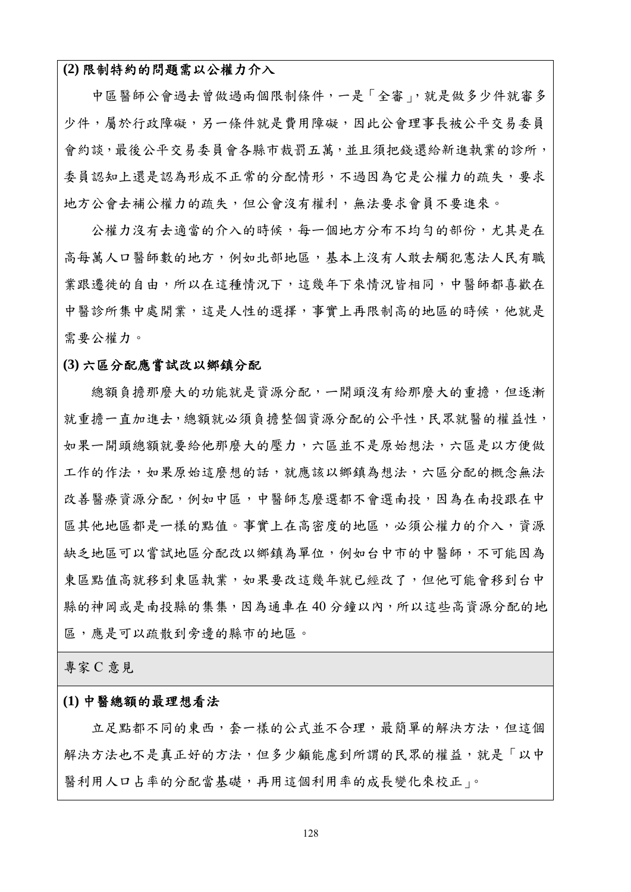**(2) 限制特約的問題需以公權力介入**

中區醫師公會過去曾做過兩個限制條件，一是「全審」，就是做多少件就審多少件，屬於行政障礙，另一條件就是費用障礙，因此公會理事長被公平交易委員會約談，最後公平交易委員會各縣市裁罰五萬，並且須把錢還給新進執業的診所，委員認知上還是認為形成不正常的分配情形，不過因為它是公權力的疏失，要求地方公會去補公權力的疏失，但公會沒有權利，無法要求會員不要進來。

公權力沒有去適當的介入的時候，每一個地方分布不均勻的部份，尤其是在高每萬人口醫師數的地方，例如北部地區，基本上沒有人敢去觸犯憲法人民有職業跟遷徙的自由，所以在這種情況下，這幾年下來情況皆相同，中醫師都喜歡在中醫診所集中處開業，這是人性的選擇，事實上再限制高的地區的時候，他就是需要公權力。

**(3) 六區分配應嘗試改以鄉鎮分配**

總額負擔那麼大的功能就是資源分配，一開頭沒有給那麼大的重擔，但逐漸就重擔一直加進去，總額就必須負擔整個資源分配的公平性，民眾就醫的權益性，如果一開頭總額就要給他那麼大的壓力，六區並不是原始想法，六區是以方便做工作的作法，如果原始這麼想的話，就應該以鄉鎮為想法，六區分配的概念無法改善醫療資源分配，例如中區，中醫師怎麼選都不會選南投，因為在南投跟在中區其他地區都是一樣的點值。事實上在高密度的地區，必須公權力的介入，資源缺乏地區可以嘗試地區分配改以鄉鎮為單位，例如台中市的中醫師，不可能因為東區點值高就移到東區執業，如果要改這幾年就已經改了，但他可能會移到台中縣的神岡或是南投縣的集集，因為通車在 40 分鐘以內，所以這些高資源分配的地區，應是可以疏散到旁邊的縣市的地區。

專家 C 意見

**(1) 中醫總額的最理想看法**

立足點都不同的東西，套一樣的公式並不合理，最簡單的解決方法，但這個解決方法也不是真正好的方法，但多少顧能慮到所謂的民眾的權益，就是「以中醫利用人口占率的分配當基礎，再用這個利用率的成長變化來校正」。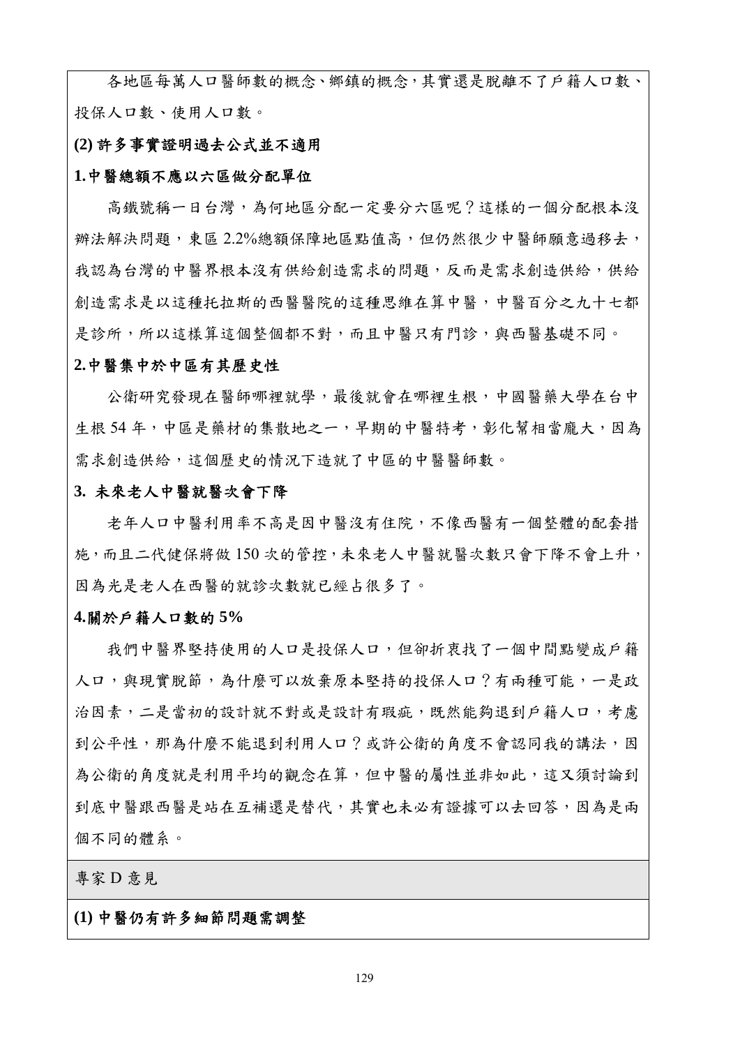各地區每萬人口醫師數的概念、鄉鎮的概念，其實還是脫離不了戶籍人口數、投保人口數、使用人口數。

**(2) 許多事實證明過去公式並不適用**

**1.中醫總額不應以六區做分配單位**

高鐵號稱一日台灣，為何地區分配一定要分六區呢？這樣的一個分配根本沒辦法解決問題，東區 2.2%總額保障地區點值高，但仍然很少中醫師願意過移去，我認為台灣的中醫界根本沒有供給創造需求的問題，反而是需求創造供給，供給創造需求是以這種托拉斯的西醫醫院的這種思維在算中醫，中醫百分之九十七都是診所，所以這樣算這個整個都不對，而且中醫只有門診，與西醫基礎不同。

**2.中醫集中於中區有其歷史性**

公衛研究發現在醫師哪裡就學，最後就會在哪裡生根，中國醫藥大學在台中生根 54 年，中區是藥材的集散地之一，早期的中醫特考，彰化幫相當龐大，因為需求創造供給，這個歷史的情況下造就了中區的中醫醫師數。

**3. 未來老人中醫就醫次會下降**

老年人口中醫利用率不高是因中醫沒有住院，不像西醫有一個整體的配套措施，而且二代健保將做 150 次的管控，未來老人中醫就醫次數只會下降不會上升，因為光是老人在西醫的就診次數就已經占很多了。

**4.關於戶籍人口數的 5%**

我們中醫界堅持使用的人口是投保人口，但卻折衷找了一個中間點變成戶籍人口，與現實脫節，為什麼可以放棄原本堅持的投保人口？有兩種可能，一是政治因素，二是當初的設計就不對或是設計有瑕疵，既然能夠退到戶籍人口，考慮到公平性，那為什麼不能退到利用人口？或許公衛的角度不會認同我的講法，因為公衛的角度就是利用平均的觀念在算，但中醫的屬性並非如此，這又須討論到到底中醫跟西醫是站在互補還是替代，其實也未必有證據可以去回答，因為是兩個不同的體系。

專家 D 意見

**(1) 中醫仍有許多細節問題需調整**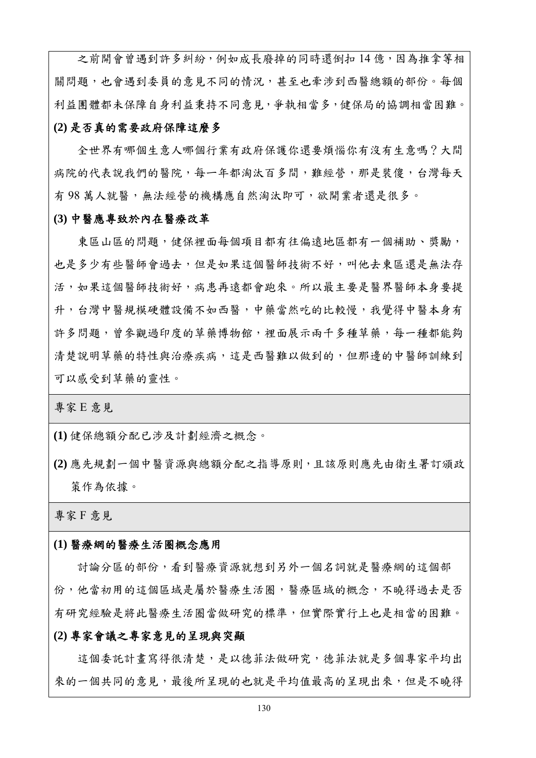之前開會曾遇到許多糾紛，例如成長廢掉的同時還倒扣 14 億，因為推拿等相關問題，也會遇到委員的意見不同的情況，甚至也牽涉到西醫總額的部份。每個利益團體都未保障自身利益秉持不同意見，爭執相當多，健保局的協調相當困難。

**(2) 是否真的需要政府保障這麼多**

全世界有哪個生意人哪個行業有政府保護你還要煩惱你有沒有生意嗎？大間病院的代表說我們的醫院，每一年都淘汰百多間，難經營，那是裝傻，台灣每天有 98 萬人就醫，無法經營的機構應自然淘汰即可，欲開業者還是很多。

**(3) 中醫應專致於內在醫療改革**

東區山區的問題，健保裡面每個項目都有往偏遠地區都有一個補助、獎勵，也是多少有些醫師會過去，但是如果這個醫師技術不好，叫他去東區還是無法存活，如果這個醫師技術好，病患再遠都會跑來。所以最主要是醫界醫師本身要提升，台灣中醫規模硬體設備不如西醫，中藥當然吃的比較慢，我覺得中醫本身有許多問題，曾參觀過印度的草藥博物館，裡面展示兩千多種草藥，每一種都能夠清楚說明草藥的特性與治療疾病，這是西醫難以做到的，但那邊的中醫師訓練到可以感受到草藥的靈性。

專家 E 意見

**(1)** 健保總額分配已涉及計劃經濟之概念。

**(2)** 應先規劃一個中醫資源與總額分配之指導原則，且該原則應先由衛生署訂頒政策作為依據。

專家 F 意見

**(1) 醫療網的醫療生活圈概念應用**

討論分區的部份，看到醫療資源就想到另外一個名詞就是醫療網的這個部份，他當初用的這個區域是屬於醫療生活圈，醫療區域的概念，不曉得過去是否有研究經驗是將此醫療生活圈當做研究的標準，但實際實行上也是相當的困難。

**(2) 專家會議之專家意見的呈現與突顯**

這個委託計畫寫得很清楚，是以德菲法做研究，德菲法就是多個專家平均出來的一個共同的意見，最後所呈現的也就是平均值最高的呈現出來，但是不曉得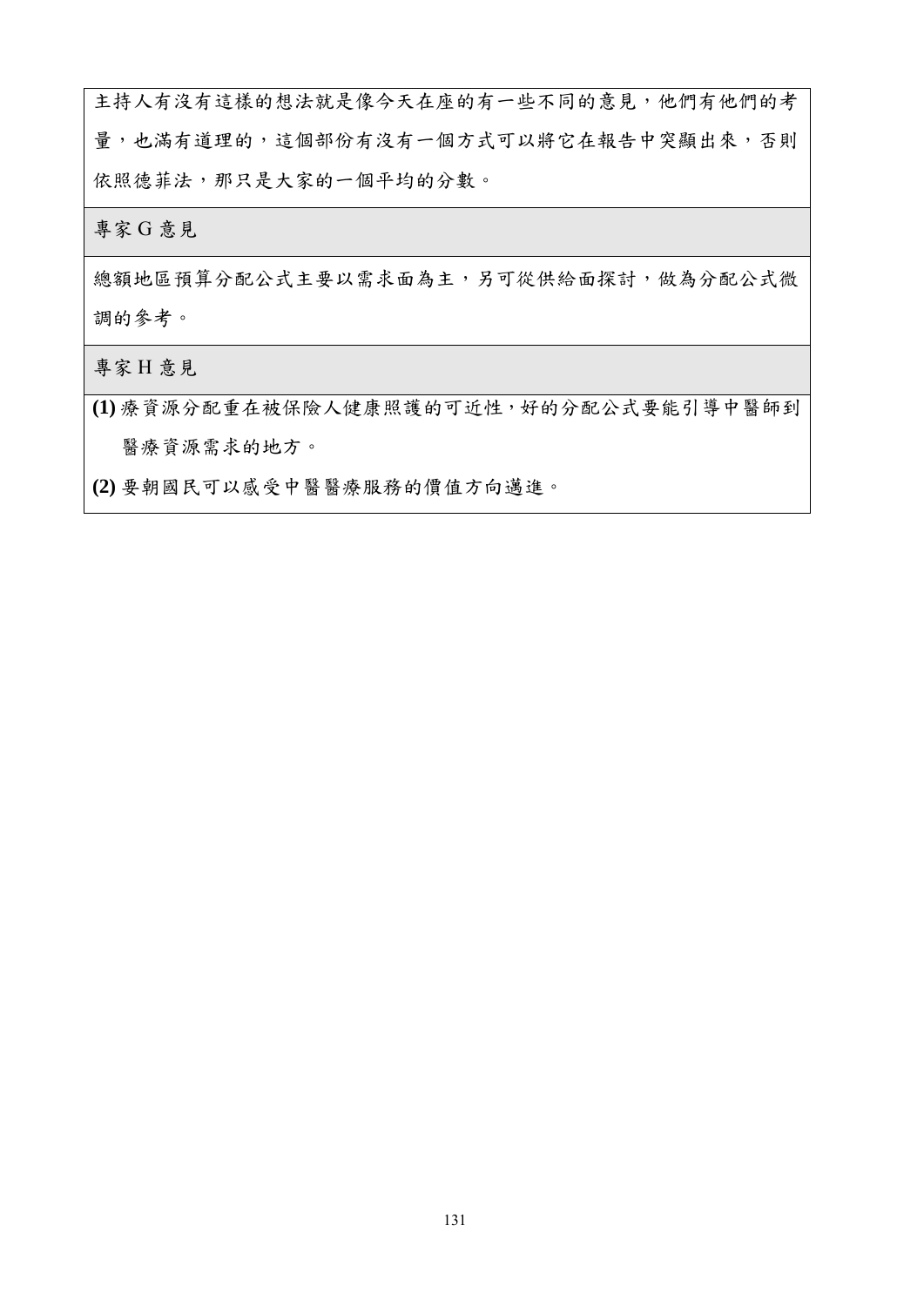| 主持人有沒有這樣的想法就是像今天在座的有一些不同的意見，他們有他們的考量，也滿有道理的，這個部份有沒有一個方式可以將它在報告中突顯出來，否則依照德菲法，那只是大家的一個平均的分數。 |
| --- |
| 專家 G 意見 |
| 總額地區預算分配公式主要以需求面為主，另可從供給面探討，做為分配公式微調的參考。 |
| 專家 H 意見 |
| **(1)** 療資源分配重在被保險人健康照護的可近性，好的分配公式要能引導中醫師到醫療資源需求的地方。<br>**(2)** 要朝國民可以感受中醫醫療服務的價值方向邁進。 |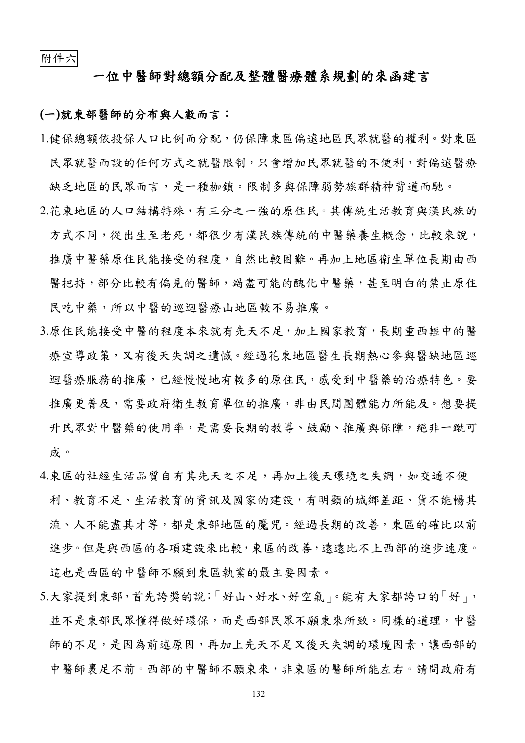附件六

# 一位中醫師對總額分配及整體醫療體系規劃的來函建言

**(一)就東部醫師的分布與人數而言：**

1. 健保總額依投保人口比例而分配，仍保障東區偏遠地區民眾就醫的權利。對東區民眾就醫而設的任何方式之就醫限制，只會增加民眾就醫的不便利，對偏遠醫療缺乏地區的民眾而言，是一種枷鎖。限制多與保障弱勢族群精神背道而馳。

2. 花東地區的人口結構特殊，有三分之一強的原住民。其傳統生活教育與漢民族的方式不同，從出生至老死，都很少有漢民族傳統的中醫藥養生概念，比較來說，推廣中醫藥原住民能接受的程度，自然比較困難。再加上地區衛生單位長期由西醫把持，部分比較有偏見的醫師，竭盡可能的醜化中醫藥，甚至明白的禁止原住民吃中藥，所以中醫的巡迴醫療山地區較不易推廣。

3. 原住民能接受中醫的程度本來就有先天不足，加上國家教育，長期重西輕中的醫療宣導政策，又有後天失調之遺憾。經過花東地區醫生長期熱心參與醫缺地區巡迴醫療服務的推廣，已經慢慢地有較多的原住民，感受到中醫藥的治療特色。要推廣更普及，需要政府衛生教育單位的推廣，非由民間團體能力所能及。想要提升民眾對中醫藥的使用率，是需要長期的教導、鼓勵、推廣與保障，絕非一蹴可成。

4. 東區的社經生活品質自有其先天之不足，再加上後天環境之失調，如交通不便利、教育不足、生活教育的資訊及國家的建設，有明顯的城鄉差距、貨不能暢其流、人不能盡其才等，都是東部地區的魔咒。經過長期的改善，東區的確比以前進步。但是與西區的各項建設來比較，東區的改善，遠遠比不上西部的進步速度。這也是西區的中醫師不願到東區執業的最主要因素。

5. 大家提到東部，首先誇獎的說：「好山、好水、好空氣」。能有大家都誇口的「好」，並不是東部民眾懂得做好環保，而是西部民眾不願東來所致。同樣的道理，中醫師的不足，是因為前述原因，再加上先天不足又後天失調的環境因素，讓西部的中醫師裹足不前。西部的中醫師不願東來，非東區的醫師所能左右。請問政府有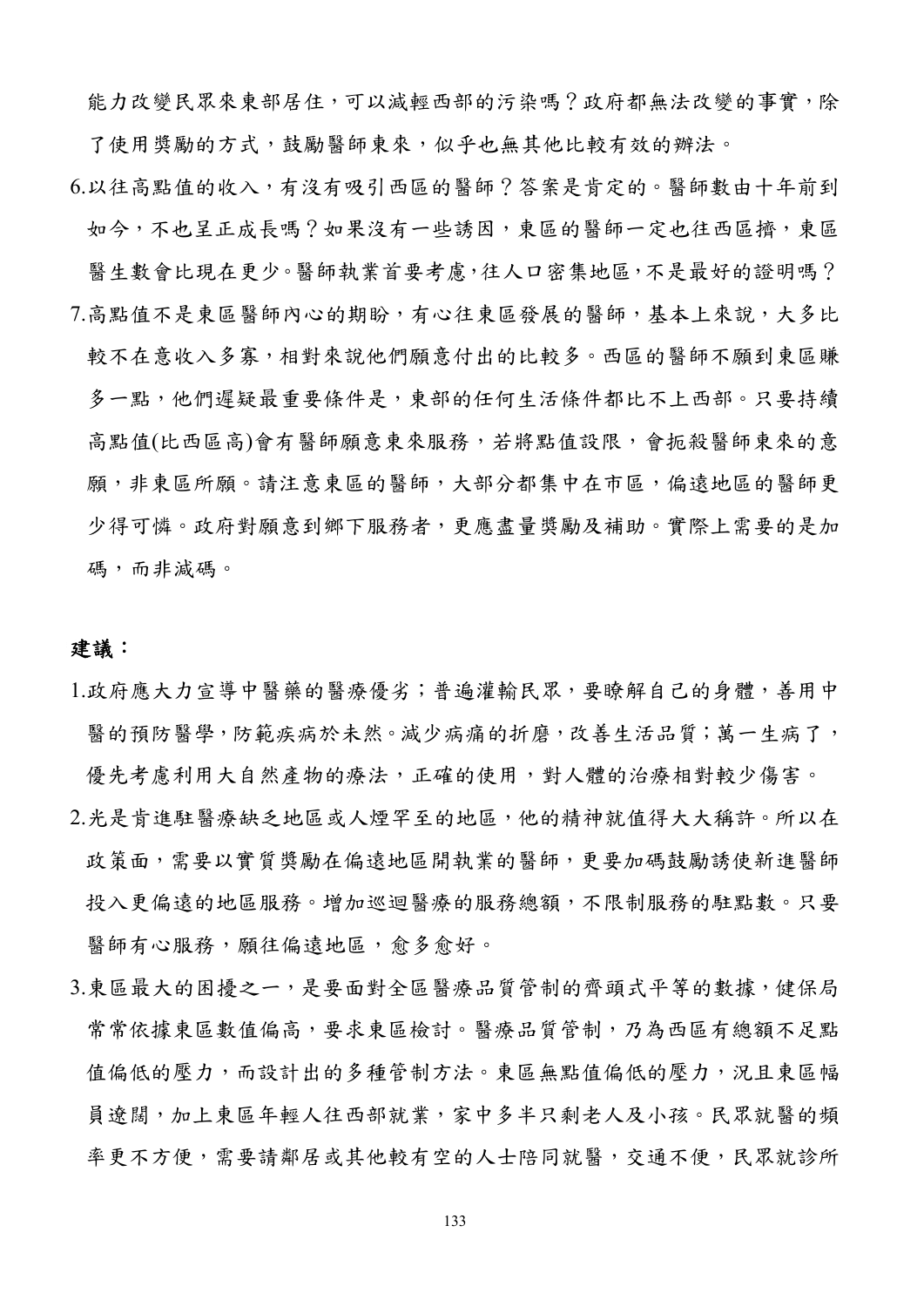能力改變民眾來東部居住，可以減輕西部的污染嗎？政府都無法改變的事實，除了使用獎勵的方式，鼓勵醫師東來，似乎也無其他比較有效的辦法。

6. 以往高點值的收入，有沒有吸引西區的醫師？答案是肯定的。醫師數由十年前到如今，不也呈正成長嗎？如果沒有一些誘因，東區的醫師一定也往西區擠，東區醫生數會比現在更少。醫師執業首要考慮，往人口密集地區，不是最好的證明嗎？

7. 高點值不是東區醫師內心的期盼，有心往東區發展的醫師，基本上來說，大多比較不在意收入多寡，相對來說他們願意付出的比較多。西區的醫師不願到東區賺多一點，他們遲疑最重要條件是，東部的任何生活條件都比不上西部。只要持續高點值(比西區高)會有醫師願意東來服務，若將點值設限，會扼殺醫師東來的意願，非東區所願。請注意東區的醫師，大部分都集中在市區，偏遠地區的醫師更少得可憐。政府對願意到鄉下服務者，更應盡量獎勵及補助。實際上需要的是加碼，而非減碼。

**建議：**

1. 政府應大力宣導中醫藥的醫療優劣；普遍灌輸民眾，要瞭解自己的身體，善用中醫的預防醫學，防範疾病於未然。減少病痛的折磨，改善生活品質；萬一生病了，優先考慮利用大自然產物的療法，正確的使用，對人體的治療相對較少傷害。

2. 光是肯進駐醫療缺乏地區或人煙罕至的地區，他的精神就值得大大稱許。所以在政策面，需要以實質獎勵在偏遠地區開執業的醫師，更要加碼鼓勵誘使新進醫師投入更偏遠的地區服務。增加巡迴醫療的服務總額，不限制服務的駐點數。只要醫師有心服務，願往偏遠地區，愈多愈好。

3. 東區最大的困擾之一，是要面對全區醫療品質管制的齊頭式平等的數據，健保局常常依據東區數值偏高，要求東區檢討。醫療品質管制，乃為西區有總額不足點值偏低的壓力，而設計出的多種管制方法。東區無點值偏低的壓力，況且東區幅員遼闊，加上東區年輕人往西部就業，家中多半只剩老人及小孩。民眾就醫的頻率更不方便，需要請鄰居或其他較有空的人士陪同就醫，交通不便，民眾就診所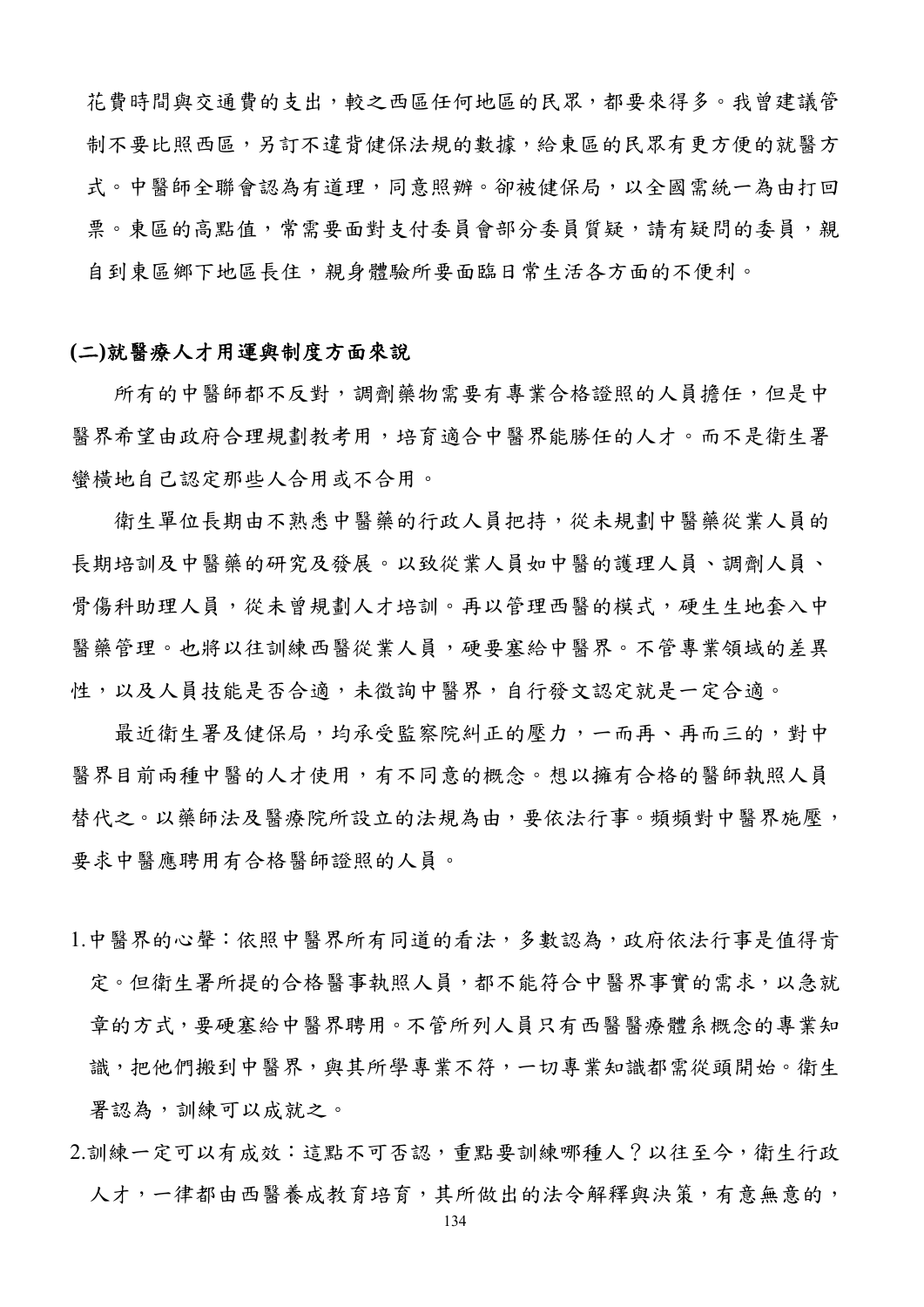花費時間與交通費的支出，較之西區任何地區的民眾，都要來得多。我曾建議管制不要比照西區，另訂不違背健保法規的數據，給東區的民眾有更方便的就醫方式。中醫師全聯會認為有道理，同意照辦。卻被健保局，以全國需統一為由打回票。東區的高點值，常需要面對支付委員會部分委員質疑，請有疑問的委員，親自到東區鄉下地區長住，親身體驗所要面臨日常生活各方面的不便利。

**(二)就醫療人才用運與制度方面來說**

所有的中醫師都不反對，調劑藥物需要有專業合格證照的人員擔任，但是中醫界希望由政府合理規劃教考用，培育適合中醫界能勝任的人才。而不是衛生署蠻橫地自己認定那些人合用或不合用。

衛生單位長期由不熟悉中醫藥的行政人員把持，從未規劃中醫藥從業人員的長期培訓及中醫藥的研究及發展。以致從業人員如中醫的護理人員、調劑人員、骨傷科助理人員，從未曾規劃人才培訓。再以管理西醫的模式，硬生生地套入中醫藥管理。也將以往訓練西醫從業人員，硬要塞給中醫界。不管專業領域的差異性，以及人員技能是否合適，未徵詢中醫界，自行發文認定就是一定合適。

最近衛生署及健保局，均承受監察院糾正的壓力，一而再、再而三的，對中醫界目前兩種中醫的人才使用，有不同意的概念。想以擁有合格的醫師執照人員替代之。以藥師法及醫療院所設立的法規為由，要依法行事。頻頻對中醫界施壓，要求中醫應聘用有合格醫師證照的人員。

1.中醫界的心聲：依照中醫界所有同道的看法，多數認為，政府依法行事是值得肯定。但衛生署所提的合格醫事執照人員，都不能符合中醫界事實的需求，以急就章的方式，要硬塞給中醫界聘用。不管所列人員只有西醫醫療體系概念的專業知識，把他們搬到中醫界，與其所學專業不符，一切專業知識都需從頭開始。衛生署認為，訓練可以成就之。

2.訓練一定可以有成效：這點不可否認，重點要訓練哪種人？以往至今，衛生行政人才，一律都由西醫養成教育培育，其所做出的法令解釋與決策，有意無意的，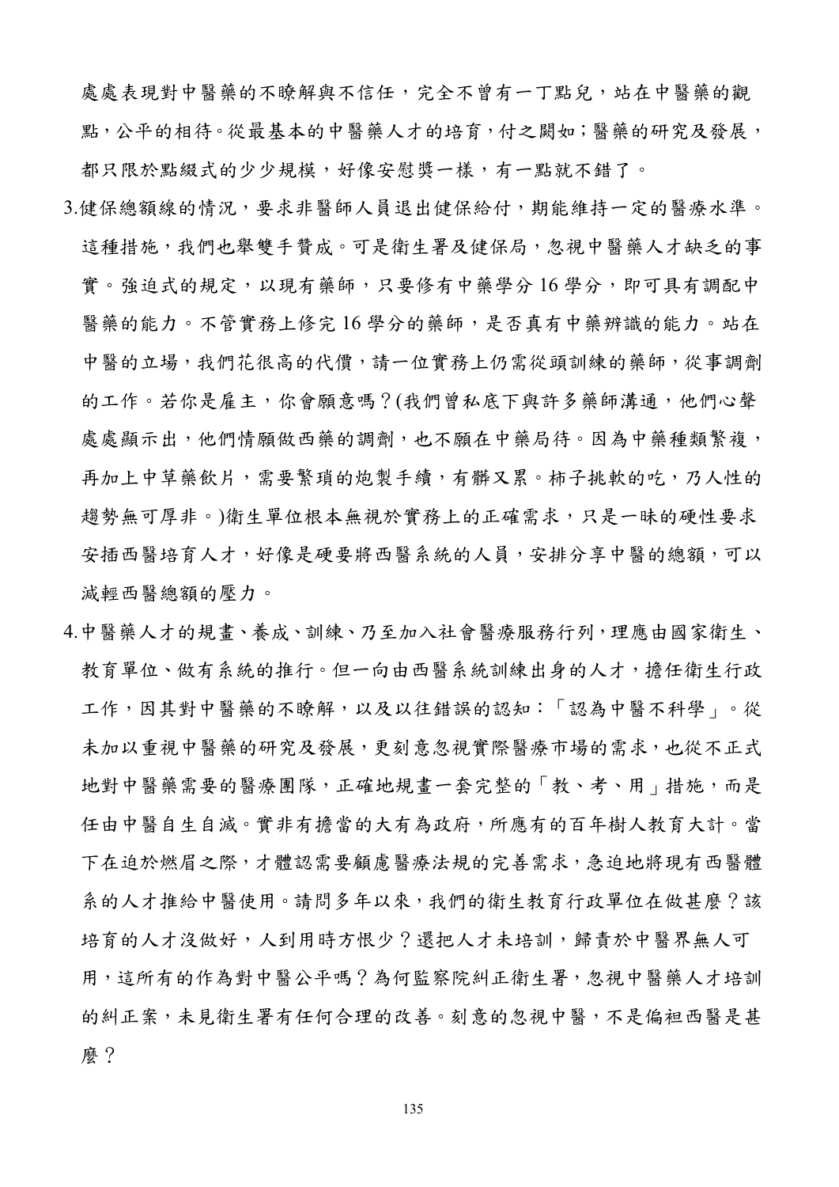處處表現對中醫藥的不瞭解與不信任，完全不曾有一丁點兒，站在中醫藥的觀點，公平的相待。從最基本的中醫藥人才的培育，付之闕如；醫藥的研究及發展，都只限於點綴式的少少規模，好像安慰獎一樣，有一點就不錯了。

3.健保總額線的情況，要求非醫師人員退出健保給付，期能維持一定的醫療水準。這種措施，我們也舉雙手贊成。可是衛生署及健保局，忽視中醫藥人才缺乏的事實。強迫式的規定，以現有藥師，只要修有中藥學分 16 學分，即可具有調配中醫藥的能力。不管實務上修完 16 學分的藥師，是否真有中藥辨識的能力。站在中醫的立場，我們花很高的代價，請一位實務上仍需從頭訓練的藥師，從事調劑的工作。若你是雇主，你會願意嗎？(我們曾私底下與許多藥師溝通，他們心聲處處顯示出，他們情願做西藥的調劑，也不願在中藥局待。因為中藥種類繁複，再加上中草藥飲片，需要繁瑣的炮製手續，有髒又累。柿子挑軟的吃，乃人性的趨勢無可厚非。)衛生單位根本無視於實務上的正確需求，只是一昧的硬性要求安插西醫培育人才，好像是硬要將西醫系統的人員，安排分享中醫的總額，可以減輕西醫總額的壓力。

4.中醫藥人才的規畫、養成、訓練、乃至加入社會醫療服務行列，理應由國家衛生、教育單位、做有系統的推行。但一向由西醫系統訓練出身的人才，擔任衛生行政工作，因其對中醫藥的不瞭解，以及以往錯誤的認知：「認為中醫不科學」。從未加以重視中醫藥的研究及發展，更刻意忽視實際醫療市場的需求，也從不正式地對中醫藥需要的醫療團隊，正確地規畫一套完整的「教、考、用」措施，而是任由中醫自生自滅。實非有擔當的大有為政府，所應有的百年樹人教育大計。當下在迫於燃眉之際，才體認需要顧慮醫療法規的完善需求，急迫地將現有西醫體系的人才推給中醫使用。請問多年以來，我們的衛生教育行政單位在做甚麼？該培育的人才沒做好，人到用時方恨少？還把人才未培訓，歸責於中醫界無人可用，這所有的作為對中醫公平嗎？為何監察院糾正衛生署，忽視中醫藥人才培訓的糾正案，未見衛生署有任何合理的改善。刻意的忽視中醫，不是偏袒西醫是甚麼？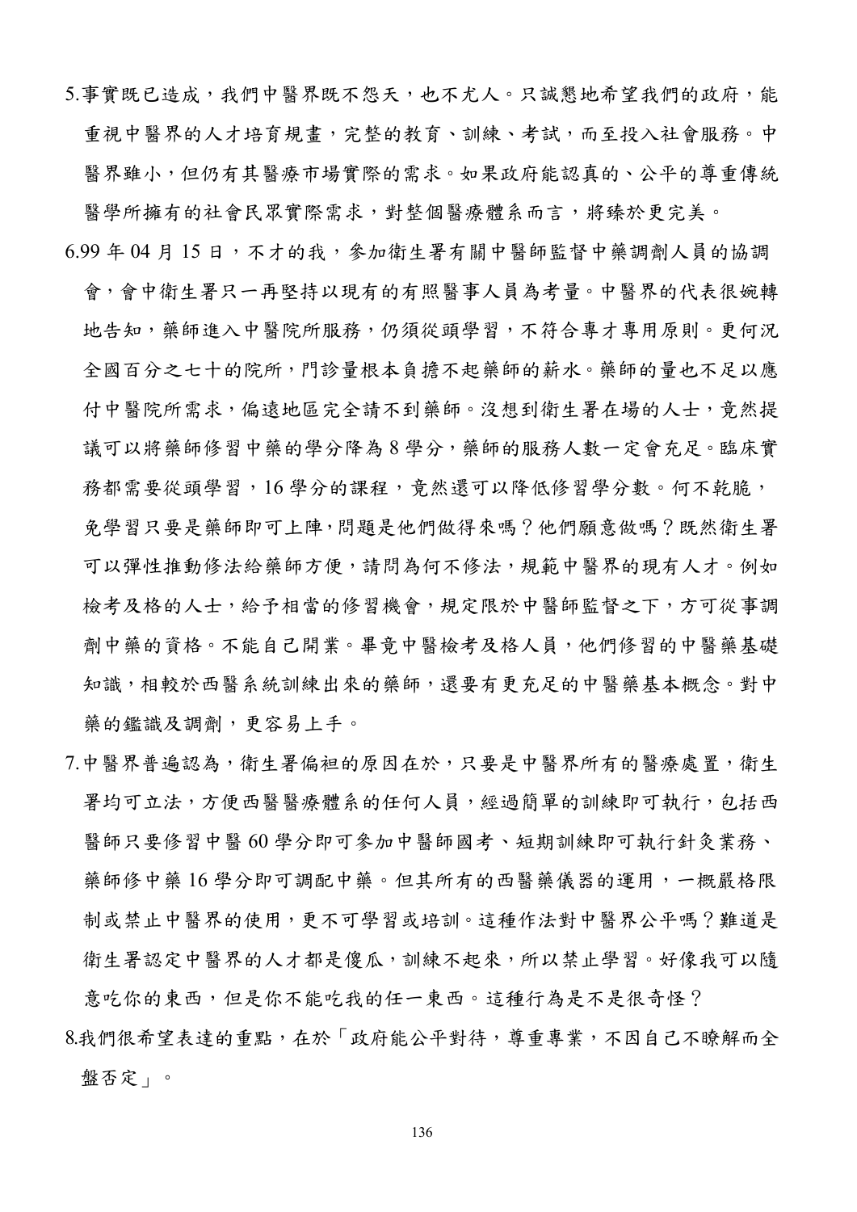5.事實既已造成，我們中醫界既不怨天，也不尤人。只誠懇地希望我們的政府，能重視中醫界的人才培育規畫，完整的教育、訓練、考試，而至投入社會服務。中醫界雖小，但仍有其醫療市場實際的需求。如果政府能認真的、公平的尊重傳統醫學所擁有的社會民眾實際需求，對整個醫療體系而言，將臻於更完美。

6.99 年 04 月 15 日，不才的我，參加衛生署有關中醫師監督中藥調劑人員的協調會，會中衛生署只一再堅持以現有的有照醫事人員為考量。中醫界的代表很婉轉地告知，藥師進入中醫院所服務，仍須從頭學習，不符合專才專用原則。更何況全國百分之七十的院所，門診量根本負擔不起藥師的薪水。藥師的量也不足以應付中醫院所需求，偏遠地區完全請不到藥師。沒想到衛生署在場的人士，竟然提議可以將藥師修習中藥的學分降為 8 學分，藥師的服務人數一定會充足。臨床實務都需要從頭學習，16 學分的課程，竟然還可以降低修習學分數。何不乾脆，免學習只要是藥師即可上陣，問題是他們做得來嗎？他們願意做嗎？既然衛生署可以彈性推動修法給藥師方便，請問為何不修法，規範中醫界的現有人才。例如檢考及格的人士，給予相當的修習機會，規定限於中醫師監督之下，方可從事調劑中藥的資格。不能自己開業。畢竟中醫檢考及格人員，他們修習的中醫藥基礎知識，相較於西醫系統訓練出來的藥師，還要有更充足的中醫藥基本概念。對中藥的鑑識及調劑，更容易上手。

7.中醫界普遍認為，衛生署偏袒的原因在於，只要是中醫界所有的醫療處置，衛生署均可立法，方便西醫醫療體系的任何人員，經過簡單的訓練即可執行，包括西醫師只要修習中醫 60 學分即可參加中醫師國考、短期訓練即可執行針灸業務、藥師修中藥 16 學分即可調配中藥。但其所有的西醫藥儀器的運用，一概嚴格限制或禁止中醫界的使用，更不可學習或培訓。這種作法對中醫界公平嗎？難道是衛生署認定中醫界的人才都是傻瓜，訓練不起來，所以禁止學習。好像我可以隨意吃你的東西，但是你不能吃我的任一東西。這種行為是不是很奇怪？

8.我們很希望表達的重點，在於「政府能公平對待，尊重專業，不因自己不瞭解而全盤否定」。